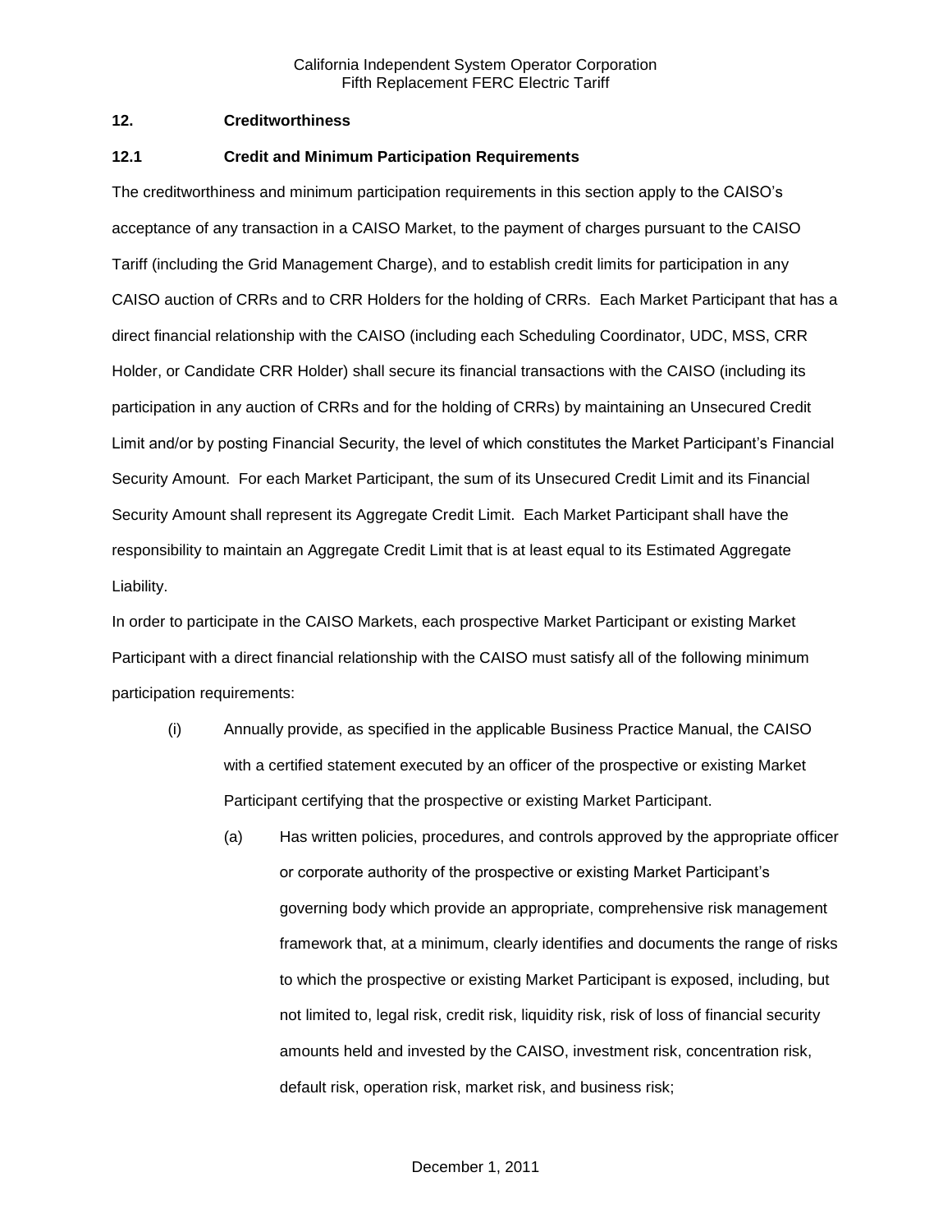## 12. Creditworthiness

### 12.1 Credit and Minimum Participation Requirements

The creditworthiness and minimum participation requirements in this section apply to the CAISO's acceptance of any transaction in a CAISO Market, to the payment of charges pursuant to the CAISO Tariff (including the Grid Management Charge), and to establish credit limits for participation in any CAISO auction of CRRs and to CRR Holders for the holding of CRRs. Each Market Participant that has a direct financial relationship with the CAISO (including each Scheduling Coordinator, UDC, MSS, CRR Holder, or Candidate CRR Holder) shall secure its financial transactions with the CAISO (including its participation in any auction of CRRs and for the holding of CRRs) by maintaining an Unsecured Credit Limit and/or by posting Financial Security, the level of which constitutes the Market Participant's Financial Security Amount. For each Market Participant, the sum of its Unsecured Credit Limit and its Financial Security Amount shall represent its Aggregate Credit Limit. Each Market Participant shall have the responsibility to maintain an Aggregate Credit Limit that is at least equal to its Estimated Aggregate Liability.

In order to participate in the CAISO Markets, each prospective Market Participant or existing Market Participant with a direct financial relationship with the CAISO must satisfy all of the following minimum participation requirements:

(i) Annually provide, as specified in the applicable Business Practice Manual, the CAISO with a certified statement executed by an officer of the prospective or existing Market Participant certifying that the prospective or existing Market Participant.

(a) Has written policies, procedures, and controls approved by the appropriate officer or corporate authority of the prospective or existing Market Participant's governing body which provide an appropriate, comprehensive risk management framework that, at a minimum, clearly identifies and documents the range of risks to which the prospective or existing Market Participant is exposed, including, but not limited to, legal risk, credit risk, liquidity risk, risk of loss of financial security amounts held and invested by the CAISO, investment risk, concentration risk, default risk, operation risk, market risk, and business risk;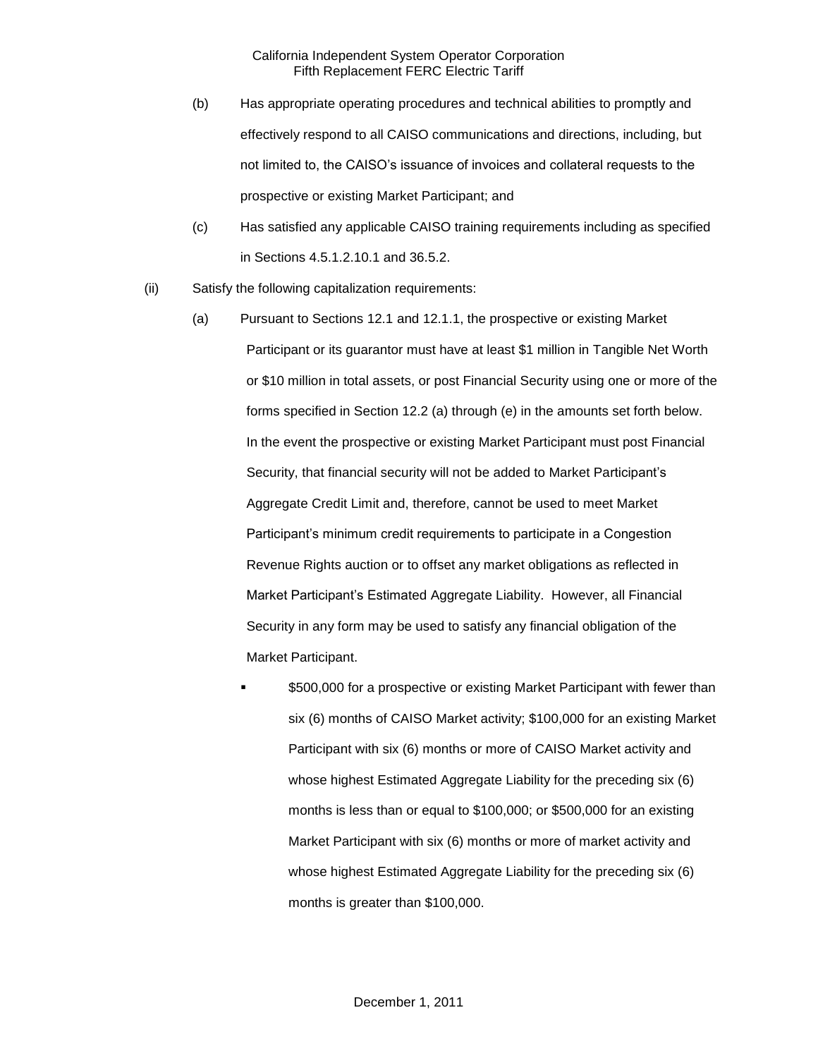(b) Has appropriate operating procedures and technical abilities to promptly and effectively respond to all CAISO communications and directions, including, but not limited to, the CAISO's issuance of invoices and collateral requests to the prospective or existing Market Participant; and

(c) Has satisfied any applicable CAISO training requirements including as specified in Sections 4.5.1.2.10.1 and 36.5.2.

(ii) Satisfy the following capitalization requirements:

(a) Pursuant to Sections 12.1 and 12.1.1, the prospective or existing Market Participant or its guarantor must have at least $1 million in Tangible Net Worth or $10 million in total assets, or post Financial Security using one or more of the forms specified in Section 12.2 (a) through (e) in the amounts set forth below. In the event the prospective or existing Market Participant must post Financial Security, that financial security will not be added to Market Participant's Aggregate Credit Limit and, therefore, cannot be used to meet Market Participant's minimum credit requirements to participate in a Congestion Revenue Rights auction or to offset any market obligations as reflected in Market Participant's Estimated Aggregate Liability. However, all Financial Security in any form may be used to satisfy any financial obligation of the Market Participant.

- $500,000 for a prospective or existing Market Participant with fewer than six (6) months of CAISO Market activity; $100,000 for an existing Market Participant with six (6) months or more of CAISO Market activity and whose highest Estimated Aggregate Liability for the preceding six (6) months is less than or equal to $100,000; or $500,000 for an existing Market Participant with six (6) months or more of market activity and whose highest Estimated Aggregate Liability for the preceding six (6) months is greater than $100,000.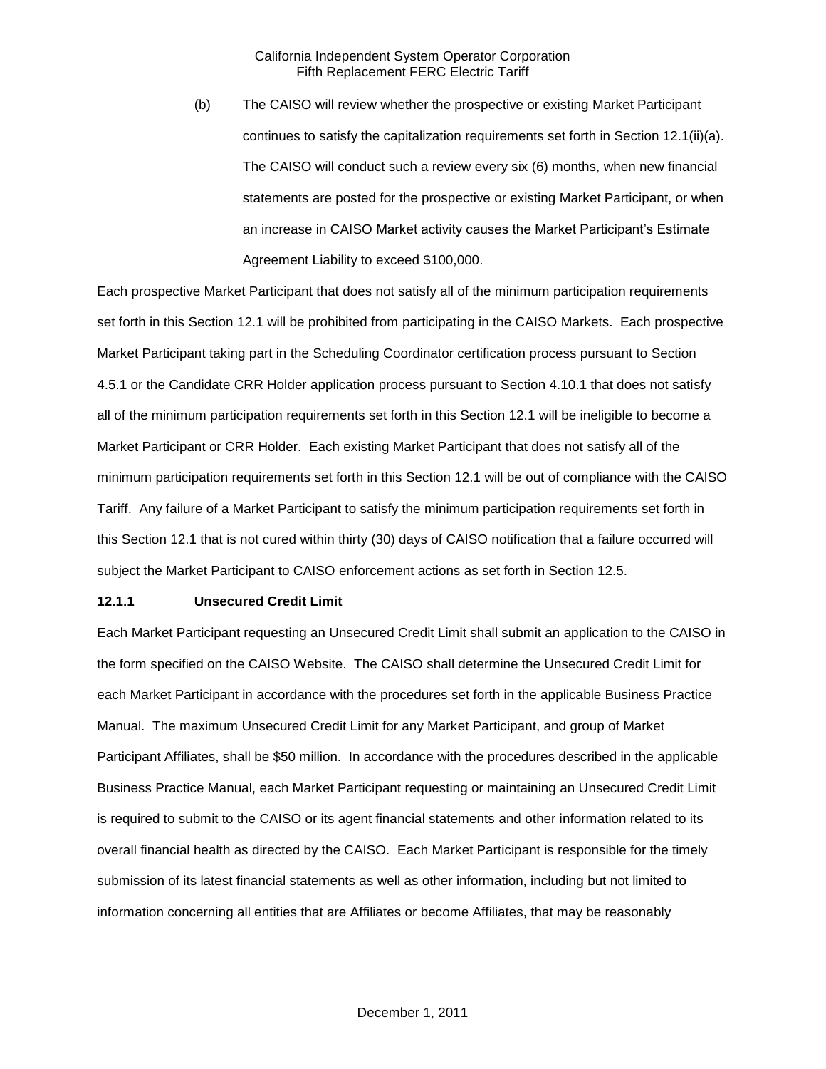(b) The CAISO will review whether the prospective or existing Market Participant continues to satisfy the capitalization requirements set forth in Section 12.1(ii)(a). The CAISO will conduct such a review every six (6) months, when new financial statements are posted for the prospective or existing Market Participant, or when an increase in CAISO Market activity causes the Market Participant's Estimate Agreement Liability to exceed $100,000.

Each prospective Market Participant that does not satisfy all of the minimum participation requirements set forth in this Section 12.1 will be prohibited from participating in the CAISO Markets. Each prospective Market Participant taking part in the Scheduling Coordinator certification process pursuant to Section 4.5.1 or the Candidate CRR Holder application process pursuant to Section 4.10.1 that does not satisfy all of the minimum participation requirements set forth in this Section 12.1 will be ineligible to become a Market Participant or CRR Holder. Each existing Market Participant that does not satisfy all of the minimum participation requirements set forth in this Section 12.1 will be out of compliance with the CAISO Tariff. Any failure of a Market Participant to satisfy the minimum participation requirements set forth in this Section 12.1 that is not cured within thirty (30) days of CAISO notification that a failure occurred will subject the Market Participant to CAISO enforcement actions as set forth in Section 12.5.

**12.1.1 Unsecured Credit Limit**

Each Market Participant requesting an Unsecured Credit Limit shall submit an application to the CAISO in the form specified on the CAISO Website. The CAISO shall determine the Unsecured Credit Limit for each Market Participant in accordance with the procedures set forth in the applicable Business Practice Manual. The maximum Unsecured Credit Limit for any Market Participant, and group of Market Participant Affiliates, shall be $50 million. In accordance with the procedures described in the applicable Business Practice Manual, each Market Participant requesting or maintaining an Unsecured Credit Limit is required to submit to the CAISO or its agent financial statements and other information related to its overall financial health as directed by the CAISO. Each Market Participant is responsible for the timely submission of its latest financial statements as well as other information, including but not limited to information concerning all entities that are Affiliates or become Affiliates, that may be reasonably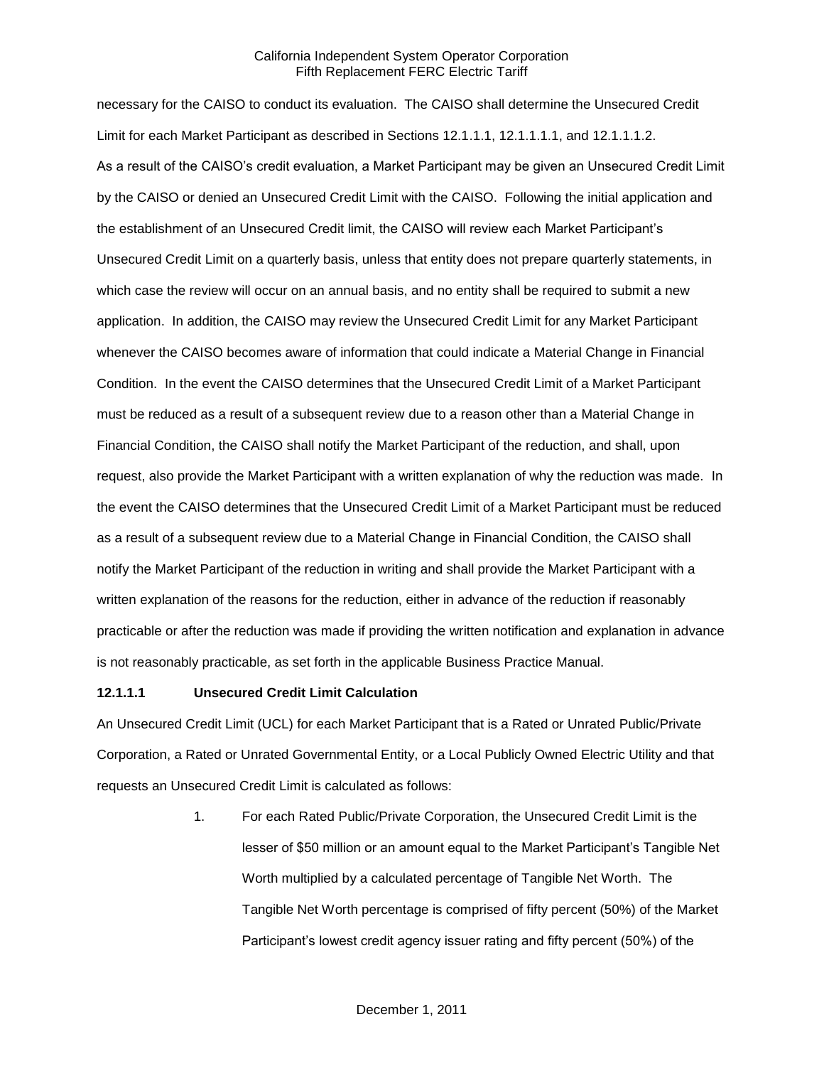necessary for the CAISO to conduct its evaluation. The CAISO shall determine the Unsecured Credit Limit for each Market Participant as described in Sections 12.1.1.1, 12.1.1.1.1, and 12.1.1.1.2. As a result of the CAISO's credit evaluation, a Market Participant may be given an Unsecured Credit Limit by the CAISO or denied an Unsecured Credit Limit with the CAISO. Following the initial application and the establishment of an Unsecured Credit limit, the CAISO will review each Market Participant's Unsecured Credit Limit on a quarterly basis, unless that entity does not prepare quarterly statements, in which case the review will occur on an annual basis, and no entity shall be required to submit a new application. In addition, the CAISO may review the Unsecured Credit Limit for any Market Participant whenever the CAISO becomes aware of information that could indicate a Material Change in Financial Condition. In the event the CAISO determines that the Unsecured Credit Limit of a Market Participant must be reduced as a result of a subsequent review due to a reason other than a Material Change in Financial Condition, the CAISO shall notify the Market Participant of the reduction, and shall, upon request, also provide the Market Participant with a written explanation of why the reduction was made. In the event the CAISO determines that the Unsecured Credit Limit of a Market Participant must be reduced as a result of a subsequent review due to a Material Change in Financial Condition, the CAISO shall notify the Market Participant of the reduction in writing and shall provide the Market Participant with a written explanation of the reasons for the reduction, either in advance of the reduction if reasonably practicable or after the reduction was made if providing the written notification and explanation in advance is not reasonably practicable, as set forth in the applicable Business Practice Manual.

**12.1.1.1 Unsecured Credit Limit Calculation**

An Unsecured Credit Limit (UCL) for each Market Participant that is a Rated or Unrated Public/Private Corporation, a Rated or Unrated Governmental Entity, or a Local Publicly Owned Electric Utility and that requests an Unsecured Credit Limit is calculated as follows:

1. For each Rated Public/Private Corporation, the Unsecured Credit Limit is the lesser of $50 million or an amount equal to the Market Participant's Tangible Net Worth multiplied by a calculated percentage of Tangible Net Worth. The Tangible Net Worth percentage is comprised of fifty percent (50%) of the Market Participant's lowest credit agency issuer rating and fifty percent (50%) of the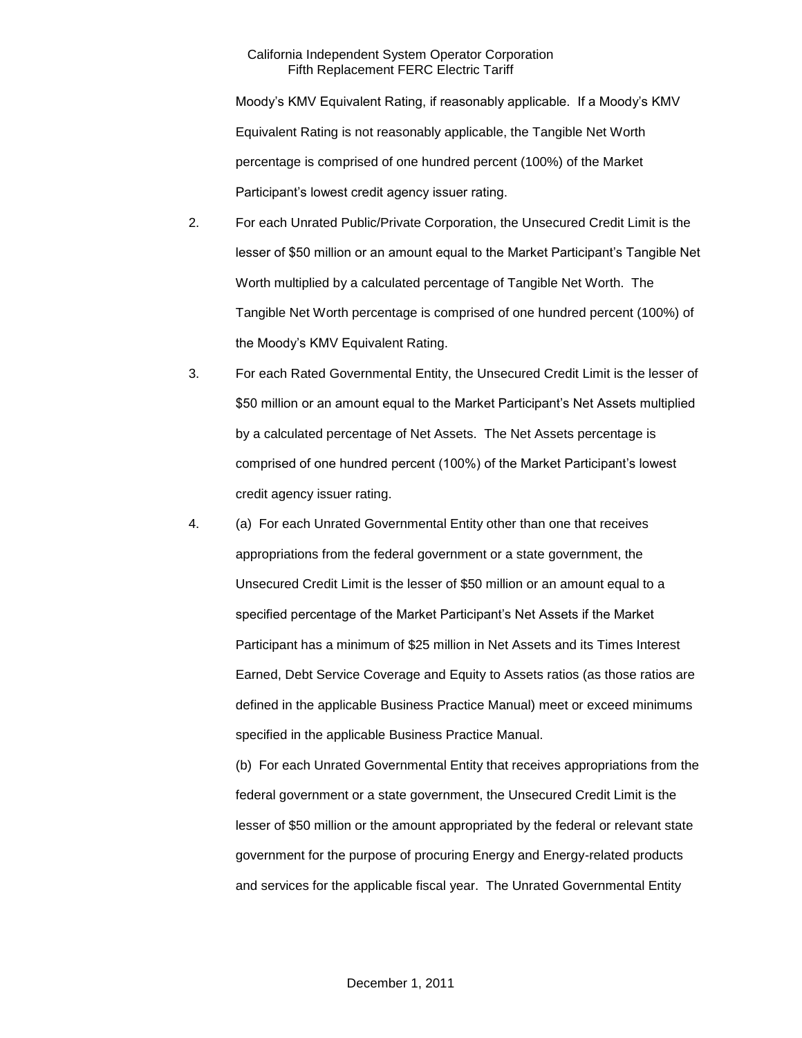Moody's KMV Equivalent Rating, if reasonably applicable. If a Moody's KMV Equivalent Rating is not reasonably applicable, the Tangible Net Worth percentage is comprised of one hundred percent (100%) of the Market Participant's lowest credit agency issuer rating.

2. For each Unrated Public/Private Corporation, the Unsecured Credit Limit is the lesser of $50 million or an amount equal to the Market Participant's Tangible Net Worth multiplied by a calculated percentage of Tangible Net Worth. The Tangible Net Worth percentage is comprised of one hundred percent (100%) of the Moody's KMV Equivalent Rating.

3. For each Rated Governmental Entity, the Unsecured Credit Limit is the lesser of $50 million or an amount equal to the Market Participant's Net Assets multiplied by a calculated percentage of Net Assets. The Net Assets percentage is comprised of one hundred percent (100%) of the Market Participant's lowest credit agency issuer rating.

4. (a) For each Unrated Governmental Entity other than one that receives appropriations from the federal government or a state government, the Unsecured Credit Limit is the lesser of $50 million or an amount equal to a specified percentage of the Market Participant's Net Assets if the Market Participant has a minimum of $25 million in Net Assets and its Times Interest Earned, Debt Service Coverage and Equity to Assets ratios (as those ratios are defined in the applicable Business Practice Manual) meet or exceed minimums specified in the applicable Business Practice Manual.

   (b) For each Unrated Governmental Entity that receives appropriations from the federal government or a state government, the Unsecured Credit Limit is the lesser of $50 million or the amount appropriated by the federal or relevant state government for the purpose of procuring Energy and Energy-related products and services for the applicable fiscal year. The Unrated Governmental Entity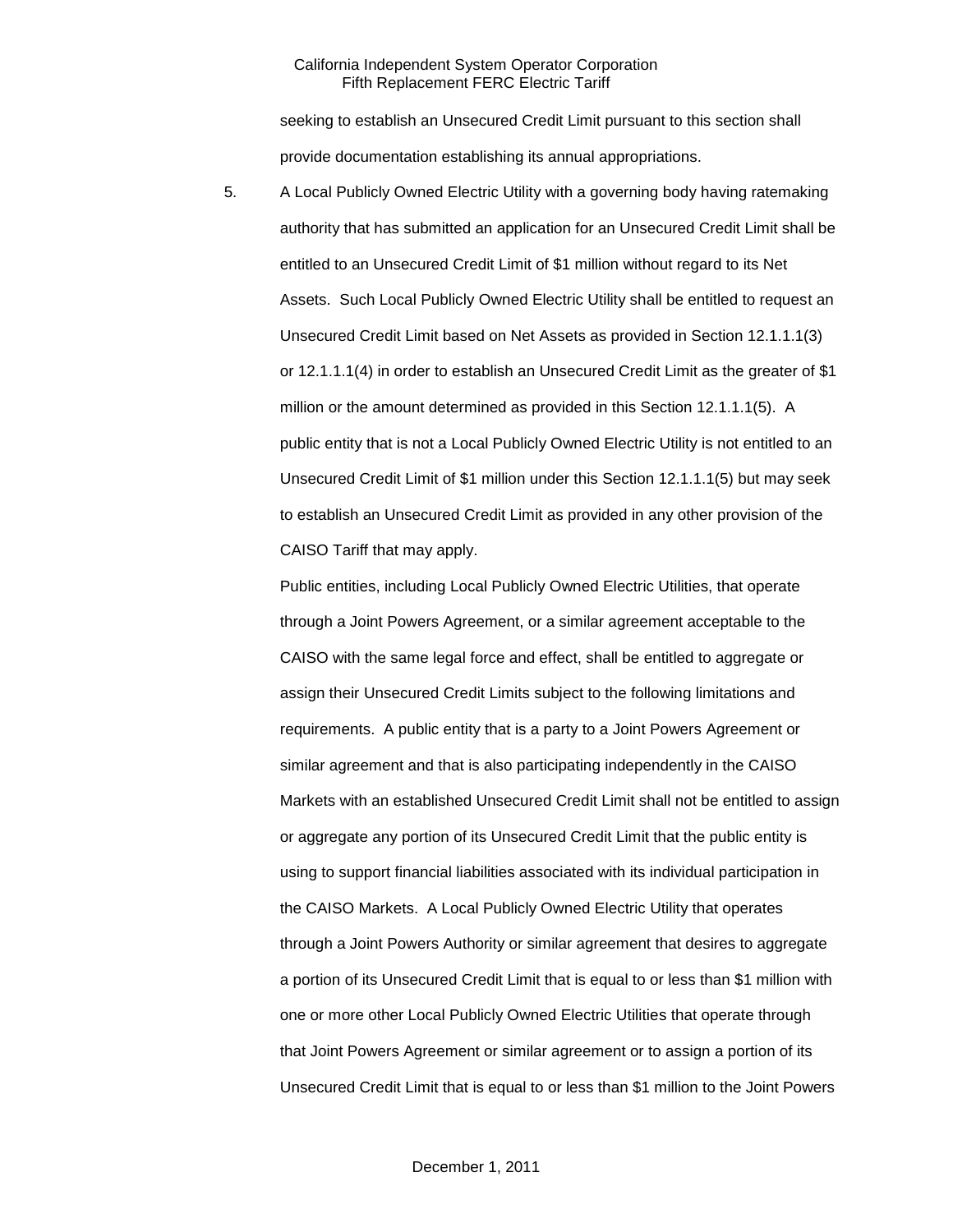seeking to establish an Unsecured Credit Limit pursuant to this section shall provide documentation establishing its annual appropriations.

5. A Local Publicly Owned Electric Utility with a governing body having ratemaking authority that has submitted an application for an Unsecured Credit Limit shall be entitled to an Unsecured Credit Limit of $1 million without regard to its Net Assets. Such Local Publicly Owned Electric Utility shall be entitled to request an Unsecured Credit Limit based on Net Assets as provided in Section 12.1.1.1(3) or 12.1.1.1(4) in order to establish an Unsecured Credit Limit as the greater of $1 million or the amount determined as provided in this Section 12.1.1.1(5). A public entity that is not a Local Publicly Owned Electric Utility is not entitled to an Unsecured Credit Limit of $1 million under this Section 12.1.1.1(5) but may seek to establish an Unsecured Credit Limit as provided in any other provision of the CAISO Tariff that may apply.

   Public entities, including Local Publicly Owned Electric Utilities, that operate through a Joint Powers Agreement, or a similar agreement acceptable to the CAISO with the same legal force and effect, shall be entitled to aggregate or assign their Unsecured Credit Limits subject to the following limitations and requirements. A public entity that is a party to a Joint Powers Agreement or similar agreement and that is also participating independently in the CAISO Markets with an established Unsecured Credit Limit shall not be entitled to assign or aggregate any portion of its Unsecured Credit Limit that the public entity is using to support financial liabilities associated with its individual participation in the CAISO Markets. A Local Publicly Owned Electric Utility that operates through a Joint Powers Authority or similar agreement that desires to aggregate a portion of its Unsecured Credit Limit that is equal to or less than $1 million with one or more other Local Publicly Owned Electric Utilities that operate through that Joint Powers Agreement or similar agreement or to assign a portion of its Unsecured Credit Limit that is equal to or less than $1 million to the Joint Powers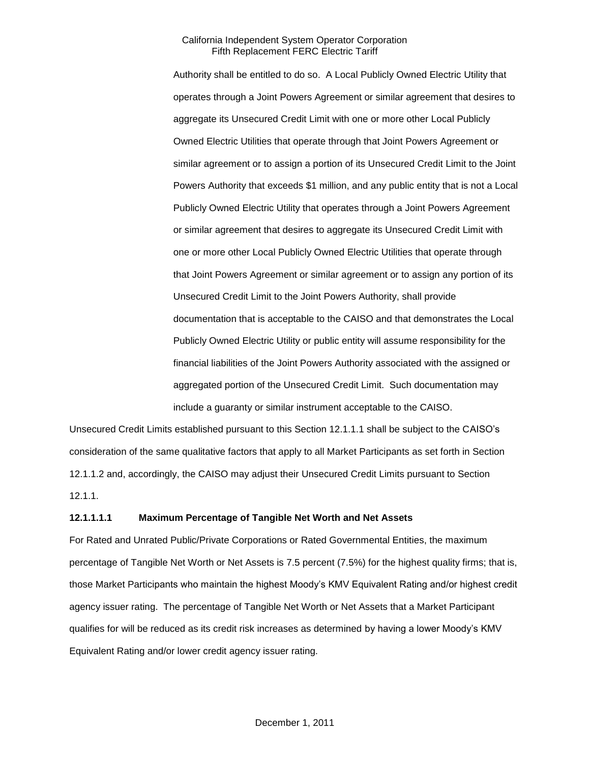Authority shall be entitled to do so. A Local Publicly Owned Electric Utility that operates through a Joint Powers Agreement or similar agreement that desires to aggregate its Unsecured Credit Limit with one or more other Local Publicly Owned Electric Utilities that operate through that Joint Powers Agreement or similar agreement or to assign a portion of its Unsecured Credit Limit to the Joint Powers Authority that exceeds $1 million, and any public entity that is not a Local Publicly Owned Electric Utility that operates through a Joint Powers Agreement or similar agreement that desires to aggregate its Unsecured Credit Limit with one or more other Local Publicly Owned Electric Utilities that operate through that Joint Powers Agreement or similar agreement or to assign any portion of its Unsecured Credit Limit to the Joint Powers Authority, shall provide documentation that is acceptable to the CAISO and that demonstrates the Local Publicly Owned Electric Utility or public entity will assume responsibility for the financial liabilities of the Joint Powers Authority associated with the assigned or aggregated portion of the Unsecured Credit Limit. Such documentation may include a guaranty or similar instrument acceptable to the CAISO.

Unsecured Credit Limits established pursuant to this Section 12.1.1.1 shall be subject to the CAISO's consideration of the same qualitative factors that apply to all Market Participants as set forth in Section 12.1.1.2 and, accordingly, the CAISO may adjust their Unsecured Credit Limits pursuant to Section 12.1.1.

**12.1.1.1.1 Maximum Percentage of Tangible Net Worth and Net Assets**

For Rated and Unrated Public/Private Corporations or Rated Governmental Entities, the maximum percentage of Tangible Net Worth or Net Assets is 7.5 percent (7.5%) for the highest quality firms; that is, those Market Participants who maintain the highest Moody's KMV Equivalent Rating and/or highest credit agency issuer rating. The percentage of Tangible Net Worth or Net Assets that a Market Participant qualifies for will be reduced as its credit risk increases as determined by having a lower Moody's KMV Equivalent Rating and/or lower credit agency issuer rating.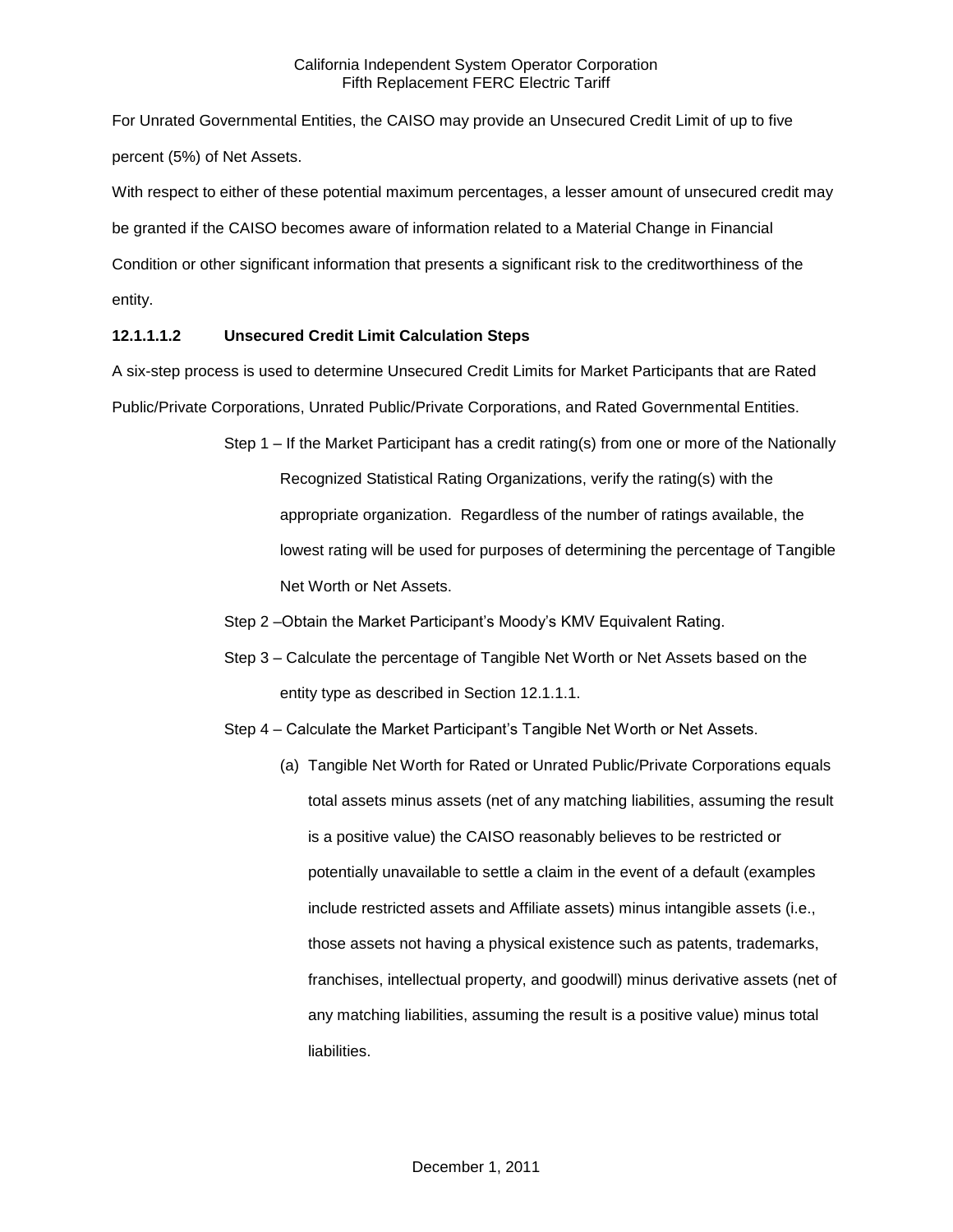For Unrated Governmental Entities, the CAISO may provide an Unsecured Credit Limit of up to five percent (5%) of Net Assets.

With respect to either of these potential maximum percentages, a lesser amount of unsecured credit may be granted if the CAISO becomes aware of information related to a Material Change in Financial Condition or other significant information that presents a significant risk to the creditworthiness of the entity.

**12.1.1.1.2 Unsecured Credit Limit Calculation Steps**

A six-step process is used to determine Unsecured Credit Limits for Market Participants that are Rated Public/Private Corporations, Unrated Public/Private Corporations, and Rated Governmental Entities.

Step 1 – If the Market Participant has a credit rating(s) from one or more of the Nationally Recognized Statistical Rating Organizations, verify the rating(s) with the appropriate organization. Regardless of the number of ratings available, the lowest rating will be used for purposes of determining the percentage of Tangible Net Worth or Net Assets.

Step 2 –Obtain the Market Participant's Moody's KMV Equivalent Rating.

Step 3 – Calculate the percentage of Tangible Net Worth or Net Assets based on the entity type as described in Section 12.1.1.1.

Step 4 – Calculate the Market Participant's Tangible Net Worth or Net Assets.

(a) Tangible Net Worth for Rated or Unrated Public/Private Corporations equals total assets minus assets (net of any matching liabilities, assuming the result is a positive value) the CAISO reasonably believes to be restricted or potentially unavailable to settle a claim in the event of a default (examples include restricted assets and Affiliate assets) minus intangible assets (i.e., those assets not having a physical existence such as patents, trademarks, franchises, intellectual property, and goodwill) minus derivative assets (net of any matching liabilities, assuming the result is a positive value) minus total liabilities.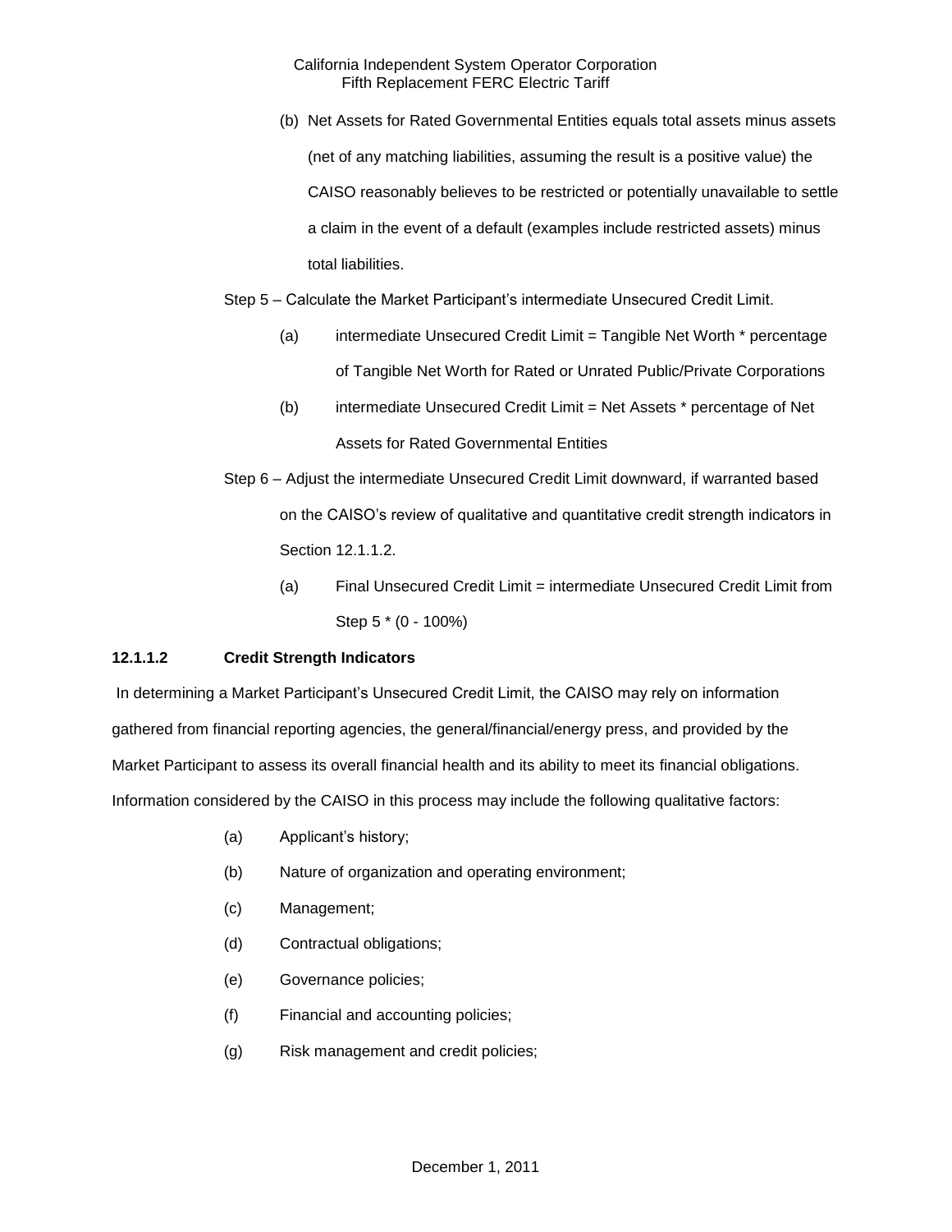(b) Net Assets for Rated Governmental Entities equals total assets minus assets (net of any matching liabilities, assuming the result is a positive value) the CAISO reasonably believes to be restricted or potentially unavailable to settle a claim in the event of a default (examples include restricted assets) minus total liabilities.

Step 5 – Calculate the Market Participant's intermediate Unsecured Credit Limit.

(a) intermediate Unsecured Credit Limit = Tangible Net Worth * percentage of Tangible Net Worth for Rated or Unrated Public/Private Corporations

(b) intermediate Unsecured Credit Limit = Net Assets * percentage of Net Assets for Rated Governmental Entities

Step 6 – Adjust the intermediate Unsecured Credit Limit downward, if warranted based on the CAISO's review of qualitative and quantitative credit strength indicators in Section 12.1.1.2.

(a) Final Unsecured Credit Limit = intermediate Unsecured Credit Limit from Step 5 * (0 - 100%)

**12.1.1.2 Credit Strength Indicators**

In determining a Market Participant's Unsecured Credit Limit, the CAISO may rely on information gathered from financial reporting agencies, the general/financial/energy press, and provided by the Market Participant to assess its overall financial health and its ability to meet its financial obligations. Information considered by the CAISO in this process may include the following qualitative factors:

(a) Applicant's history;

(b) Nature of organization and operating environment;

(c) Management;

(d) Contractual obligations;

(e) Governance policies;

(f) Financial and accounting policies;

(g) Risk management and credit policies;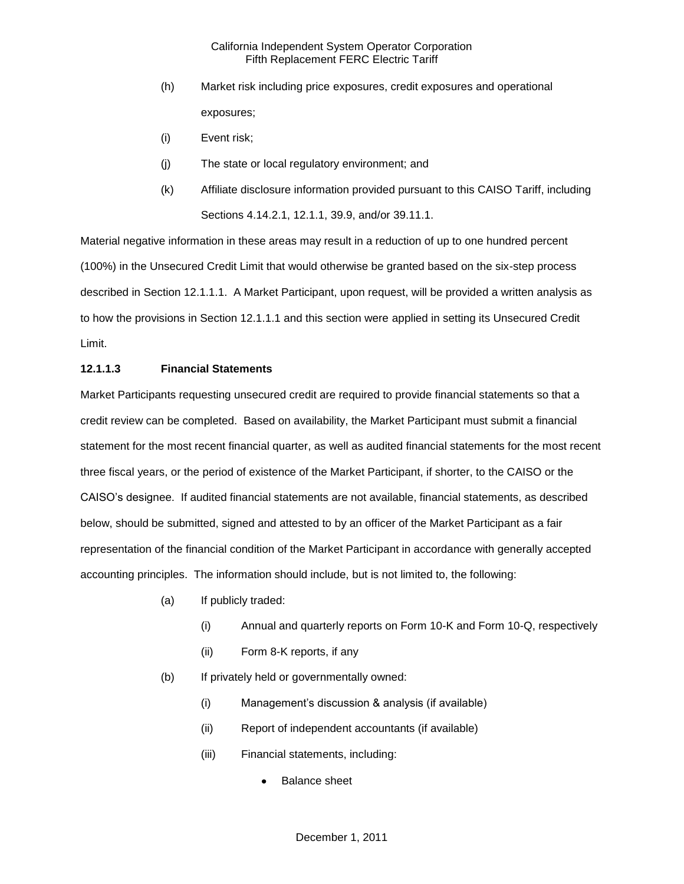(h) Market risk including price exposures, credit exposures and operational exposures;

(i) Event risk;

(j) The state or local regulatory environment; and

(k) Affiliate disclosure information provided pursuant to this CAISO Tariff, including Sections 4.14.2.1, 12.1.1, 39.9, and/or 39.11.1.

Material negative information in these areas may result in a reduction of up to one hundred percent (100%) in the Unsecured Credit Limit that would otherwise be granted based on the six-step process described in Section 12.1.1.1. A Market Participant, upon request, will be provided a written analysis as to how the provisions in Section 12.1.1.1 and this section were applied in setting its Unsecured Credit Limit.

**12.1.1.3 Financial Statements**

Market Participants requesting unsecured credit are required to provide financial statements so that a credit review can be completed. Based on availability, the Market Participant must submit a financial statement for the most recent financial quarter, as well as audited financial statements for the most recent three fiscal years, or the period of existence of the Market Participant, if shorter, to the CAISO or the CAISO's designee. If audited financial statements are not available, financial statements, as described below, should be submitted, signed and attested to by an officer of the Market Participant as a fair representation of the financial condition of the Market Participant in accordance with generally accepted accounting principles. The information should include, but is not limited to, the following:

(a) If publicly traded:

   (i) Annual and quarterly reports on Form 10-K and Form 10-Q, respectively

   (ii) Form 8-K reports, if any

(b) If privately held or governmentally owned:

   (i) Management's discussion & analysis (if available)

   (ii) Report of independent accountants (if available)

   (iii) Financial statements, including:

   - Balance sheet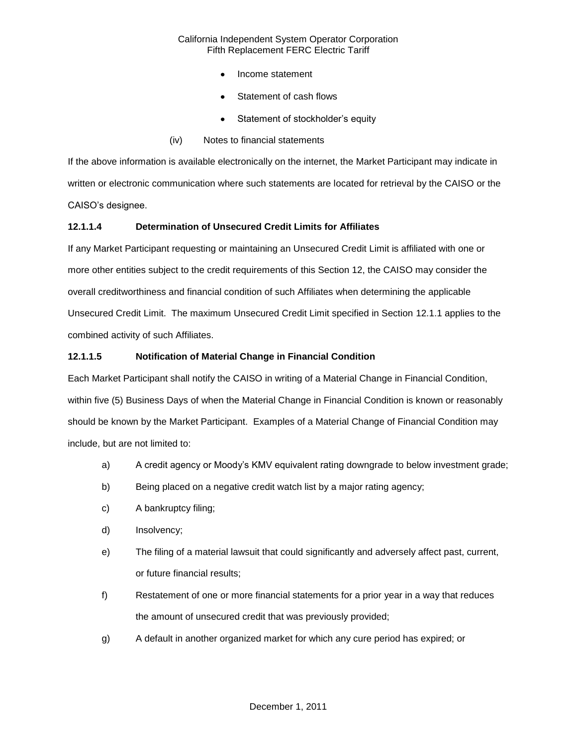- Income statement
- Statement of cash flows
- Statement of stockholder's equity

(iv) Notes to financial statements

If the above information is available electronically on the internet, the Market Participant may indicate in written or electronic communication where such statements are located for retrieval by the CAISO or the CAISO's designee.

**12.1.1.4 Determination of Unsecured Credit Limits for Affiliates**

If any Market Participant requesting or maintaining an Unsecured Credit Limit is affiliated with one or more other entities subject to the credit requirements of this Section 12, the CAISO may consider the overall creditworthiness and financial condition of such Affiliates when determining the applicable Unsecured Credit Limit. The maximum Unsecured Credit Limit specified in Section 12.1.1 applies to the combined activity of such Affiliates.

**12.1.1.5 Notification of Material Change in Financial Condition**

Each Market Participant shall notify the CAISO in writing of a Material Change in Financial Condition, within five (5) Business Days of when the Material Change in Financial Condition is known or reasonably should be known by the Market Participant. Examples of a Material Change of Financial Condition may include, but are not limited to:

a) A credit agency or Moody's KMV equivalent rating downgrade to below investment grade;

b) Being placed on a negative credit watch list by a major rating agency;

c) A bankruptcy filing;

d) Insolvency;

e) The filing of a material lawsuit that could significantly and adversely affect past, current, or future financial results;

f) Restatement of one or more financial statements for a prior year in a way that reduces the amount of unsecured credit that was previously provided;

g) A default in another organized market for which any cure period has expired; or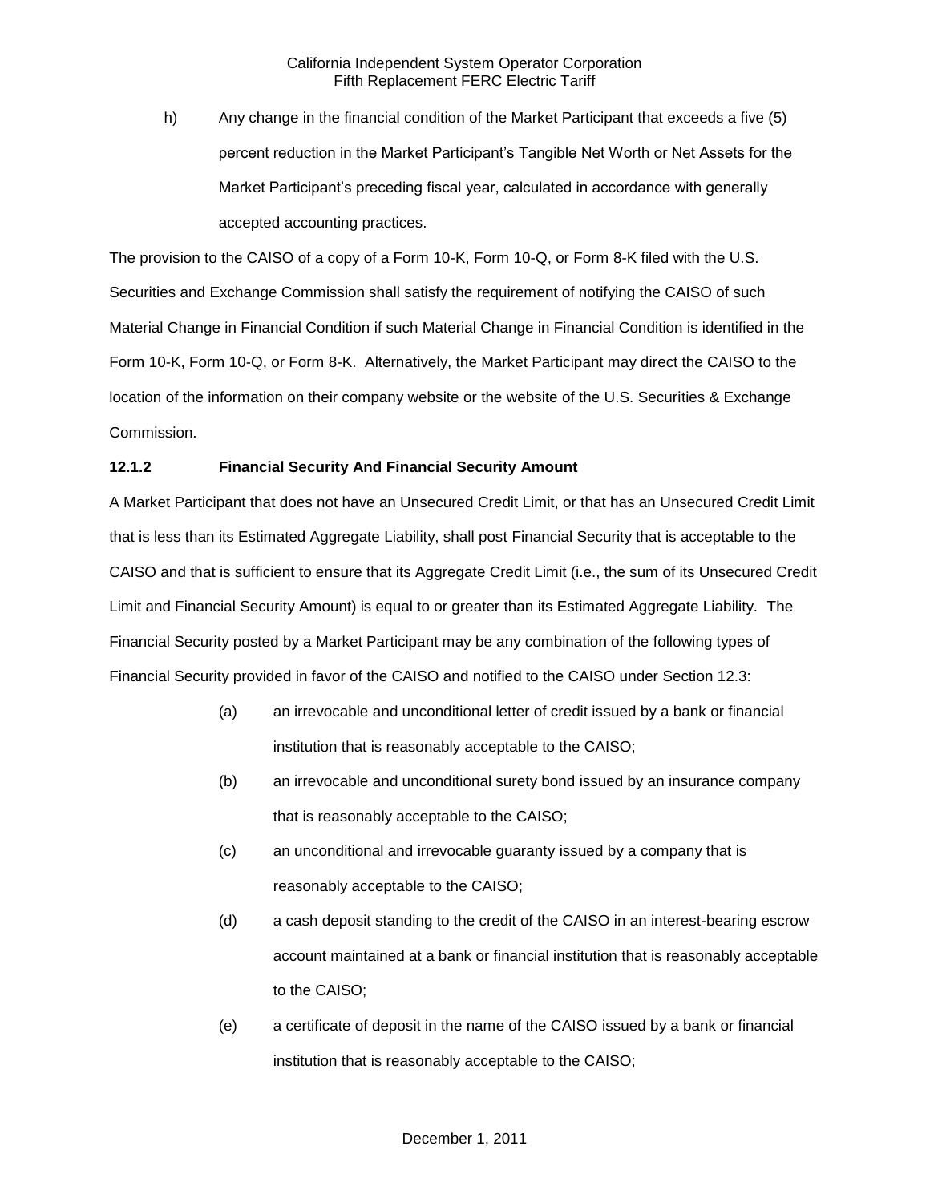h) Any change in the financial condition of the Market Participant that exceeds a five (5) percent reduction in the Market Participant's Tangible Net Worth or Net Assets for the Market Participant's preceding fiscal year, calculated in accordance with generally accepted accounting practices.

The provision to the CAISO of a copy of a Form 10-K, Form 10-Q, or Form 8-K filed with the U.S. Securities and Exchange Commission shall satisfy the requirement of notifying the CAISO of such Material Change in Financial Condition if such Material Change in Financial Condition is identified in the Form 10-K, Form 10-Q, or Form 8-K. Alternatively, the Market Participant may direct the CAISO to the location of the information on their company website or the website of the U.S. Securities & Exchange Commission.

### 12.1.2 Financial Security And Financial Security Amount

A Market Participant that does not have an Unsecured Credit Limit, or that has an Unsecured Credit Limit that is less than its Estimated Aggregate Liability, shall post Financial Security that is acceptable to the CAISO and that is sufficient to ensure that its Aggregate Credit Limit (i.e., the sum of its Unsecured Credit Limit and Financial Security Amount) is equal to or greater than its Estimated Aggregate Liability. The Financial Security posted by a Market Participant may be any combination of the following types of Financial Security provided in favor of the CAISO and notified to the CAISO under Section 12.3:

(a) an irrevocable and unconditional letter of credit issued by a bank or financial institution that is reasonably acceptable to the CAISO;

(b) an irrevocable and unconditional surety bond issued by an insurance company that is reasonably acceptable to the CAISO;

(c) an unconditional and irrevocable guaranty issued by a company that is reasonably acceptable to the CAISO;

(d) a cash deposit standing to the credit of the CAISO in an interest-bearing escrow account maintained at a bank or financial institution that is reasonably acceptable to the CAISO;

(e) a certificate of deposit in the name of the CAISO issued by a bank or financial institution that is reasonably acceptable to the CAISO;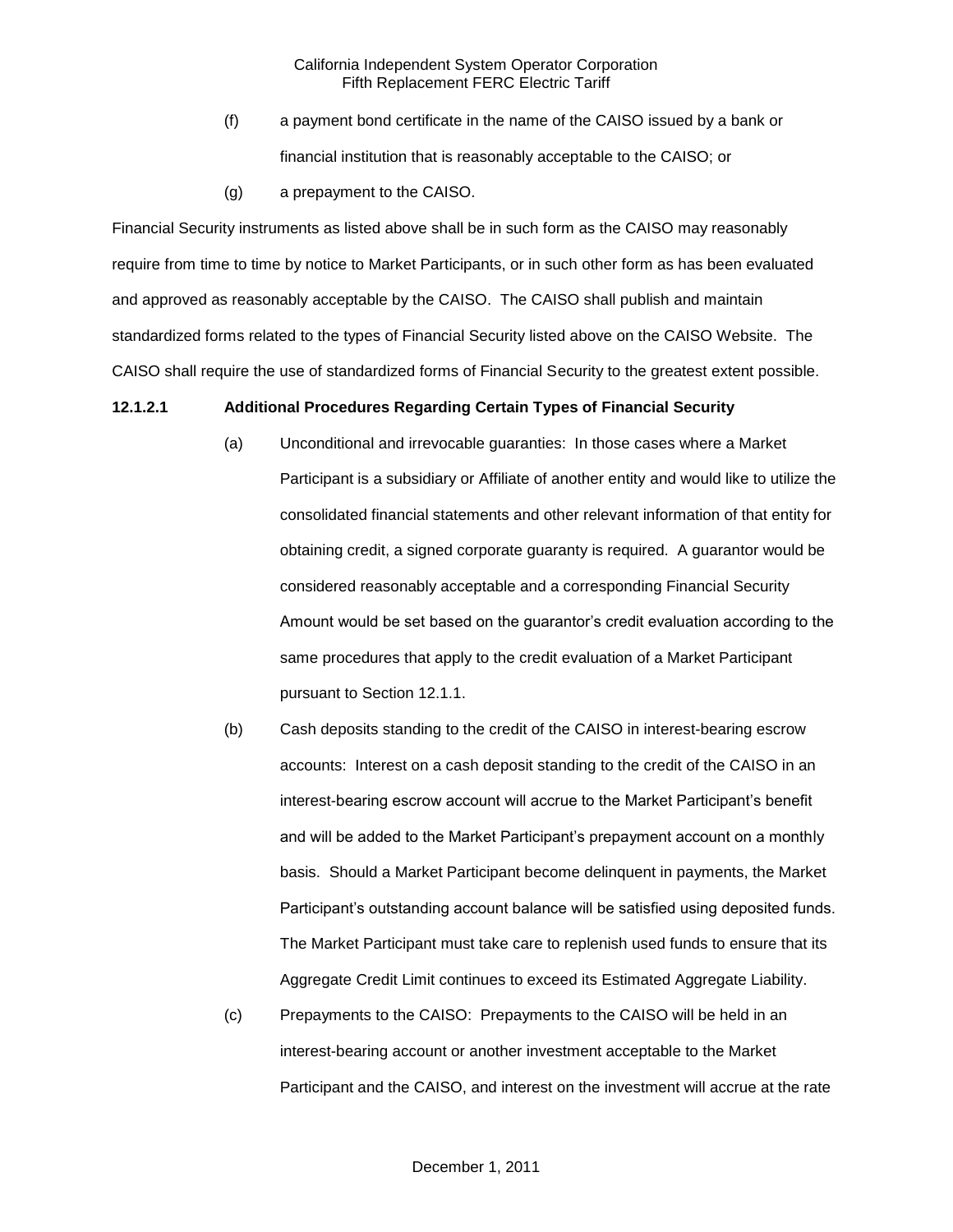(f) a payment bond certificate in the name of the CAISO issued by a bank or financial institution that is reasonably acceptable to the CAISO; or

(g) a prepayment to the CAISO.

Financial Security instruments as listed above shall be in such form as the CAISO may reasonably require from time to time by notice to Market Participants, or in such other form as has been evaluated and approved as reasonably acceptable by the CAISO. The CAISO shall publish and maintain standardized forms related to the types of Financial Security listed above on the CAISO Website. The CAISO shall require the use of standardized forms of Financial Security to the greatest extent possible.

**12.1.2.1 Additional Procedures Regarding Certain Types of Financial Security**

(a) Unconditional and irrevocable guaranties: In those cases where a Market Participant is a subsidiary or Affiliate of another entity and would like to utilize the consolidated financial statements and other relevant information of that entity for obtaining credit, a signed corporate guaranty is required. A guarantor would be considered reasonably acceptable and a corresponding Financial Security Amount would be set based on the guarantor's credit evaluation according to the same procedures that apply to the credit evaluation of a Market Participant pursuant to Section 12.1.1.

(b) Cash deposits standing to the credit of the CAISO in interest-bearing escrow accounts: Interest on a cash deposit standing to the credit of the CAISO in an interest-bearing escrow account will accrue to the Market Participant's benefit and will be added to the Market Participant's prepayment account on a monthly basis. Should a Market Participant become delinquent in payments, the Market Participant's outstanding account balance will be satisfied using deposited funds. The Market Participant must take care to replenish used funds to ensure that its Aggregate Credit Limit continues to exceed its Estimated Aggregate Liability.

(c) Prepayments to the CAISO: Prepayments to the CAISO will be held in an interest-bearing account or another investment acceptable to the Market Participant and the CAISO, and interest on the investment will accrue at the rate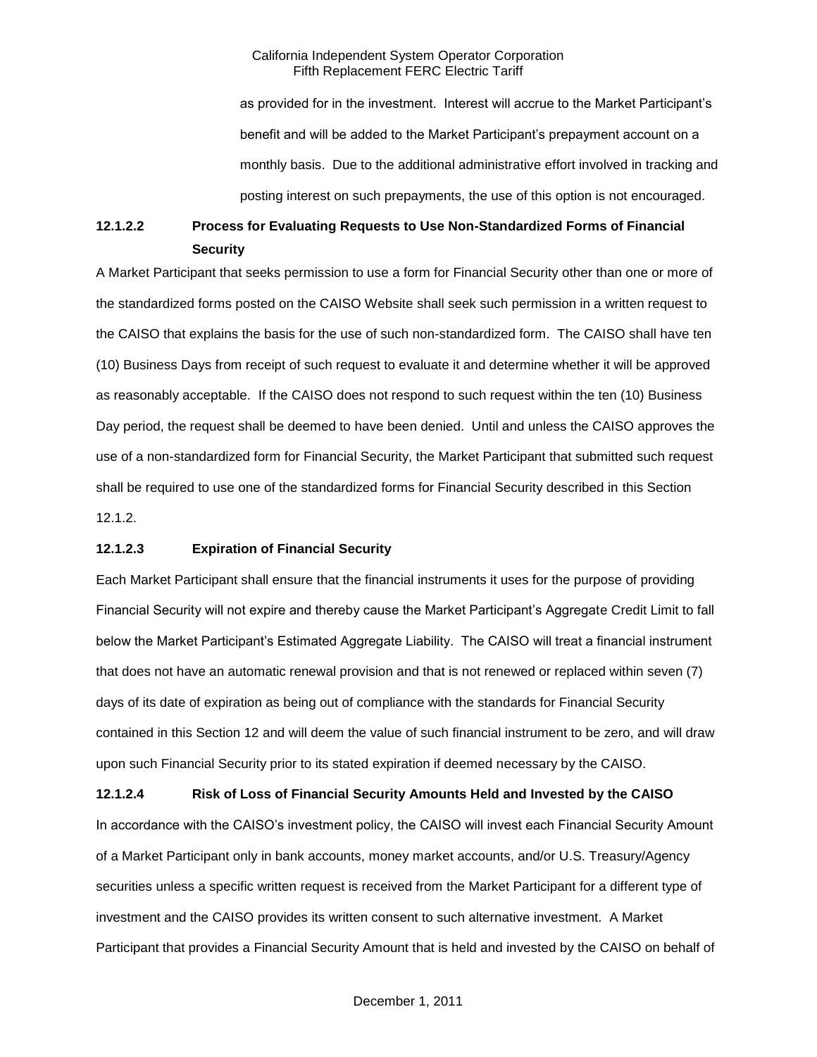as provided for in the investment. Interest will accrue to the Market Participant's benefit and will be added to the Market Participant's prepayment account on a monthly basis. Due to the additional administrative effort involved in tracking and posting interest on such prepayments, the use of this option is not encouraged.

**12.1.2.2 Process for Evaluating Requests to Use Non-Standardized Forms of Financial Security**

A Market Participant that seeks permission to use a form for Financial Security other than one or more of the standardized forms posted on the CAISO Website shall seek such permission in a written request to the CAISO that explains the basis for the use of such non-standardized form. The CAISO shall have ten (10) Business Days from receipt of such request to evaluate it and determine whether it will be approved as reasonably acceptable. If the CAISO does not respond to such request within the ten (10) Business Day period, the request shall be deemed to have been denied. Until and unless the CAISO approves the use of a non-standardized form for Financial Security, the Market Participant that submitted such request shall be required to use one of the standardized forms for Financial Security described in this Section 12.1.2.

**12.1.2.3 Expiration of Financial Security**

Each Market Participant shall ensure that the financial instruments it uses for the purpose of providing Financial Security will not expire and thereby cause the Market Participant's Aggregate Credit Limit to fall below the Market Participant's Estimated Aggregate Liability. The CAISO will treat a financial instrument that does not have an automatic renewal provision and that is not renewed or replaced within seven (7) days of its date of expiration as being out of compliance with the standards for Financial Security contained in this Section 12 and will deem the value of such financial instrument to be zero, and will draw upon such Financial Security prior to its stated expiration if deemed necessary by the CAISO.

**12.1.2.4 Risk of Loss of Financial Security Amounts Held and Invested by the CAISO**

In accordance with the CAISO's investment policy, the CAISO will invest each Financial Security Amount of a Market Participant only in bank accounts, money market accounts, and/or U.S. Treasury/Agency securities unless a specific written request is received from the Market Participant for a different type of investment and the CAISO provides its written consent to such alternative investment. A Market Participant that provides a Financial Security Amount that is held and invested by the CAISO on behalf of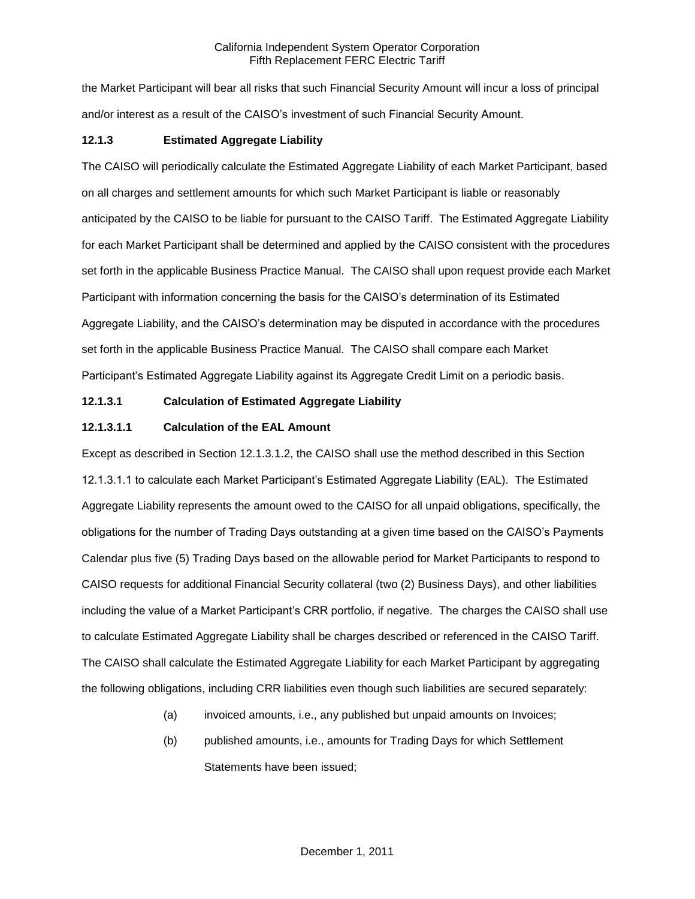the Market Participant will bear all risks that such Financial Security Amount will incur a loss of principal and/or interest as a result of the CAISO's investment of such Financial Security Amount.

### 12.1.3 Estimated Aggregate Liability

The CAISO will periodically calculate the Estimated Aggregate Liability of each Market Participant, based on all charges and settlement amounts for which such Market Participant is liable or reasonably anticipated by the CAISO to be liable for pursuant to the CAISO Tariff. The Estimated Aggregate Liability for each Market Participant shall be determined and applied by the CAISO consistent with the procedures set forth in the applicable Business Practice Manual. The CAISO shall upon request provide each Market Participant with information concerning the basis for the CAISO's determination of its Estimated Aggregate Liability, and the CAISO's determination may be disputed in accordance with the procedures set forth in the applicable Business Practice Manual. The CAISO shall compare each Market Participant's Estimated Aggregate Liability against its Aggregate Credit Limit on a periodic basis.

### 12.1.3.1 Calculation of Estimated Aggregate Liability

### 12.1.3.1.1 Calculation of the EAL Amount

Except as described in Section 12.1.3.1.2, the CAISO shall use the method described in this Section 12.1.3.1.1 to calculate each Market Participant's Estimated Aggregate Liability (EAL). The Estimated Aggregate Liability represents the amount owed to the CAISO for all unpaid obligations, specifically, the obligations for the number of Trading Days outstanding at a given time based on the CAISO's Payments Calendar plus five (5) Trading Days based on the allowable period for Market Participants to respond to CAISO requests for additional Financial Security collateral (two (2) Business Days), and other liabilities including the value of a Market Participant's CRR portfolio, if negative. The charges the CAISO shall use to calculate Estimated Aggregate Liability shall be charges described or referenced in the CAISO Tariff. The CAISO shall calculate the Estimated Aggregate Liability for each Market Participant by aggregating the following obligations, including CRR liabilities even though such liabilities are secured separately:

(a) invoiced amounts, i.e., any published but unpaid amounts on Invoices;

(b) published amounts, i.e., amounts for Trading Days for which Settlement Statements have been issued;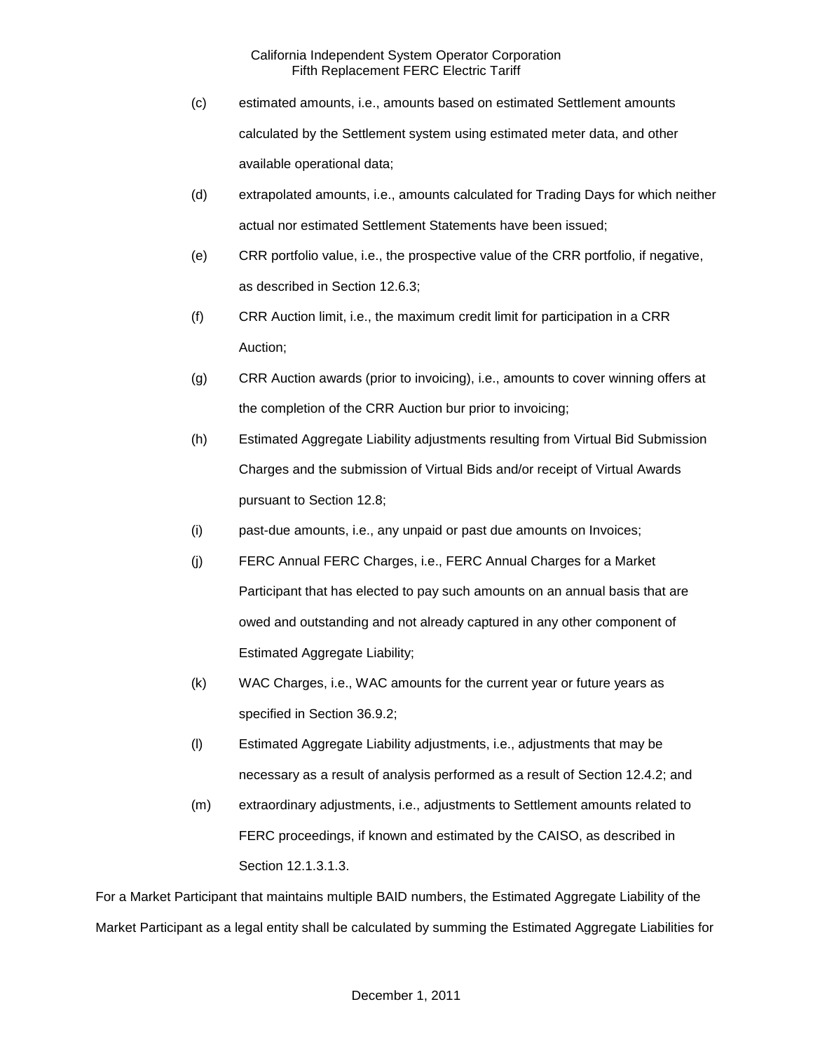(c) estimated amounts, i.e., amounts based on estimated Settlement amounts calculated by the Settlement system using estimated meter data, and other available operational data;

(d) extrapolated amounts, i.e., amounts calculated for Trading Days for which neither actual nor estimated Settlement Statements have been issued;

(e) CRR portfolio value, i.e., the prospective value of the CRR portfolio, if negative, as described in Section 12.6.3;

(f) CRR Auction limit, i.e., the maximum credit limit for participation in a CRR Auction;

(g) CRR Auction awards (prior to invoicing), i.e., amounts to cover winning offers at the completion of the CRR Auction bur prior to invoicing;

(h) Estimated Aggregate Liability adjustments resulting from Virtual Bid Submission Charges and the submission of Virtual Bids and/or receipt of Virtual Awards pursuant to Section 12.8;

(i) past-due amounts, i.e., any unpaid or past due amounts on Invoices;

(j) FERC Annual FERC Charges, i.e., FERC Annual Charges for a Market Participant that has elected to pay such amounts on an annual basis that are owed and outstanding and not already captured in any other component of Estimated Aggregate Liability;

(k) WAC Charges, i.e., WAC amounts for the current year or future years as specified in Section 36.9.2;

(l) Estimated Aggregate Liability adjustments, i.e., adjustments that may be necessary as a result of analysis performed as a result of Section 12.4.2; and

(m) extraordinary adjustments, i.e., adjustments to Settlement amounts related to FERC proceedings, if known and estimated by the CAISO, as described in Section 12.1.3.1.3.

For a Market Participant that maintains multiple BAID numbers, the Estimated Aggregate Liability of the Market Participant as a legal entity shall be calculated by summing the Estimated Aggregate Liabilities for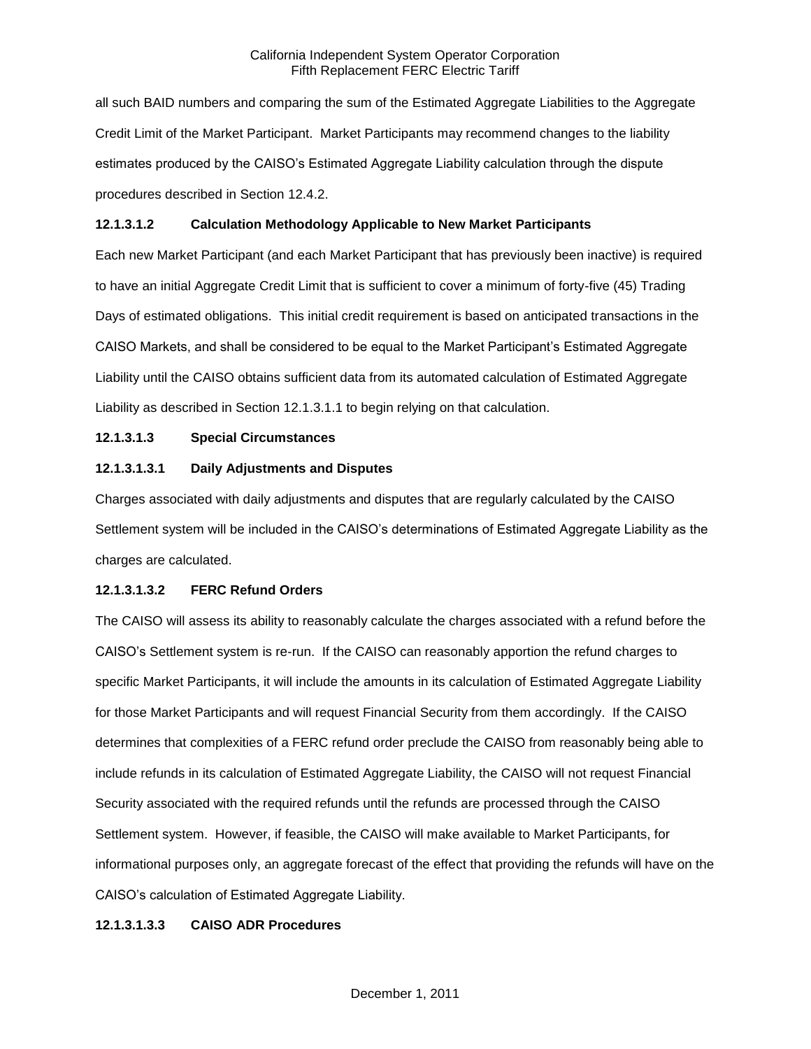all such BAID numbers and comparing the sum of the Estimated Aggregate Liabilities to the Aggregate Credit Limit of the Market Participant. Market Participants may recommend changes to the liability estimates produced by the CAISO's Estimated Aggregate Liability calculation through the dispute procedures described in Section 12.4.2.

**12.1.3.1.2 Calculation Methodology Applicable to New Market Participants**

Each new Market Participant (and each Market Participant that has previously been inactive) is required to have an initial Aggregate Credit Limit that is sufficient to cover a minimum of forty-five (45) Trading Days of estimated obligations. This initial credit requirement is based on anticipated transactions in the CAISO Markets, and shall be considered to be equal to the Market Participant's Estimated Aggregate Liability until the CAISO obtains sufficient data from its automated calculation of Estimated Aggregate Liability as described in Section 12.1.3.1.1 to begin relying on that calculation.

**12.1.3.1.3 Special Circumstances**

**12.1.3.1.3.1 Daily Adjustments and Disputes**

Charges associated with daily adjustments and disputes that are regularly calculated by the CAISO Settlement system will be included in the CAISO's determinations of Estimated Aggregate Liability as the charges are calculated.

**12.1.3.1.3.2 FERC Refund Orders**

The CAISO will assess its ability to reasonably calculate the charges associated with a refund before the CAISO's Settlement system is re-run. If the CAISO can reasonably apportion the refund charges to specific Market Participants, it will include the amounts in its calculation of Estimated Aggregate Liability for those Market Participants and will request Financial Security from them accordingly. If the CAISO determines that complexities of a FERC refund order preclude the CAISO from reasonably being able to include refunds in its calculation of Estimated Aggregate Liability, the CAISO will not request Financial Security associated with the required refunds until the refunds are processed through the CAISO Settlement system. However, if feasible, the CAISO will make available to Market Participants, for informational purposes only, an aggregate forecast of the effect that providing the refunds will have on the CAISO's calculation of Estimated Aggregate Liability.

**12.1.3.1.3.3 CAISO ADR Procedures**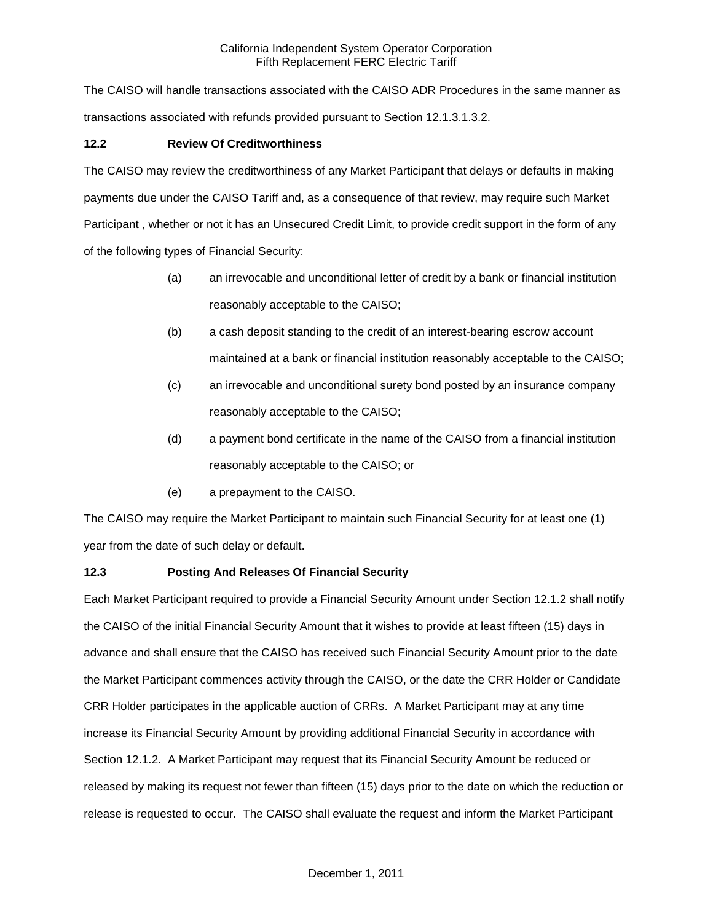The CAISO will handle transactions associated with the CAISO ADR Procedures in the same manner as transactions associated with refunds provided pursuant to Section 12.1.3.1.3.2.

### 12.2 Review Of Creditworthiness

The CAISO may review the creditworthiness of any Market Participant that delays or defaults in making payments due under the CAISO Tariff and, as a consequence of that review, may require such Market Participant , whether or not it has an Unsecured Credit Limit, to provide credit support in the form of any of the following types of Financial Security:

(a) an irrevocable and unconditional letter of credit by a bank or financial institution reasonably acceptable to the CAISO;

(b) a cash deposit standing to the credit of an interest-bearing escrow account maintained at a bank or financial institution reasonably acceptable to the CAISO;

(c) an irrevocable and unconditional surety bond posted by an insurance company reasonably acceptable to the CAISO;

(d) a payment bond certificate in the name of the CAISO from a financial institution reasonably acceptable to the CAISO; or

(e) a prepayment to the CAISO.

The CAISO may require the Market Participant to maintain such Financial Security for at least one (1) year from the date of such delay or default.

### 12.3 Posting And Releases Of Financial Security

Each Market Participant required to provide a Financial Security Amount under Section 12.1.2 shall notify the CAISO of the initial Financial Security Amount that it wishes to provide at least fifteen (15) days in advance and shall ensure that the CAISO has received such Financial Security Amount prior to the date the Market Participant commences activity through the CAISO, or the date the CRR Holder or Candidate CRR Holder participates in the applicable auction of CRRs. A Market Participant may at any time increase its Financial Security Amount by providing additional Financial Security in accordance with Section 12.1.2. A Market Participant may request that its Financial Security Amount be reduced or released by making its request not fewer than fifteen (15) days prior to the date on which the reduction or release is requested to occur. The CAISO shall evaluate the request and inform the Market Participant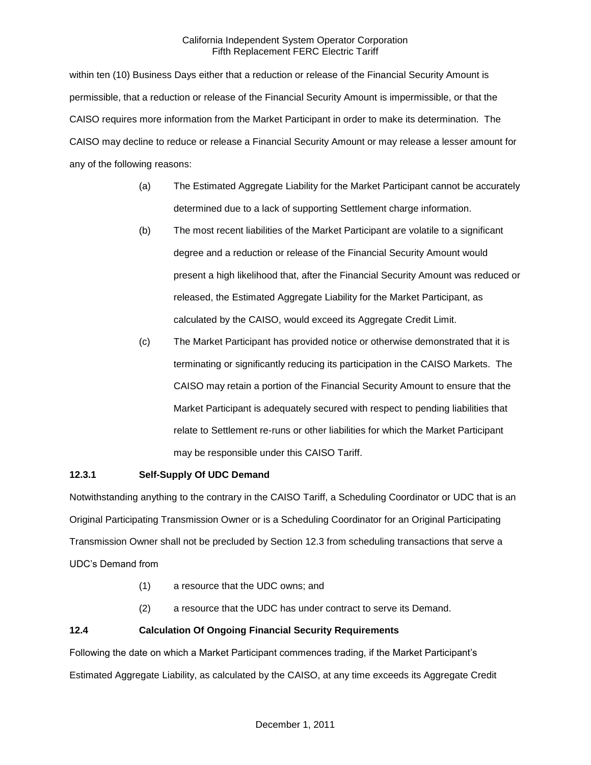within ten (10) Business Days either that a reduction or release of the Financial Security Amount is permissible, that a reduction or release of the Financial Security Amount is impermissible, or that the CAISO requires more information from the Market Participant in order to make its determination. The CAISO may decline to reduce or release a Financial Security Amount or may release a lesser amount for any of the following reasons:

(a) The Estimated Aggregate Liability for the Market Participant cannot be accurately determined due to a lack of supporting Settlement charge information.

(b) The most recent liabilities of the Market Participant are volatile to a significant degree and a reduction or release of the Financial Security Amount would present a high likelihood that, after the Financial Security Amount was reduced or released, the Estimated Aggregate Liability for the Market Participant, as calculated by the CAISO, would exceed its Aggregate Credit Limit.

(c) The Market Participant has provided notice or otherwise demonstrated that it is terminating or significantly reducing its participation in the CAISO Markets. The CAISO may retain a portion of the Financial Security Amount to ensure that the Market Participant is adequately secured with respect to pending liabilities that relate to Settlement re-runs or other liabilities for which the Market Participant may be responsible under this CAISO Tariff.

**12.3.1 Self-Supply Of UDC Demand**

Notwithstanding anything to the contrary in the CAISO Tariff, a Scheduling Coordinator or UDC that is an Original Participating Transmission Owner or is a Scheduling Coordinator for an Original Participating Transmission Owner shall not be precluded by Section 12.3 from scheduling transactions that serve a UDC's Demand from

(1) a resource that the UDC owns; and

(2) a resource that the UDC has under contract to serve its Demand.

**12.4 Calculation Of Ongoing Financial Security Requirements**

Following the date on which a Market Participant commences trading, if the Market Participant's Estimated Aggregate Liability, as calculated by the CAISO, at any time exceeds its Aggregate Credit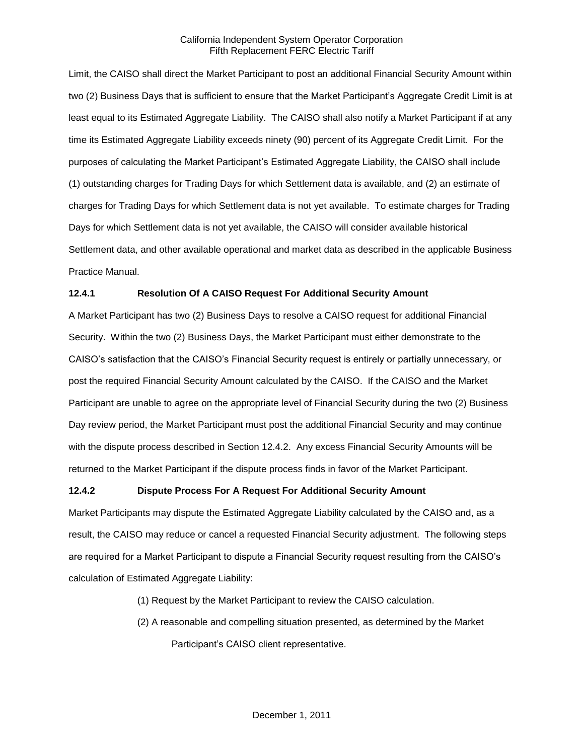Limit, the CAISO shall direct the Market Participant to post an additional Financial Security Amount within two (2) Business Days that is sufficient to ensure that the Market Participant's Aggregate Credit Limit is at least equal to its Estimated Aggregate Liability. The CAISO shall also notify a Market Participant if at any time its Estimated Aggregate Liability exceeds ninety (90) percent of its Aggregate Credit Limit. For the purposes of calculating the Market Participant's Estimated Aggregate Liability, the CAISO shall include (1) outstanding charges for Trading Days for which Settlement data is available, and (2) an estimate of charges for Trading Days for which Settlement data is not yet available. To estimate charges for Trading Days for which Settlement data is not yet available, the CAISO will consider available historical Settlement data, and other available operational and market data as described in the applicable Business Practice Manual.

### 12.4.1 Resolution Of A CAISO Request For Additional Security Amount

A Market Participant has two (2) Business Days to resolve a CAISO request for additional Financial Security. Within the two (2) Business Days, the Market Participant must either demonstrate to the CAISO's satisfaction that the CAISO's Financial Security request is entirely or partially unnecessary, or post the required Financial Security Amount calculated by the CAISO. If the CAISO and the Market Participant are unable to agree on the appropriate level of Financial Security during the two (2) Business Day review period, the Market Participant must post the additional Financial Security and may continue with the dispute process described in Section 12.4.2. Any excess Financial Security Amounts will be returned to the Market Participant if the dispute process finds in favor of the Market Participant.

### 12.4.2 Dispute Process For A Request For Additional Security Amount

Market Participants may dispute the Estimated Aggregate Liability calculated by the CAISO and, as a result, the CAISO may reduce or cancel a requested Financial Security adjustment. The following steps are required for a Market Participant to dispute a Financial Security request resulting from the CAISO's calculation of Estimated Aggregate Liability:

(1) Request by the Market Participant to review the CAISO calculation.

(2) A reasonable and compelling situation presented, as determined by the Market Participant's CAISO client representative.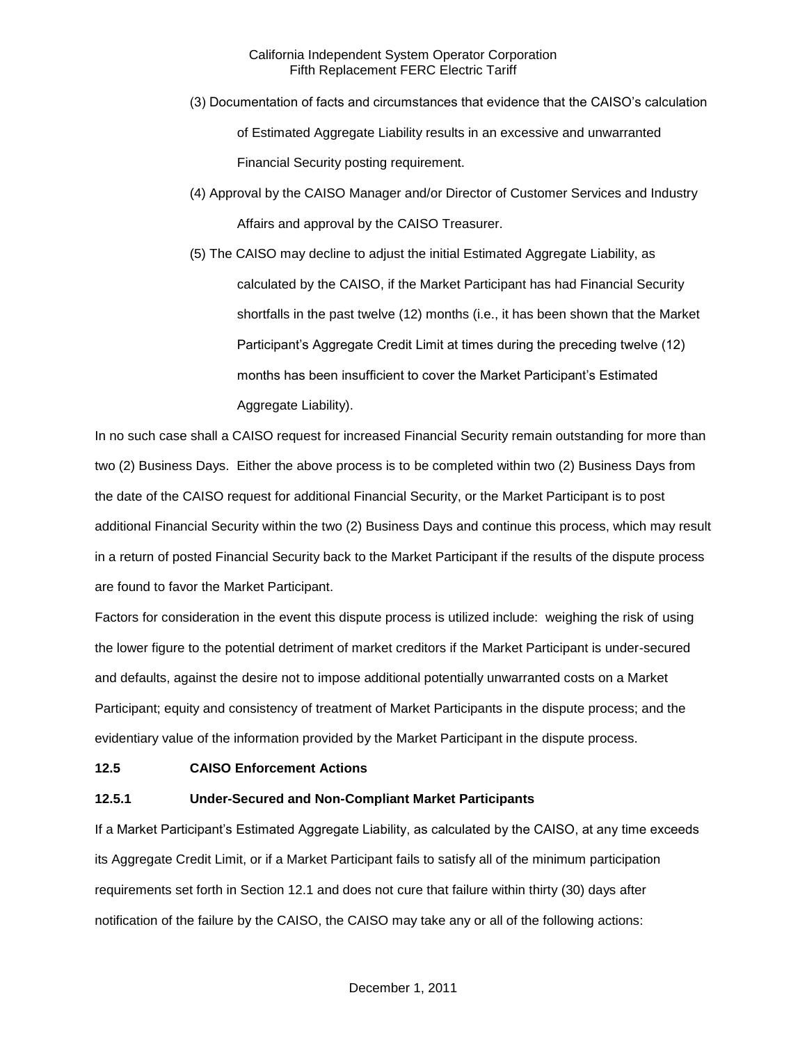(3) Documentation of facts and circumstances that evidence that the CAISO's calculation of Estimated Aggregate Liability results in an excessive and unwarranted Financial Security posting requirement.

(4) Approval by the CAISO Manager and/or Director of Customer Services and Industry Affairs and approval by the CAISO Treasurer.

(5) The CAISO may decline to adjust the initial Estimated Aggregate Liability, as calculated by the CAISO, if the Market Participant has had Financial Security shortfalls in the past twelve (12) months (i.e., it has been shown that the Market Participant's Aggregate Credit Limit at times during the preceding twelve (12) months has been insufficient to cover the Market Participant's Estimated Aggregate Liability).

In no such case shall a CAISO request for increased Financial Security remain outstanding for more than two (2) Business Days. Either the above process is to be completed within two (2) Business Days from the date of the CAISO request for additional Financial Security, or the Market Participant is to post additional Financial Security within the two (2) Business Days and continue this process, which may result in a return of posted Financial Security back to the Market Participant if the results of the dispute process are found to favor the Market Participant.

Factors for consideration in the event this dispute process is utilized include: weighing the risk of using the lower figure to the potential detriment of market creditors if the Market Participant is under-secured and defaults, against the desire not to impose additional potentially unwarranted costs on a Market Participant; equity and consistency of treatment of Market Participants in the dispute process; and the evidentiary value of the information provided by the Market Participant in the dispute process.

**12.5 CAISO Enforcement Actions**

**12.5.1 Under-Secured and Non-Compliant Market Participants**

If a Market Participant's Estimated Aggregate Liability, as calculated by the CAISO, at any time exceeds its Aggregate Credit Limit, or if a Market Participant fails to satisfy all of the minimum participation requirements set forth in Section 12.1 and does not cure that failure within thirty (30) days after notification of the failure by the CAISO, the CAISO may take any or all of the following actions: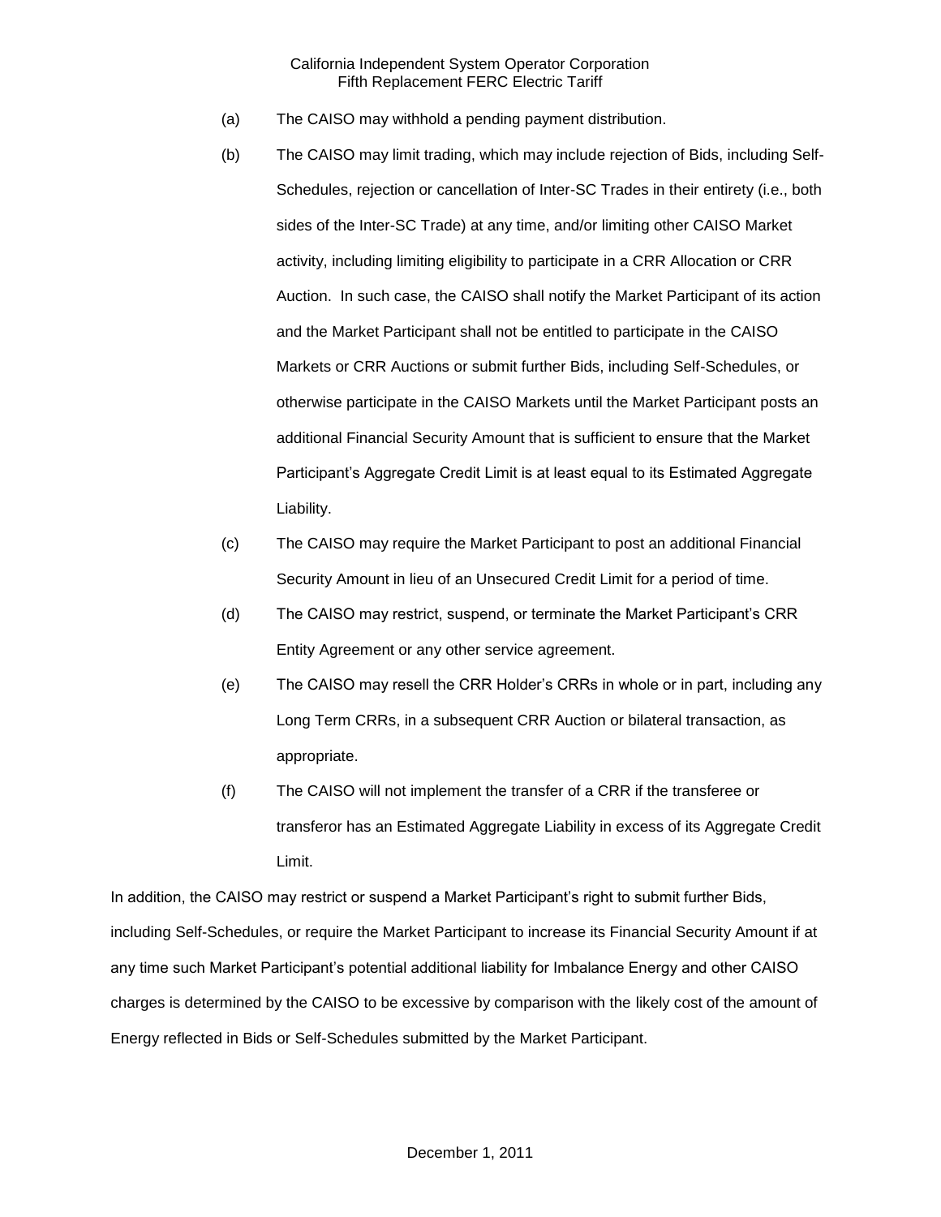(a) The CAISO may withhold a pending payment distribution.

(b) The CAISO may limit trading, which may include rejection of Bids, including Self-Schedules, rejection or cancellation of Inter-SC Trades in their entirety (i.e., both sides of the Inter-SC Trade) at any time, and/or limiting other CAISO Market activity, including limiting eligibility to participate in a CRR Allocation or CRR Auction. In such case, the CAISO shall notify the Market Participant of its action and the Market Participant shall not be entitled to participate in the CAISO Markets or CRR Auctions or submit further Bids, including Self-Schedules, or otherwise participate in the CAISO Markets until the Market Participant posts an additional Financial Security Amount that is sufficient to ensure that the Market Participant's Aggregate Credit Limit is at least equal to its Estimated Aggregate Liability.

(c) The CAISO may require the Market Participant to post an additional Financial Security Amount in lieu of an Unsecured Credit Limit for a period of time.

(d) The CAISO may restrict, suspend, or terminate the Market Participant's CRR Entity Agreement or any other service agreement.

(e) The CAISO may resell the CRR Holder's CRRs in whole or in part, including any Long Term CRRs, in a subsequent CRR Auction or bilateral transaction, as appropriate.

(f) The CAISO will not implement the transfer of a CRR if the transferee or transferor has an Estimated Aggregate Liability in excess of its Aggregate Credit Limit.

In addition, the CAISO may restrict or suspend a Market Participant's right to submit further Bids, including Self-Schedules, or require the Market Participant to increase its Financial Security Amount if at any time such Market Participant's potential additional liability for Imbalance Energy and other CAISO charges is determined by the CAISO to be excessive by comparison with the likely cost of the amount of Energy reflected in Bids or Self-Schedules submitted by the Market Participant.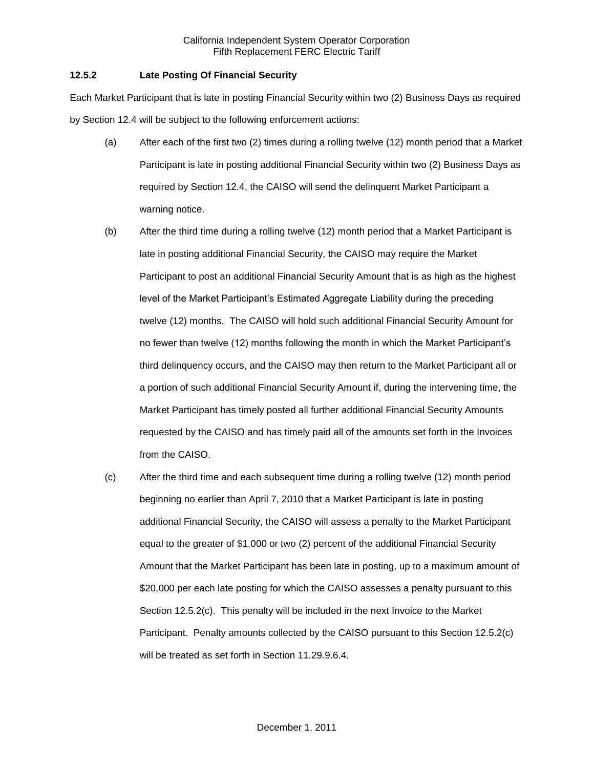### 12.5.2 Late Posting Of Financial Security

Each Market Participant that is late in posting Financial Security within two (2) Business Days as required by Section 12.4 will be subject to the following enforcement actions:

(a) After each of the first two (2) times during a rolling twelve (12) month period that a Market Participant is late in posting additional Financial Security within two (2) Business Days as required by Section 12.4, the CAISO will send the delinquent Market Participant a warning notice.

(b) After the third time during a rolling twelve (12) month period that a Market Participant is late in posting additional Financial Security, the CAISO may require the Market Participant to post an additional Financial Security Amount that is as high as the highest level of the Market Participant's Estimated Aggregate Liability during the preceding twelve (12) months. The CAISO will hold such additional Financial Security Amount for no fewer than twelve (12) months following the month in which the Market Participant's third delinquency occurs, and the CAISO may then return to the Market Participant all or a portion of such additional Financial Security Amount if, during the intervening time, the Market Participant has timely posted all further additional Financial Security Amounts requested by the CAISO and has timely paid all of the amounts set forth in the Invoices from the CAISO.

(c) After the third time and each subsequent time during a rolling twelve (12) month period beginning no earlier than April 7, 2010 that a Market Participant is late in posting additional Financial Security, the CAISO will assess a penalty to the Market Participant equal to the greater of $1,000 or two (2) percent of the additional Financial Security Amount that the Market Participant has been late in posting, up to a maximum amount of $20,000 per each late posting for which the CAISO assesses a penalty pursuant to this Section 12.5.2(c). This penalty will be included in the next Invoice to the Market Participant. Penalty amounts collected by the CAISO pursuant to this Section 12.5.2(c) will be treated as set forth in Section 11.29.9.6.4.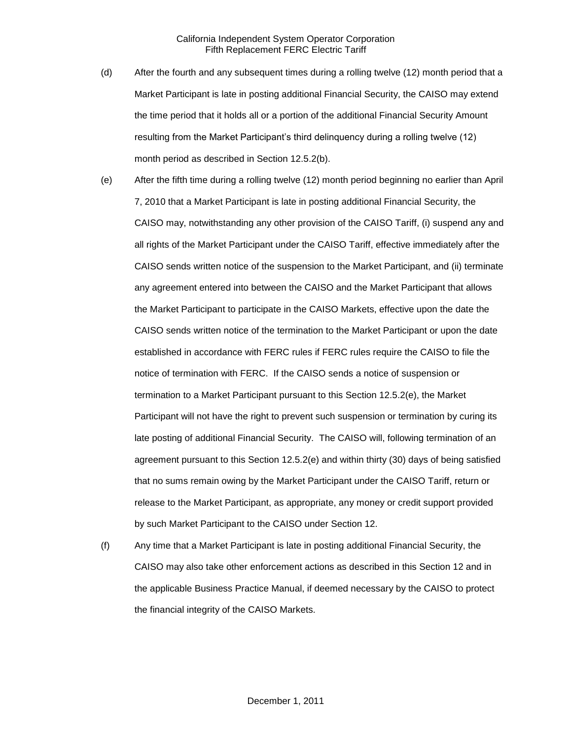(d) After the fourth and any subsequent times during a rolling twelve (12) month period that a Market Participant is late in posting additional Financial Security, the CAISO may extend the time period that it holds all or a portion of the additional Financial Security Amount resulting from the Market Participant's third delinquency during a rolling twelve (12) month period as described in Section 12.5.2(b).

(e) After the fifth time during a rolling twelve (12) month period beginning no earlier than April 7, 2010 that a Market Participant is late in posting additional Financial Security, the CAISO may, notwithstanding any other provision of the CAISO Tariff, (i) suspend any and all rights of the Market Participant under the CAISO Tariff, effective immediately after the CAISO sends written notice of the suspension to the Market Participant, and (ii) terminate any agreement entered into between the CAISO and the Market Participant that allows the Market Participant to participate in the CAISO Markets, effective upon the date the CAISO sends written notice of the termination to the Market Participant or upon the date established in accordance with FERC rules if FERC rules require the CAISO to file the notice of termination with FERC. If the CAISO sends a notice of suspension or termination to a Market Participant pursuant to this Section 12.5.2(e), the Market Participant will not have the right to prevent such suspension or termination by curing its late posting of additional Financial Security. The CAISO will, following termination of an agreement pursuant to this Section 12.5.2(e) and within thirty (30) days of being satisfied that no sums remain owing by the Market Participant under the CAISO Tariff, return or release to the Market Participant, as appropriate, any money or credit support provided by such Market Participant to the CAISO under Section 12.

(f) Any time that a Market Participant is late in posting additional Financial Security, the CAISO may also take other enforcement actions as described in this Section 12 and in the applicable Business Practice Manual, if deemed necessary by the CAISO to protect the financial integrity of the CAISO Markets.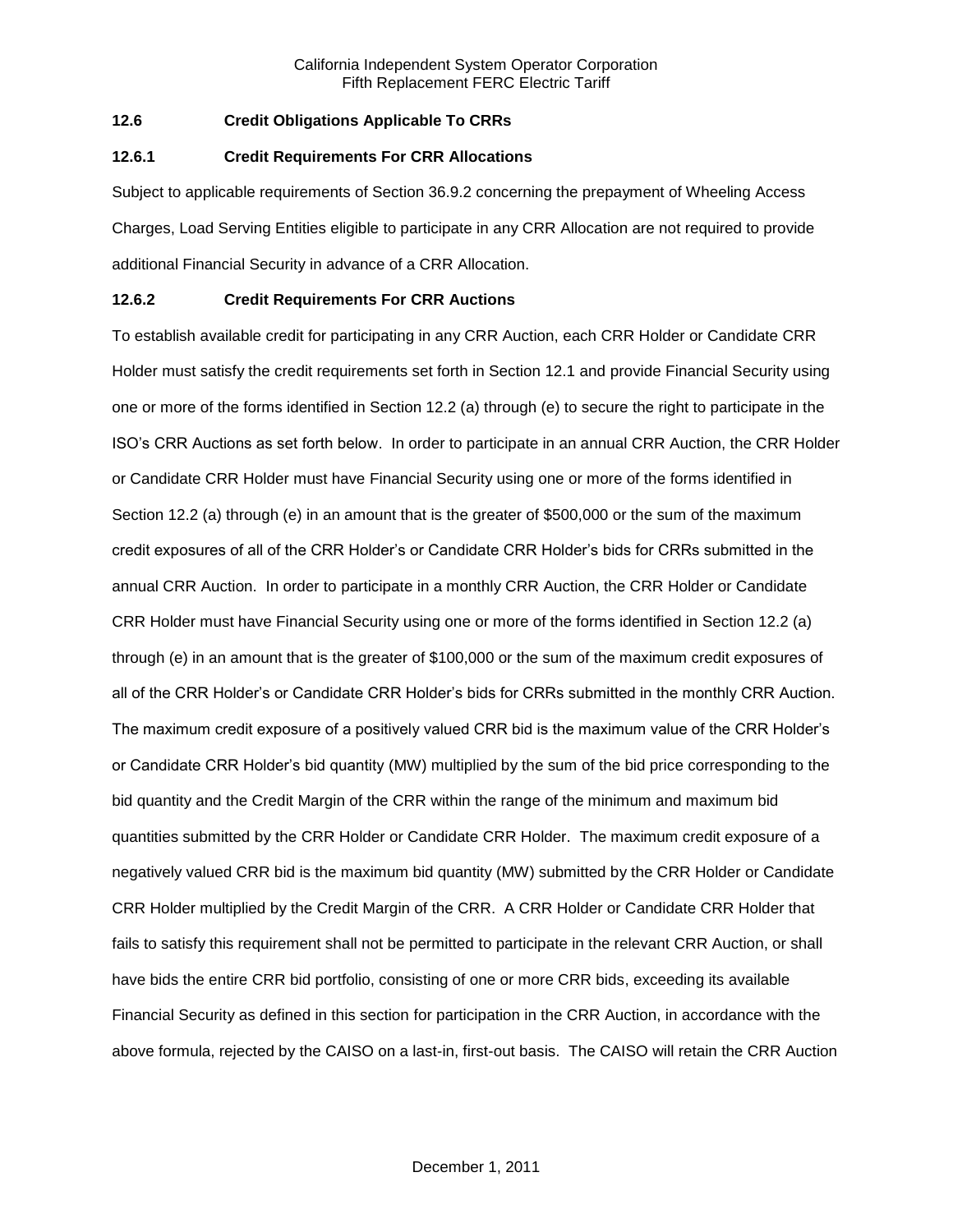### 12.6 Credit Obligations Applicable To CRRs

### 12.6.1 Credit Requirements For CRR Allocations

Subject to applicable requirements of Section 36.9.2 concerning the prepayment of Wheeling Access Charges, Load Serving Entities eligible to participate in any CRR Allocation are not required to provide additional Financial Security in advance of a CRR Allocation.

### 12.6.2 Credit Requirements For CRR Auctions

To establish available credit for participating in any CRR Auction, each CRR Holder or Candidate CRR Holder must satisfy the credit requirements set forth in Section 12.1 and provide Financial Security using one or more of the forms identified in Section 12.2 (a) through (e) to secure the right to participate in the ISO's CRR Auctions as set forth below. In order to participate in an annual CRR Auction, the CRR Holder or Candidate CRR Holder must have Financial Security using one or more of the forms identified in Section 12.2 (a) through (e) in an amount that is the greater of $500,000 or the sum of the maximum credit exposures of all of the CRR Holder's or Candidate CRR Holder's bids for CRRs submitted in the annual CRR Auction. In order to participate in a monthly CRR Auction, the CRR Holder or Candidate CRR Holder must have Financial Security using one or more of the forms identified in Section 12.2 (a) through (e) in an amount that is the greater of $100,000 or the sum of the maximum credit exposures of all of the CRR Holder's or Candidate CRR Holder's bids for CRRs submitted in the monthly CRR Auction. The maximum credit exposure of a positively valued CRR bid is the maximum value of the CRR Holder's or Candidate CRR Holder's bid quantity (MW) multiplied by the sum of the bid price corresponding to the bid quantity and the Credit Margin of the CRR within the range of the minimum and maximum bid quantities submitted by the CRR Holder or Candidate CRR Holder. The maximum credit exposure of a negatively valued CRR bid is the maximum bid quantity (MW) submitted by the CRR Holder or Candidate CRR Holder multiplied by the Credit Margin of the CRR. A CRR Holder or Candidate CRR Holder that fails to satisfy this requirement shall not be permitted to participate in the relevant CRR Auction, or shall have bids the entire CRR bid portfolio, consisting of one or more CRR bids, exceeding its available Financial Security as defined in this section for participation in the CRR Auction, in accordance with the above formula, rejected by the CAISO on a last-in, first-out basis. The CAISO will retain the CRR Auction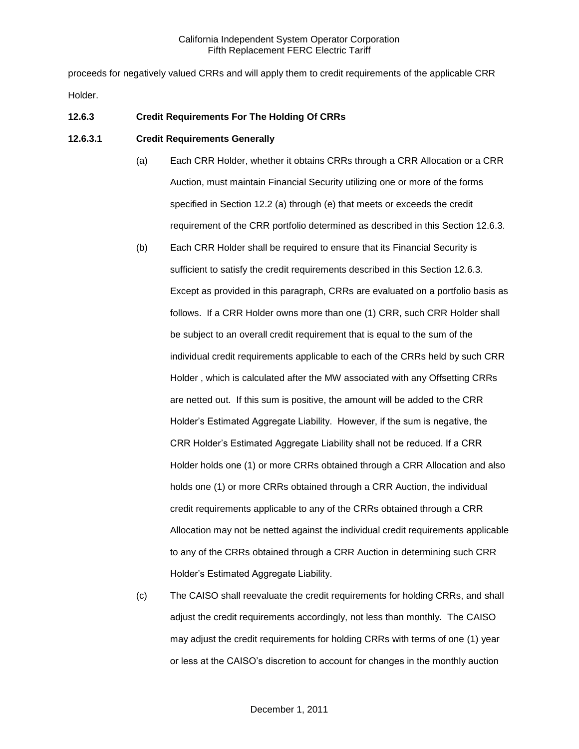proceeds for negatively valued CRRs and will apply them to credit requirements of the applicable CRR Holder.

**12.6.3 Credit Requirements For The Holding Of CRRs**

**12.6.3.1 Credit Requirements Generally**

(a) Each CRR Holder, whether it obtains CRRs through a CRR Allocation or a CRR Auction, must maintain Financial Security utilizing one or more of the forms specified in Section 12.2 (a) through (e) that meets or exceeds the credit requirement of the CRR portfolio determined as described in this Section 12.6.3.

(b) Each CRR Holder shall be required to ensure that its Financial Security is sufficient to satisfy the credit requirements described in this Section 12.6.3. Except as provided in this paragraph, CRRs are evaluated on a portfolio basis as follows. If a CRR Holder owns more than one (1) CRR, such CRR Holder shall be subject to an overall credit requirement that is equal to the sum of the individual credit requirements applicable to each of the CRRs held by such CRR Holder , which is calculated after the MW associated with any Offsetting CRRs are netted out. If this sum is positive, the amount will be added to the CRR Holder's Estimated Aggregate Liability. However, if the sum is negative, the CRR Holder's Estimated Aggregate Liability shall not be reduced. If a CRR Holder holds one (1) or more CRRs obtained through a CRR Allocation and also holds one (1) or more CRRs obtained through a CRR Auction, the individual credit requirements applicable to any of the CRRs obtained through a CRR Allocation may not be netted against the individual credit requirements applicable to any of the CRRs obtained through a CRR Auction in determining such CRR Holder's Estimated Aggregate Liability.

(c) The CAISO shall reevaluate the credit requirements for holding CRRs, and shall adjust the credit requirements accordingly, not less than monthly. The CAISO may adjust the credit requirements for holding CRRs with terms of one (1) year or less at the CAISO's discretion to account for changes in the monthly auction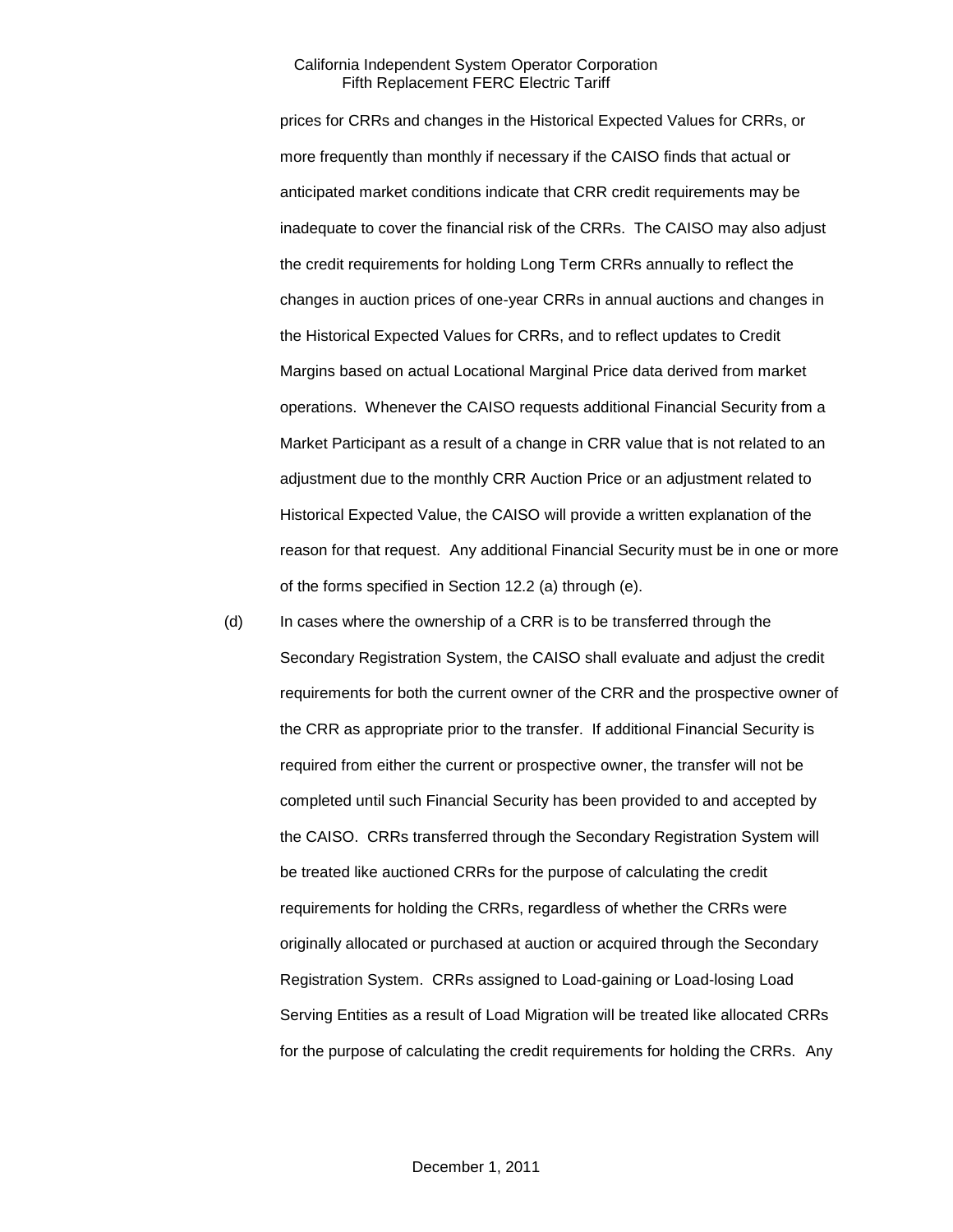prices for CRRs and changes in the Historical Expected Values for CRRs, or more frequently than monthly if necessary if the CAISO finds that actual or anticipated market conditions indicate that CRR credit requirements may be inadequate to cover the financial risk of the CRRs. The CAISO may also adjust the credit requirements for holding Long Term CRRs annually to reflect the changes in auction prices of one-year CRRs in annual auctions and changes in the Historical Expected Values for CRRs, and to reflect updates to Credit Margins based on actual Locational Marginal Price data derived from market operations. Whenever the CAISO requests additional Financial Security from a Market Participant as a result of a change in CRR value that is not related to an adjustment due to the monthly CRR Auction Price or an adjustment related to Historical Expected Value, the CAISO will provide a written explanation of the reason for that request. Any additional Financial Security must be in one or more of the forms specified in Section 12.2 (a) through (e).

(d) In cases where the ownership of a CRR is to be transferred through the Secondary Registration System, the CAISO shall evaluate and adjust the credit requirements for both the current owner of the CRR and the prospective owner of the CRR as appropriate prior to the transfer. If additional Financial Security is required from either the current or prospective owner, the transfer will not be completed until such Financial Security has been provided to and accepted by the CAISO. CRRs transferred through the Secondary Registration System will be treated like auctioned CRRs for the purpose of calculating the credit requirements for holding the CRRs, regardless of whether the CRRs were originally allocated or purchased at auction or acquired through the Secondary Registration System. CRRs assigned to Load-gaining or Load-losing Load Serving Entities as a result of Load Migration will be treated like allocated CRRs for the purpose of calculating the credit requirements for holding the CRRs. Any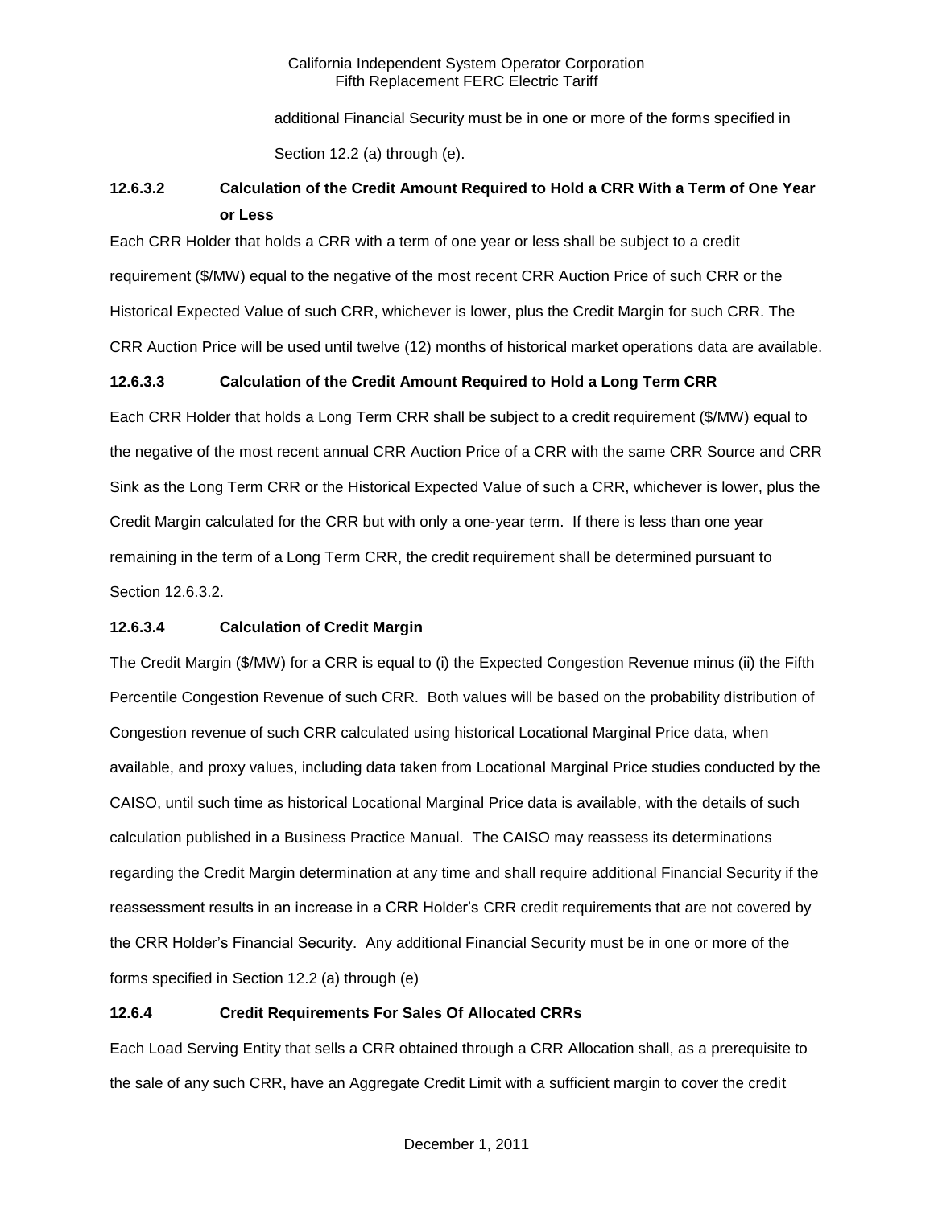additional Financial Security must be in one or more of the forms specified in Section 12.2 (a) through (e).

### 12.6.3.2 Calculation of the Credit Amount Required to Hold a CRR With a Term of One Year or Less

Each CRR Holder that holds a CRR with a term of one year or less shall be subject to a credit requirement ($/MW) equal to the negative of the most recent CRR Auction Price of such CRR or the Historical Expected Value of such CRR, whichever is lower, plus the Credit Margin for such CRR. The CRR Auction Price will be used until twelve (12) months of historical market operations data are available.

### 12.6.3.3 Calculation of the Credit Amount Required to Hold a Long Term CRR

Each CRR Holder that holds a Long Term CRR shall be subject to a credit requirement ($/MW) equal to the negative of the most recent annual CRR Auction Price of a CRR with the same CRR Source and CRR Sink as the Long Term CRR or the Historical Expected Value of such a CRR, whichever is lower, plus the Credit Margin calculated for the CRR but with only a one-year term. If there is less than one year remaining in the term of a Long Term CRR, the credit requirement shall be determined pursuant to Section 12.6.3.2.

### 12.6.3.4 Calculation of Credit Margin

The Credit Margin ($/MW) for a CRR is equal to (i) the Expected Congestion Revenue minus (ii) the Fifth Percentile Congestion Revenue of such CRR. Both values will be based on the probability distribution of Congestion revenue of such CRR calculated using historical Locational Marginal Price data, when available, and proxy values, including data taken from Locational Marginal Price studies conducted by the CAISO, until such time as historical Locational Marginal Price data is available, with the details of such calculation published in a Business Practice Manual. The CAISO may reassess its determinations regarding the Credit Margin determination at any time and shall require additional Financial Security if the reassessment results in an increase in a CRR Holder's CRR credit requirements that are not covered by the CRR Holder's Financial Security. Any additional Financial Security must be in one or more of the forms specified in Section 12.2 (a) through (e)

### 12.6.4 Credit Requirements For Sales Of Allocated CRRs

Each Load Serving Entity that sells a CRR obtained through a CRR Allocation shall, as a prerequisite to the sale of any such CRR, have an Aggregate Credit Limit with a sufficient margin to cover the credit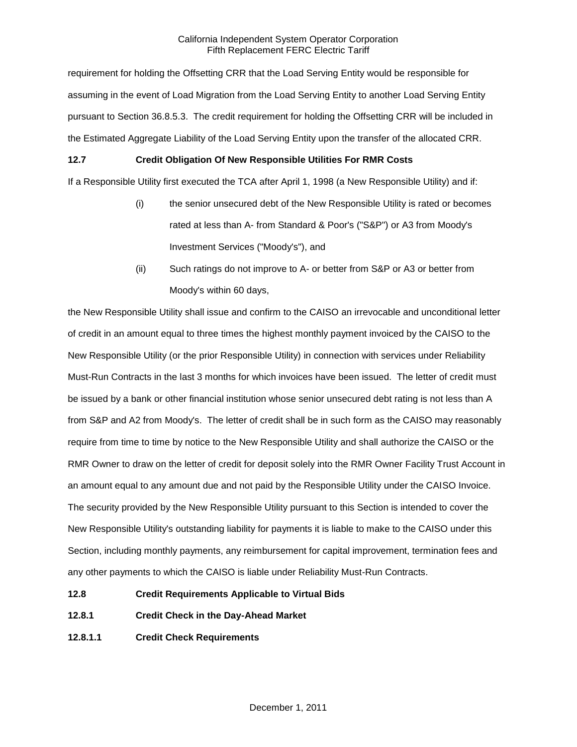requirement for holding the Offsetting CRR that the Load Serving Entity would be responsible for assuming in the event of Load Migration from the Load Serving Entity to another Load Serving Entity pursuant to Section 36.8.5.3. The credit requirement for holding the Offsetting CRR will be included in the Estimated Aggregate Liability of the Load Serving Entity upon the transfer of the allocated CRR.

**12.7 Credit Obligation Of New Responsible Utilities For RMR Costs**

If a Responsible Utility first executed the TCA after April 1, 1998 (a New Responsible Utility) and if:

(i) the senior unsecured debt of the New Responsible Utility is rated or becomes rated at less than A- from Standard & Poor's ("S&P") or A3 from Moody's Investment Services ("Moody's"), and

(ii) Such ratings do not improve to A- or better from S&P or A3 or better from Moody's within 60 days,

the New Responsible Utility shall issue and confirm to the CAISO an irrevocable and unconditional letter of credit in an amount equal to three times the highest monthly payment invoiced by the CAISO to the New Responsible Utility (or the prior Responsible Utility) in connection with services under Reliability Must-Run Contracts in the last 3 months for which invoices have been issued. The letter of credit must be issued by a bank or other financial institution whose senior unsecured debt rating is not less than A from S&P and A2 from Moody's. The letter of credit shall be in such form as the CAISO may reasonably require from time to time by notice to the New Responsible Utility and shall authorize the CAISO or the RMR Owner to draw on the letter of credit for deposit solely into the RMR Owner Facility Trust Account in an amount equal to any amount due and not paid by the Responsible Utility under the CAISO Invoice. The security provided by the New Responsible Utility pursuant to this Section is intended to cover the New Responsible Utility's outstanding liability for payments it is liable to make to the CAISO under this Section, including monthly payments, any reimbursement for capital improvement, termination fees and any other payments to which the CAISO is liable under Reliability Must-Run Contracts.

**12.8 Credit Requirements Applicable to Virtual Bids**

**12.8.1 Credit Check in the Day-Ahead Market**

**12.8.1.1 Credit Check Requirements**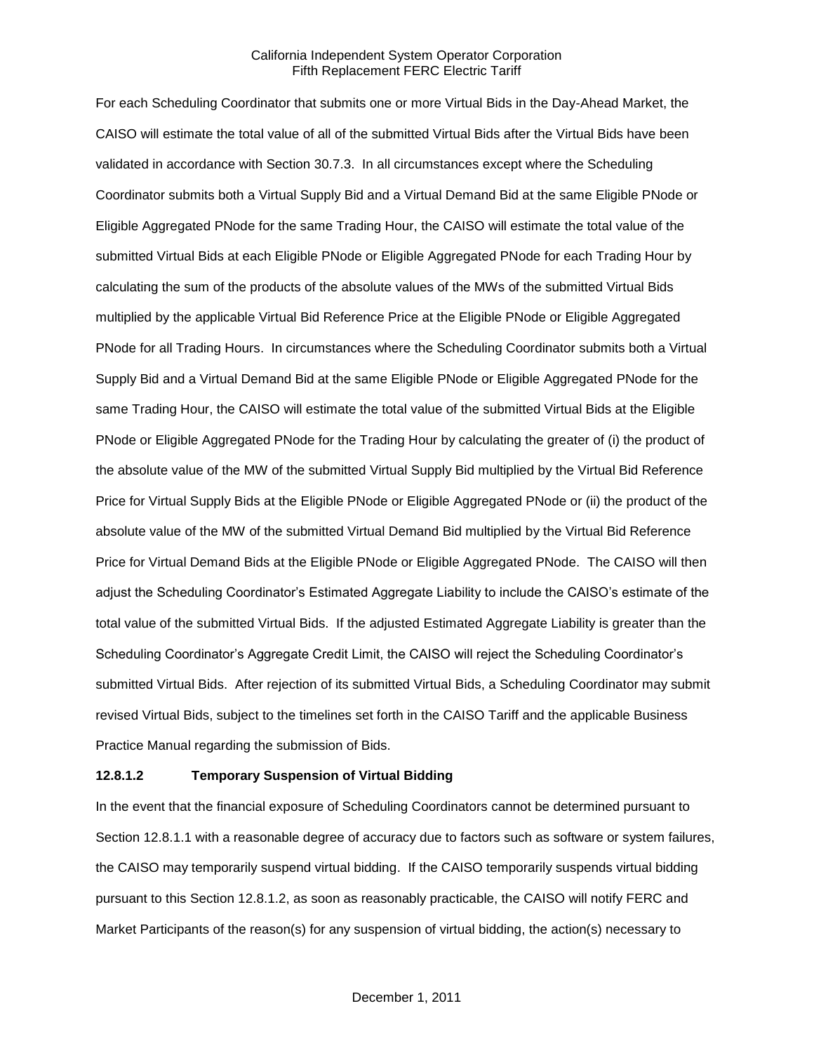For each Scheduling Coordinator that submits one or more Virtual Bids in the Day-Ahead Market, the CAISO will estimate the total value of all of the submitted Virtual Bids after the Virtual Bids have been validated in accordance with Section 30.7.3. In all circumstances except where the Scheduling Coordinator submits both a Virtual Supply Bid and a Virtual Demand Bid at the same Eligible PNode or Eligible Aggregated PNode for the same Trading Hour, the CAISO will estimate the total value of the submitted Virtual Bids at each Eligible PNode or Eligible Aggregated PNode for each Trading Hour by calculating the sum of the products of the absolute values of the MWs of the submitted Virtual Bids multiplied by the applicable Virtual Bid Reference Price at the Eligible PNode or Eligible Aggregated PNode for all Trading Hours. In circumstances where the Scheduling Coordinator submits both a Virtual Supply Bid and a Virtual Demand Bid at the same Eligible PNode or Eligible Aggregated PNode for the same Trading Hour, the CAISO will estimate the total value of the submitted Virtual Bids at the Eligible PNode or Eligible Aggregated PNode for the Trading Hour by calculating the greater of (i) the product of the absolute value of the MW of the submitted Virtual Supply Bid multiplied by the Virtual Bid Reference Price for Virtual Supply Bids at the Eligible PNode or Eligible Aggregated PNode or (ii) the product of the absolute value of the MW of the submitted Virtual Demand Bid multiplied by the Virtual Bid Reference Price for Virtual Demand Bids at the Eligible PNode or Eligible Aggregated PNode. The CAISO will then adjust the Scheduling Coordinator's Estimated Aggregate Liability to include the CAISO's estimate of the total value of the submitted Virtual Bids. If the adjusted Estimated Aggregate Liability is greater than the Scheduling Coordinator's Aggregate Credit Limit, the CAISO will reject the Scheduling Coordinator's submitted Virtual Bids. After rejection of its submitted Virtual Bids, a Scheduling Coordinator may submit revised Virtual Bids, subject to the timelines set forth in the CAISO Tariff and the applicable Business Practice Manual regarding the submission of Bids.

#### 12.8.1.2 Temporary Suspension of Virtual Bidding

In the event that the financial exposure of Scheduling Coordinators cannot be determined pursuant to Section 12.8.1.1 with a reasonable degree of accuracy due to factors such as software or system failures, the CAISO may temporarily suspend virtual bidding. If the CAISO temporarily suspends virtual bidding pursuant to this Section 12.8.1.2, as soon as reasonably practicable, the CAISO will notify FERC and Market Participants of the reason(s) for any suspension of virtual bidding, the action(s) necessary to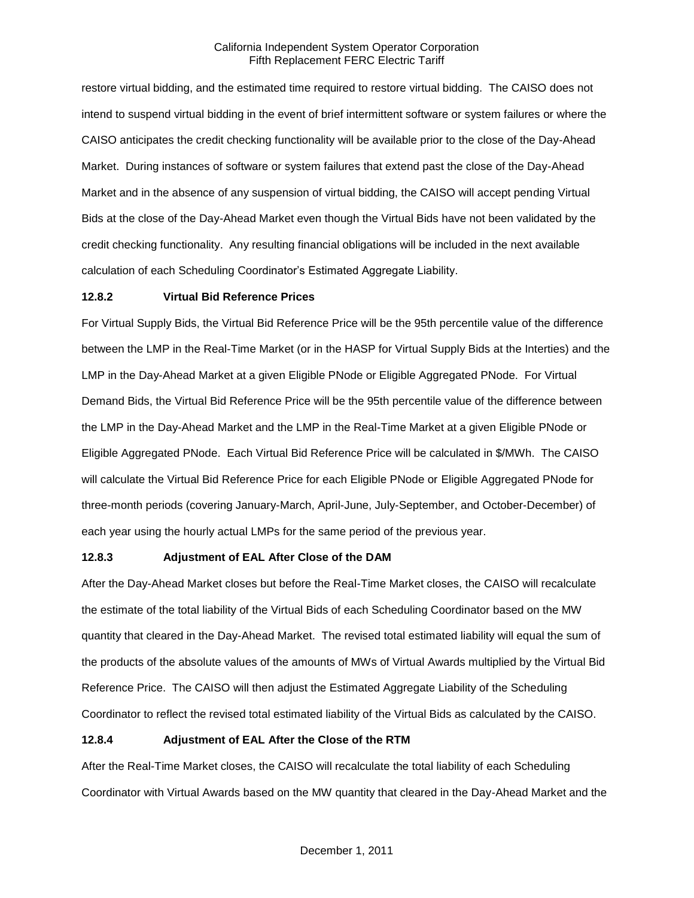restore virtual bidding, and the estimated time required to restore virtual bidding. The CAISO does not intend to suspend virtual bidding in the event of brief intermittent software or system failures or where the CAISO anticipates the credit checking functionality will be available prior to the close of the Day-Ahead Market. During instances of software or system failures that extend past the close of the Day-Ahead Market and in the absence of any suspension of virtual bidding, the CAISO will accept pending Virtual Bids at the close of the Day-Ahead Market even though the Virtual Bids have not been validated by the credit checking functionality. Any resulting financial obligations will be included in the next available calculation of each Scheduling Coordinator's Estimated Aggregate Liability.

**12.8.2 Virtual Bid Reference Prices**

For Virtual Supply Bids, the Virtual Bid Reference Price will be the 95th percentile value of the difference between the LMP in the Real-Time Market (or in the HASP for Virtual Supply Bids at the Interties) and the LMP in the Day-Ahead Market at a given Eligible PNode or Eligible Aggregated PNode. For Virtual Demand Bids, the Virtual Bid Reference Price will be the 95th percentile value of the difference between the LMP in the Day-Ahead Market and the LMP in the Real-Time Market at a given Eligible PNode or Eligible Aggregated PNode. Each Virtual Bid Reference Price will be calculated in $/MWh. The CAISO will calculate the Virtual Bid Reference Price for each Eligible PNode or Eligible Aggregated PNode for three-month periods (covering January-March, April-June, July-September, and October-December) of each year using the hourly actual LMPs for the same period of the previous year.

**12.8.3 Adjustment of EAL After Close of the DAM**

After the Day-Ahead Market closes but before the Real-Time Market closes, the CAISO will recalculate the estimate of the total liability of the Virtual Bids of each Scheduling Coordinator based on the MW quantity that cleared in the Day-Ahead Market. The revised total estimated liability will equal the sum of the products of the absolute values of the amounts of MWs of Virtual Awards multiplied by the Virtual Bid Reference Price. The CAISO will then adjust the Estimated Aggregate Liability of the Scheduling Coordinator to reflect the revised total estimated liability of the Virtual Bids as calculated by the CAISO.

**12.8.4 Adjustment of EAL After the Close of the RTM**

After the Real-Time Market closes, the CAISO will recalculate the total liability of each Scheduling Coordinator with Virtual Awards based on the MW quantity that cleared in the Day-Ahead Market and the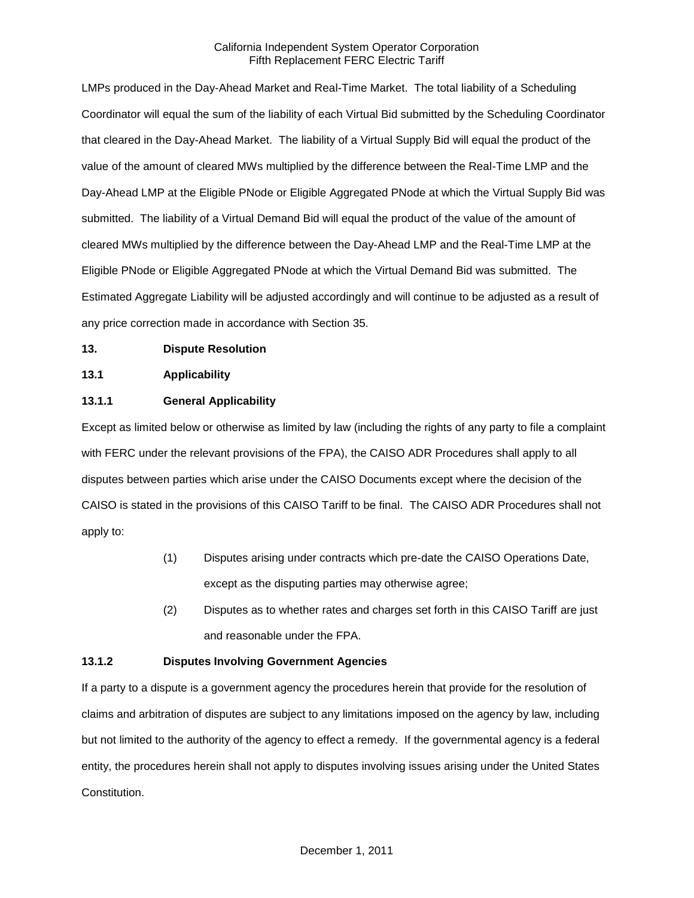LMPs produced in the Day-Ahead Market and Real-Time Market. The total liability of a Scheduling Coordinator will equal the sum of the liability of each Virtual Bid submitted by the Scheduling Coordinator that cleared in the Day-Ahead Market. The liability of a Virtual Supply Bid will equal the product of the value of the amount of cleared MWs multiplied by the difference between the Real-Time LMP and the Day-Ahead LMP at the Eligible PNode or Eligible Aggregated PNode at which the Virtual Supply Bid was submitted. The liability of a Virtual Demand Bid will equal the product of the value of the amount of cleared MWs multiplied by the difference between the Day-Ahead LMP and the Real-Time LMP at the Eligible PNode or Eligible Aggregated PNode at which the Virtual Demand Bid was submitted. The Estimated Aggregate Liability will be adjusted accordingly and will continue to be adjusted as a result of any price correction made in accordance with Section 35.

## 13. Dispute Resolution

### 13.1 Applicability

#### 13.1.1 General Applicability

Except as limited below or otherwise as limited by law (including the rights of any party to file a complaint with FERC under the relevant provisions of the FPA), the CAISO ADR Procedures shall apply to all disputes between parties which arise under the CAISO Documents except where the decision of the CAISO is stated in the provisions of this CAISO Tariff to be final. The CAISO ADR Procedures shall not apply to:

(1) Disputes arising under contracts which pre-date the CAISO Operations Date, except as the disputing parties may otherwise agree;

(2) Disputes as to whether rates and charges set forth in this CAISO Tariff are just and reasonable under the FPA.

#### 13.1.2 Disputes Involving Government Agencies

If a party to a dispute is a government agency the procedures herein that provide for the resolution of claims and arbitration of disputes are subject to any limitations imposed on the agency by law, including but not limited to the authority of the agency to effect a remedy. If the governmental agency is a federal entity, the procedures herein shall not apply to disputes involving issues arising under the United States Constitution.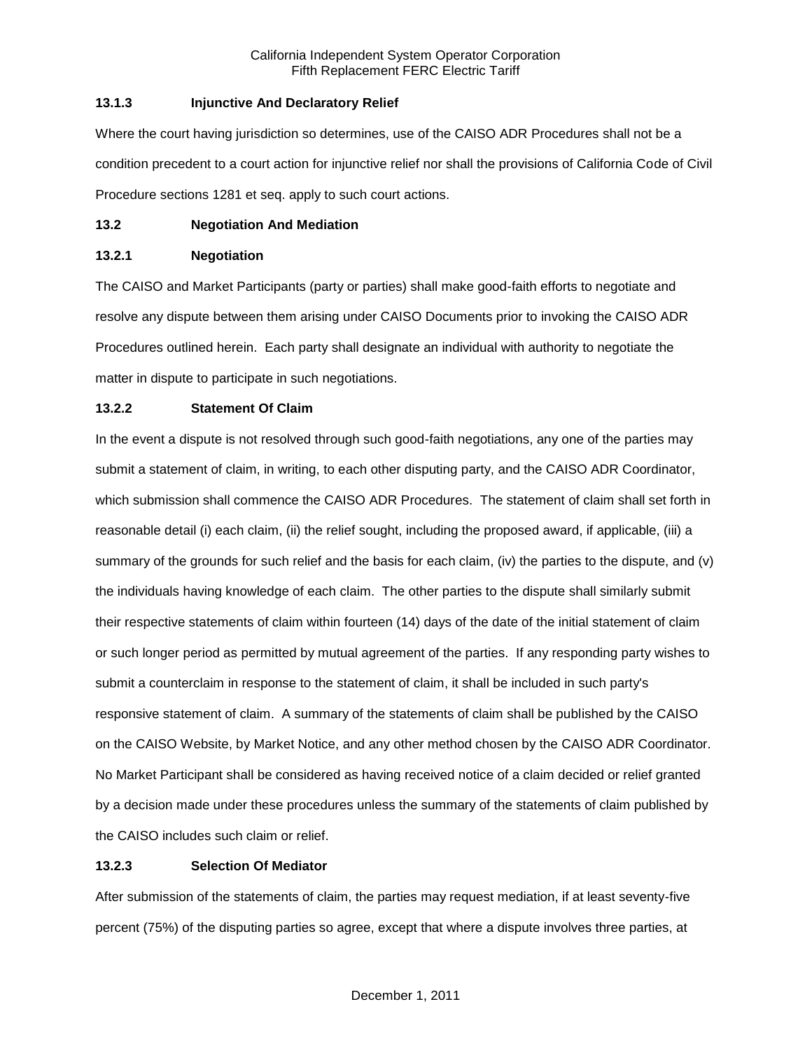### 13.1.3 Injunctive And Declaratory Relief

Where the court having jurisdiction so determines, use of the CAISO ADR Procedures shall not be a condition precedent to a court action for injunctive relief nor shall the provisions of California Code of Civil Procedure sections 1281 et seq. apply to such court actions.

## 13.2 Negotiation And Mediation

### 13.2.1 Negotiation

The CAISO and Market Participants (party or parties) shall make good-faith efforts to negotiate and resolve any dispute between them arising under CAISO Documents prior to invoking the CAISO ADR Procedures outlined herein. Each party shall designate an individual with authority to negotiate the matter in dispute to participate in such negotiations.

### 13.2.2 Statement Of Claim

In the event a dispute is not resolved through such good-faith negotiations, any one of the parties may submit a statement of claim, in writing, to each other disputing party, and the CAISO ADR Coordinator, which submission shall commence the CAISO ADR Procedures. The statement of claim shall set forth in reasonable detail (i) each claim, (ii) the relief sought, including the proposed award, if applicable, (iii) a summary of the grounds for such relief and the basis for each claim, (iv) the parties to the dispute, and (v) the individuals having knowledge of each claim. The other parties to the dispute shall similarly submit their respective statements of claim within fourteen (14) days of the date of the initial statement of claim or such longer period as permitted by mutual agreement of the parties. If any responding party wishes to submit a counterclaim in response to the statement of claim, it shall be included in such party's responsive statement of claim. A summary of the statements of claim shall be published by the CAISO on the CAISO Website, by Market Notice, and any other method chosen by the CAISO ADR Coordinator. No Market Participant shall be considered as having received notice of a claim decided or relief granted by a decision made under these procedures unless the summary of the statements of claim published by the CAISO includes such claim or relief.

### 13.2.3 Selection Of Mediator

After submission of the statements of claim, the parties may request mediation, if at least seventy-five percent (75%) of the disputing parties so agree, except that where a dispute involves three parties, at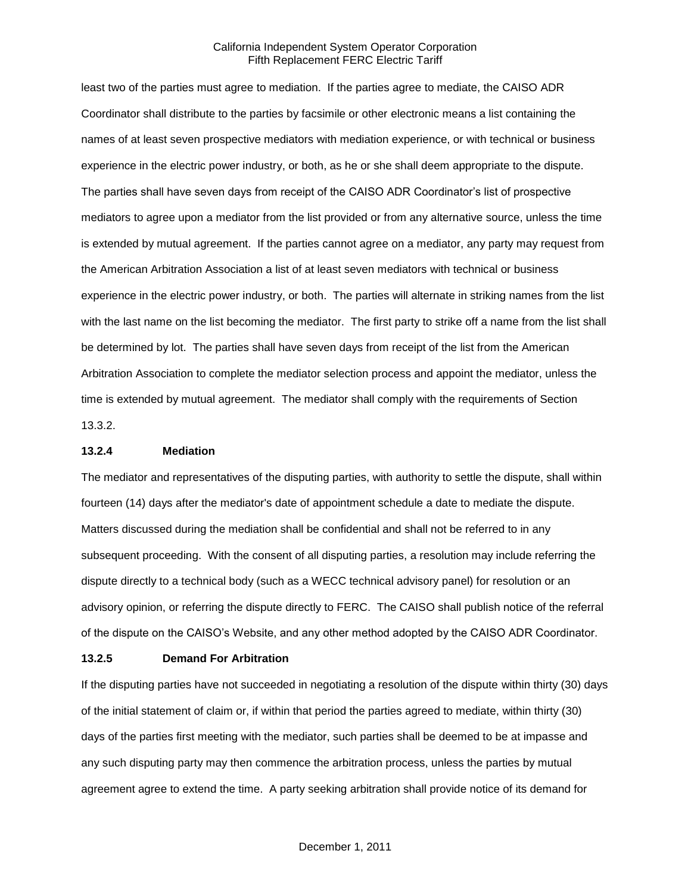least two of the parties must agree to mediation. If the parties agree to mediate, the CAISO ADR Coordinator shall distribute to the parties by facsimile or other electronic means a list containing the names of at least seven prospective mediators with mediation experience, or with technical or business experience in the electric power industry, or both, as he or she shall deem appropriate to the dispute. The parties shall have seven days from receipt of the CAISO ADR Coordinator's list of prospective mediators to agree upon a mediator from the list provided or from any alternative source, unless the time is extended by mutual agreement. If the parties cannot agree on a mediator, any party may request from the American Arbitration Association a list of at least seven mediators with technical or business experience in the electric power industry, or both. The parties will alternate in striking names from the list with the last name on the list becoming the mediator. The first party to strike off a name from the list shall be determined by lot. The parties shall have seven days from receipt of the list from the American Arbitration Association to complete the mediator selection process and appoint the mediator, unless the time is extended by mutual agreement. The mediator shall comply with the requirements of Section 13.3.2.

**13.2.4 Mediation**

The mediator and representatives of the disputing parties, with authority to settle the dispute, shall within fourteen (14) days after the mediator's date of appointment schedule a date to mediate the dispute. Matters discussed during the mediation shall be confidential and shall not be referred to in any subsequent proceeding. With the consent of all disputing parties, a resolution may include referring the dispute directly to a technical body (such as a WECC technical advisory panel) for resolution or an advisory opinion, or referring the dispute directly to FERC. The CAISO shall publish notice of the referral of the dispute on the CAISO's Website, and any other method adopted by the CAISO ADR Coordinator.

**13.2.5 Demand For Arbitration**

If the disputing parties have not succeeded in negotiating a resolution of the dispute within thirty (30) days of the initial statement of claim or, if within that period the parties agreed to mediate, within thirty (30) days of the parties first meeting with the mediator, such parties shall be deemed to be at impasse and any such disputing party may then commence the arbitration process, unless the parties by mutual agreement agree to extend the time. A party seeking arbitration shall provide notice of its demand for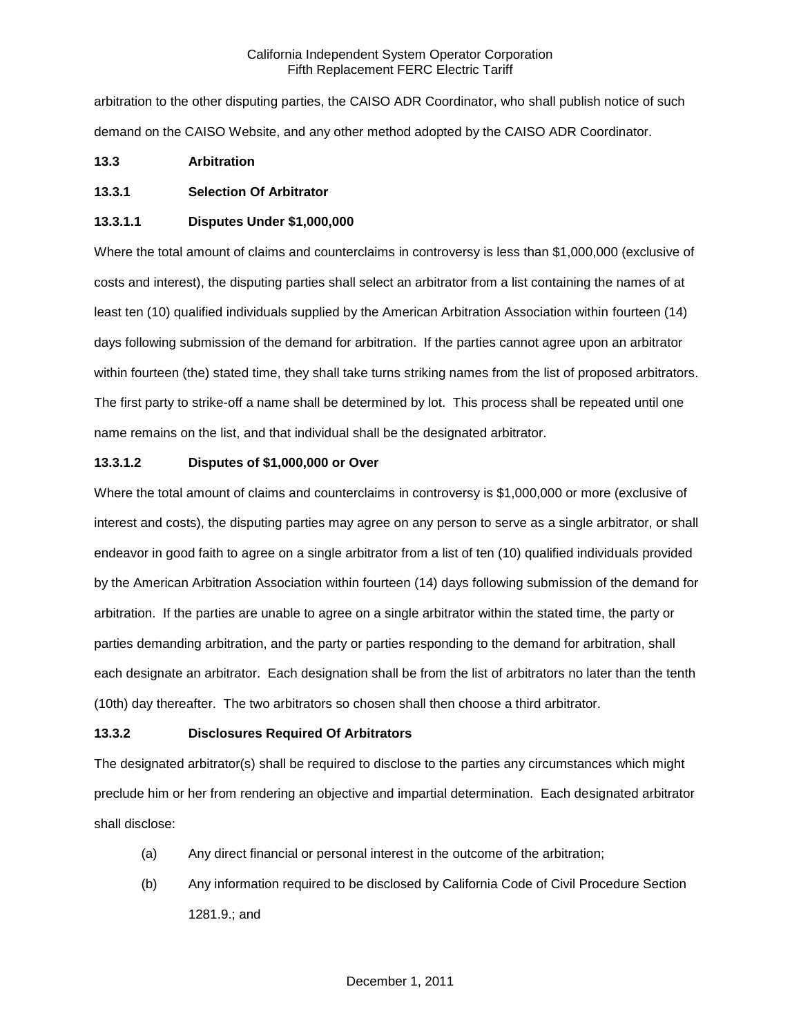arbitration to the other disputing parties, the CAISO ADR Coordinator, who shall publish notice of such demand on the CAISO Website, and any other method adopted by the CAISO ADR Coordinator.

**13.3 Arbitration**

**13.3.1 Selection Of Arbitrator**

**13.3.1.1 Disputes Under $1,000,000**

Where the total amount of claims and counterclaims in controversy is less than $1,000,000 (exclusive of costs and interest), the disputing parties shall select an arbitrator from a list containing the names of at least ten (10) qualified individuals supplied by the American Arbitration Association within fourteen (14) days following submission of the demand for arbitration. If the parties cannot agree upon an arbitrator within fourteen (the) stated time, they shall take turns striking names from the list of proposed arbitrators. The first party to strike-off a name shall be determined by lot. This process shall be repeated until one name remains on the list, and that individual shall be the designated arbitrator.

**13.3.1.2 Disputes of $1,000,000 or Over**

Where the total amount of claims and counterclaims in controversy is $1,000,000 or more (exclusive of interest and costs), the disputing parties may agree on any person to serve as a single arbitrator, or shall endeavor in good faith to agree on a single arbitrator from a list of ten (10) qualified individuals provided by the American Arbitration Association within fourteen (14) days following submission of the demand for arbitration. If the parties are unable to agree on a single arbitrator within the stated time, the party or parties demanding arbitration, and the party or parties responding to the demand for arbitration, shall each designate an arbitrator. Each designation shall be from the list of arbitrators no later than the tenth (10th) day thereafter. The two arbitrators so chosen shall then choose a third arbitrator.

**13.3.2 Disclosures Required Of Arbitrators**

The designated arbitrator(s) shall be required to disclose to the parties any circumstances which might preclude him or her from rendering an objective and impartial determination. Each designated arbitrator shall disclose:

(a) Any direct financial or personal interest in the outcome of the arbitration;

(b) Any information required to be disclosed by California Code of Civil Procedure Section 1281.9.; and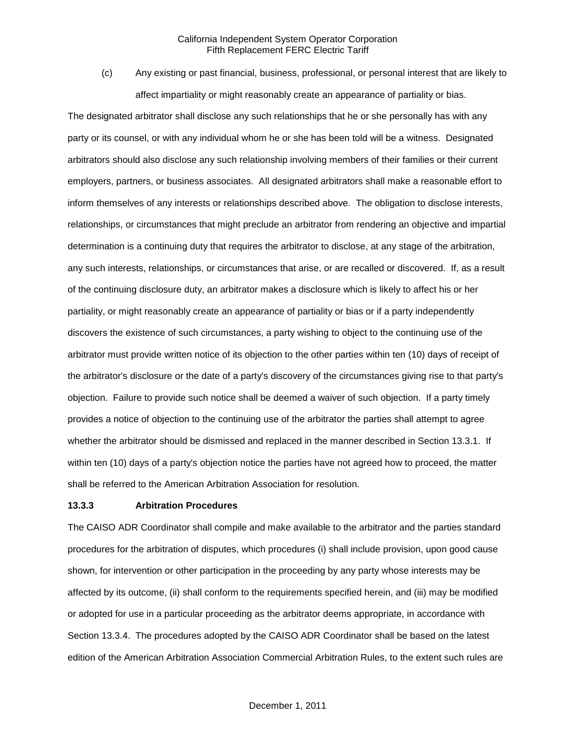(c) Any existing or past financial, business, professional, or personal interest that are likely to affect impartiality or might reasonably create an appearance of partiality or bias.

The designated arbitrator shall disclose any such relationships that he or she personally has with any party or its counsel, or with any individual whom he or she has been told will be a witness. Designated arbitrators should also disclose any such relationship involving members of their families or their current employers, partners, or business associates. All designated arbitrators shall make a reasonable effort to inform themselves of any interests or relationships described above. The obligation to disclose interests, relationships, or circumstances that might preclude an arbitrator from rendering an objective and impartial determination is a continuing duty that requires the arbitrator to disclose, at any stage of the arbitration, any such interests, relationships, or circumstances that arise, or are recalled or discovered. If, as a result of the continuing disclosure duty, an arbitrator makes a disclosure which is likely to affect his or her partiality, or might reasonably create an appearance of partiality or bias or if a party independently discovers the existence of such circumstances, a party wishing to object to the continuing use of the arbitrator must provide written notice of its objection to the other parties within ten (10) days of receipt of the arbitrator's disclosure or the date of a party's discovery of the circumstances giving rise to that party's objection. Failure to provide such notice shall be deemed a waiver of such objection. If a party timely provides a notice of objection to the continuing use of the arbitrator the parties shall attempt to agree whether the arbitrator should be dismissed and replaced in the manner described in Section 13.3.1. If within ten (10) days of a party's objection notice the parties have not agreed how to proceed, the matter shall be referred to the American Arbitration Association for resolution.

**13.3.3 Arbitration Procedures**

The CAISO ADR Coordinator shall compile and make available to the arbitrator and the parties standard procedures for the arbitration of disputes, which procedures (i) shall include provision, upon good cause shown, for intervention or other participation in the proceeding by any party whose interests may be affected by its outcome, (ii) shall conform to the requirements specified herein, and (iii) may be modified or adopted for use in a particular proceeding as the arbitrator deems appropriate, in accordance with Section 13.3.4. The procedures adopted by the CAISO ADR Coordinator shall be based on the latest edition of the American Arbitration Association Commercial Arbitration Rules, to the extent such rules are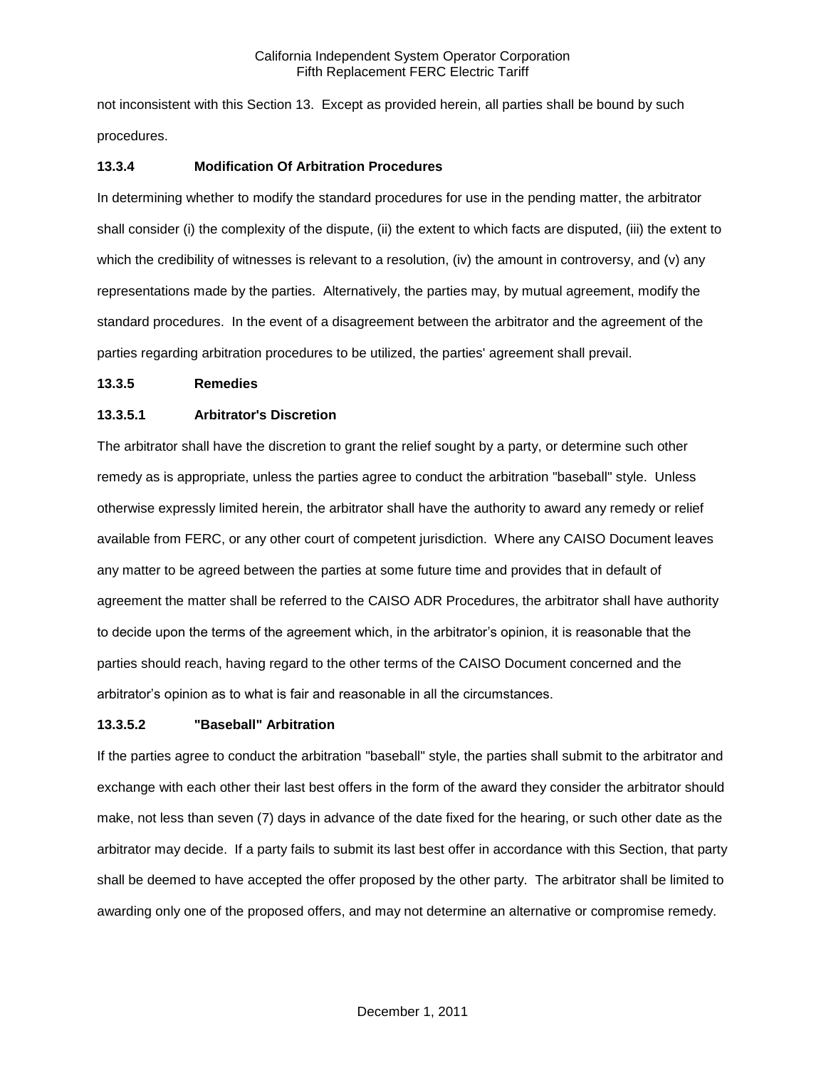not inconsistent with this Section 13. Except as provided herein, all parties shall be bound by such procedures.

**13.3.4 Modification Of Arbitration Procedures**

In determining whether to modify the standard procedures for use in the pending matter, the arbitrator shall consider (i) the complexity of the dispute, (ii) the extent to which facts are disputed, (iii) the extent to which the credibility of witnesses is relevant to a resolution, (iv) the amount in controversy, and (v) any representations made by the parties. Alternatively, the parties may, by mutual agreement, modify the standard procedures. In the event of a disagreement between the arbitrator and the agreement of the parties regarding arbitration procedures to be utilized, the parties' agreement shall prevail.

**13.3.5 Remedies**

**13.3.5.1 Arbitrator's Discretion**

The arbitrator shall have the discretion to grant the relief sought by a party, or determine such other remedy as is appropriate, unless the parties agree to conduct the arbitration "baseball" style. Unless otherwise expressly limited herein, the arbitrator shall have the authority to award any remedy or relief available from FERC, or any other court of competent jurisdiction. Where any CAISO Document leaves any matter to be agreed between the parties at some future time and provides that in default of agreement the matter shall be referred to the CAISO ADR Procedures, the arbitrator shall have authority to decide upon the terms of the agreement which, in the arbitrator's opinion, it is reasonable that the parties should reach, having regard to the other terms of the CAISO Document concerned and the arbitrator's opinion as to what is fair and reasonable in all the circumstances.

**13.3.5.2 "Baseball" Arbitration**

If the parties agree to conduct the arbitration "baseball" style, the parties shall submit to the arbitrator and exchange with each other their last best offers in the form of the award they consider the arbitrator should make, not less than seven (7) days in advance of the date fixed for the hearing, or such other date as the arbitrator may decide. If a party fails to submit its last best offer in accordance with this Section, that party shall be deemed to have accepted the offer proposed by the other party. The arbitrator shall be limited to awarding only one of the proposed offers, and may not determine an alternative or compromise remedy.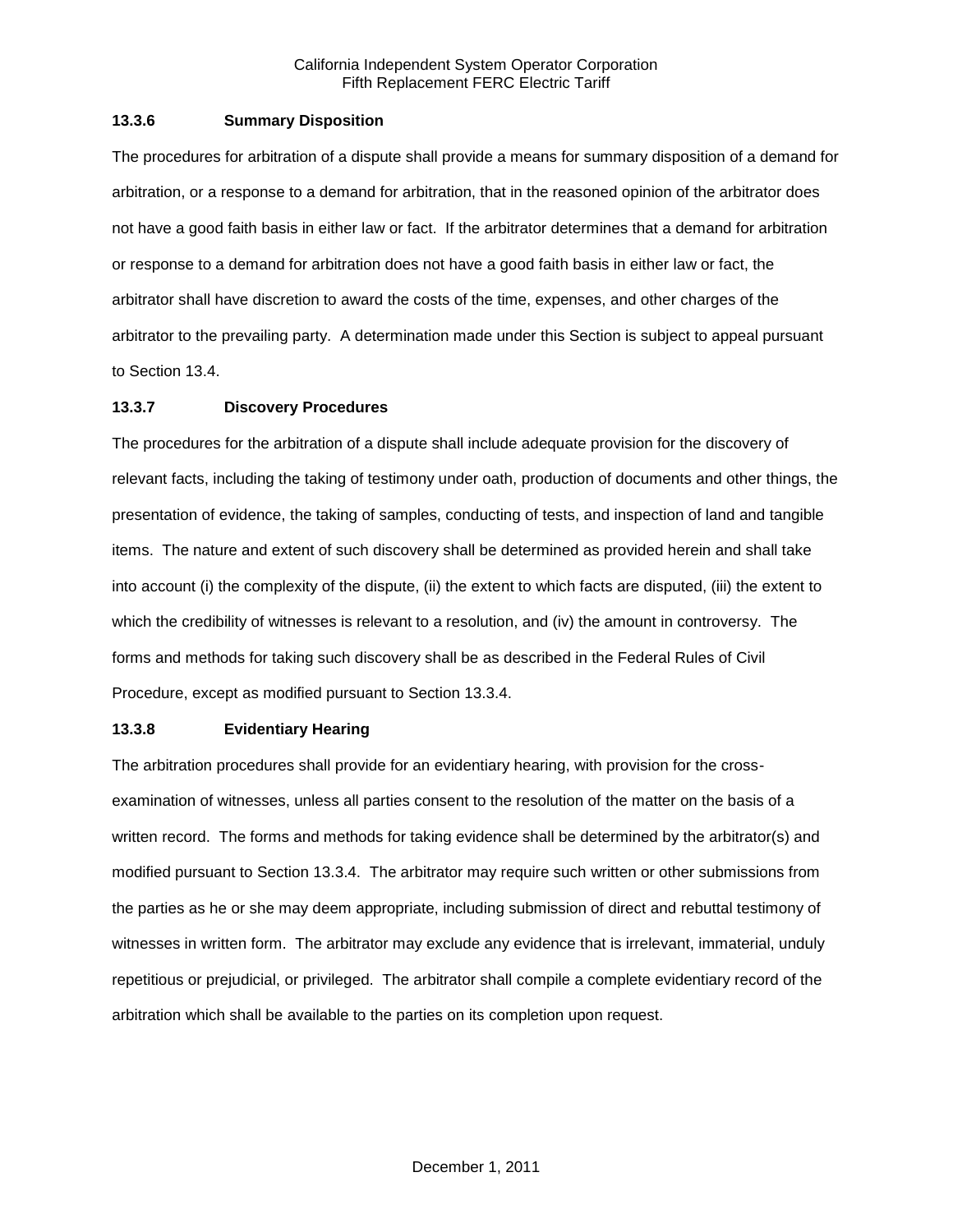### 13.3.6 Summary Disposition

The procedures for arbitration of a dispute shall provide a means for summary disposition of a demand for arbitration, or a response to a demand for arbitration, that in the reasoned opinion of the arbitrator does not have a good faith basis in either law or fact. If the arbitrator determines that a demand for arbitration or response to a demand for arbitration does not have a good faith basis in either law or fact, the arbitrator shall have discretion to award the costs of the time, expenses, and other charges of the arbitrator to the prevailing party. A determination made under this Section is subject to appeal pursuant to Section 13.4.

### 13.3.7 Discovery Procedures

The procedures for the arbitration of a dispute shall include adequate provision for the discovery of relevant facts, including the taking of testimony under oath, production of documents and other things, the presentation of evidence, the taking of samples, conducting of tests, and inspection of land and tangible items. The nature and extent of such discovery shall be determined as provided herein and shall take into account (i) the complexity of the dispute, (ii) the extent to which facts are disputed, (iii) the extent to which the credibility of witnesses is relevant to a resolution, and (iv) the amount in controversy. The forms and methods for taking such discovery shall be as described in the Federal Rules of Civil Procedure, except as modified pursuant to Section 13.3.4.

### 13.3.8 Evidentiary Hearing

The arbitration procedures shall provide for an evidentiary hearing, with provision for the cross-examination of witnesses, unless all parties consent to the resolution of the matter on the basis of a written record. The forms and methods for taking evidence shall be determined by the arbitrator(s) and modified pursuant to Section 13.3.4. The arbitrator may require such written or other submissions from the parties as he or she may deem appropriate, including submission of direct and rebuttal testimony of witnesses in written form. The arbitrator may exclude any evidence that is irrelevant, immaterial, unduly repetitious or prejudicial, or privileged. The arbitrator shall compile a complete evidentiary record of the arbitration which shall be available to the parties on its completion upon request.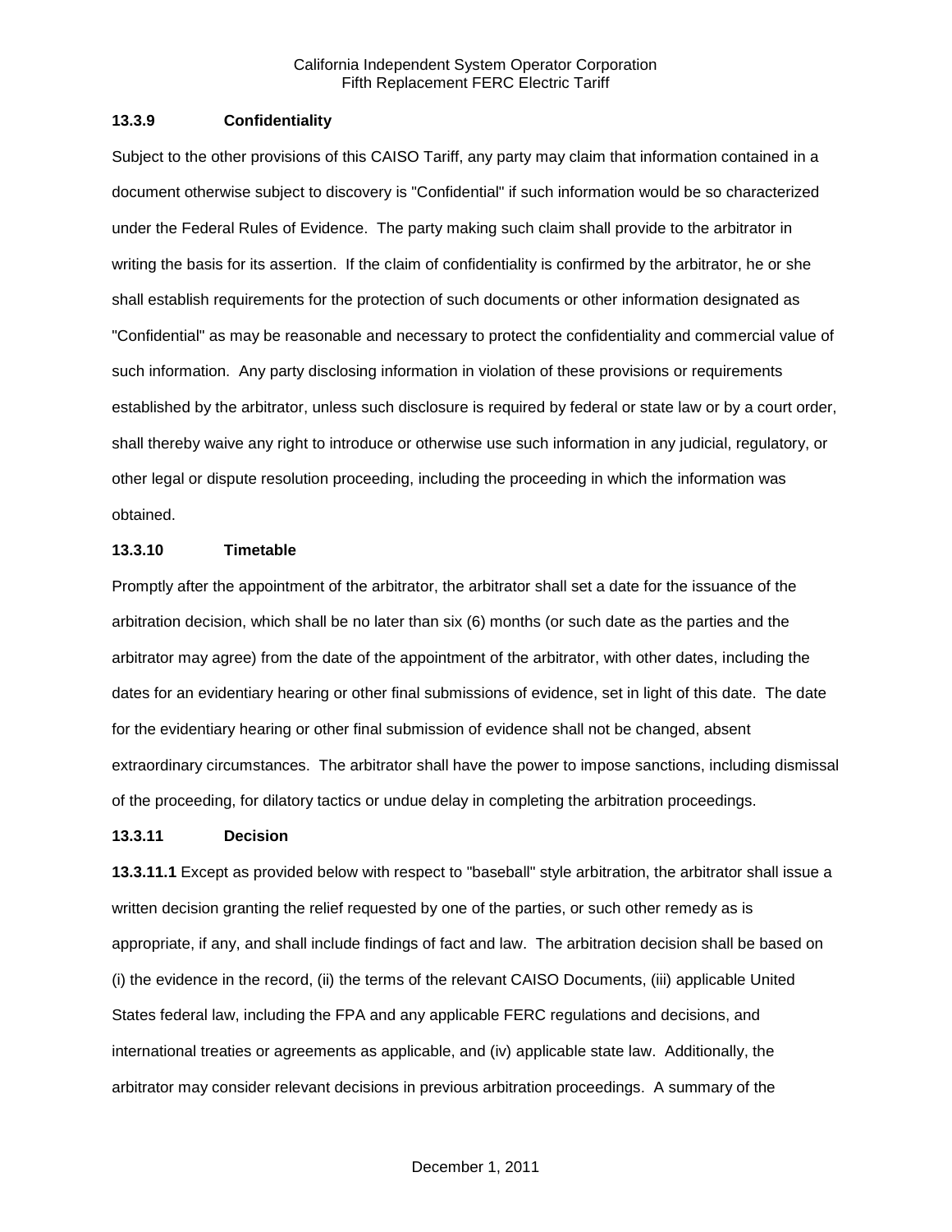### 13.3.9 Confidentiality

Subject to the other provisions of this CAISO Tariff, any party may claim that information contained in a document otherwise subject to discovery is "Confidential" if such information would be so characterized under the Federal Rules of Evidence. The party making such claim shall provide to the arbitrator in writing the basis for its assertion. If the claim of confidentiality is confirmed by the arbitrator, he or she shall establish requirements for the protection of such documents or other information designated as "Confidential" as may be reasonable and necessary to protect the confidentiality and commercial value of such information. Any party disclosing information in violation of these provisions or requirements established by the arbitrator, unless such disclosure is required by federal or state law or by a court order, shall thereby waive any right to introduce or otherwise use such information in any judicial, regulatory, or other legal or dispute resolution proceeding, including the proceeding in which the information was obtained.

### 13.3.10 Timetable

Promptly after the appointment of the arbitrator, the arbitrator shall set a date for the issuance of the arbitration decision, which shall be no later than six (6) months (or such date as the parties and the arbitrator may agree) from the date of the appointment of the arbitrator, with other dates, including the dates for an evidentiary hearing or other final submissions of evidence, set in light of this date. The date for the evidentiary hearing or other final submission of evidence shall not be changed, absent extraordinary circumstances. The arbitrator shall have the power to impose sanctions, including dismissal of the proceeding, for dilatory tactics or undue delay in completing the arbitration proceedings.

### 13.3.11 Decision

**13.3.11.1** Except as provided below with respect to "baseball" style arbitration, the arbitrator shall issue a written decision granting the relief requested by one of the parties, or such other remedy as is appropriate, if any, and shall include findings of fact and law. The arbitration decision shall be based on (i) the evidence in the record, (ii) the terms of the relevant CAISO Documents, (iii) applicable United States federal law, including the FPA and any applicable FERC regulations and decisions, and international treaties or agreements as applicable, and (iv) applicable state law. Additionally, the arbitrator may consider relevant decisions in previous arbitration proceedings. A summary of the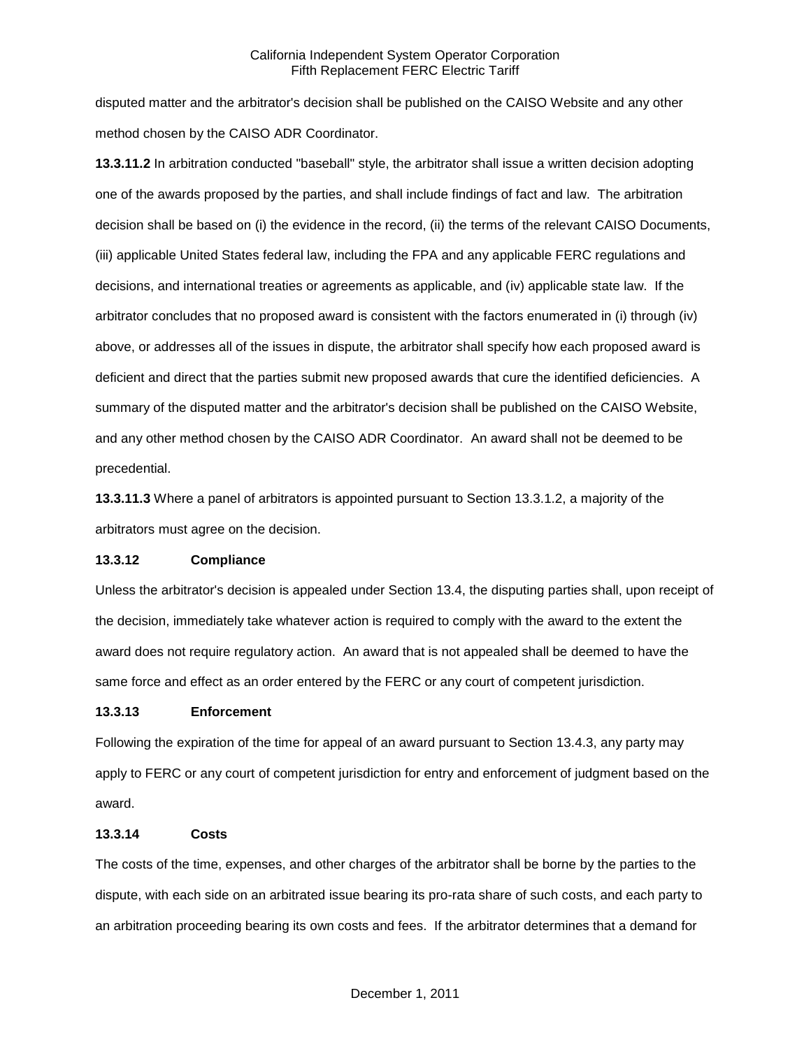disputed matter and the arbitrator's decision shall be published on the CAISO Website and any other method chosen by the CAISO ADR Coordinator.

**13.3.11.2** In arbitration conducted "baseball" style, the arbitrator shall issue a written decision adopting one of the awards proposed by the parties, and shall include findings of fact and law. The arbitration decision shall be based on (i) the evidence in the record, (ii) the terms of the relevant CAISO Documents, (iii) applicable United States federal law, including the FPA and any applicable FERC regulations and decisions, and international treaties or agreements as applicable, and (iv) applicable state law. If the arbitrator concludes that no proposed award is consistent with the factors enumerated in (i) through (iv) above, or addresses all of the issues in dispute, the arbitrator shall specify how each proposed award is deficient and direct that the parties submit new proposed awards that cure the identified deficiencies. A summary of the disputed matter and the arbitrator's decision shall be published on the CAISO Website, and any other method chosen by the CAISO ADR Coordinator. An award shall not be deemed to be precedential.

**13.3.11.3** Where a panel of arbitrators is appointed pursuant to Section 13.3.1.2, a majority of the arbitrators must agree on the decision.

**13.3.12 Compliance**

Unless the arbitrator's decision is appealed under Section 13.4, the disputing parties shall, upon receipt of the decision, immediately take whatever action is required to comply with the award to the extent the award does not require regulatory action. An award that is not appealed shall be deemed to have the same force and effect as an order entered by the FERC or any court of competent jurisdiction.

**13.3.13 Enforcement**

Following the expiration of the time for appeal of an award pursuant to Section 13.4.3, any party may apply to FERC or any court of competent jurisdiction for entry and enforcement of judgment based on the award.

**13.3.14 Costs**

The costs of the time, expenses, and other charges of the arbitrator shall be borne by the parties to the dispute, with each side on an arbitrated issue bearing its pro-rata share of such costs, and each party to an arbitration proceeding bearing its own costs and fees. If the arbitrator determines that a demand for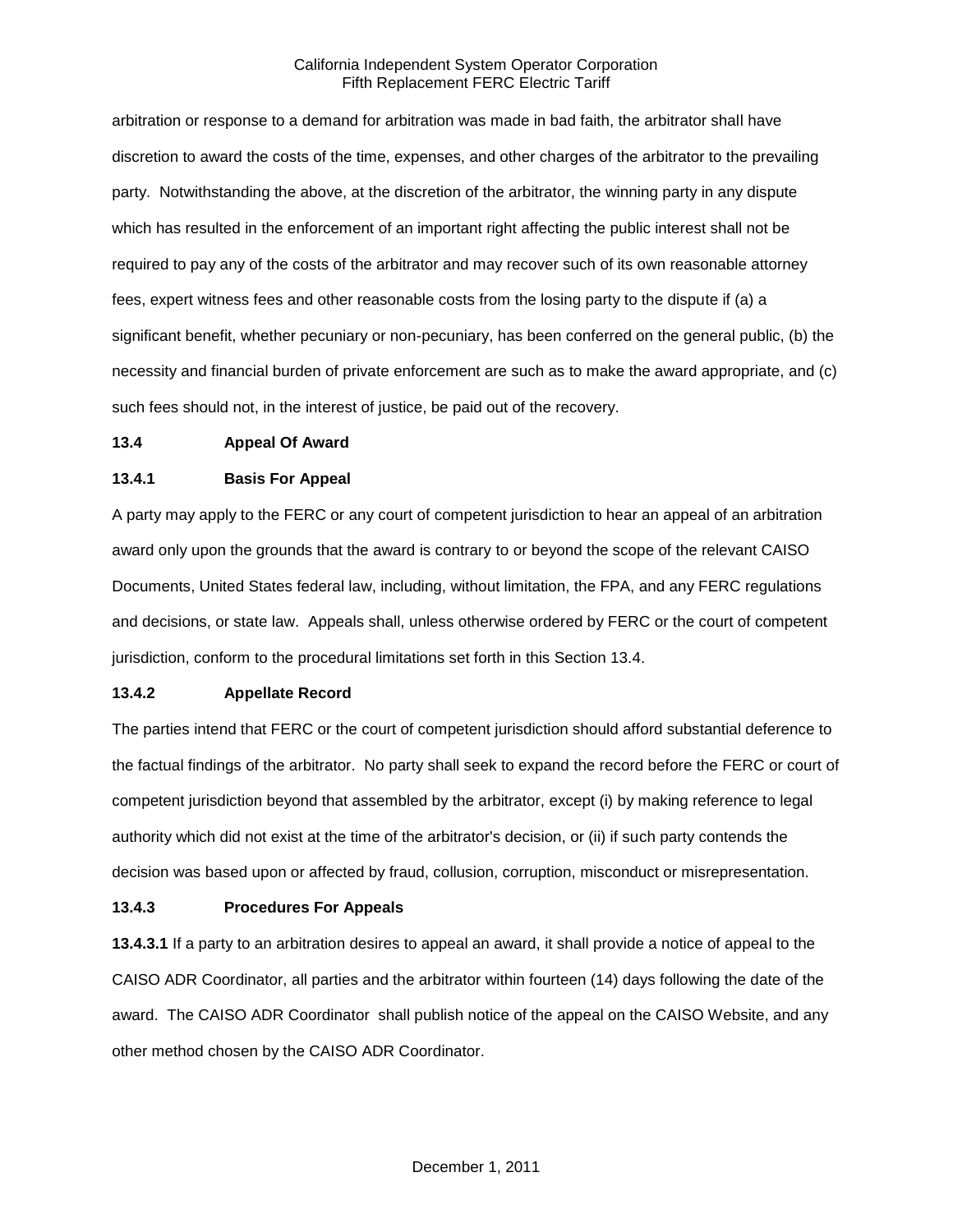arbitration or response to a demand for arbitration was made in bad faith, the arbitrator shall have discretion to award the costs of the time, expenses, and other charges of the arbitrator to the prevailing party. Notwithstanding the above, at the discretion of the arbitrator, the winning party in any dispute which has resulted in the enforcement of an important right affecting the public interest shall not be required to pay any of the costs of the arbitrator and may recover such of its own reasonable attorney fees, expert witness fees and other reasonable costs from the losing party to the dispute if (a) a significant benefit, whether pecuniary or non-pecuniary, has been conferred on the general public, (b) the necessity and financial burden of private enforcement are such as to make the award appropriate, and (c) such fees should not, in the interest of justice, be paid out of the recovery.

**13.4 Appeal Of Award**

**13.4.1 Basis For Appeal**

A party may apply to the FERC or any court of competent jurisdiction to hear an appeal of an arbitration award only upon the grounds that the award is contrary to or beyond the scope of the relevant CAISO Documents, United States federal law, including, without limitation, the FPA, and any FERC regulations and decisions, or state law. Appeals shall, unless otherwise ordered by FERC or the court of competent jurisdiction, conform to the procedural limitations set forth in this Section 13.4.

**13.4.2 Appellate Record**

The parties intend that FERC or the court of competent jurisdiction should afford substantial deference to the factual findings of the arbitrator. No party shall seek to expand the record before the FERC or court of competent jurisdiction beyond that assembled by the arbitrator, except (i) by making reference to legal authority which did not exist at the time of the arbitrator's decision, or (ii) if such party contends the decision was based upon or affected by fraud, collusion, corruption, misconduct or misrepresentation.

**13.4.3 Procedures For Appeals**

**13.4.3.1** If a party to an arbitration desires to appeal an award, it shall provide a notice of appeal to the CAISO ADR Coordinator, all parties and the arbitrator within fourteen (14) days following the date of the award. The CAISO ADR Coordinator shall publish notice of the appeal on the CAISO Website, and any other method chosen by the CAISO ADR Coordinator.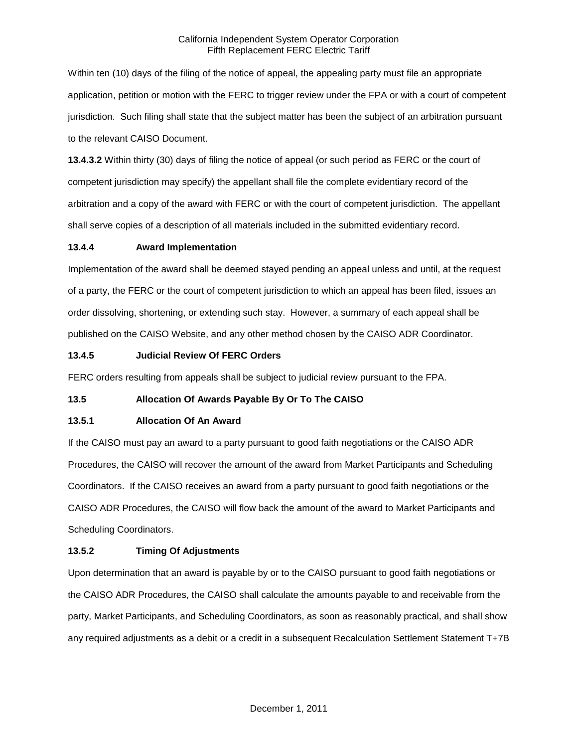Within ten (10) days of the filing of the notice of appeal, the appealing party must file an appropriate application, petition or motion with the FERC to trigger review under the FPA or with a court of competent jurisdiction. Such filing shall state that the subject matter has been the subject of an arbitration pursuant to the relevant CAISO Document.

**13.4.3.2** Within thirty (30) days of filing the notice of appeal (or such period as FERC or the court of competent jurisdiction may specify) the appellant shall file the complete evidentiary record of the arbitration and a copy of the award with FERC or with the court of competent jurisdiction. The appellant shall serve copies of a description of all materials included in the submitted evidentiary record.

**13.4.4 Award Implementation**

Implementation of the award shall be deemed stayed pending an appeal unless and until, at the request of a party, the FERC or the court of competent jurisdiction to which an appeal has been filed, issues an order dissolving, shortening, or extending such stay. However, a summary of each appeal shall be published on the CAISO Website, and any other method chosen by the CAISO ADR Coordinator.

**13.4.5 Judicial Review Of FERC Orders**

FERC orders resulting from appeals shall be subject to judicial review pursuant to the FPA.

**13.5 Allocation Of Awards Payable By Or To The CAISO**

**13.5.1 Allocation Of An Award**

If the CAISO must pay an award to a party pursuant to good faith negotiations or the CAISO ADR Procedures, the CAISO will recover the amount of the award from Market Participants and Scheduling Coordinators. If the CAISO receives an award from a party pursuant to good faith negotiations or the CAISO ADR Procedures, the CAISO will flow back the amount of the award to Market Participants and Scheduling Coordinators.

**13.5.2 Timing Of Adjustments**

Upon determination that an award is payable by or to the CAISO pursuant to good faith negotiations or the CAISO ADR Procedures, the CAISO shall calculate the amounts payable to and receivable from the party, Market Participants, and Scheduling Coordinators, as soon as reasonably practical, and shall show any required adjustments as a debit or a credit in a subsequent Recalculation Settlement Statement T+7B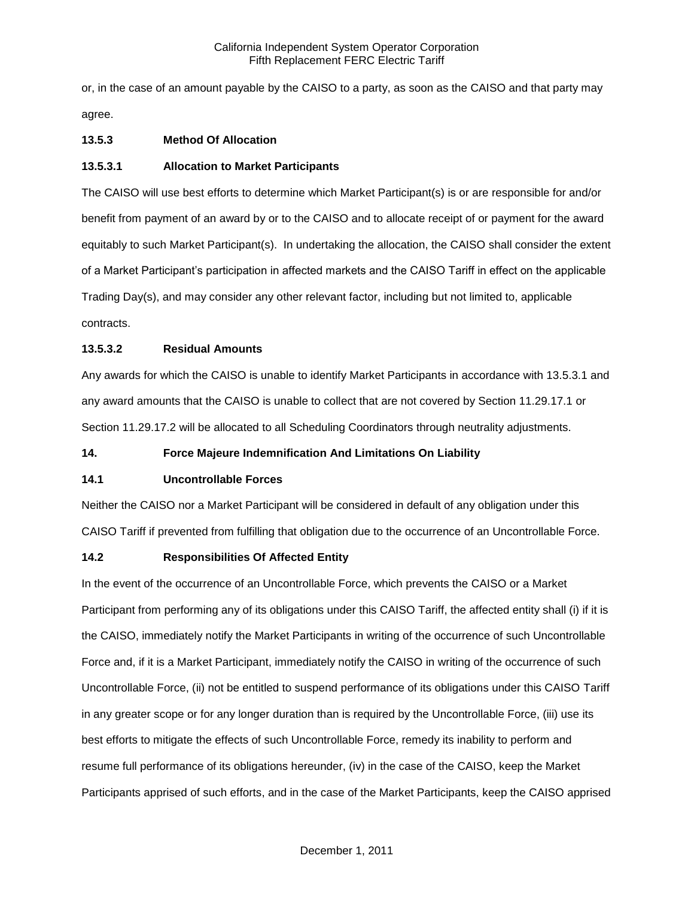or, in the case of an amount payable by the CAISO to a party, as soon as the CAISO and that party may agree.

**13.5.3 Method Of Allocation**

**13.5.3.1 Allocation to Market Participants**

The CAISO will use best efforts to determine which Market Participant(s) is or are responsible for and/or benefit from payment of an award by or to the CAISO and to allocate receipt of or payment for the award equitably to such Market Participant(s). In undertaking the allocation, the CAISO shall consider the extent of a Market Participant's participation in affected markets and the CAISO Tariff in effect on the applicable Trading Day(s), and may consider any other relevant factor, including but not limited to, applicable contracts.

**13.5.3.2 Residual Amounts**

Any awards for which the CAISO is unable to identify Market Participants in accordance with 13.5.3.1 and any award amounts that the CAISO is unable to collect that are not covered by Section 11.29.17.1 or Section 11.29.17.2 will be allocated to all Scheduling Coordinators through neutrality adjustments.

**14. Force Majeure Indemnification And Limitations On Liability**

**14.1 Uncontrollable Forces**

Neither the CAISO nor a Market Participant will be considered in default of any obligation under this CAISO Tariff if prevented from fulfilling that obligation due to the occurrence of an Uncontrollable Force.

**14.2 Responsibilities Of Affected Entity**

In the event of the occurrence of an Uncontrollable Force, which prevents the CAISO or a Market Participant from performing any of its obligations under this CAISO Tariff, the affected entity shall (i) if it is the CAISO, immediately notify the Market Participants in writing of the occurrence of such Uncontrollable Force and, if it is a Market Participant, immediately notify the CAISO in writing of the occurrence of such Uncontrollable Force, (ii) not be entitled to suspend performance of its obligations under this CAISO Tariff in any greater scope or for any longer duration than is required by the Uncontrollable Force, (iii) use its best efforts to mitigate the effects of such Uncontrollable Force, remedy its inability to perform and resume full performance of its obligations hereunder, (iv) in the case of the CAISO, keep the Market Participants apprised of such efforts, and in the case of the Market Participants, keep the CAISO apprised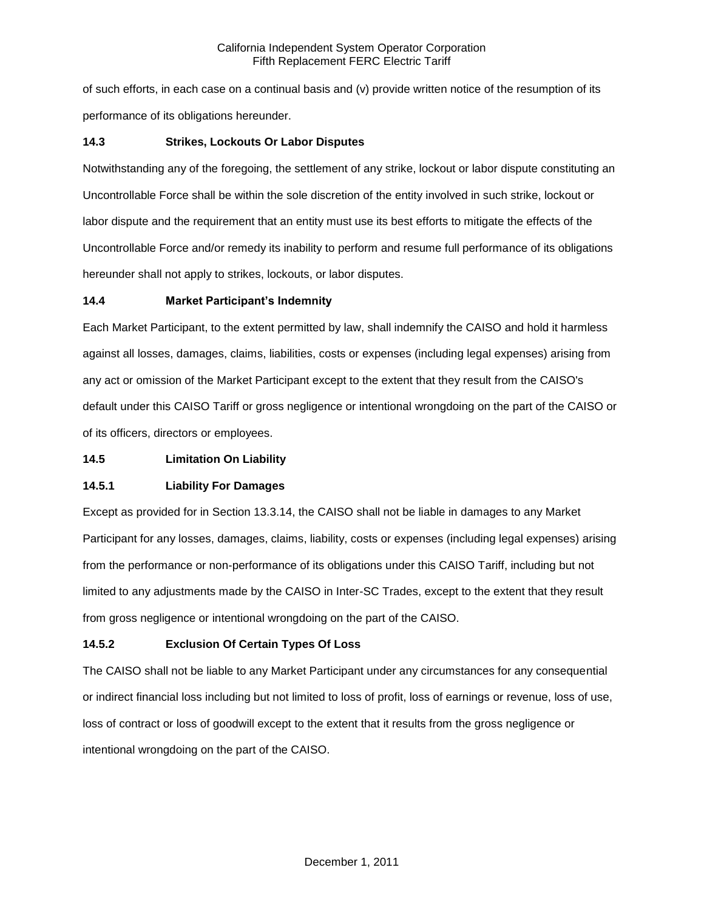of such efforts, in each case on a continual basis and (v) provide written notice of the resumption of its performance of its obligations hereunder.

### 14.3 Strikes, Lockouts Or Labor Disputes

Notwithstanding any of the foregoing, the settlement of any strike, lockout or labor dispute constituting an Uncontrollable Force shall be within the sole discretion of the entity involved in such strike, lockout or labor dispute and the requirement that an entity must use its best efforts to mitigate the effects of the Uncontrollable Force and/or remedy its inability to perform and resume full performance of its obligations hereunder shall not apply to strikes, lockouts, or labor disputes.

### 14.4 Market Participant's Indemnity

Each Market Participant, to the extent permitted by law, shall indemnify the CAISO and hold it harmless against all losses, damages, claims, liabilities, costs or expenses (including legal expenses) arising from any act or omission of the Market Participant except to the extent that they result from the CAISO's default under this CAISO Tariff or gross negligence or intentional wrongdoing on the part of the CAISO or of its officers, directors or employees.

### 14.5 Limitation On Liability

#### 14.5.1 Liability For Damages

Except as provided for in Section 13.3.14, the CAISO shall not be liable in damages to any Market Participant for any losses, damages, claims, liability, costs or expenses (including legal expenses) arising from the performance or non-performance of its obligations under this CAISO Tariff, including but not limited to any adjustments made by the CAISO in Inter-SC Trades, except to the extent that they result from gross negligence or intentional wrongdoing on the part of the CAISO.

#### 14.5.2 Exclusion Of Certain Types Of Loss

The CAISO shall not be liable to any Market Participant under any circumstances for any consequential or indirect financial loss including but not limited to loss of profit, loss of earnings or revenue, loss of use, loss of contract or loss of goodwill except to the extent that it results from the gross negligence or intentional wrongdoing on the part of the CAISO.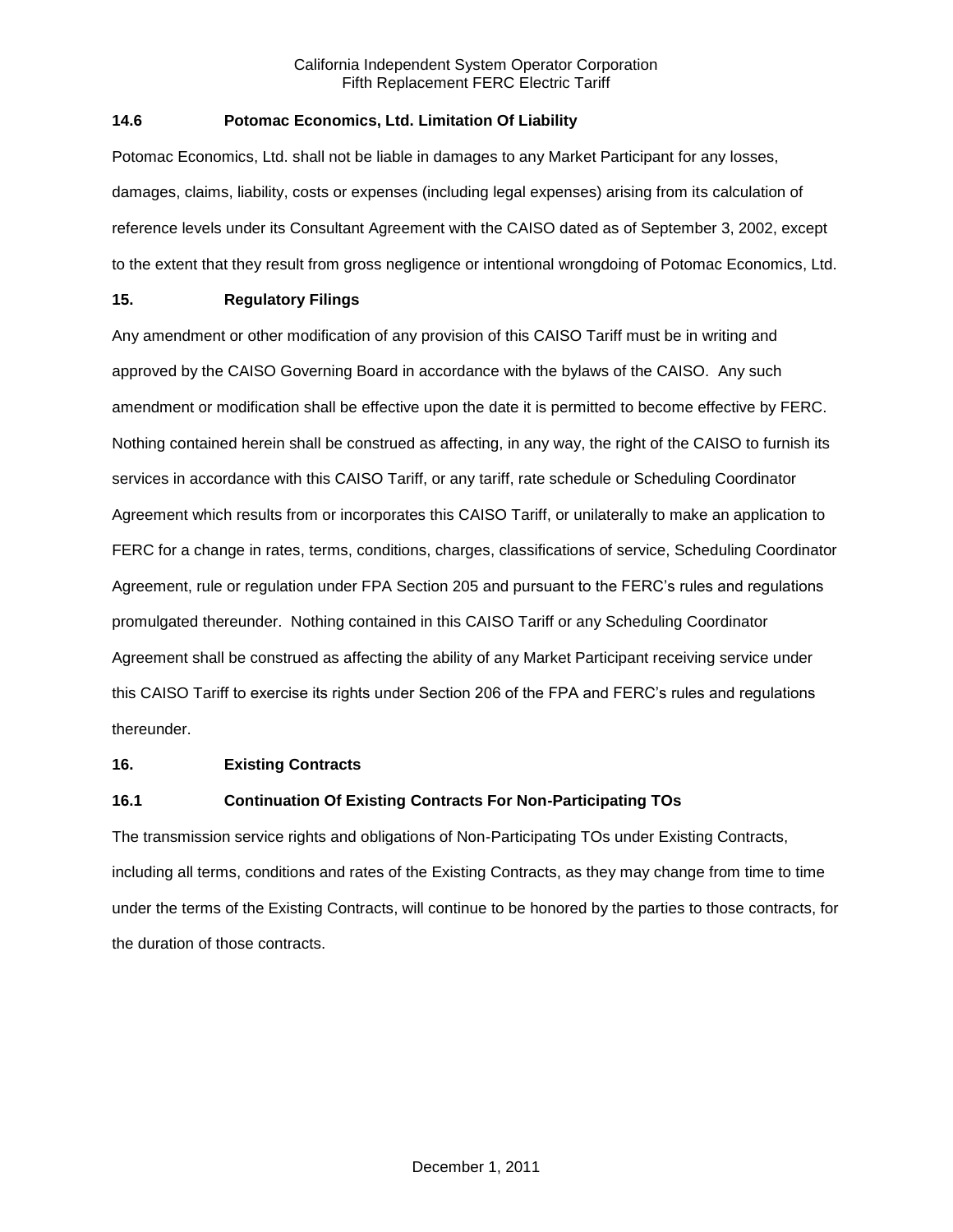### 14.6 Potomac Economics, Ltd. Limitation Of Liability

Potomac Economics, Ltd. shall not be liable in damages to any Market Participant for any losses, damages, claims, liability, costs or expenses (including legal expenses) arising from its calculation of reference levels under its Consultant Agreement with the CAISO dated as of September 3, 2002, except to the extent that they result from gross negligence or intentional wrongdoing of Potomac Economics, Ltd.

## 15. Regulatory Filings

Any amendment or other modification of any provision of this CAISO Tariff must be in writing and approved by the CAISO Governing Board in accordance with the bylaws of the CAISO. Any such amendment or modification shall be effective upon the date it is permitted to become effective by FERC. Nothing contained herein shall be construed as affecting, in any way, the right of the CAISO to furnish its services in accordance with this CAISO Tariff, or any tariff, rate schedule or Scheduling Coordinator Agreement which results from or incorporates this CAISO Tariff, or unilaterally to make an application to FERC for a change in rates, terms, conditions, charges, classifications of service, Scheduling Coordinator Agreement, rule or regulation under FPA Section 205 and pursuant to the FERC's rules and regulations promulgated thereunder. Nothing contained in this CAISO Tariff or any Scheduling Coordinator Agreement shall be construed as affecting the ability of any Market Participant receiving service under this CAISO Tariff to exercise its rights under Section 206 of the FPA and FERC's rules and regulations thereunder.

## 16. Existing Contracts

### 16.1 Continuation Of Existing Contracts For Non-Participating TOs

The transmission service rights and obligations of Non-Participating TOs under Existing Contracts, including all terms, conditions and rates of the Existing Contracts, as they may change from time to time under the terms of the Existing Contracts, will continue to be honored by the parties to those contracts, for the duration of those contracts.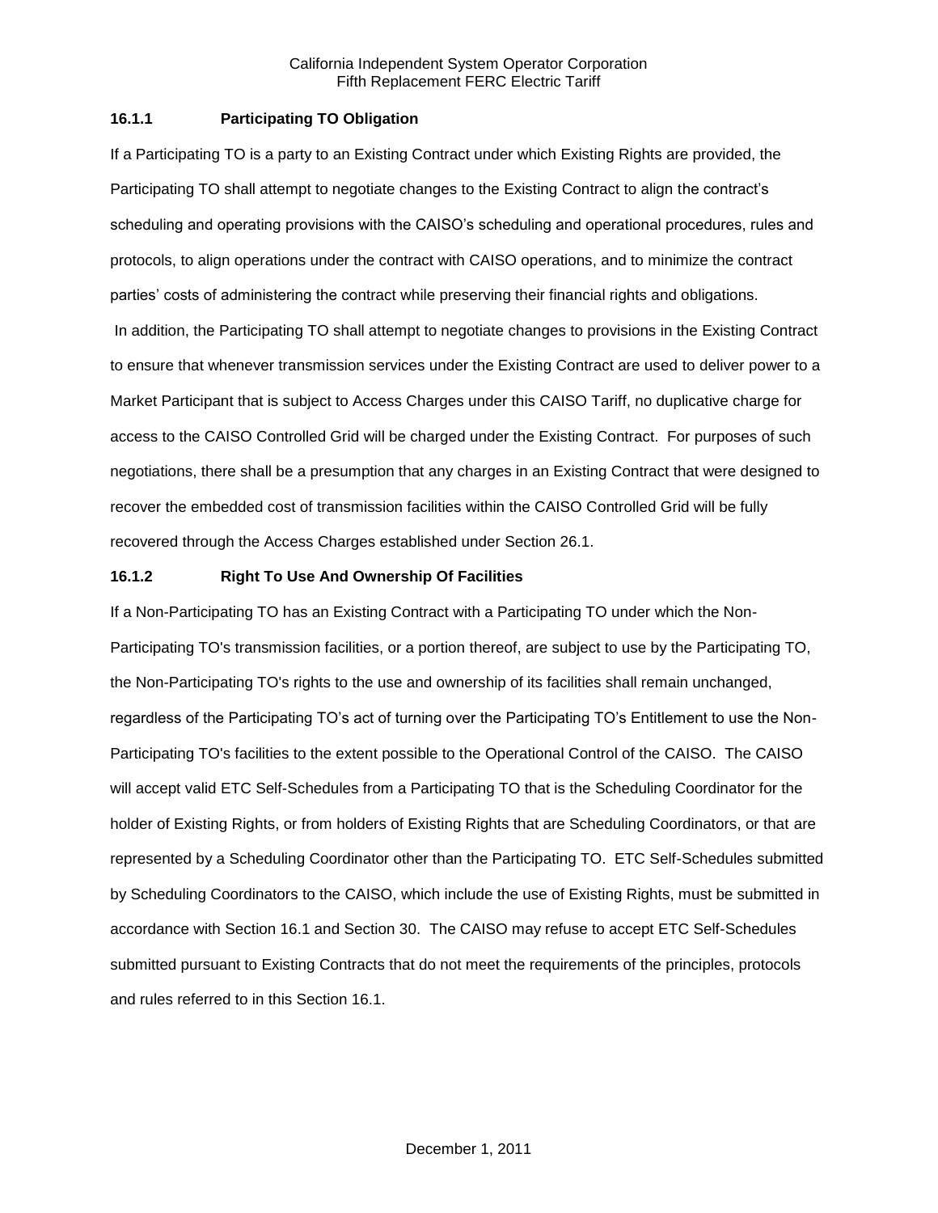### 16.1.1 Participating TO Obligation

If a Participating TO is a party to an Existing Contract under which Existing Rights are provided, the Participating TO shall attempt to negotiate changes to the Existing Contract to align the contract's scheduling and operating provisions with the CAISO's scheduling and operational procedures, rules and protocols, to align operations under the contract with CAISO operations, and to minimize the contract parties' costs of administering the contract while preserving their financial rights and obligations. In addition, the Participating TO shall attempt to negotiate changes to provisions in the Existing Contract to ensure that whenever transmission services under the Existing Contract are used to deliver power to a Market Participant that is subject to Access Charges under this CAISO Tariff, no duplicative charge for access to the CAISO Controlled Grid will be charged under the Existing Contract. For purposes of such negotiations, there shall be a presumption that any charges in an Existing Contract that were designed to recover the embedded cost of transmission facilities within the CAISO Controlled Grid will be fully recovered through the Access Charges established under Section 26.1.

### 16.1.2 Right To Use And Ownership Of Facilities

If a Non-Participating TO has an Existing Contract with a Participating TO under which the Non-Participating TO's transmission facilities, or a portion thereof, are subject to use by the Participating TO, the Non-Participating TO's rights to the use and ownership of its facilities shall remain unchanged, regardless of the Participating TO's act of turning over the Participating TO's Entitlement to use the Non-Participating TO's facilities to the extent possible to the Operational Control of the CAISO. The CAISO will accept valid ETC Self-Schedules from a Participating TO that is the Scheduling Coordinator for the holder of Existing Rights, or from holders of Existing Rights that are Scheduling Coordinators, or that are represented by a Scheduling Coordinator other than the Participating TO. ETC Self-Schedules submitted by Scheduling Coordinators to the CAISO, which include the use of Existing Rights, must be submitted in accordance with Section 16.1 and Section 30. The CAISO may refuse to accept ETC Self-Schedules submitted pursuant to Existing Contracts that do not meet the requirements of the principles, protocols and rules referred to in this Section 16.1.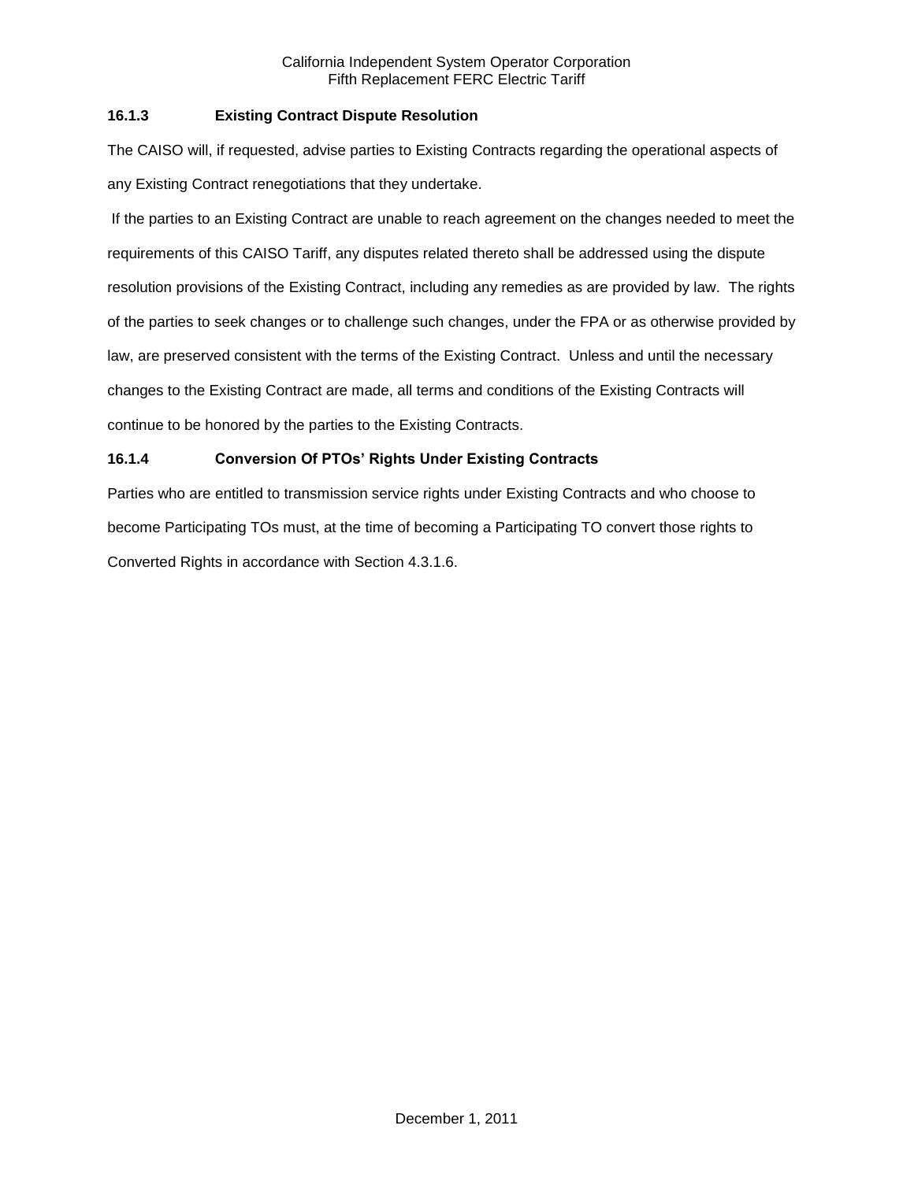### 16.1.3 Existing Contract Dispute Resolution

The CAISO will, if requested, advise parties to Existing Contracts regarding the operational aspects of any Existing Contract renegotiations that they undertake.

If the parties to an Existing Contract are unable to reach agreement on the changes needed to meet the requirements of this CAISO Tariff, any disputes related thereto shall be addressed using the dispute resolution provisions of the Existing Contract, including any remedies as are provided by law. The rights of the parties to seek changes or to challenge such changes, under the FPA or as otherwise provided by law, are preserved consistent with the terms of the Existing Contract. Unless and until the necessary changes to the Existing Contract are made, all terms and conditions of the Existing Contracts will continue to be honored by the parties to the Existing Contracts.

### 16.1.4 Conversion Of PTOs' Rights Under Existing Contracts

Parties who are entitled to transmission service rights under Existing Contracts and who choose to become Participating TOs must, at the time of becoming a Participating TO convert those rights to Converted Rights in accordance with Section 4.3.1.6.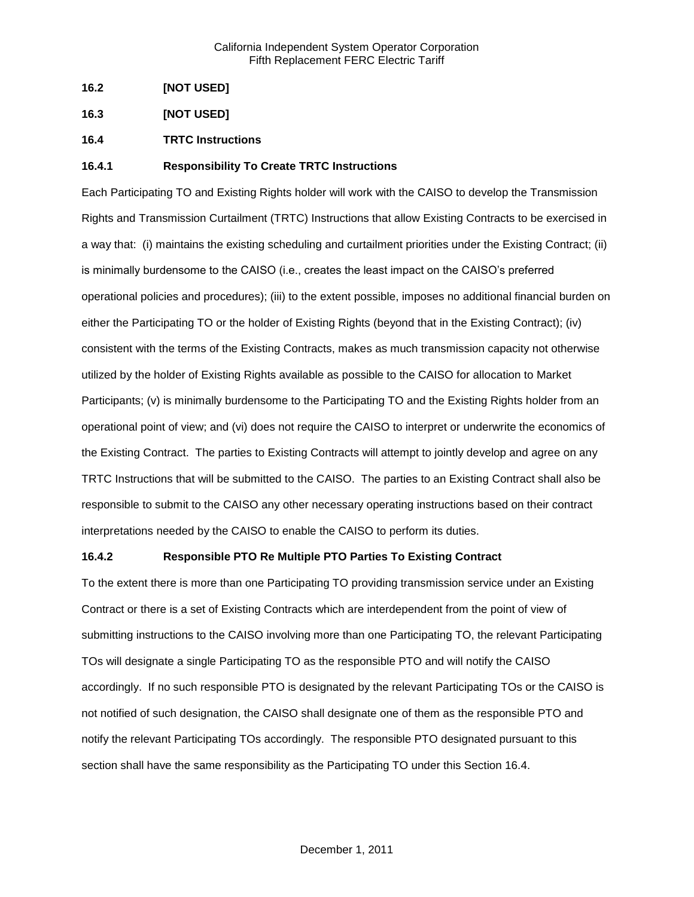### 16.2 [NOT USED]

### 16.3 [NOT USED]

### 16.4 TRTC Instructions

#### 16.4.1 Responsibility To Create TRTC Instructions

Each Participating TO and Existing Rights holder will work with the CAISO to develop the Transmission Rights and Transmission Curtailment (TRTC) Instructions that allow Existing Contracts to be exercised in a way that: (i) maintains the existing scheduling and curtailment priorities under the Existing Contract; (ii) is minimally burdensome to the CAISO (i.e., creates the least impact on the CAISO's preferred operational policies and procedures); (iii) to the extent possible, imposes no additional financial burden on either the Participating TO or the holder of Existing Rights (beyond that in the Existing Contract); (iv) consistent with the terms of the Existing Contracts, makes as much transmission capacity not otherwise utilized by the holder of Existing Rights available as possible to the CAISO for allocation to Market Participants; (v) is minimally burdensome to the Participating TO and the Existing Rights holder from an operational point of view; and (vi) does not require the CAISO to interpret or underwrite the economics of the Existing Contract. The parties to Existing Contracts will attempt to jointly develop and agree on any TRTC Instructions that will be submitted to the CAISO. The parties to an Existing Contract shall also be responsible to submit to the CAISO any other necessary operating instructions based on their contract interpretations needed by the CAISO to enable the CAISO to perform its duties.

#### 16.4.2 Responsible PTO Re Multiple PTO Parties To Existing Contract

To the extent there is more than one Participating TO providing transmission service under an Existing Contract or there is a set of Existing Contracts which are interdependent from the point of view of submitting instructions to the CAISO involving more than one Participating TO, the relevant Participating TOs will designate a single Participating TO as the responsible PTO and will notify the CAISO accordingly. If no such responsible PTO is designated by the relevant Participating TOs or the CAISO is not notified of such designation, the CAISO shall designate one of them as the responsible PTO and notify the relevant Participating TOs accordingly. The responsible PTO designated pursuant to this section shall have the same responsibility as the Participating TO under this Section 16.4.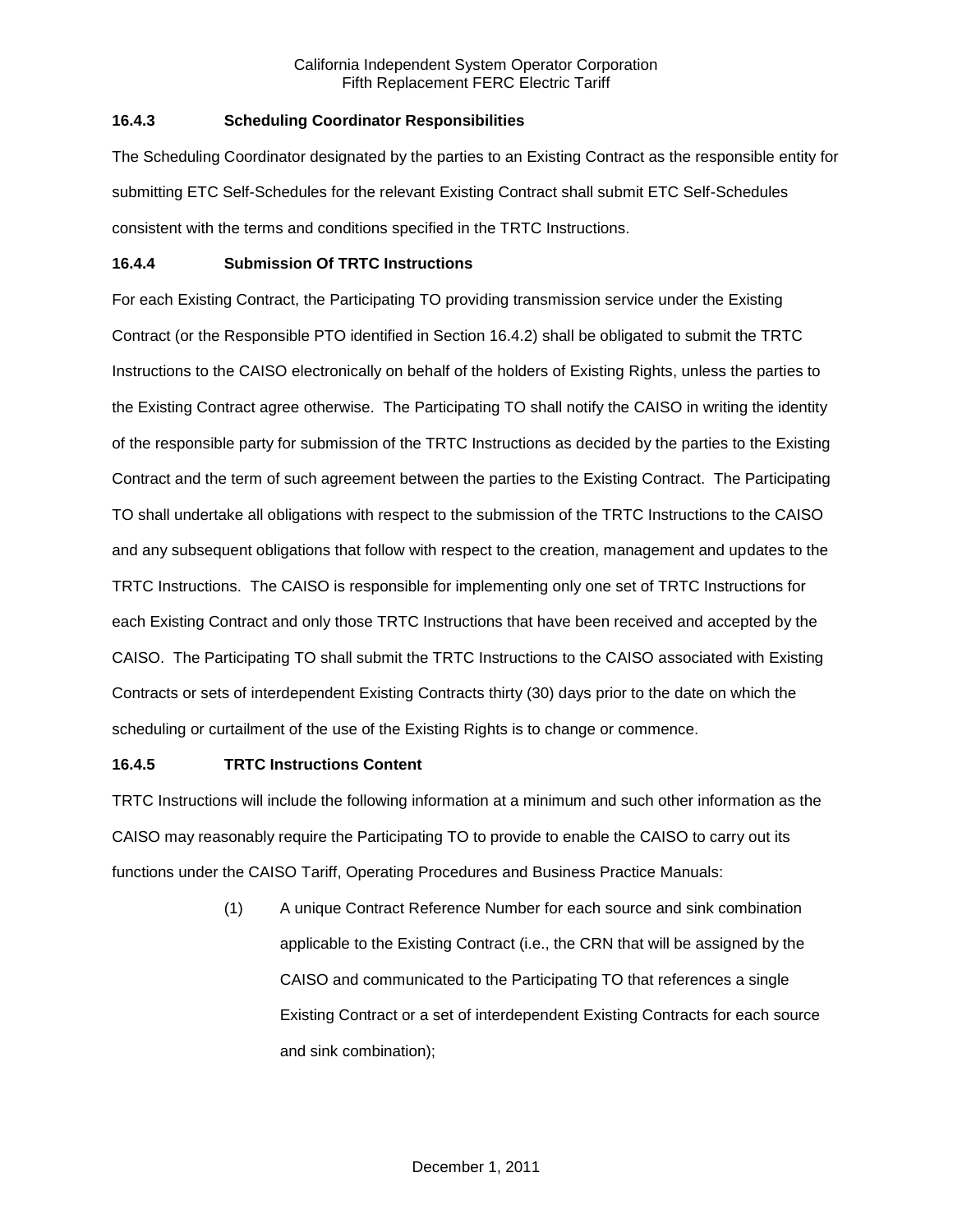### 16.4.3 Scheduling Coordinator Responsibilities

The Scheduling Coordinator designated by the parties to an Existing Contract as the responsible entity for submitting ETC Self-Schedules for the relevant Existing Contract shall submit ETC Self-Schedules consistent with the terms and conditions specified in the TRTC Instructions.

### 16.4.4 Submission Of TRTC Instructions

For each Existing Contract, the Participating TO providing transmission service under the Existing Contract (or the Responsible PTO identified in Section 16.4.2) shall be obligated to submit the TRTC Instructions to the CAISO electronically on behalf of the holders of Existing Rights, unless the parties to the Existing Contract agree otherwise. The Participating TO shall notify the CAISO in writing the identity of the responsible party for submission of the TRTC Instructions as decided by the parties to the Existing Contract and the term of such agreement between the parties to the Existing Contract. The Participating TO shall undertake all obligations with respect to the submission of the TRTC Instructions to the CAISO and any subsequent obligations that follow with respect to the creation, management and updates to the TRTC Instructions. The CAISO is responsible for implementing only one set of TRTC Instructions for each Existing Contract and only those TRTC Instructions that have been received and accepted by the CAISO. The Participating TO shall submit the TRTC Instructions to the CAISO associated with Existing Contracts or sets of interdependent Existing Contracts thirty (30) days prior to the date on which the scheduling or curtailment of the use of the Existing Rights is to change or commence.

### 16.4.5 TRTC Instructions Content

TRTC Instructions will include the following information at a minimum and such other information as the CAISO may reasonably require the Participating TO to provide to enable the CAISO to carry out its functions under the CAISO Tariff, Operating Procedures and Business Practice Manuals:

(1) A unique Contract Reference Number for each source and sink combination applicable to the Existing Contract (i.e., the CRN that will be assigned by the CAISO and communicated to the Participating TO that references a single Existing Contract or a set of interdependent Existing Contracts for each source and sink combination);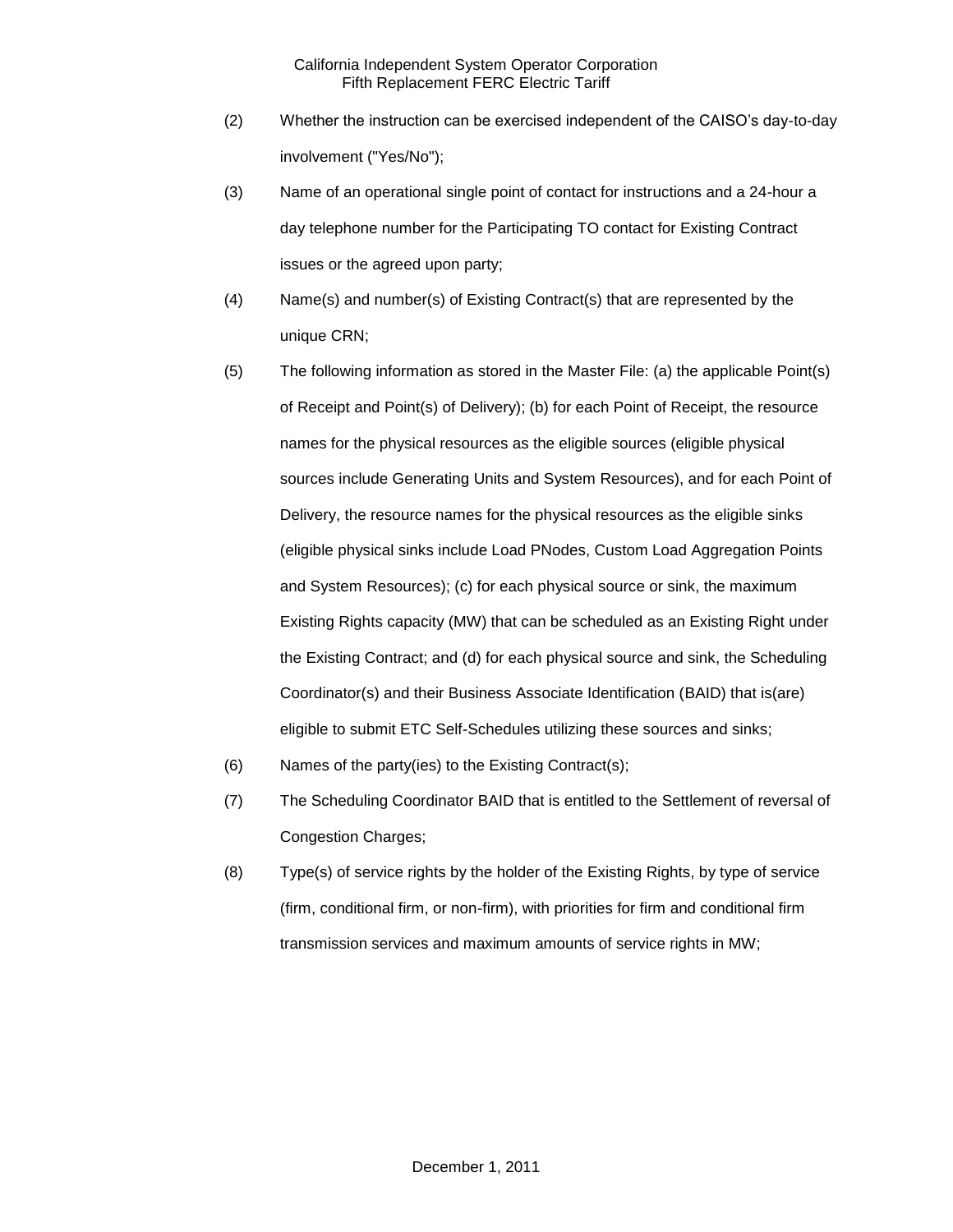(2) Whether the instruction can be exercised independent of the CAISO's day-to-day involvement ("Yes/No");

(3) Name of an operational single point of contact for instructions and a 24-hour a day telephone number for the Participating TO contact for Existing Contract issues or the agreed upon party;

(4) Name(s) and number(s) of Existing Contract(s) that are represented by the unique CRN;

(5) The following information as stored in the Master File: (a) the applicable Point(s) of Receipt and Point(s) of Delivery); (b) for each Point of Receipt, the resource names for the physical resources as the eligible sources (eligible physical sources include Generating Units and System Resources), and for each Point of Delivery, the resource names for the physical resources as the eligible sinks (eligible physical sinks include Load PNodes, Custom Load Aggregation Points and System Resources); (c) for each physical source or sink, the maximum Existing Rights capacity (MW) that can be scheduled as an Existing Right under the Existing Contract; and (d) for each physical source and sink, the Scheduling Coordinator(s) and their Business Associate Identification (BAID) that is(are) eligible to submit ETC Self-Schedules utilizing these sources and sinks;

(6) Names of the party(ies) to the Existing Contract(s);

(7) The Scheduling Coordinator BAID that is entitled to the Settlement of reversal of Congestion Charges;

(8) Type(s) of service rights by the holder of the Existing Rights, by type of service (firm, conditional firm, or non-firm), with priorities for firm and conditional firm transmission services and maximum amounts of service rights in MW;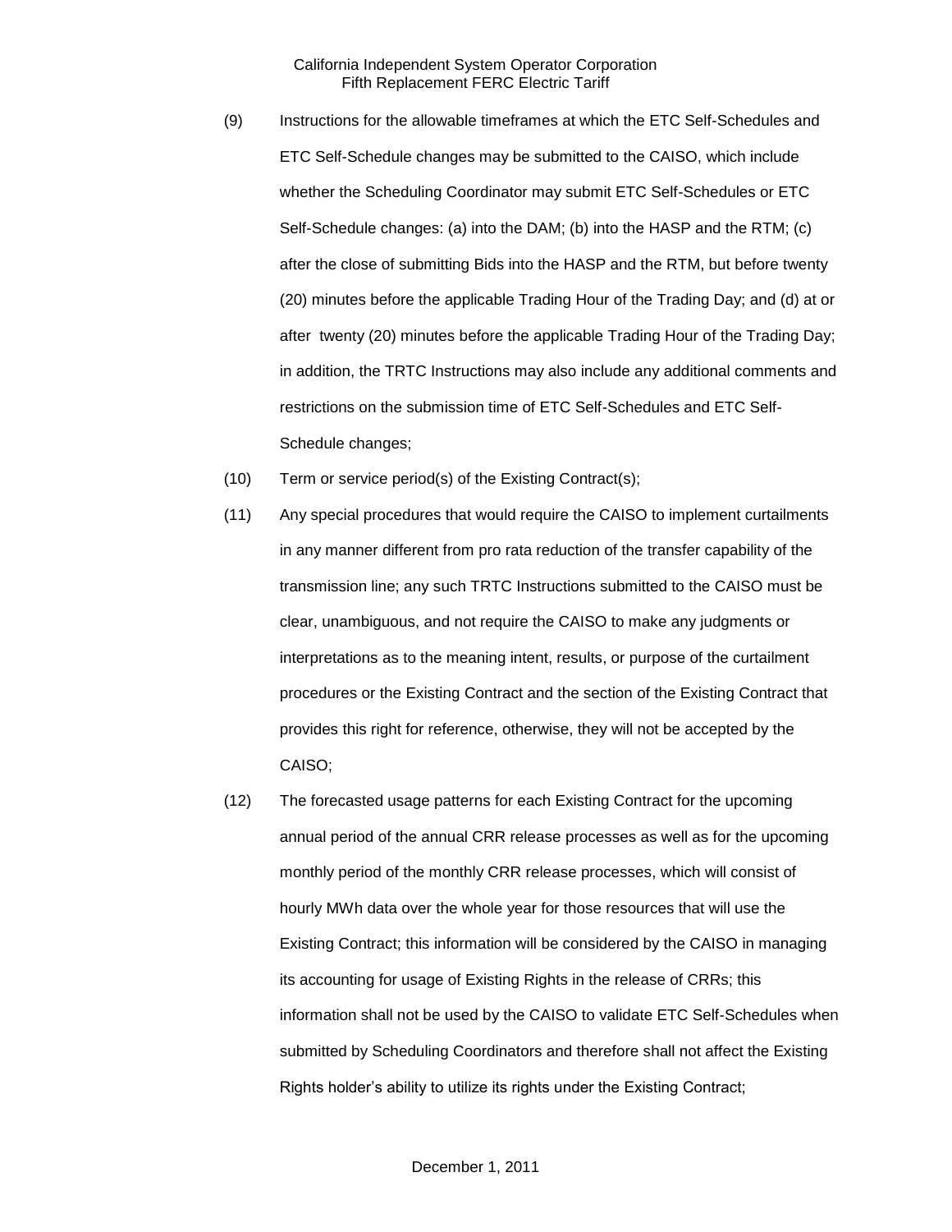(9) Instructions for the allowable timeframes at which the ETC Self-Schedules and ETC Self-Schedule changes may be submitted to the CAISO, which include whether the Scheduling Coordinator may submit ETC Self-Schedules or ETC Self-Schedule changes: (a) into the DAM; (b) into the HASP and the RTM; (c) after the close of submitting Bids into the HASP and the RTM, but before twenty (20) minutes before the applicable Trading Hour of the Trading Day; and (d) at or after twenty (20) minutes before the applicable Trading Hour of the Trading Day; in addition, the TRTC Instructions may also include any additional comments and restrictions on the submission time of ETC Self-Schedules and ETC Self-Schedule changes;

(10) Term or service period(s) of the Existing Contract(s);

(11) Any special procedures that would require the CAISO to implement curtailments in any manner different from pro rata reduction of the transfer capability of the transmission line; any such TRTC Instructions submitted to the CAISO must be clear, unambiguous, and not require the CAISO to make any judgments or interpretations as to the meaning intent, results, or purpose of the curtailment procedures or the Existing Contract and the section of the Existing Contract that provides this right for reference, otherwise, they will not be accepted by the CAISO;

(12) The forecasted usage patterns for each Existing Contract for the upcoming annual period of the annual CRR release processes as well as for the upcoming monthly period of the monthly CRR release processes, which will consist of hourly MWh data over the whole year for those resources that will use the Existing Contract; this information will be considered by the CAISO in managing its accounting for usage of Existing Rights in the release of CRRs; this information shall not be used by the CAISO to validate ETC Self-Schedules when submitted by Scheduling Coordinators and therefore shall not affect the Existing Rights holder's ability to utilize its rights under the Existing Contract;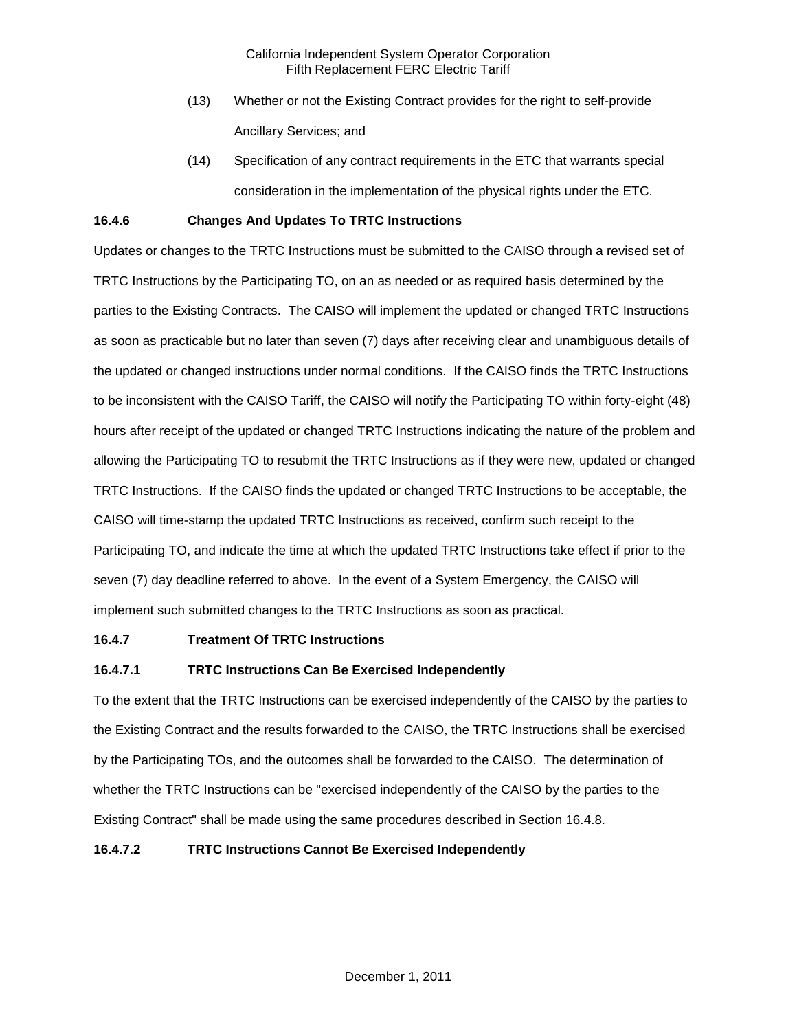(13) Whether or not the Existing Contract provides for the right to self-provide Ancillary Services; and

(14) Specification of any contract requirements in the ETC that warrants special consideration in the implementation of the physical rights under the ETC.

**16.4.6 Changes And Updates To TRTC Instructions**

Updates or changes to the TRTC Instructions must be submitted to the CAISO through a revised set of TRTC Instructions by the Participating TO, on an as needed or as required basis determined by the parties to the Existing Contracts. The CAISO will implement the updated or changed TRTC Instructions as soon as practicable but no later than seven (7) days after receiving clear and unambiguous details of the updated or changed instructions under normal conditions. If the CAISO finds the TRTC Instructions to be inconsistent with the CAISO Tariff, the CAISO will notify the Participating TO within forty-eight (48) hours after receipt of the updated or changed TRTC Instructions indicating the nature of the problem and allowing the Participating TO to resubmit the TRTC Instructions as if they were new, updated or changed TRTC Instructions. If the CAISO finds the updated or changed TRTC Instructions to be acceptable, the CAISO will time-stamp the updated TRTC Instructions as received, confirm such receipt to the Participating TO, and indicate the time at which the updated TRTC Instructions take effect if prior to the seven (7) day deadline referred to above. In the event of a System Emergency, the CAISO will implement such submitted changes to the TRTC Instructions as soon as practical.

**16.4.7 Treatment Of TRTC Instructions**

**16.4.7.1 TRTC Instructions Can Be Exercised Independently**

To the extent that the TRTC Instructions can be exercised independently of the CAISO by the parties to the Existing Contract and the results forwarded to the CAISO, the TRTC Instructions shall be exercised by the Participating TOs, and the outcomes shall be forwarded to the CAISO. The determination of whether the TRTC Instructions can be "exercised independently of the CAISO by the parties to the Existing Contract" shall be made using the same procedures described in Section 16.4.8.

**16.4.7.2 TRTC Instructions Cannot Be Exercised Independently**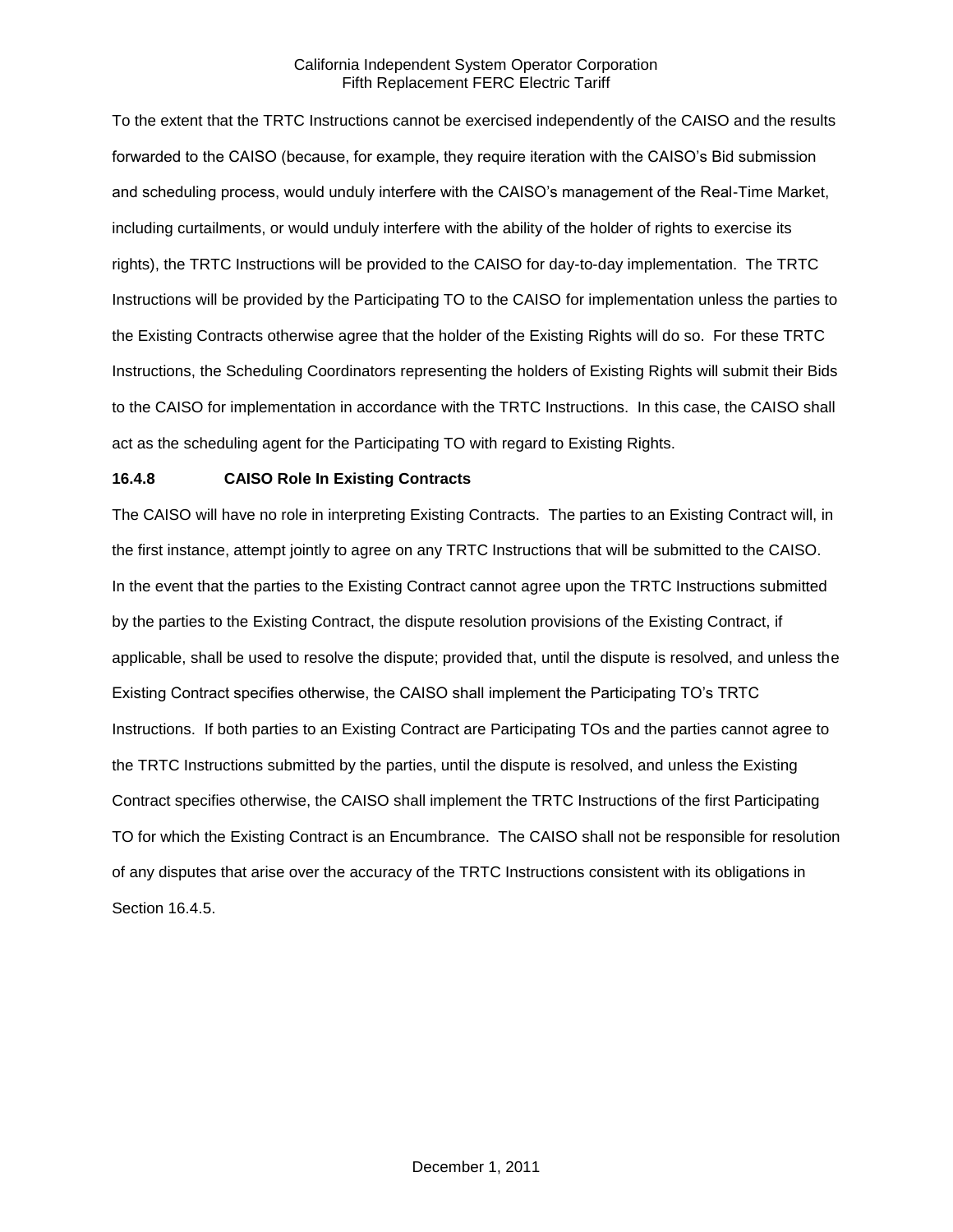To the extent that the TRTC Instructions cannot be exercised independently of the CAISO and the results forwarded to the CAISO (because, for example, they require iteration with the CAISO's Bid submission and scheduling process, would unduly interfere with the CAISO's management of the Real-Time Market, including curtailments, or would unduly interfere with the ability of the holder of rights to exercise its rights), the TRTC Instructions will be provided to the CAISO for day-to-day implementation. The TRTC Instructions will be provided by the Participating TO to the CAISO for implementation unless the parties to the Existing Contracts otherwise agree that the holder of the Existing Rights will do so. For these TRTC Instructions, the Scheduling Coordinators representing the holders of Existing Rights will submit their Bids to the CAISO for implementation in accordance with the TRTC Instructions. In this case, the CAISO shall act as the scheduling agent for the Participating TO with regard to Existing Rights.

### 16.4.8 CAISO Role In Existing Contracts

The CAISO will have no role in interpreting Existing Contracts. The parties to an Existing Contract will, in the first instance, attempt jointly to agree on any TRTC Instructions that will be submitted to the CAISO. In the event that the parties to the Existing Contract cannot agree upon the TRTC Instructions submitted by the parties to the Existing Contract, the dispute resolution provisions of the Existing Contract, if applicable, shall be used to resolve the dispute; provided that, until the dispute is resolved, and unless the Existing Contract specifies otherwise, the CAISO shall implement the Participating TO's TRTC Instructions. If both parties to an Existing Contract are Participating TOs and the parties cannot agree to the TRTC Instructions submitted by the parties, until the dispute is resolved, and unless the Existing Contract specifies otherwise, the CAISO shall implement the TRTC Instructions of the first Participating TO for which the Existing Contract is an Encumbrance. The CAISO shall not be responsible for resolution of any disputes that arise over the accuracy of the TRTC Instructions consistent with its obligations in Section 16.4.5.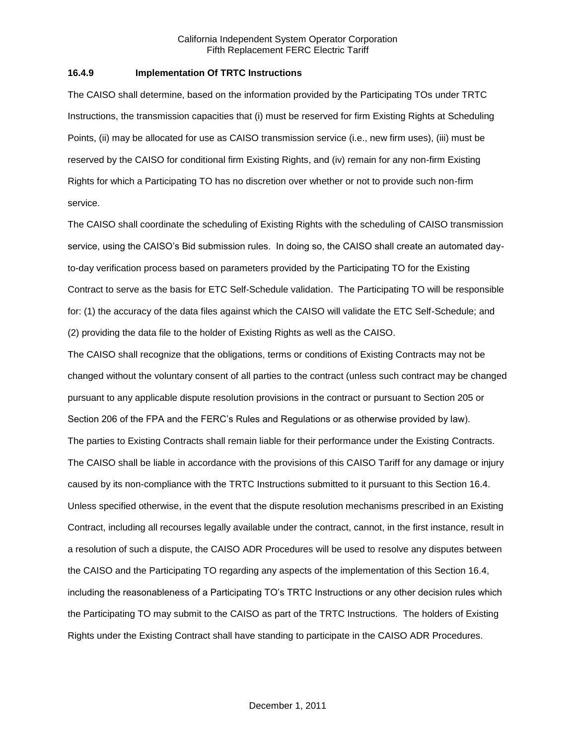### 16.4.9 Implementation Of TRTC Instructions

The CAISO shall determine, based on the information provided by the Participating TOs under TRTC Instructions, the transmission capacities that (i) must be reserved for firm Existing Rights at Scheduling Points, (ii) may be allocated for use as CAISO transmission service (i.e., new firm uses), (iii) must be reserved by the CAISO for conditional firm Existing Rights, and (iv) remain for any non-firm Existing Rights for which a Participating TO has no discretion over whether or not to provide such non-firm service.

The CAISO shall coordinate the scheduling of Existing Rights with the scheduling of CAISO transmission service, using the CAISO's Bid submission rules. In doing so, the CAISO shall create an automated day-to-day verification process based on parameters provided by the Participating TO for the Existing Contract to serve as the basis for ETC Self-Schedule validation. The Participating TO will be responsible for: (1) the accuracy of the data files against which the CAISO will validate the ETC Self-Schedule; and (2) providing the data file to the holder of Existing Rights as well as the CAISO.

The CAISO shall recognize that the obligations, terms or conditions of Existing Contracts may not be changed without the voluntary consent of all parties to the contract (unless such contract may be changed pursuant to any applicable dispute resolution provisions in the contract or pursuant to Section 205 or Section 206 of the FPA and the FERC's Rules and Regulations or as otherwise provided by law).

The parties to Existing Contracts shall remain liable for their performance under the Existing Contracts. The CAISO shall be liable in accordance with the provisions of this CAISO Tariff for any damage or injury caused by its non-compliance with the TRTC Instructions submitted to it pursuant to this Section 16.4.

Unless specified otherwise, in the event that the dispute resolution mechanisms prescribed in an Existing Contract, including all recourses legally available under the contract, cannot, in the first instance, result in a resolution of such a dispute, the CAISO ADR Procedures will be used to resolve any disputes between the CAISO and the Participating TO regarding any aspects of the implementation of this Section 16.4, including the reasonableness of a Participating TO's TRTC Instructions or any other decision rules which the Participating TO may submit to the CAISO as part of the TRTC Instructions. The holders of Existing Rights under the Existing Contract shall have standing to participate in the CAISO ADR Procedures.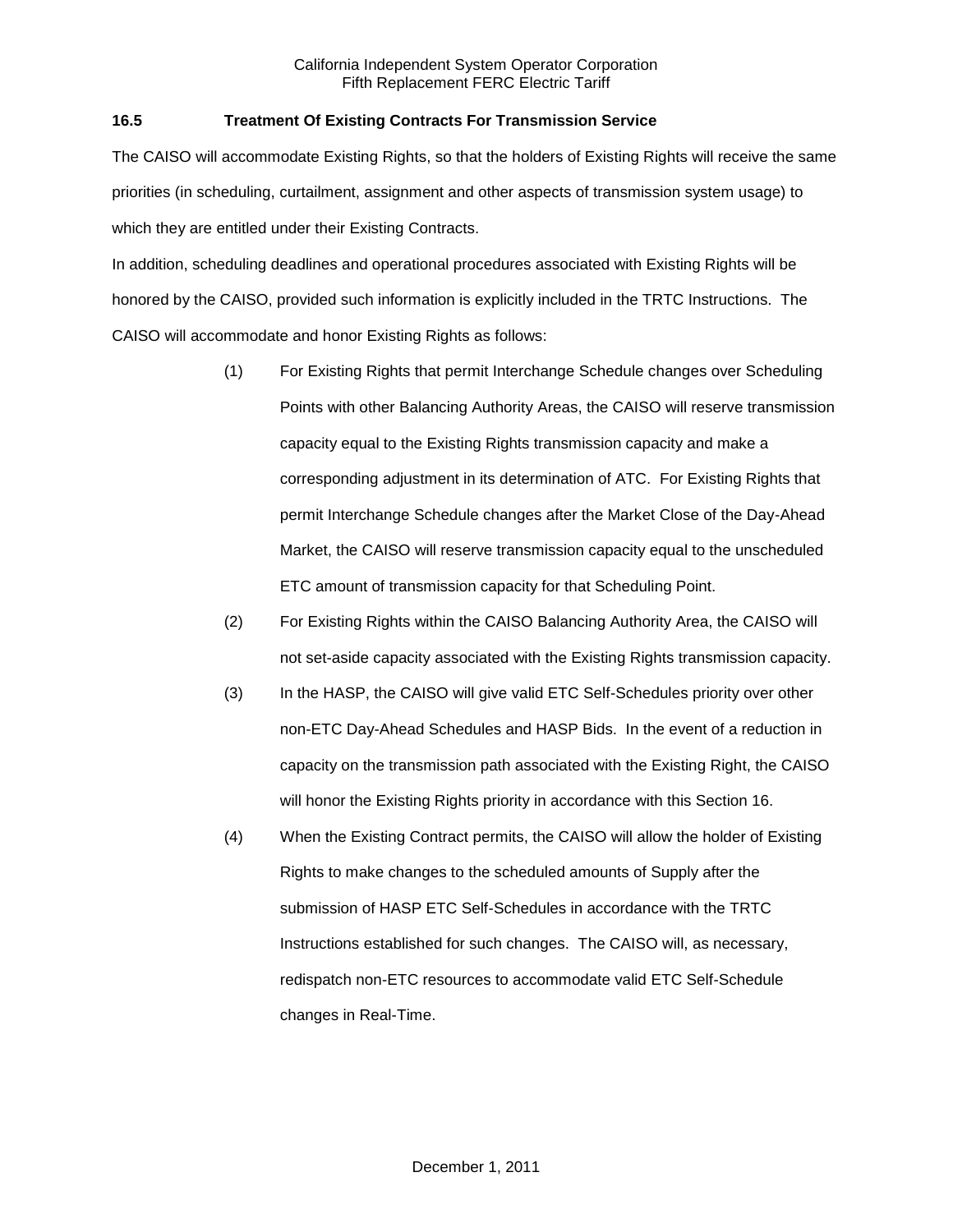### 16.5 Treatment Of Existing Contracts For Transmission Service

The CAISO will accommodate Existing Rights, so that the holders of Existing Rights will receive the same priorities (in scheduling, curtailment, assignment and other aspects of transmission system usage) to which they are entitled under their Existing Contracts.

In addition, scheduling deadlines and operational procedures associated with Existing Rights will be honored by the CAISO, provided such information is explicitly included in the TRTC Instructions. The CAISO will accommodate and honor Existing Rights as follows:

(1) For Existing Rights that permit Interchange Schedule changes over Scheduling Points with other Balancing Authority Areas, the CAISO will reserve transmission capacity equal to the Existing Rights transmission capacity and make a corresponding adjustment in its determination of ATC. For Existing Rights that permit Interchange Schedule changes after the Market Close of the Day-Ahead Market, the CAISO will reserve transmission capacity equal to the unscheduled ETC amount of transmission capacity for that Scheduling Point.

(2) For Existing Rights within the CAISO Balancing Authority Area, the CAISO will not set-aside capacity associated with the Existing Rights transmission capacity.

(3) In the HASP, the CAISO will give valid ETC Self-Schedules priority over other non-ETC Day-Ahead Schedules and HASP Bids. In the event of a reduction in capacity on the transmission path associated with the Existing Right, the CAISO will honor the Existing Rights priority in accordance with this Section 16.

(4) When the Existing Contract permits, the CAISO will allow the holder of Existing Rights to make changes to the scheduled amounts of Supply after the submission of HASP ETC Self-Schedules in accordance with the TRTC Instructions established for such changes. The CAISO will, as necessary, redispatch non-ETC resources to accommodate valid ETC Self-Schedule changes in Real-Time.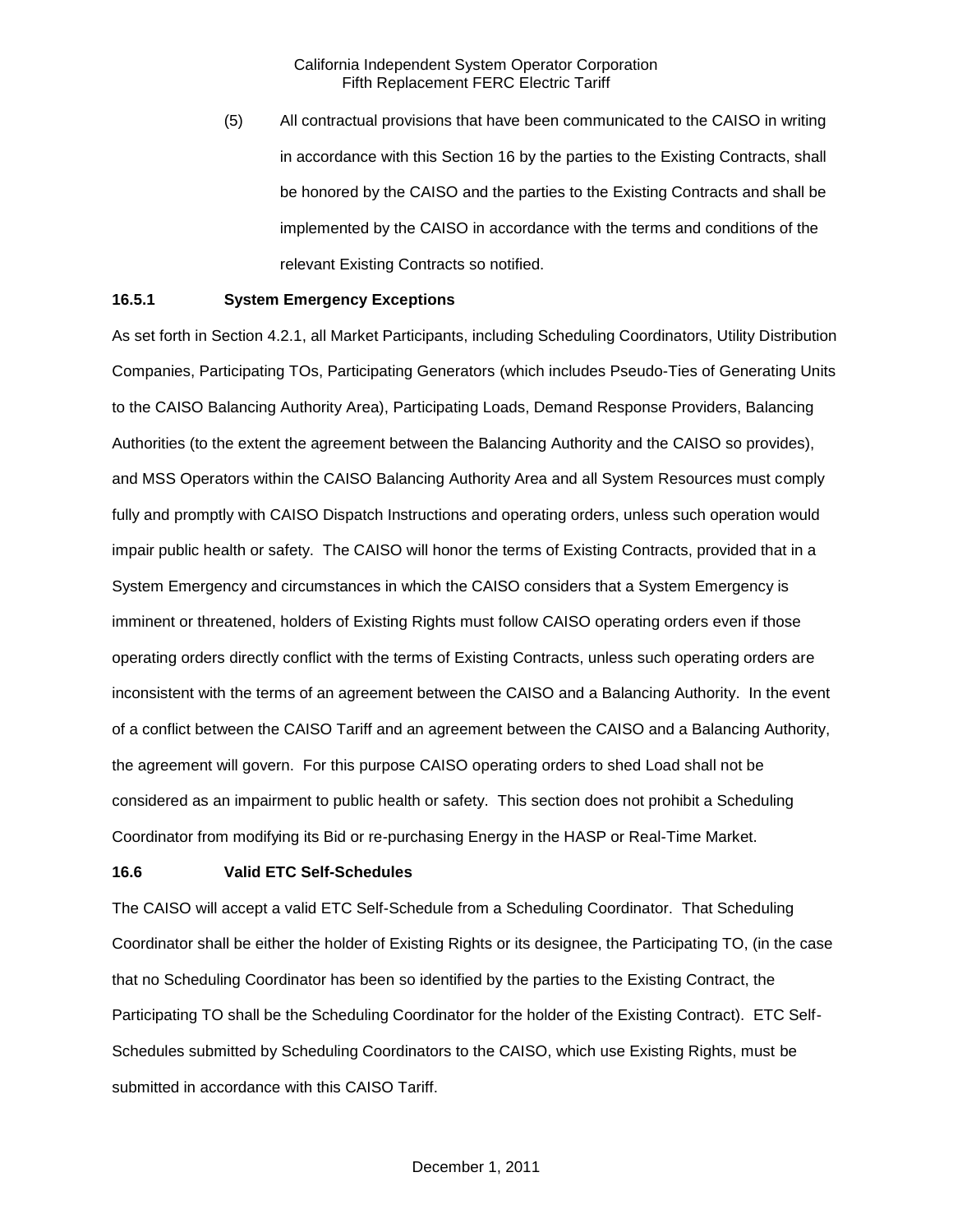(5) All contractual provisions that have been communicated to the CAISO in writing in accordance with this Section 16 by the parties to the Existing Contracts, shall be honored by the CAISO and the parties to the Existing Contracts and shall be implemented by the CAISO in accordance with the terms and conditions of the relevant Existing Contracts so notified.

**16.5.1 System Emergency Exceptions**

As set forth in Section 4.2.1, all Market Participants, including Scheduling Coordinators, Utility Distribution Companies, Participating TOs, Participating Generators (which includes Pseudo-Ties of Generating Units to the CAISO Balancing Authority Area), Participating Loads, Demand Response Providers, Balancing Authorities (to the extent the agreement between the Balancing Authority and the CAISO so provides), and MSS Operators within the CAISO Balancing Authority Area and all System Resources must comply fully and promptly with CAISO Dispatch Instructions and operating orders, unless such operation would impair public health or safety. The CAISO will honor the terms of Existing Contracts, provided that in a System Emergency and circumstances in which the CAISO considers that a System Emergency is imminent or threatened, holders of Existing Rights must follow CAISO operating orders even if those operating orders directly conflict with the terms of Existing Contracts, unless such operating orders are inconsistent with the terms of an agreement between the CAISO and a Balancing Authority. In the event of a conflict between the CAISO Tariff and an agreement between the CAISO and a Balancing Authority, the agreement will govern. For this purpose CAISO operating orders to shed Load shall not be considered as an impairment to public health or safety. This section does not prohibit a Scheduling Coordinator from modifying its Bid or re-purchasing Energy in the HASP or Real-Time Market.

**16.6 Valid ETC Self-Schedules**

The CAISO will accept a valid ETC Self-Schedule from a Scheduling Coordinator. That Scheduling Coordinator shall be either the holder of Existing Rights or its designee, the Participating TO, (in the case that no Scheduling Coordinator has been so identified by the parties to the Existing Contract, the Participating TO shall be the Scheduling Coordinator for the holder of the Existing Contract). ETC Self-Schedules submitted by Scheduling Coordinators to the CAISO, which use Existing Rights, must be submitted in accordance with this CAISO Tariff.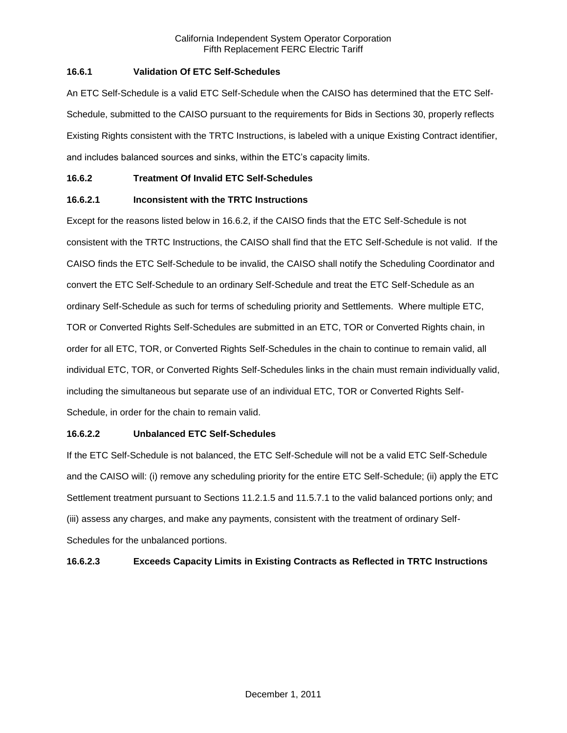#### 16.6.1 Validation Of ETC Self-Schedules

An ETC Self-Schedule is a valid ETC Self-Schedule when the CAISO has determined that the ETC Self-Schedule, submitted to the CAISO pursuant to the requirements for Bids in Sections 30, properly reflects Existing Rights consistent with the TRTC Instructions, is labeled with a unique Existing Contract identifier, and includes balanced sources and sinks, within the ETC's capacity limits.

#### 16.6.2 Treatment Of Invalid ETC Self-Schedules

##### 16.6.2.1 Inconsistent with the TRTC Instructions

Except for the reasons listed below in 16.6.2, if the CAISO finds that the ETC Self-Schedule is not consistent with the TRTC Instructions, the CAISO shall find that the ETC Self-Schedule is not valid. If the CAISO finds the ETC Self-Schedule to be invalid, the CAISO shall notify the Scheduling Coordinator and convert the ETC Self-Schedule to an ordinary Self-Schedule and treat the ETC Self-Schedule as an ordinary Self-Schedule as such for terms of scheduling priority and Settlements. Where multiple ETC, TOR or Converted Rights Self-Schedules are submitted in an ETC, TOR or Converted Rights chain, in order for all ETC, TOR, or Converted Rights Self-Schedules in the chain to continue to remain valid, all individual ETC, TOR, or Converted Rights Self-Schedules links in the chain must remain individually valid, including the simultaneous but separate use of an individual ETC, TOR or Converted Rights Self-Schedule, in order for the chain to remain valid.

##### 16.6.2.2 Unbalanced ETC Self-Schedules

If the ETC Self-Schedule is not balanced, the ETC Self-Schedule will not be a valid ETC Self-Schedule and the CAISO will: (i) remove any scheduling priority for the entire ETC Self-Schedule; (ii) apply the ETC Settlement treatment pursuant to Sections 11.2.1.5 and 11.5.7.1 to the valid balanced portions only; and (iii) assess any charges, and make any payments, consistent with the treatment of ordinary Self-Schedules for the unbalanced portions.

##### 16.6.2.3 Exceeds Capacity Limits in Existing Contracts as Reflected in TRTC Instructions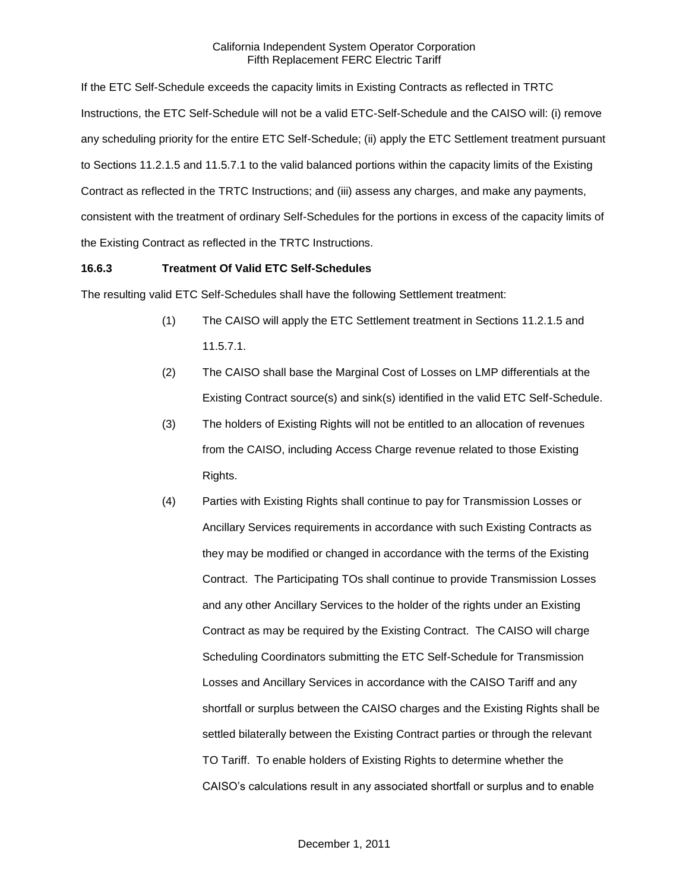If the ETC Self-Schedule exceeds the capacity limits in Existing Contracts as reflected in TRTC Instructions, the ETC Self-Schedule will not be a valid ETC-Self-Schedule and the CAISO will: (i) remove any scheduling priority for the entire ETC Self-Schedule; (ii) apply the ETC Settlement treatment pursuant to Sections 11.2.1.5 and 11.5.7.1 to the valid balanced portions within the capacity limits of the Existing Contract as reflected in the TRTC Instructions; and (iii) assess any charges, and make any payments, consistent with the treatment of ordinary Self-Schedules for the portions in excess of the capacity limits of the Existing Contract as reflected in the TRTC Instructions.

**16.6.3 Treatment Of Valid ETC Self-Schedules**

The resulting valid ETC Self-Schedules shall have the following Settlement treatment:

(1) The CAISO will apply the ETC Settlement treatment in Sections 11.2.1.5 and 11.5.7.1.

(2) The CAISO shall base the Marginal Cost of Losses on LMP differentials at the Existing Contract source(s) and sink(s) identified in the valid ETC Self-Schedule.

(3) The holders of Existing Rights will not be entitled to an allocation of revenues from the CAISO, including Access Charge revenue related to those Existing Rights.

(4) Parties with Existing Rights shall continue to pay for Transmission Losses or Ancillary Services requirements in accordance with such Existing Contracts as they may be modified or changed in accordance with the terms of the Existing Contract. The Participating TOs shall continue to provide Transmission Losses and any other Ancillary Services to the holder of the rights under an Existing Contract as may be required by the Existing Contract. The CAISO will charge Scheduling Coordinators submitting the ETC Self-Schedule for Transmission Losses and Ancillary Services in accordance with the CAISO Tariff and any shortfall or surplus between the CAISO charges and the Existing Rights shall be settled bilaterally between the Existing Contract parties or through the relevant TO Tariff. To enable holders of Existing Rights to determine whether the CAISO's calculations result in any associated shortfall or surplus and to enable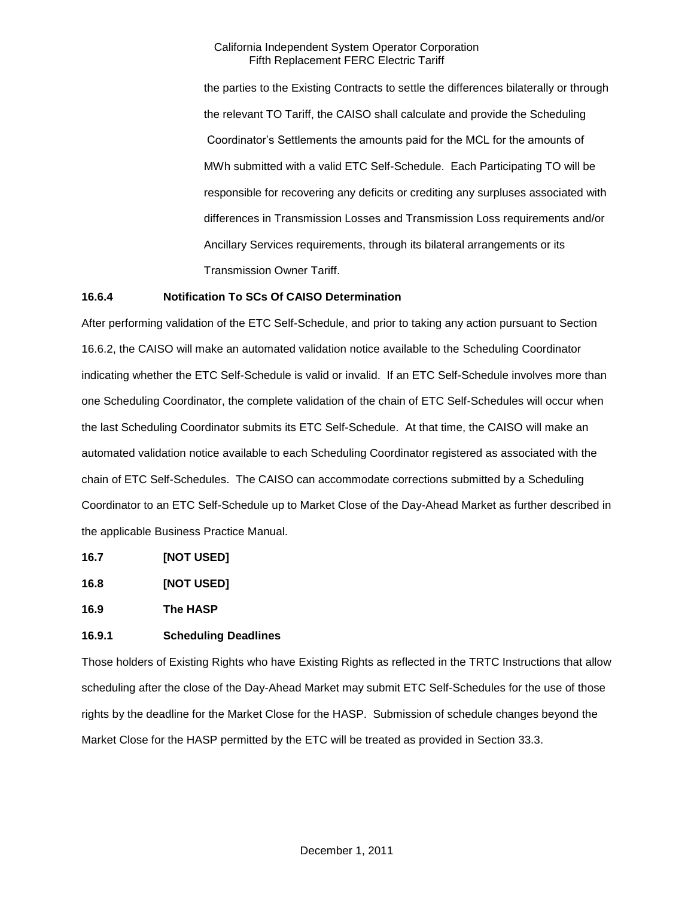the parties to the Existing Contracts to settle the differences bilaterally or through the relevant TO Tariff, the CAISO shall calculate and provide the Scheduling Coordinator's Settlements the amounts paid for the MCL for the amounts of MWh submitted with a valid ETC Self-Schedule. Each Participating TO will be responsible for recovering any deficits or crediting any surpluses associated with differences in Transmission Losses and Transmission Loss requirements and/or Ancillary Services requirements, through its bilateral arrangements or its Transmission Owner Tariff.

**16.6.4 Notification To SCs Of CAISO Determination**

After performing validation of the ETC Self-Schedule, and prior to taking any action pursuant to Section 16.6.2, the CAISO will make an automated validation notice available to the Scheduling Coordinator indicating whether the ETC Self-Schedule is valid or invalid. If an ETC Self-Schedule involves more than one Scheduling Coordinator, the complete validation of the chain of ETC Self-Schedules will occur when the last Scheduling Coordinator submits its ETC Self-Schedule. At that time, the CAISO will make an automated validation notice available to each Scheduling Coordinator registered as associated with the chain of ETC Self-Schedules. The CAISO can accommodate corrections submitted by a Scheduling Coordinator to an ETC Self-Schedule up to Market Close of the Day-Ahead Market as further described in the applicable Business Practice Manual.

**16.7 [NOT USED]**

**16.8 [NOT USED]**

**16.9 The HASP**

**16.9.1 Scheduling Deadlines**

Those holders of Existing Rights who have Existing Rights as reflected in the TRTC Instructions that allow scheduling after the close of the Day-Ahead Market may submit ETC Self-Schedules for the use of those rights by the deadline for the Market Close for the HASP. Submission of schedule changes beyond the Market Close for the HASP permitted by the ETC will be treated as provided in Section 33.3.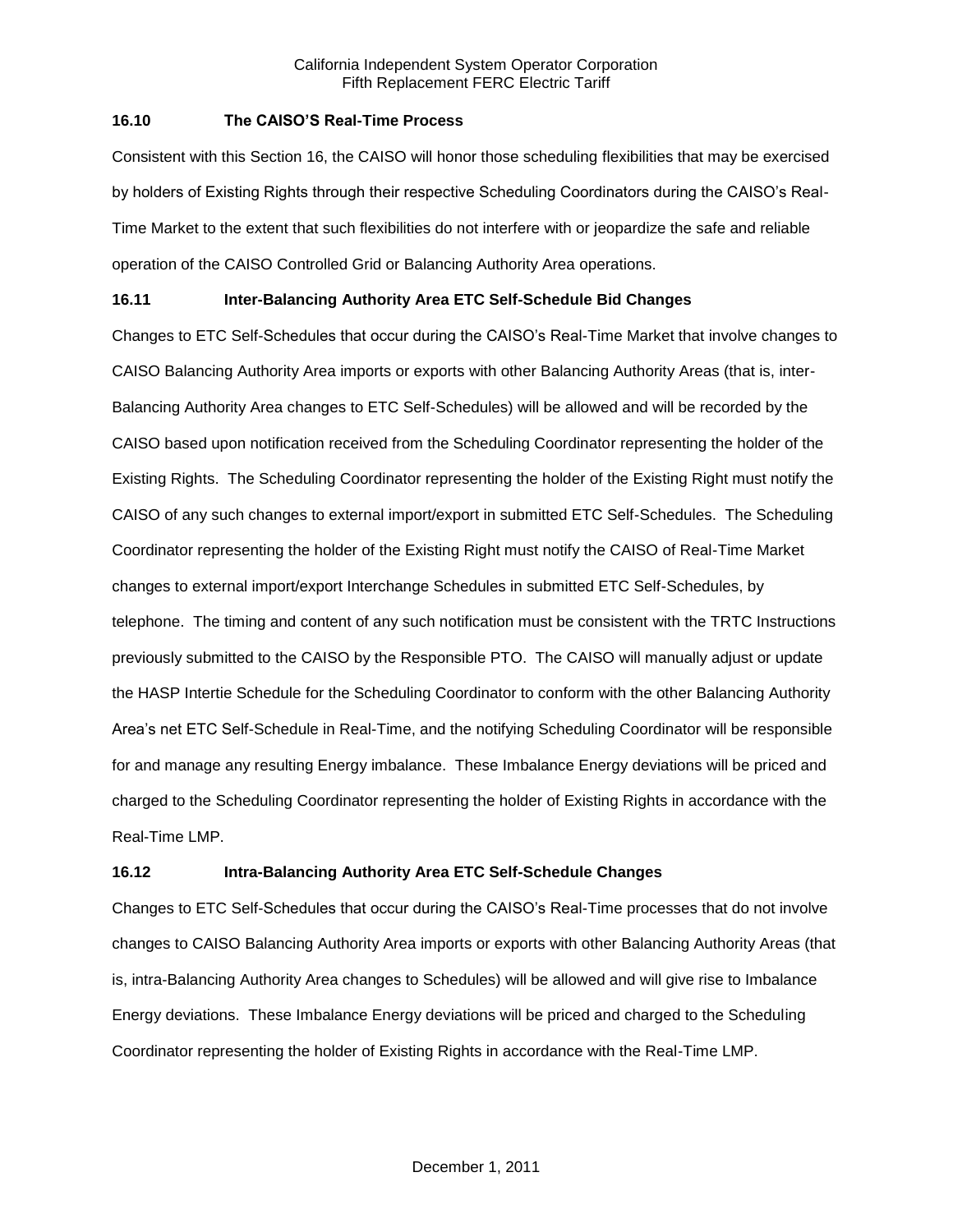### 16.10 The CAISO'S Real-Time Process

Consistent with this Section 16, the CAISO will honor those scheduling flexibilities that may be exercised by holders of Existing Rights through their respective Scheduling Coordinators during the CAISO's Real-Time Market to the extent that such flexibilities do not interfere with or jeopardize the safe and reliable operation of the CAISO Controlled Grid or Balancing Authority Area operations.

### 16.11 Inter-Balancing Authority Area ETC Self-Schedule Bid Changes

Changes to ETC Self-Schedules that occur during the CAISO's Real-Time Market that involve changes to CAISO Balancing Authority Area imports or exports with other Balancing Authority Areas (that is, inter-Balancing Authority Area changes to ETC Self-Schedules) will be allowed and will be recorded by the CAISO based upon notification received from the Scheduling Coordinator representing the holder of the Existing Rights. The Scheduling Coordinator representing the holder of the Existing Right must notify the CAISO of any such changes to external import/export in submitted ETC Self-Schedules. The Scheduling Coordinator representing the holder of the Existing Right must notify the CAISO of Real-Time Market changes to external import/export Interchange Schedules in submitted ETC Self-Schedules, by telephone. The timing and content of any such notification must be consistent with the TRTC Instructions previously submitted to the CAISO by the Responsible PTO. The CAISO will manually adjust or update the HASP Intertie Schedule for the Scheduling Coordinator to conform with the other Balancing Authority Area's net ETC Self-Schedule in Real-Time, and the notifying Scheduling Coordinator will be responsible for and manage any resulting Energy imbalance. These Imbalance Energy deviations will be priced and charged to the Scheduling Coordinator representing the holder of Existing Rights in accordance with the Real-Time LMP.

### 16.12 Intra-Balancing Authority Area ETC Self-Schedule Changes

Changes to ETC Self-Schedules that occur during the CAISO's Real-Time processes that do not involve changes to CAISO Balancing Authority Area imports or exports with other Balancing Authority Areas (that is, intra-Balancing Authority Area changes to Schedules) will be allowed and will give rise to Imbalance Energy deviations. These Imbalance Energy deviations will be priced and charged to the Scheduling Coordinator representing the holder of Existing Rights in accordance with the Real-Time LMP.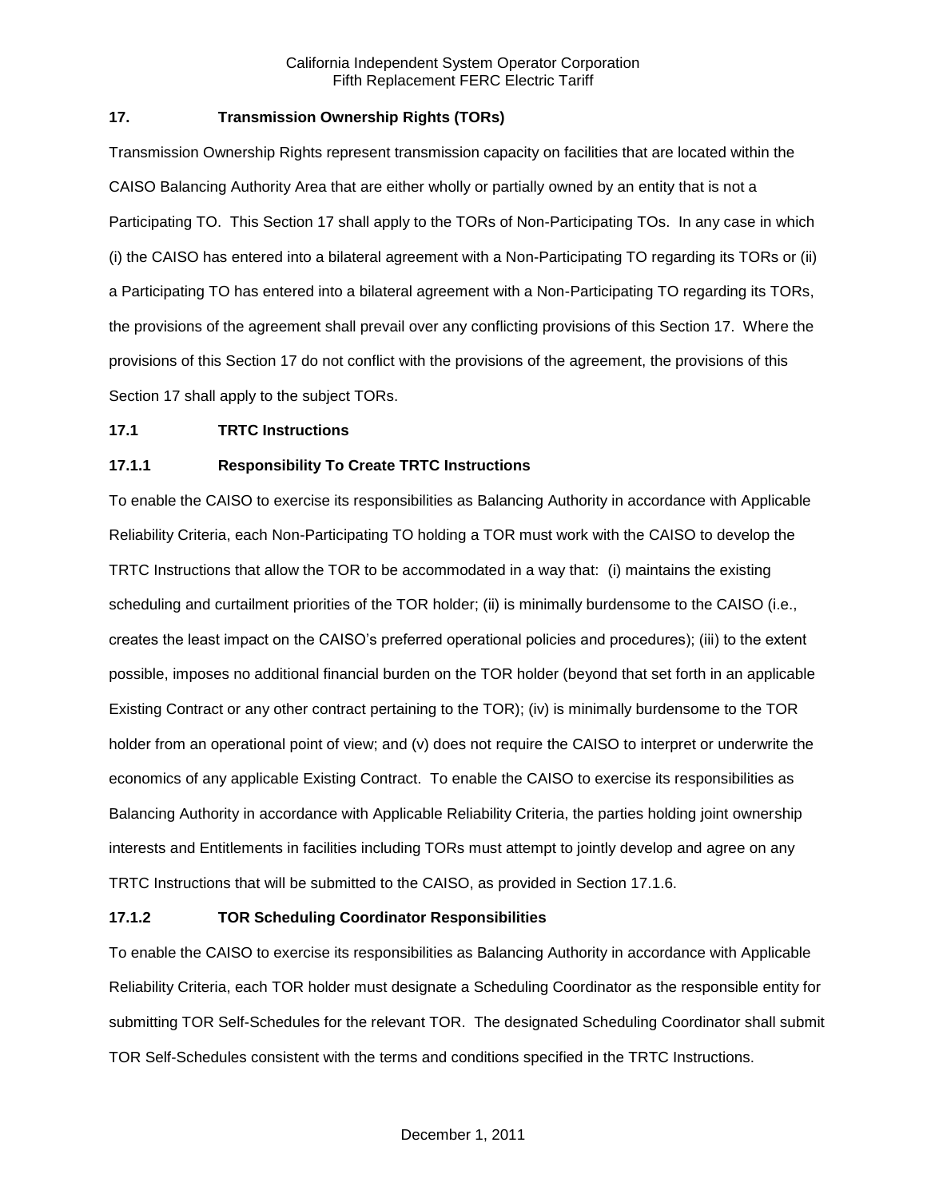## 17. Transmission Ownership Rights (TORs)

Transmission Ownership Rights represent transmission capacity on facilities that are located within the CAISO Balancing Authority Area that are either wholly or partially owned by an entity that is not a Participating TO. This Section 17 shall apply to the TORs of Non-Participating TOs. In any case in which (i) the CAISO has entered into a bilateral agreement with a Non-Participating TO regarding its TORs or (ii) a Participating TO has entered into a bilateral agreement with a Non-Participating TO regarding its TORs, the provisions of the agreement shall prevail over any conflicting provisions of this Section 17. Where the provisions of this Section 17 do not conflict with the provisions of the agreement, the provisions of this Section 17 shall apply to the subject TORs.

### 17.1 TRTC Instructions

#### 17.1.1 Responsibility To Create TRTC Instructions

To enable the CAISO to exercise its responsibilities as Balancing Authority in accordance with Applicable Reliability Criteria, each Non-Participating TO holding a TOR must work with the CAISO to develop the TRTC Instructions that allow the TOR to be accommodated in a way that: (i) maintains the existing scheduling and curtailment priorities of the TOR holder; (ii) is minimally burdensome to the CAISO (i.e., creates the least impact on the CAISO's preferred operational policies and procedures); (iii) to the extent possible, imposes no additional financial burden on the TOR holder (beyond that set forth in an applicable Existing Contract or any other contract pertaining to the TOR); (iv) is minimally burdensome to the TOR holder from an operational point of view; and (v) does not require the CAISO to interpret or underwrite the economics of any applicable Existing Contract. To enable the CAISO to exercise its responsibilities as Balancing Authority in accordance with Applicable Reliability Criteria, the parties holding joint ownership interests and Entitlements in facilities including TORs must attempt to jointly develop and agree on any TRTC Instructions that will be submitted to the CAISO, as provided in Section 17.1.6.

#### 17.1.2 TOR Scheduling Coordinator Responsibilities

To enable the CAISO to exercise its responsibilities as Balancing Authority in accordance with Applicable Reliability Criteria, each TOR holder must designate a Scheduling Coordinator as the responsible entity for submitting TOR Self-Schedules for the relevant TOR. The designated Scheduling Coordinator shall submit TOR Self-Schedules consistent with the terms and conditions specified in the TRTC Instructions.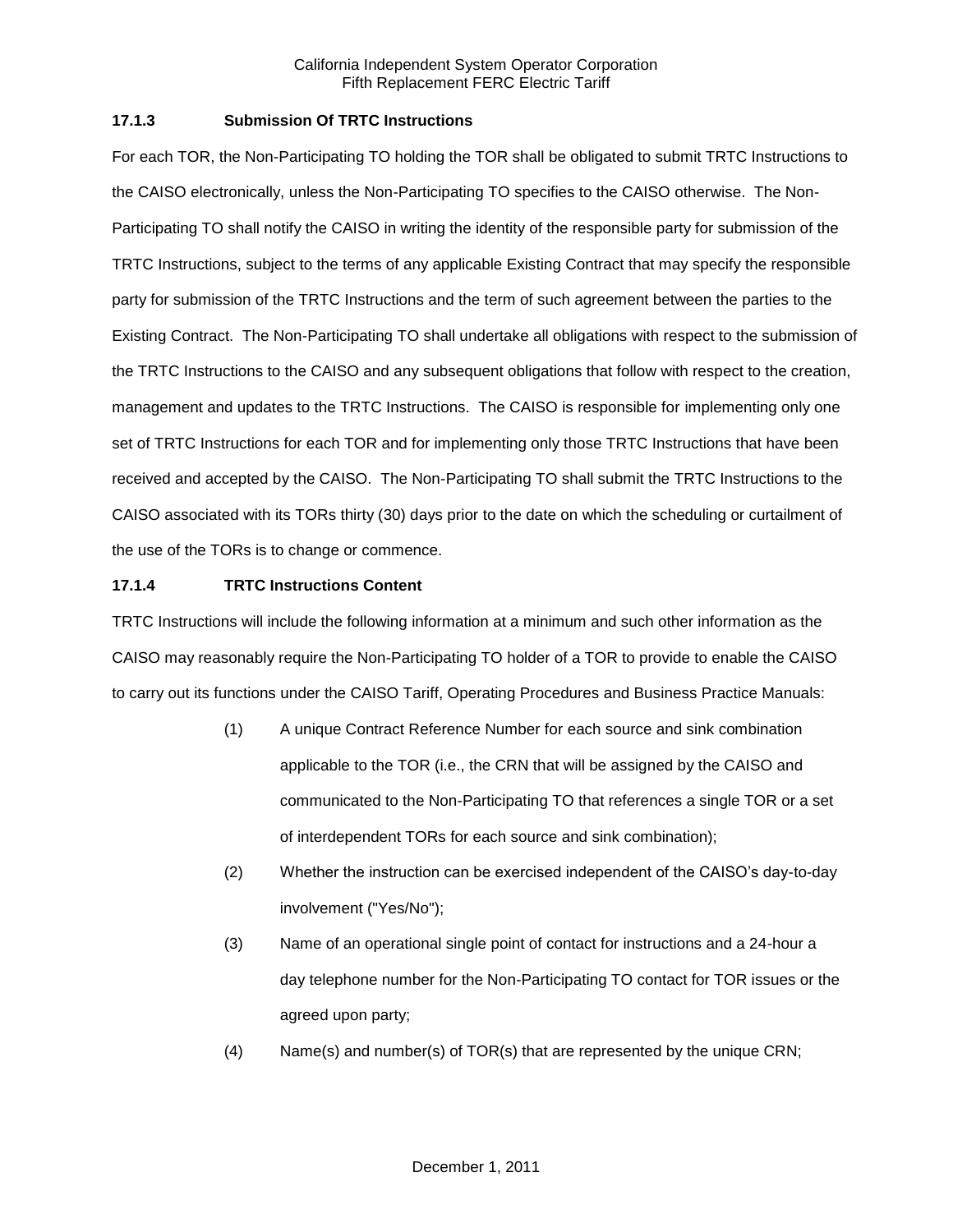### 17.1.3 Submission Of TRTC Instructions

For each TOR, the Non-Participating TO holding the TOR shall be obligated to submit TRTC Instructions to the CAISO electronically, unless the Non-Participating TO specifies to the CAISO otherwise. The Non-Participating TO shall notify the CAISO in writing the identity of the responsible party for submission of the TRTC Instructions, subject to the terms of any applicable Existing Contract that may specify the responsible party for submission of the TRTC Instructions and the term of such agreement between the parties to the Existing Contract. The Non-Participating TO shall undertake all obligations with respect to the submission of the TRTC Instructions to the CAISO and any subsequent obligations that follow with respect to the creation, management and updates to the TRTC Instructions. The CAISO is responsible for implementing only one set of TRTC Instructions for each TOR and for implementing only those TRTC Instructions that have been received and accepted by the CAISO. The Non-Participating TO shall submit the TRTC Instructions to the CAISO associated with its TORs thirty (30) days prior to the date on which the scheduling or curtailment of the use of the TORs is to change or commence.

### 17.1.4 TRTC Instructions Content

TRTC Instructions will include the following information at a minimum and such other information as the CAISO may reasonably require the Non-Participating TO holder of a TOR to provide to enable the CAISO to carry out its functions under the CAISO Tariff, Operating Procedures and Business Practice Manuals:

(1) A unique Contract Reference Number for each source and sink combination applicable to the TOR (i.e., the CRN that will be assigned by the CAISO and communicated to the Non-Participating TO that references a single TOR or a set of interdependent TORs for each source and sink combination);

(2) Whether the instruction can be exercised independent of the CAISO's day-to-day involvement ("Yes/No");

(3) Name of an operational single point of contact for instructions and a 24-hour a day telephone number for the Non-Participating TO contact for TOR issues or the agreed upon party;

(4) Name(s) and number(s) of TOR(s) that are represented by the unique CRN;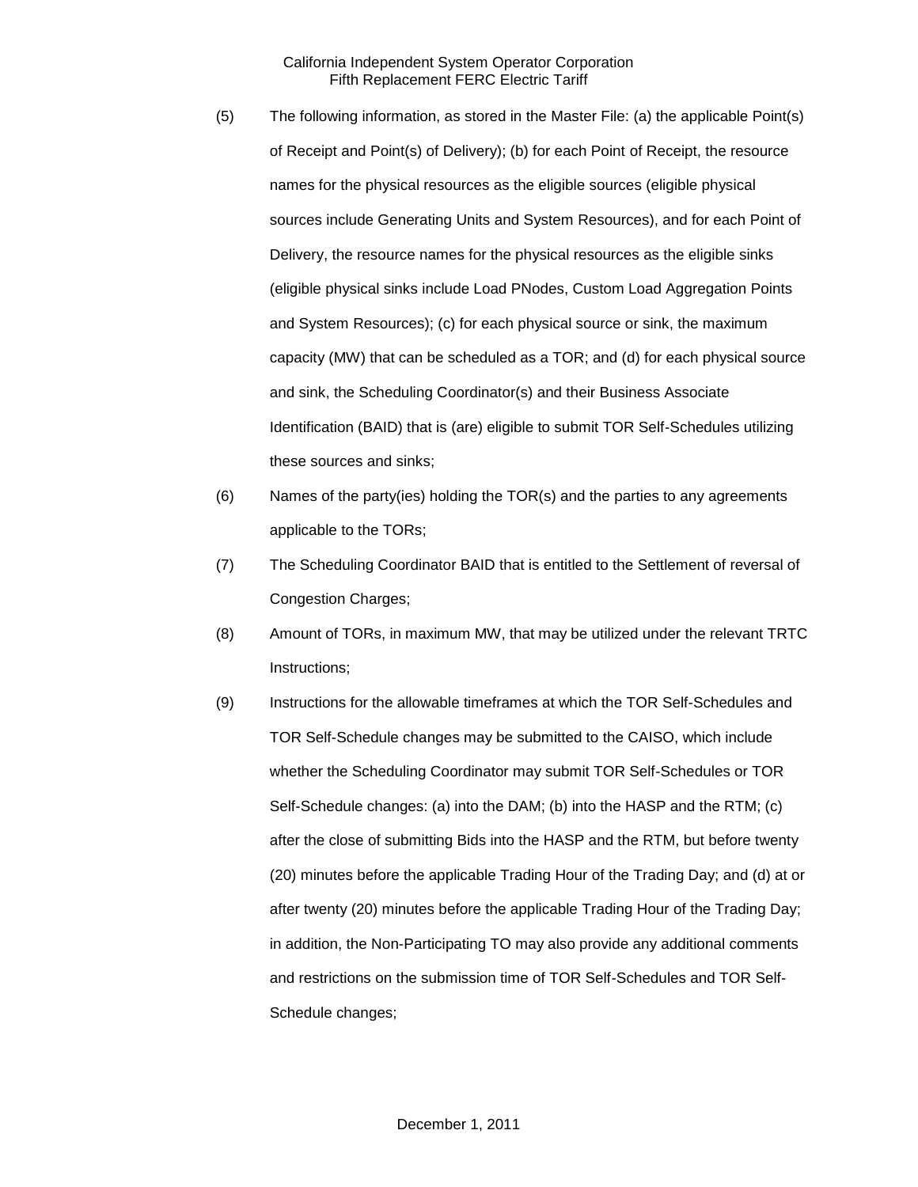(5) The following information, as stored in the Master File: (a) the applicable Point(s) of Receipt and Point(s) of Delivery); (b) for each Point of Receipt, the resource names for the physical resources as the eligible sources (eligible physical sources include Generating Units and System Resources), and for each Point of Delivery, the resource names for the physical resources as the eligible sinks (eligible physical sinks include Load PNodes, Custom Load Aggregation Points and System Resources); (c) for each physical source or sink, the maximum capacity (MW) that can be scheduled as a TOR; and (d) for each physical source and sink, the Scheduling Coordinator(s) and their Business Associate Identification (BAID) that is (are) eligible to submit TOR Self-Schedules utilizing these sources and sinks;

(6) Names of the party(ies) holding the TOR(s) and the parties to any agreements applicable to the TORs;

(7) The Scheduling Coordinator BAID that is entitled to the Settlement of reversal of Congestion Charges;

(8) Amount of TORs, in maximum MW, that may be utilized under the relevant TRTC Instructions;

(9) Instructions for the allowable timeframes at which the TOR Self-Schedules and TOR Self-Schedule changes may be submitted to the CAISO, which include whether the Scheduling Coordinator may submit TOR Self-Schedules or TOR Self-Schedule changes: (a) into the DAM; (b) into the HASP and the RTM; (c) after the close of submitting Bids into the HASP and the RTM, but before twenty (20) minutes before the applicable Trading Hour of the Trading Day; and (d) at or after twenty (20) minutes before the applicable Trading Hour of the Trading Day; in addition, the Non-Participating TO may also provide any additional comments and restrictions on the submission time of TOR Self-Schedules and TOR Self-Schedule changes;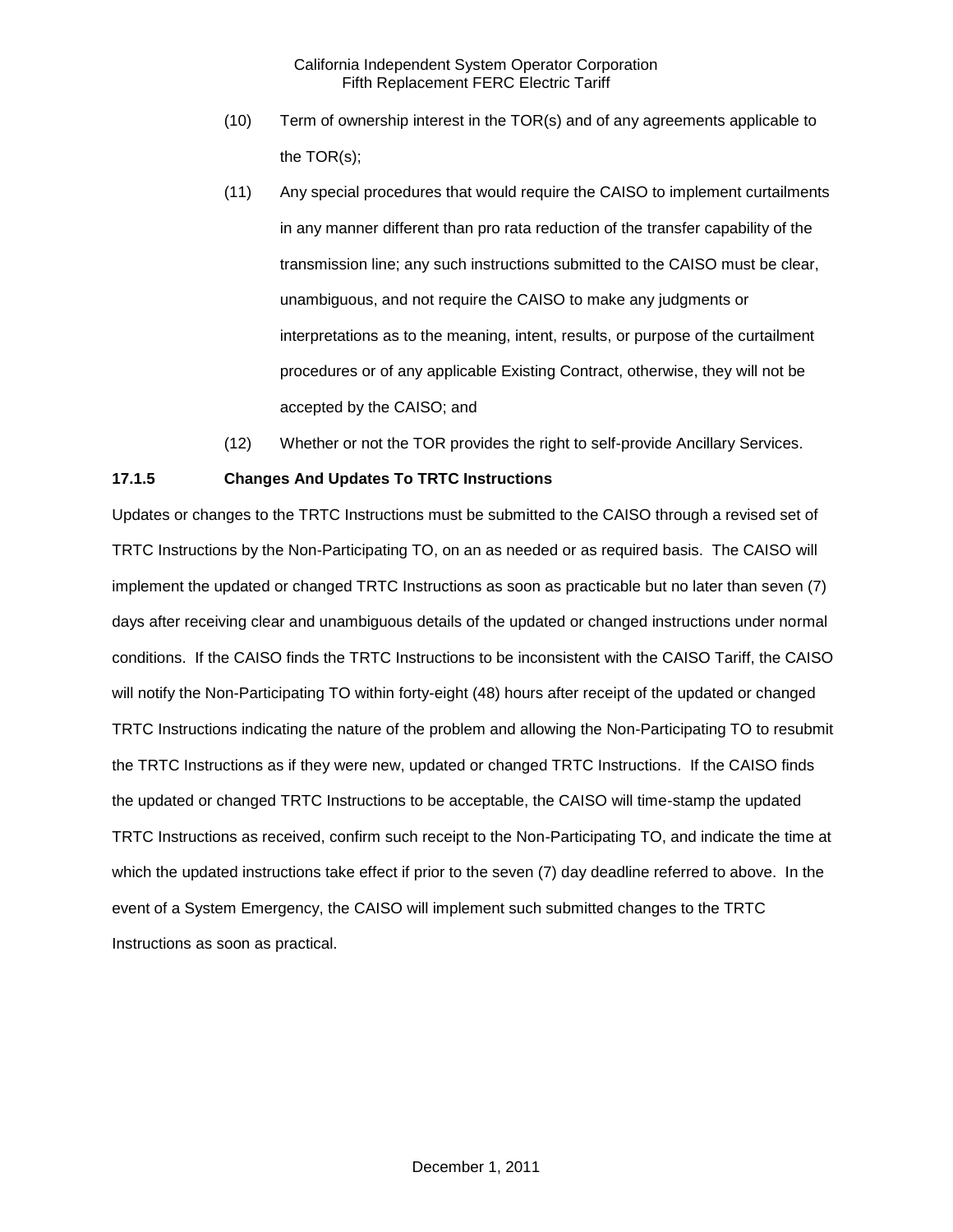(10) Term of ownership interest in the TOR(s) and of any agreements applicable to the TOR(s);

(11) Any special procedures that would require the CAISO to implement curtailments in any manner different than pro rata reduction of the transfer capability of the transmission line; any such instructions submitted to the CAISO must be clear, unambiguous, and not require the CAISO to make any judgments or interpretations as to the meaning, intent, results, or purpose of the curtailment procedures or of any applicable Existing Contract, otherwise, they will not be accepted by the CAISO; and

(12) Whether or not the TOR provides the right to self-provide Ancillary Services.

**17.1.5 Changes And Updates To TRTC Instructions**

Updates or changes to the TRTC Instructions must be submitted to the CAISO through a revised set of TRTC Instructions by the Non-Participating TO, on an as needed or as required basis. The CAISO will implement the updated or changed TRTC Instructions as soon as practicable but no later than seven (7) days after receiving clear and unambiguous details of the updated or changed instructions under normal conditions. If the CAISO finds the TRTC Instructions to be inconsistent with the CAISO Tariff, the CAISO will notify the Non-Participating TO within forty-eight (48) hours after receipt of the updated or changed TRTC Instructions indicating the nature of the problem and allowing the Non-Participating TO to resubmit the TRTC Instructions as if they were new, updated or changed TRTC Instructions. If the CAISO finds the updated or changed TRTC Instructions to be acceptable, the CAISO will time-stamp the updated TRTC Instructions as received, confirm such receipt to the Non-Participating TO, and indicate the time at which the updated instructions take effect if prior to the seven (7) day deadline referred to above. In the event of a System Emergency, the CAISO will implement such submitted changes to the TRTC Instructions as soon as practical.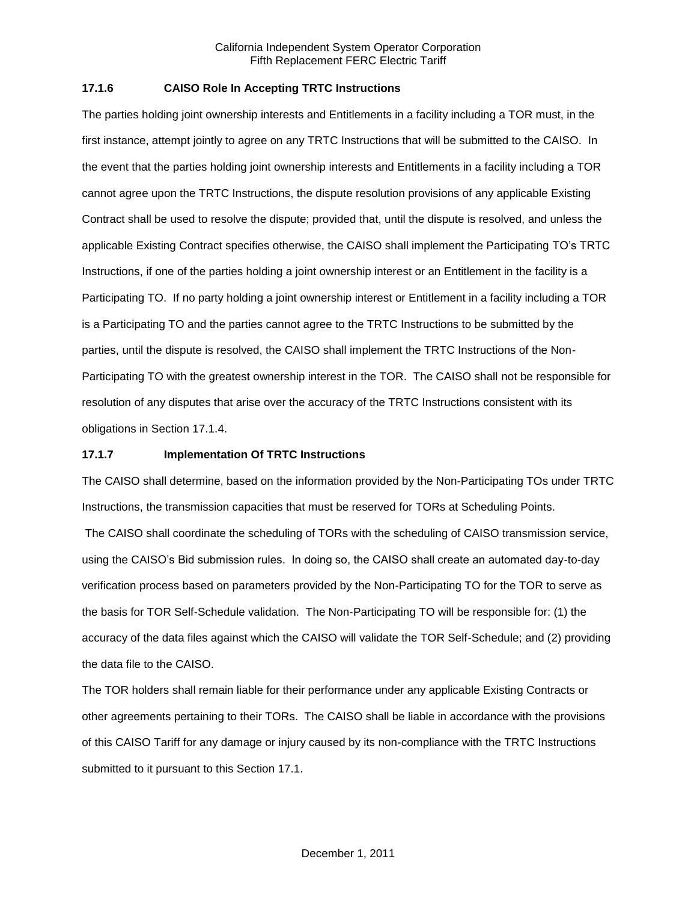### 17.1.6 CAISO Role In Accepting TRTC Instructions

The parties holding joint ownership interests and Entitlements in a facility including a TOR must, in the first instance, attempt jointly to agree on any TRTC Instructions that will be submitted to the CAISO. In the event that the parties holding joint ownership interests and Entitlements in a facility including a TOR cannot agree upon the TRTC Instructions, the dispute resolution provisions of any applicable Existing Contract shall be used to resolve the dispute; provided that, until the dispute is resolved, and unless the applicable Existing Contract specifies otherwise, the CAISO shall implement the Participating TO's TRTC Instructions, if one of the parties holding a joint ownership interest or an Entitlement in the facility is a Participating TO. If no party holding a joint ownership interest or Entitlement in a facility including a TOR is a Participating TO and the parties cannot agree to the TRTC Instructions to be submitted by the parties, until the dispute is resolved, the CAISO shall implement the TRTC Instructions of the Non-Participating TO with the greatest ownership interest in the TOR. The CAISO shall not be responsible for resolution of any disputes that arise over the accuracy of the TRTC Instructions consistent with its obligations in Section 17.1.4.

### 17.1.7 Implementation Of TRTC Instructions

The CAISO shall determine, based on the information provided by the Non-Participating TOs under TRTC Instructions, the transmission capacities that must be reserved for TORs at Scheduling Points.

The CAISO shall coordinate the scheduling of TORs with the scheduling of CAISO transmission service, using the CAISO's Bid submission rules. In doing so, the CAISO shall create an automated day-to-day verification process based on parameters provided by the Non-Participating TO for the TOR to serve as the basis for TOR Self-Schedule validation. The Non-Participating TO will be responsible for: (1) the accuracy of the data files against which the CAISO will validate the TOR Self-Schedule; and (2) providing the data file to the CAISO.

The TOR holders shall remain liable for their performance under any applicable Existing Contracts or other agreements pertaining to their TORs. The CAISO shall be liable in accordance with the provisions of this CAISO Tariff for any damage or injury caused by its non-compliance with the TRTC Instructions submitted to it pursuant to this Section 17.1.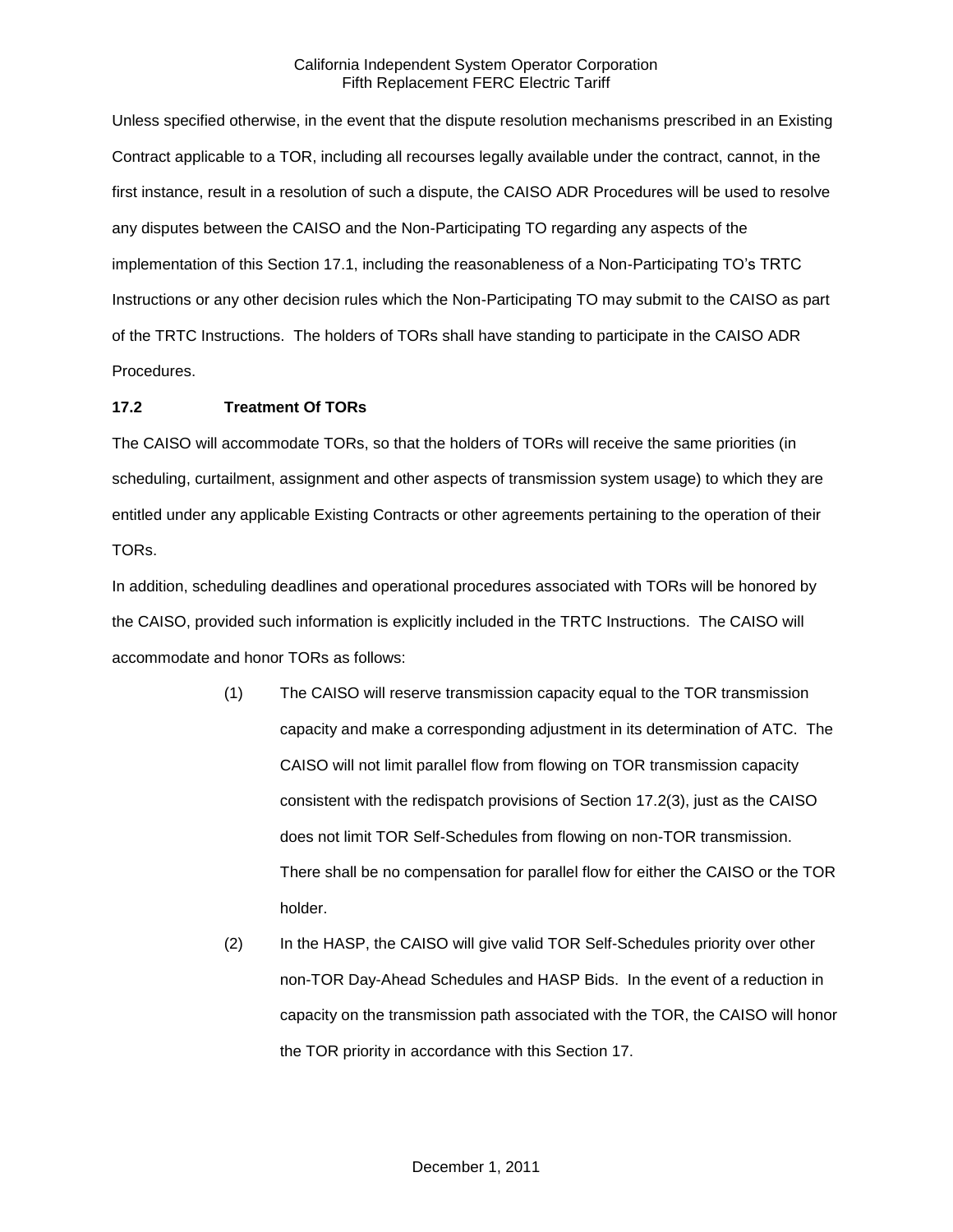Unless specified otherwise, in the event that the dispute resolution mechanisms prescribed in an Existing Contract applicable to a TOR, including all recourses legally available under the contract, cannot, in the first instance, result in a resolution of such a dispute, the CAISO ADR Procedures will be used to resolve any disputes between the CAISO and the Non-Participating TO regarding any aspects of the implementation of this Section 17.1, including the reasonableness of a Non-Participating TO's TRTC Instructions or any other decision rules which the Non-Participating TO may submit to the CAISO as part of the TRTC Instructions. The holders of TORs shall have standing to participate in the CAISO ADR Procedures.

**17.2 Treatment Of TORs**

The CAISO will accommodate TORs, so that the holders of TORs will receive the same priorities (in scheduling, curtailment, assignment and other aspects of transmission system usage) to which they are entitled under any applicable Existing Contracts or other agreements pertaining to the operation of their TORs.

In addition, scheduling deadlines and operational procedures associated with TORs will be honored by the CAISO, provided such information is explicitly included in the TRTC Instructions. The CAISO will accommodate and honor TORs as follows:

(1) The CAISO will reserve transmission capacity equal to the TOR transmission capacity and make a corresponding adjustment in its determination of ATC. The CAISO will not limit parallel flow from flowing on TOR transmission capacity consistent with the redispatch provisions of Section 17.2(3), just as the CAISO does not limit TOR Self-Schedules from flowing on non-TOR transmission. There shall be no compensation for parallel flow for either the CAISO or the TOR holder.

(2) In the HASP, the CAISO will give valid TOR Self-Schedules priority over other non-TOR Day-Ahead Schedules and HASP Bids. In the event of a reduction in capacity on the transmission path associated with the TOR, the CAISO will honor the TOR priority in accordance with this Section 17.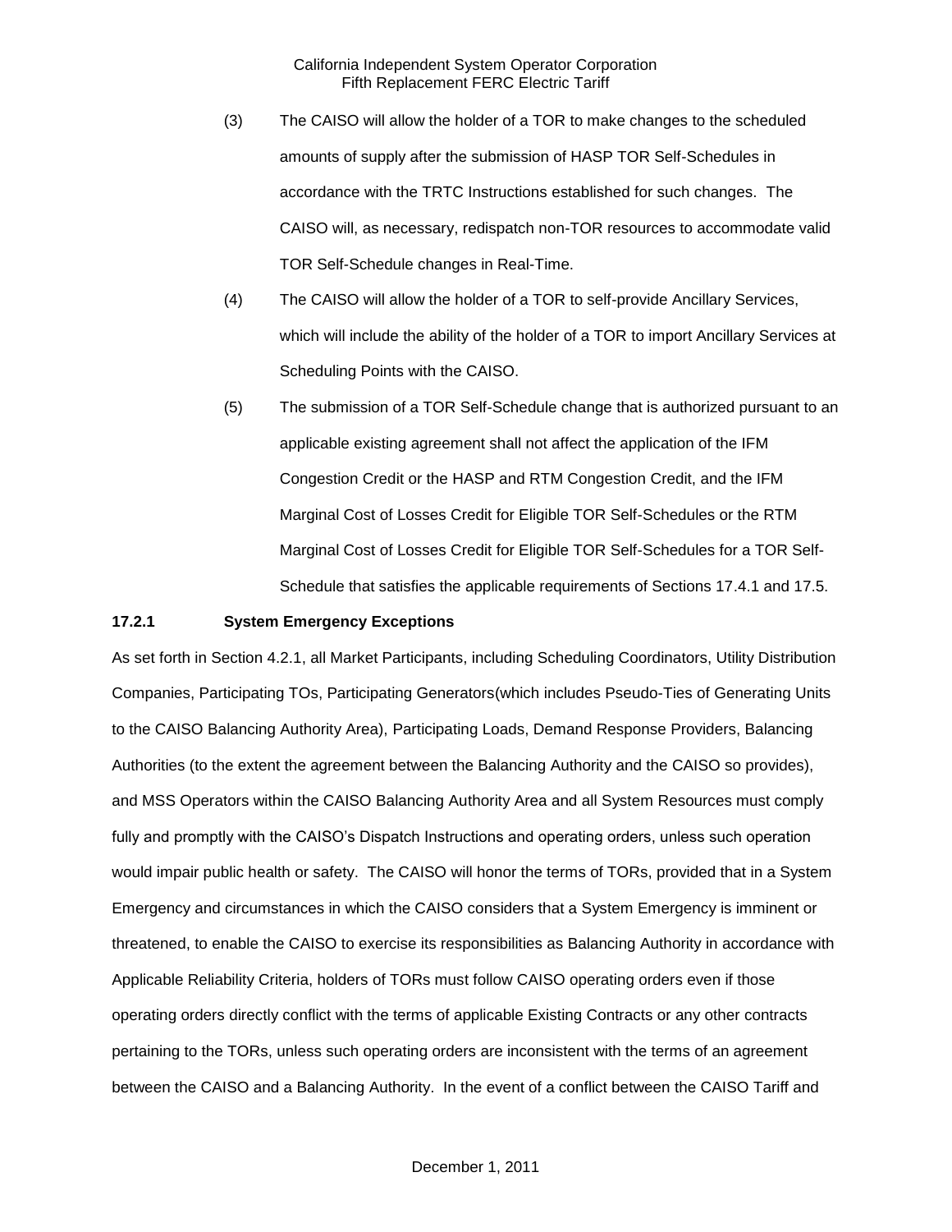(3) The CAISO will allow the holder of a TOR to make changes to the scheduled amounts of supply after the submission of HASP TOR Self-Schedules in accordance with the TRTC Instructions established for such changes. The CAISO will, as necessary, redispatch non-TOR resources to accommodate valid TOR Self-Schedule changes in Real-Time.

(4) The CAISO will allow the holder of a TOR to self-provide Ancillary Services, which will include the ability of the holder of a TOR to import Ancillary Services at Scheduling Points with the CAISO.

(5) The submission of a TOR Self-Schedule change that is authorized pursuant to an applicable existing agreement shall not affect the application of the IFM Congestion Credit or the HASP and RTM Congestion Credit, and the IFM Marginal Cost of Losses Credit for Eligible TOR Self-Schedules or the RTM Marginal Cost of Losses Credit for Eligible TOR Self-Schedules for a TOR Self-Schedule that satisfies the applicable requirements of Sections 17.4.1 and 17.5.

**17.2.1 System Emergency Exceptions**

As set forth in Section 4.2.1, all Market Participants, including Scheduling Coordinators, Utility Distribution Companies, Participating TOs, Participating Generators(which includes Pseudo-Ties of Generating Units to the CAISO Balancing Authority Area), Participating Loads, Demand Response Providers, Balancing Authorities (to the extent the agreement between the Balancing Authority and the CAISO so provides), and MSS Operators within the CAISO Balancing Authority Area and all System Resources must comply fully and promptly with the CAISO's Dispatch Instructions and operating orders, unless such operation would impair public health or safety. The CAISO will honor the terms of TORs, provided that in a System Emergency and circumstances in which the CAISO considers that a System Emergency is imminent or threatened, to enable the CAISO to exercise its responsibilities as Balancing Authority in accordance with Applicable Reliability Criteria, holders of TORs must follow CAISO operating orders even if those operating orders directly conflict with the terms of applicable Existing Contracts or any other contracts pertaining to the TORs, unless such operating orders are inconsistent with the terms of an agreement between the CAISO and a Balancing Authority. In the event of a conflict between the CAISO Tariff and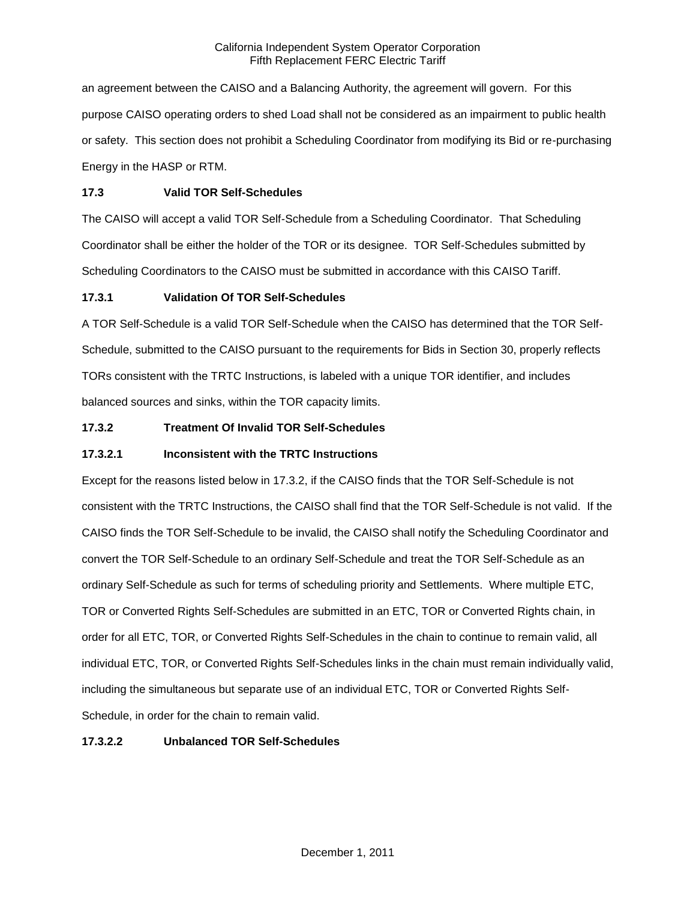an agreement between the CAISO and a Balancing Authority, the agreement will govern. For this purpose CAISO operating orders to shed Load shall not be considered as an impairment to public health or safety. This section does not prohibit a Scheduling Coordinator from modifying its Bid or re-purchasing Energy in the HASP or RTM.

### 17.3 Valid TOR Self-Schedules

The CAISO will accept a valid TOR Self-Schedule from a Scheduling Coordinator. That Scheduling Coordinator shall be either the holder of the TOR or its designee. TOR Self-Schedules submitted by Scheduling Coordinators to the CAISO must be submitted in accordance with this CAISO Tariff.

#### 17.3.1 Validation Of TOR Self-Schedules

A TOR Self-Schedule is a valid TOR Self-Schedule when the CAISO has determined that the TOR Self-Schedule, submitted to the CAISO pursuant to the requirements for Bids in Section 30, properly reflects TORs consistent with the TRTC Instructions, is labeled with a unique TOR identifier, and includes balanced sources and sinks, within the TOR capacity limits.

#### 17.3.2 Treatment Of Invalid TOR Self-Schedules

##### 17.3.2.1 Inconsistent with the TRTC Instructions

Except for the reasons listed below in 17.3.2, if the CAISO finds that the TOR Self-Schedule is not consistent with the TRTC Instructions, the CAISO shall find that the TOR Self-Schedule is not valid. If the CAISO finds the TOR Self-Schedule to be invalid, the CAISO shall notify the Scheduling Coordinator and convert the TOR Self-Schedule to an ordinary Self-Schedule and treat the TOR Self-Schedule as an ordinary Self-Schedule as such for terms of scheduling priority and Settlements. Where multiple ETC, TOR or Converted Rights Self-Schedules are submitted in an ETC, TOR or Converted Rights chain, in order for all ETC, TOR, or Converted Rights Self-Schedules in the chain to continue to remain valid, all individual ETC, TOR, or Converted Rights Self-Schedules links in the chain must remain individually valid, including the simultaneous but separate use of an individual ETC, TOR or Converted Rights Self-Schedule, in order for the chain to remain valid.

##### 17.3.2.2 Unbalanced TOR Self-Schedules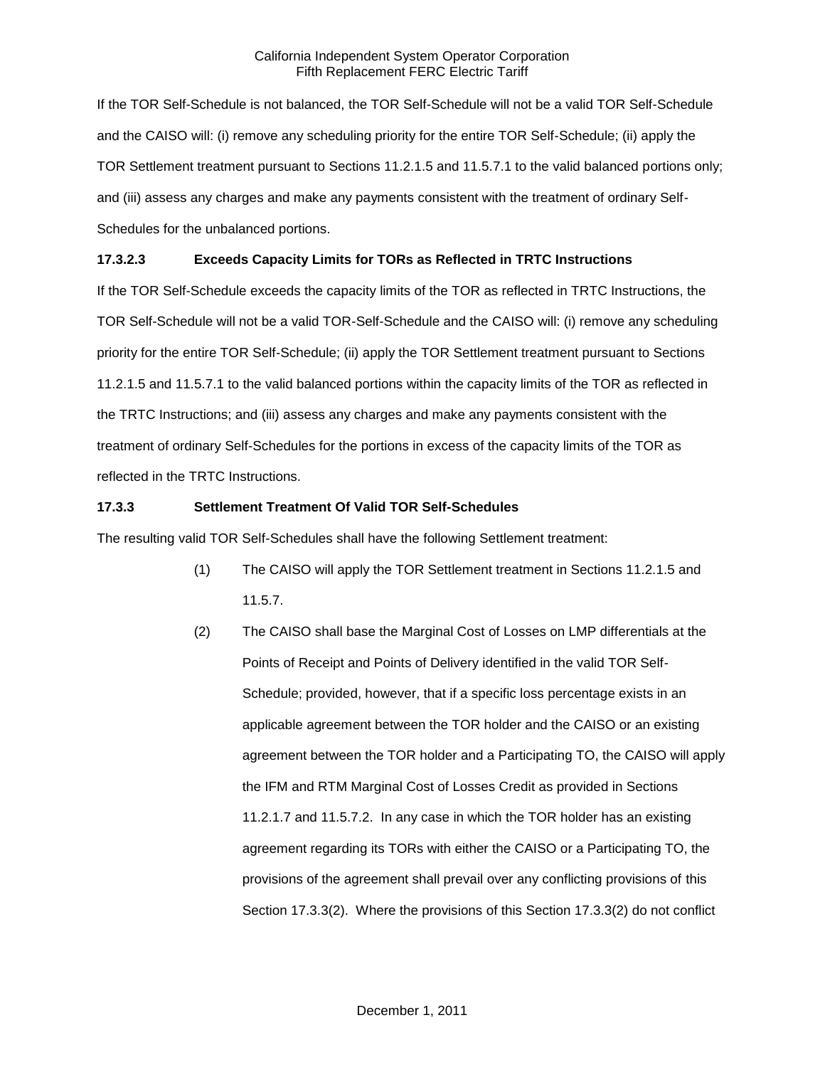If the TOR Self-Schedule is not balanced, the TOR Self-Schedule will not be a valid TOR Self-Schedule and the CAISO will: (i) remove any scheduling priority for the entire TOR Self-Schedule; (ii) apply the TOR Settlement treatment pursuant to Sections 11.2.1.5 and 11.5.7.1 to the valid balanced portions only; and (iii) assess any charges and make any payments consistent with the treatment of ordinary Self-Schedules for the unbalanced portions.

**17.3.2.3 Exceeds Capacity Limits for TORs as Reflected in TRTC Instructions**

If the TOR Self-Schedule exceeds the capacity limits of the TOR as reflected in TRTC Instructions, the TOR Self-Schedule will not be a valid TOR-Self-Schedule and the CAISO will: (i) remove any scheduling priority for the entire TOR Self-Schedule; (ii) apply the TOR Settlement treatment pursuant to Sections 11.2.1.5 and 11.5.7.1 to the valid balanced portions within the capacity limits of the TOR as reflected in the TRTC Instructions; and (iii) assess any charges and make any payments consistent with the treatment of ordinary Self-Schedules for the portions in excess of the capacity limits of the TOR as reflected in the TRTC Instructions.

**17.3.3 Settlement Treatment Of Valid TOR Self-Schedules**

The resulting valid TOR Self-Schedules shall have the following Settlement treatment:

(1) The CAISO will apply the TOR Settlement treatment in Sections 11.2.1.5 and 11.5.7.

(2) The CAISO shall base the Marginal Cost of Losses on LMP differentials at the Points of Receipt and Points of Delivery identified in the valid TOR Self-Schedule; provided, however, that if a specific loss percentage exists in an applicable agreement between the TOR holder and the CAISO or an existing agreement between the TOR holder and a Participating TO, the CAISO will apply the IFM and RTM Marginal Cost of Losses Credit as provided in Sections 11.2.1.7 and 11.5.7.2. In any case in which the TOR holder has an existing agreement regarding its TORs with either the CAISO or a Participating TO, the provisions of the agreement shall prevail over any conflicting provisions of this Section 17.3.3(2). Where the provisions of this Section 17.3.3(2) do not conflict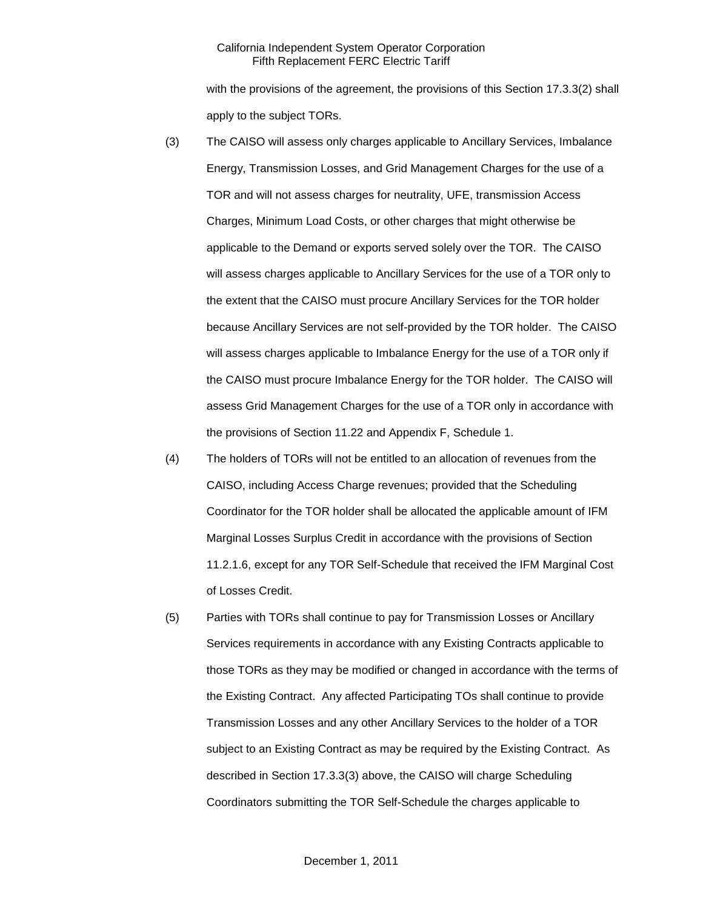with the provisions of the agreement, the provisions of this Section 17.3.3(2) shall apply to the subject TORs.

(3) The CAISO will assess only charges applicable to Ancillary Services, Imbalance Energy, Transmission Losses, and Grid Management Charges for the use of a TOR and will not assess charges for neutrality, UFE, transmission Access Charges, Minimum Load Costs, or other charges that might otherwise be applicable to the Demand or exports served solely over the TOR. The CAISO will assess charges applicable to Ancillary Services for the use of a TOR only to the extent that the CAISO must procure Ancillary Services for the TOR holder because Ancillary Services are not self-provided by the TOR holder. The CAISO will assess charges applicable to Imbalance Energy for the use of a TOR only if the CAISO must procure Imbalance Energy for the TOR holder. The CAISO will assess Grid Management Charges for the use of a TOR only in accordance with the provisions of Section 11.22 and Appendix F, Schedule 1.

(4) The holders of TORs will not be entitled to an allocation of revenues from the CAISO, including Access Charge revenues; provided that the Scheduling Coordinator for the TOR holder shall be allocated the applicable amount of IFM Marginal Losses Surplus Credit in accordance with the provisions of Section 11.2.1.6, except for any TOR Self-Schedule that received the IFM Marginal Cost of Losses Credit.

(5) Parties with TORs shall continue to pay for Transmission Losses or Ancillary Services requirements in accordance with any Existing Contracts applicable to those TORs as they may be modified or changed in accordance with the terms of the Existing Contract. Any affected Participating TOs shall continue to provide Transmission Losses and any other Ancillary Services to the holder of a TOR subject to an Existing Contract as may be required by the Existing Contract. As described in Section 17.3.3(3) above, the CAISO will charge Scheduling Coordinators submitting the TOR Self-Schedule the charges applicable to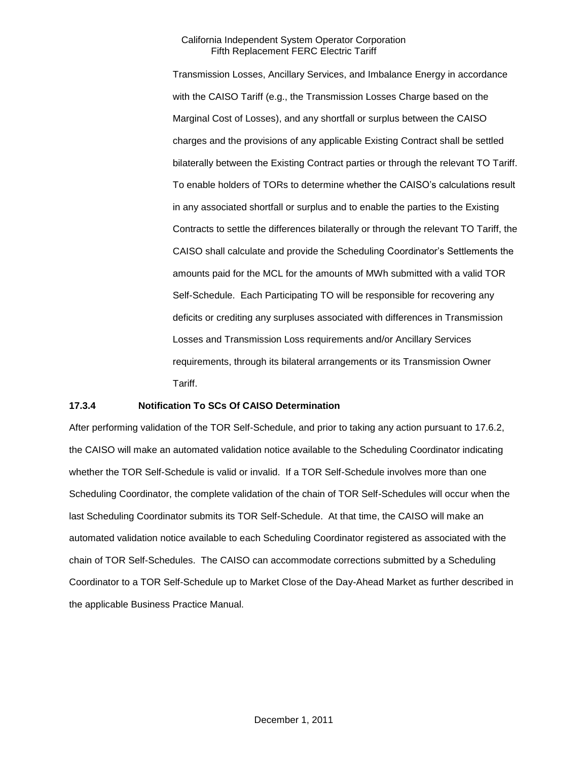Transmission Losses, Ancillary Services, and Imbalance Energy in accordance with the CAISO Tariff (e.g., the Transmission Losses Charge based on the Marginal Cost of Losses), and any shortfall or surplus between the CAISO charges and the provisions of any applicable Existing Contract shall be settled bilaterally between the Existing Contract parties or through the relevant TO Tariff. To enable holders of TORs to determine whether the CAISO's calculations result in any associated shortfall or surplus and to enable the parties to the Existing Contracts to settle the differences bilaterally or through the relevant TO Tariff, the CAISO shall calculate and provide the Scheduling Coordinator's Settlements the amounts paid for the MCL for the amounts of MWh submitted with a valid TOR Self-Schedule. Each Participating TO will be responsible for recovering any deficits or crediting any surpluses associated with differences in Transmission Losses and Transmission Loss requirements and/or Ancillary Services requirements, through its bilateral arrangements or its Transmission Owner Tariff.

**17.3.4 Notification To SCs Of CAISO Determination**

After performing validation of the TOR Self-Schedule, and prior to taking any action pursuant to 17.6.2, the CAISO will make an automated validation notice available to the Scheduling Coordinator indicating whether the TOR Self-Schedule is valid or invalid. If a TOR Self-Schedule involves more than one Scheduling Coordinator, the complete validation of the chain of TOR Self-Schedules will occur when the last Scheduling Coordinator submits its TOR Self-Schedule. At that time, the CAISO will make an automated validation notice available to each Scheduling Coordinator registered as associated with the chain of TOR Self-Schedules. The CAISO can accommodate corrections submitted by a Scheduling Coordinator to a TOR Self-Schedule up to Market Close of the Day-Ahead Market as further described in the applicable Business Practice Manual.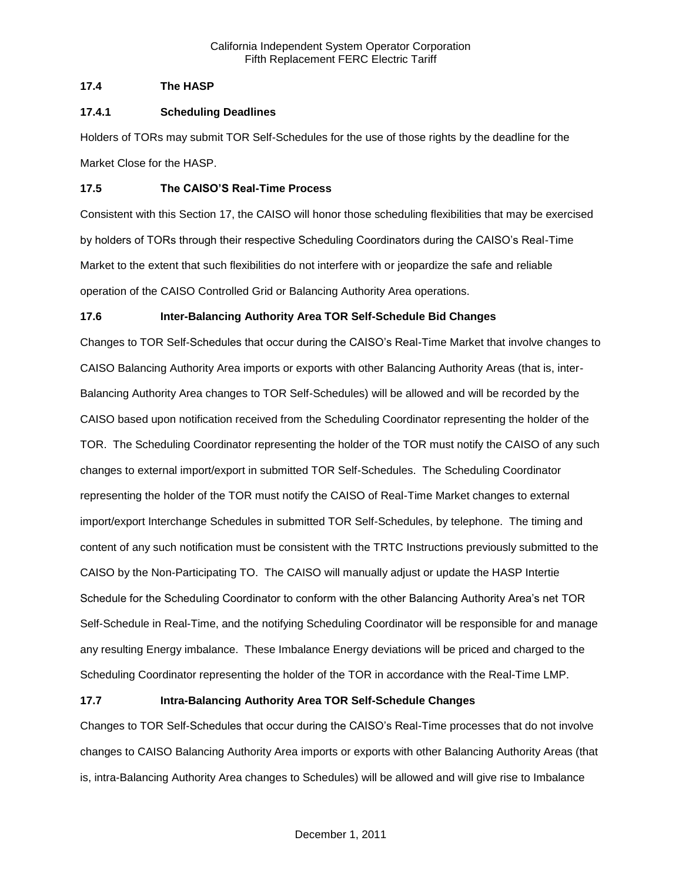### 17.4 The HASP

#### 17.4.1 Scheduling Deadlines

Holders of TORs may submit TOR Self-Schedules for the use of those rights by the deadline for the Market Close for the HASP.

### 17.5 The CAISO'S Real-Time Process

Consistent with this Section 17, the CAISO will honor those scheduling flexibilities that may be exercised by holders of TORs through their respective Scheduling Coordinators during the CAISO's Real-Time Market to the extent that such flexibilities do not interfere with or jeopardize the safe and reliable operation of the CAISO Controlled Grid or Balancing Authority Area operations.

### 17.6 Inter-Balancing Authority Area TOR Self-Schedule Bid Changes

Changes to TOR Self-Schedules that occur during the CAISO's Real-Time Market that involve changes to CAISO Balancing Authority Area imports or exports with other Balancing Authority Areas (that is, inter-Balancing Authority Area changes to TOR Self-Schedules) will be allowed and will be recorded by the CAISO based upon notification received from the Scheduling Coordinator representing the holder of the TOR. The Scheduling Coordinator representing the holder of the TOR must notify the CAISO of any such changes to external import/export in submitted TOR Self-Schedules. The Scheduling Coordinator representing the holder of the TOR must notify the CAISO of Real-Time Market changes to external import/export Interchange Schedules in submitted TOR Self-Schedules, by telephone. The timing and content of any such notification must be consistent with the TRTC Instructions previously submitted to the CAISO by the Non-Participating TO. The CAISO will manually adjust or update the HASP Intertie Schedule for the Scheduling Coordinator to conform with the other Balancing Authority Area's net TOR Self-Schedule in Real-Time, and the notifying Scheduling Coordinator will be responsible for and manage any resulting Energy imbalance. These Imbalance Energy deviations will be priced and charged to the Scheduling Coordinator representing the holder of the TOR in accordance with the Real-Time LMP.

### 17.7 Intra-Balancing Authority Area TOR Self-Schedule Changes

Changes to TOR Self-Schedules that occur during the CAISO's Real-Time processes that do not involve changes to CAISO Balancing Authority Area imports or exports with other Balancing Authority Areas (that is, intra-Balancing Authority Area changes to Schedules) will be allowed and will give rise to Imbalance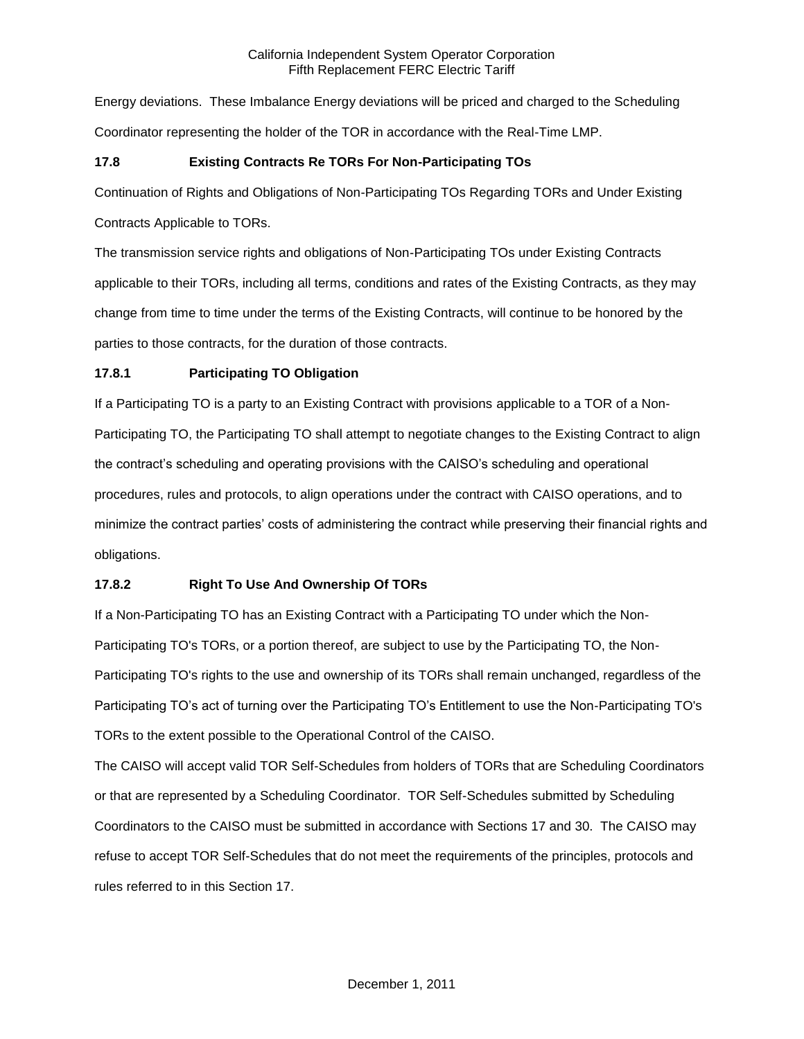Energy deviations. These Imbalance Energy deviations will be priced and charged to the Scheduling Coordinator representing the holder of the TOR in accordance with the Real-Time LMP.

### 17.8 Existing Contracts Re TORs For Non-Participating TOs

Continuation of Rights and Obligations of Non-Participating TOs Regarding TORs and Under Existing Contracts Applicable to TORs.

The transmission service rights and obligations of Non-Participating TOs under Existing Contracts applicable to their TORs, including all terms, conditions and rates of the Existing Contracts, as they may change from time to time under the terms of the Existing Contracts, will continue to be honored by the parties to those contracts, for the duration of those contracts.

### 17.8.1 Participating TO Obligation

If a Participating TO is a party to an Existing Contract with provisions applicable to a TOR of a Non-Participating TO, the Participating TO shall attempt to negotiate changes to the Existing Contract to align the contract's scheduling and operating provisions with the CAISO's scheduling and operational procedures, rules and protocols, to align operations under the contract with CAISO operations, and to minimize the contract parties' costs of administering the contract while preserving their financial rights and obligations.

### 17.8.2 Right To Use And Ownership Of TORs

If a Non-Participating TO has an Existing Contract with a Participating TO under which the Non-Participating TO's TORs, or a portion thereof, are subject to use by the Participating TO, the Non-Participating TO's rights to the use and ownership of its TORs shall remain unchanged, regardless of the Participating TO's act of turning over the Participating TO's Entitlement to use the Non-Participating TO's TORs to the extent possible to the Operational Control of the CAISO.

The CAISO will accept valid TOR Self-Schedules from holders of TORs that are Scheduling Coordinators or that are represented by a Scheduling Coordinator. TOR Self-Schedules submitted by Scheduling Coordinators to the CAISO must be submitted in accordance with Sections 17 and 30. The CAISO may refuse to accept TOR Self-Schedules that do not meet the requirements of the principles, protocols and rules referred to in this Section 17.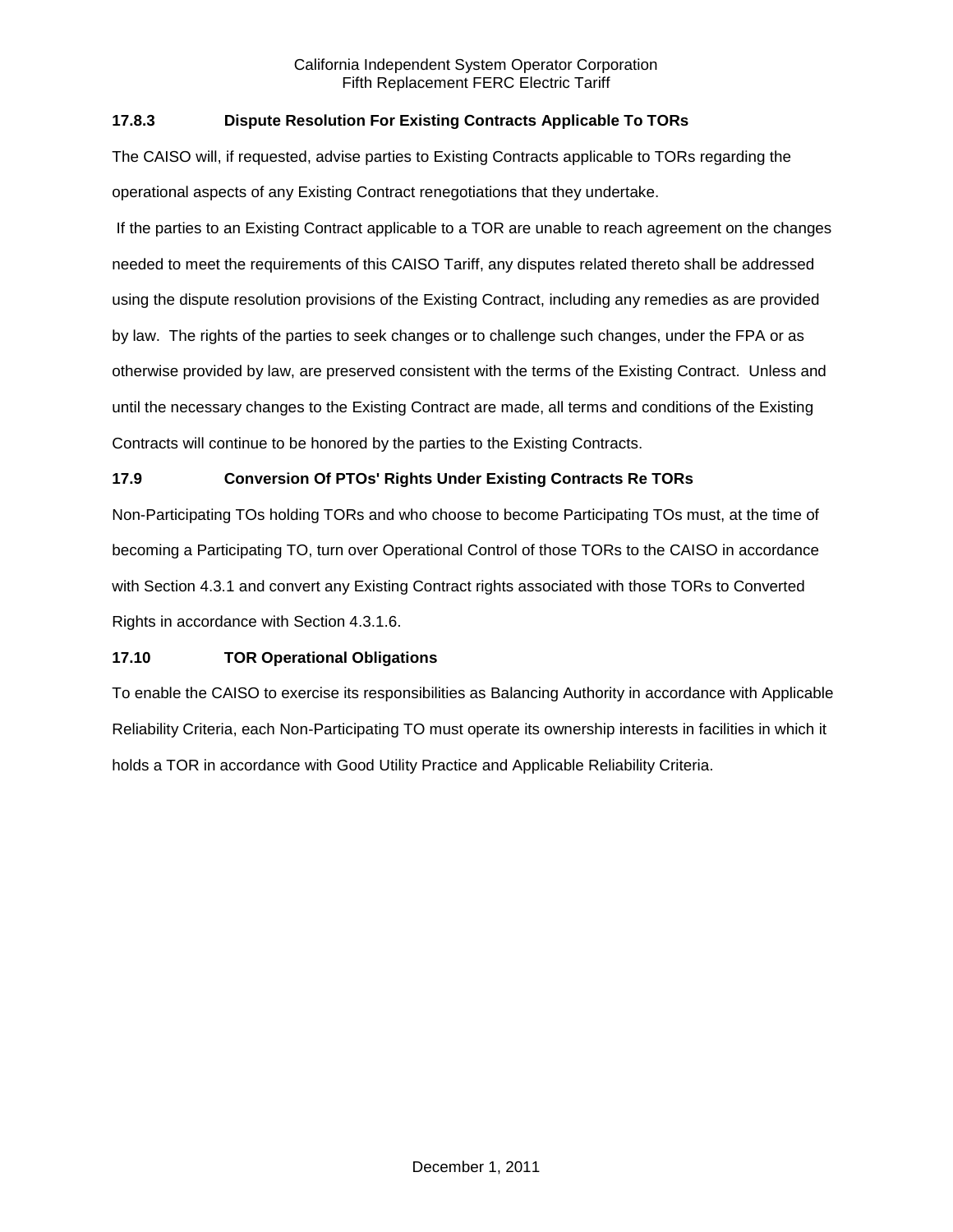### 17.8.3 Dispute Resolution For Existing Contracts Applicable To TORs

The CAISO will, if requested, advise parties to Existing Contracts applicable to TORs regarding the operational aspects of any Existing Contract renegotiations that they undertake.

If the parties to an Existing Contract applicable to a TOR are unable to reach agreement on the changes needed to meet the requirements of this CAISO Tariff, any disputes related thereto shall be addressed using the dispute resolution provisions of the Existing Contract, including any remedies as are provided by law. The rights of the parties to seek changes or to challenge such changes, under the FPA or as otherwise provided by law, are preserved consistent with the terms of the Existing Contract. Unless and until the necessary changes to the Existing Contract are made, all terms and conditions of the Existing Contracts will continue to be honored by the parties to the Existing Contracts.

### 17.9 Conversion Of PTOs' Rights Under Existing Contracts Re TORs

Non-Participating TOs holding TORs and who choose to become Participating TOs must, at the time of becoming a Participating TO, turn over Operational Control of those TORs to the CAISO in accordance with Section 4.3.1 and convert any Existing Contract rights associated with those TORs to Converted Rights in accordance with Section 4.3.1.6.

### 17.10 TOR Operational Obligations

To enable the CAISO to exercise its responsibilities as Balancing Authority in accordance with Applicable Reliability Criteria, each Non-Participating TO must operate its ownership interests in facilities in which it holds a TOR in accordance with Good Utility Practice and Applicable Reliability Criteria.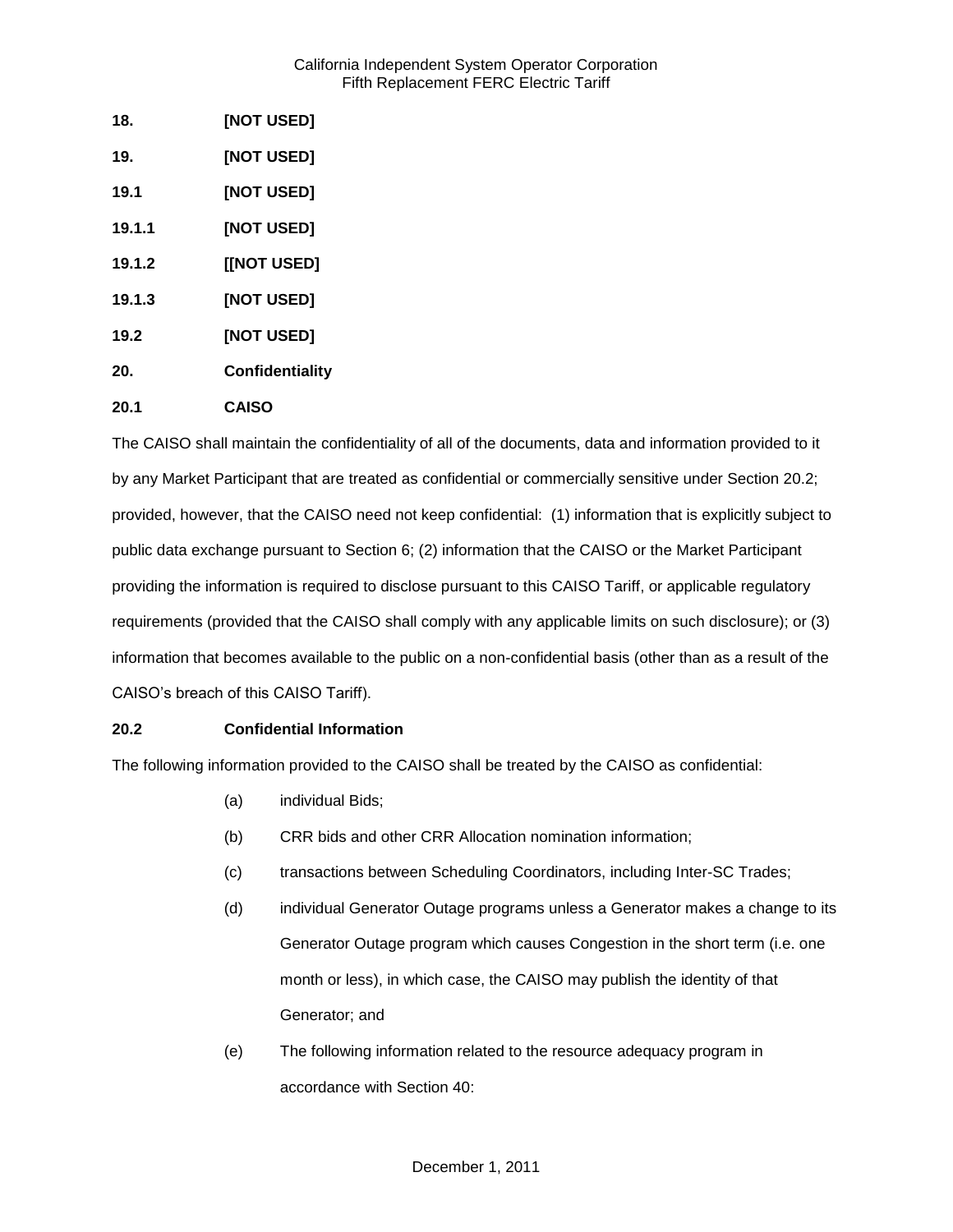**18. [NOT USED]**

**19. [NOT USED]**

**19.1 [NOT USED]**

**19.1.1 [NOT USED]**

**19.1.2 [[NOT USED]**

**19.1.3 [NOT USED]**

**19.2 [NOT USED]**

**20. Confidentiality**

**20.1 CAISO**

The CAISO shall maintain the confidentiality of all of the documents, data and information provided to it by any Market Participant that are treated as confidential or commercially sensitive under Section 20.2; provided, however, that the CAISO need not keep confidential: (1) information that is explicitly subject to public data exchange pursuant to Section 6; (2) information that the CAISO or the Market Participant providing the information is required to disclose pursuant to this CAISO Tariff, or applicable regulatory requirements (provided that the CAISO shall comply with any applicable limits on such disclosure); or (3) information that becomes available to the public on a non-confidential basis (other than as a result of the CAISO's breach of this CAISO Tariff).

**20.2 Confidential Information**

The following information provided to the CAISO shall be treated by the CAISO as confidential:

(a) individual Bids;

(b) CRR bids and other CRR Allocation nomination information;

(c) transactions between Scheduling Coordinators, including Inter-SC Trades;

(d) individual Generator Outage programs unless a Generator makes a change to its Generator Outage program which causes Congestion in the short term (i.e. one month or less), in which case, the CAISO may publish the identity of that Generator; and

(e) The following information related to the resource adequacy program in accordance with Section 40: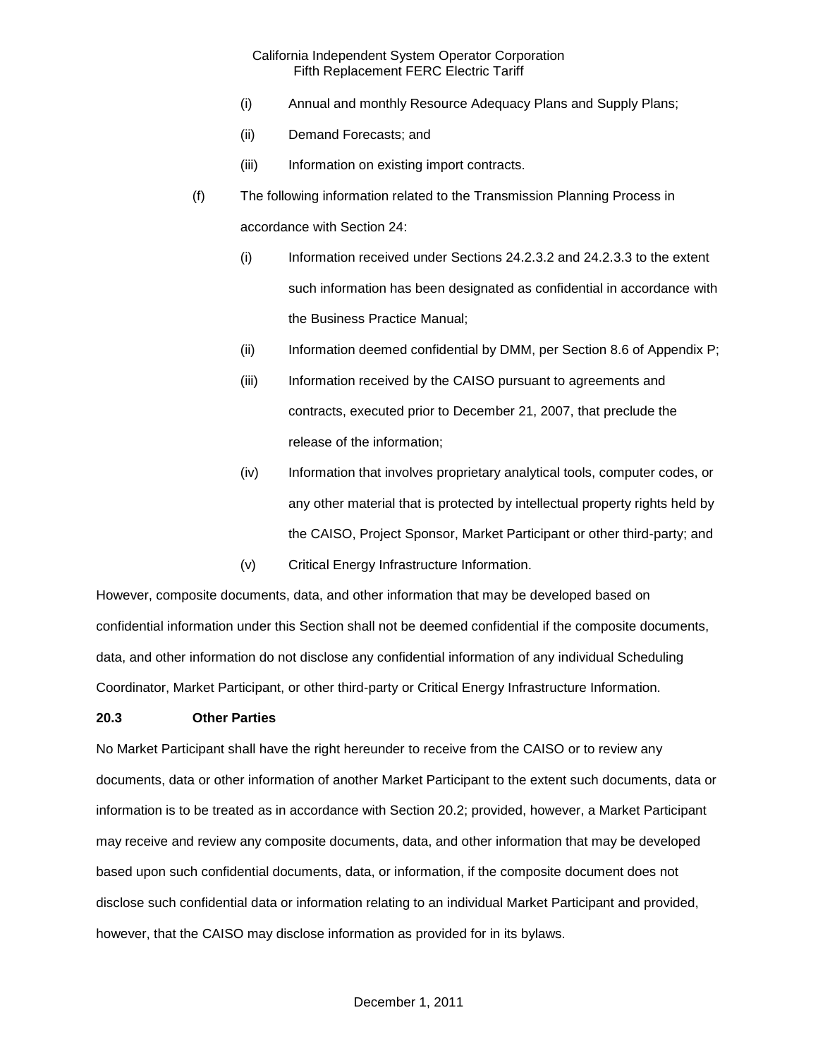(i) Annual and monthly Resource Adequacy Plans and Supply Plans;

(ii) Demand Forecasts; and

(iii) Information on existing import contracts.

(f) The following information related to the Transmission Planning Process in accordance with Section 24:

(i) Information received under Sections 24.2.3.2 and 24.2.3.3 to the extent such information has been designated as confidential in accordance with the Business Practice Manual;

(ii) Information deemed confidential by DMM, per Section 8.6 of Appendix P;

(iii) Information received by the CAISO pursuant to agreements and contracts, executed prior to December 21, 2007, that preclude the release of the information;

(iv) Information that involves proprietary analytical tools, computer codes, or any other material that is protected by intellectual property rights held by the CAISO, Project Sponsor, Market Participant or other third-party; and

(v) Critical Energy Infrastructure Information.

However, composite documents, data, and other information that may be developed based on confidential information under this Section shall not be deemed confidential if the composite documents, data, and other information do not disclose any confidential information of any individual Scheduling Coordinator, Market Participant, or other third-party or Critical Energy Infrastructure Information.

**20.3 Other Parties**

No Market Participant shall have the right hereunder to receive from the CAISO or to review any documents, data or other information of another Market Participant to the extent such documents, data or information is to be treated as in accordance with Section 20.2; provided, however, a Market Participant may receive and review any composite documents, data, and other information that may be developed based upon such confidential documents, data, or information, if the composite document does not disclose such confidential data or information relating to an individual Market Participant and provided, however, that the CAISO may disclose information as provided for in its bylaws.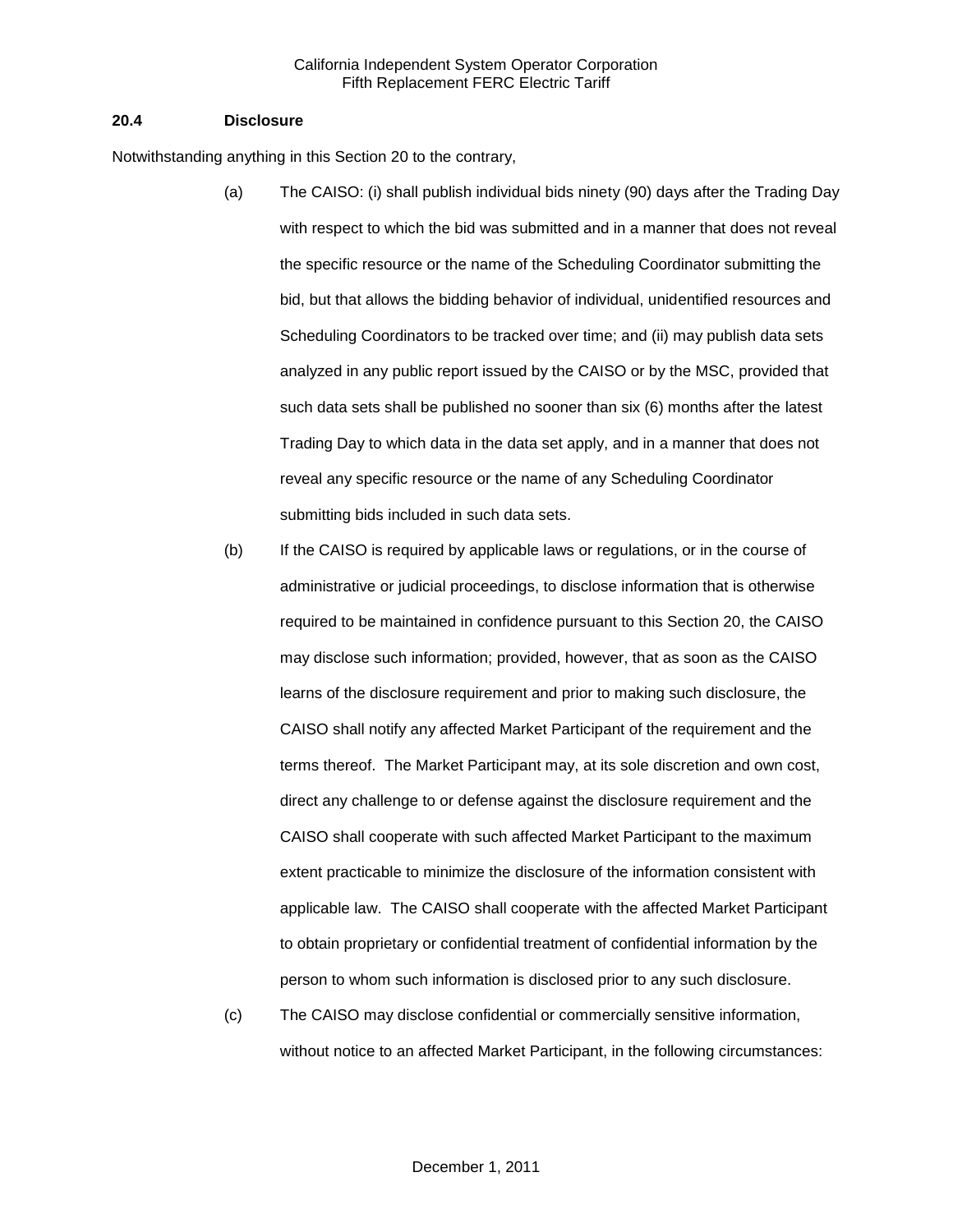### 20.4 Disclosure

Notwithstanding anything in this Section 20 to the contrary,

(a) The CAISO: (i) shall publish individual bids ninety (90) days after the Trading Day with respect to which the bid was submitted and in a manner that does not reveal the specific resource or the name of the Scheduling Coordinator submitting the bid, but that allows the bidding behavior of individual, unidentified resources and Scheduling Coordinators to be tracked over time; and (ii) may publish data sets analyzed in any public report issued by the CAISO or by the MSC, provided that such data sets shall be published no sooner than six (6) months after the latest Trading Day to which data in the data set apply, and in a manner that does not reveal any specific resource or the name of any Scheduling Coordinator submitting bids included in such data sets.

(b) If the CAISO is required by applicable laws or regulations, or in the course of administrative or judicial proceedings, to disclose information that is otherwise required to be maintained in confidence pursuant to this Section 20, the CAISO may disclose such information; provided, however, that as soon as the CAISO learns of the disclosure requirement and prior to making such disclosure, the CAISO shall notify any affected Market Participant of the requirement and the terms thereof. The Market Participant may, at its sole discretion and own cost, direct any challenge to or defense against the disclosure requirement and the CAISO shall cooperate with such affected Market Participant to the maximum extent practicable to minimize the disclosure of the information consistent with applicable law. The CAISO shall cooperate with the affected Market Participant to obtain proprietary or confidential treatment of confidential information by the person to whom such information is disclosed prior to any such disclosure.

(c) The CAISO may disclose confidential or commercially sensitive information, without notice to an affected Market Participant, in the following circumstances: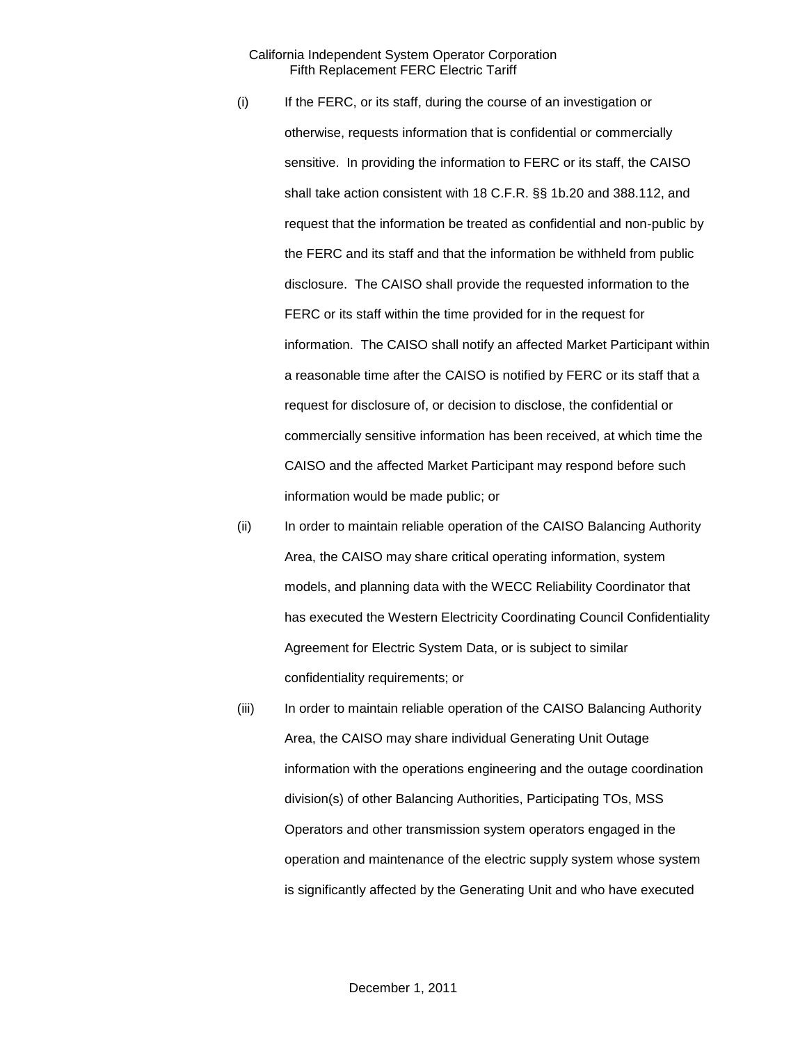(i) If the FERC, or its staff, during the course of an investigation or otherwise, requests information that is confidential or commercially sensitive. In providing the information to FERC or its staff, the CAISO shall take action consistent with 18 C.F.R. §§ 1b.20 and 388.112, and request that the information be treated as confidential and non-public by the FERC and its staff and that the information be withheld from public disclosure. The CAISO shall provide the requested information to the FERC or its staff within the time provided for in the request for information. The CAISO shall notify an affected Market Participant within a reasonable time after the CAISO is notified by FERC or its staff that a request for disclosure of, or decision to disclose, the confidential or commercially sensitive information has been received, at which time the CAISO and the affected Market Participant may respond before such information would be made public; or

(ii) In order to maintain reliable operation of the CAISO Balancing Authority Area, the CAISO may share critical operating information, system models, and planning data with the WECC Reliability Coordinator that has executed the Western Electricity Coordinating Council Confidentiality Agreement for Electric System Data, or is subject to similar confidentiality requirements; or

(iii) In order to maintain reliable operation of the CAISO Balancing Authority Area, the CAISO may share individual Generating Unit Outage information with the operations engineering and the outage coordination division(s) of other Balancing Authorities, Participating TOs, MSS Operators and other transmission system operators engaged in the operation and maintenance of the electric supply system whose system is significantly affected by the Generating Unit and who have executed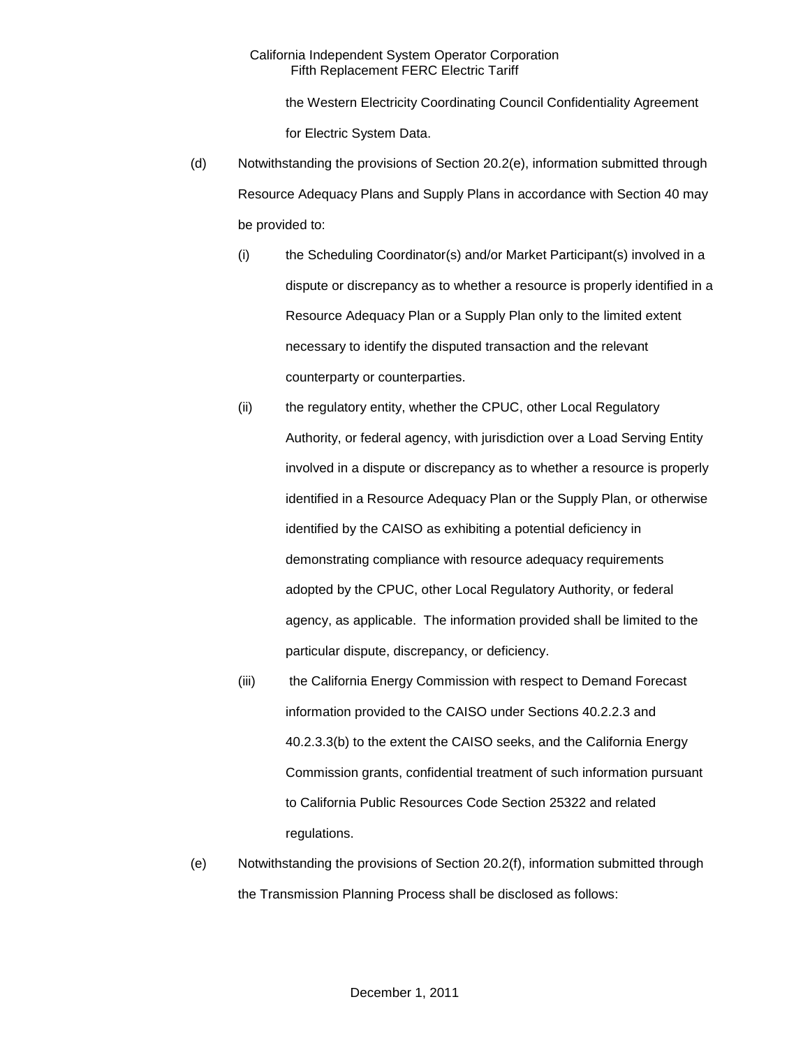the Western Electricity Coordinating Council Confidentiality Agreement for Electric System Data.

(d) Notwithstanding the provisions of Section 20.2(e), information submitted through Resource Adequacy Plans and Supply Plans in accordance with Section 40 may be provided to:

(i) the Scheduling Coordinator(s) and/or Market Participant(s) involved in a dispute or discrepancy as to whether a resource is properly identified in a Resource Adequacy Plan or a Supply Plan only to the limited extent necessary to identify the disputed transaction and the relevant counterparty or counterparties.

(ii) the regulatory entity, whether the CPUC, other Local Regulatory Authority, or federal agency, with jurisdiction over a Load Serving Entity involved in a dispute or discrepancy as to whether a resource is properly identified in a Resource Adequacy Plan or the Supply Plan, or otherwise identified by the CAISO as exhibiting a potential deficiency in demonstrating compliance with resource adequacy requirements adopted by the CPUC, other Local Regulatory Authority, or federal agency, as applicable. The information provided shall be limited to the particular dispute, discrepancy, or deficiency.

(iii) the California Energy Commission with respect to Demand Forecast information provided to the CAISO under Sections 40.2.2.3 and 40.2.3.3(b) to the extent the CAISO seeks, and the California Energy Commission grants, confidential treatment of such information pursuant to California Public Resources Code Section 25322 and related regulations.

(e) Notwithstanding the provisions of Section 20.2(f), information submitted through the Transmission Planning Process shall be disclosed as follows: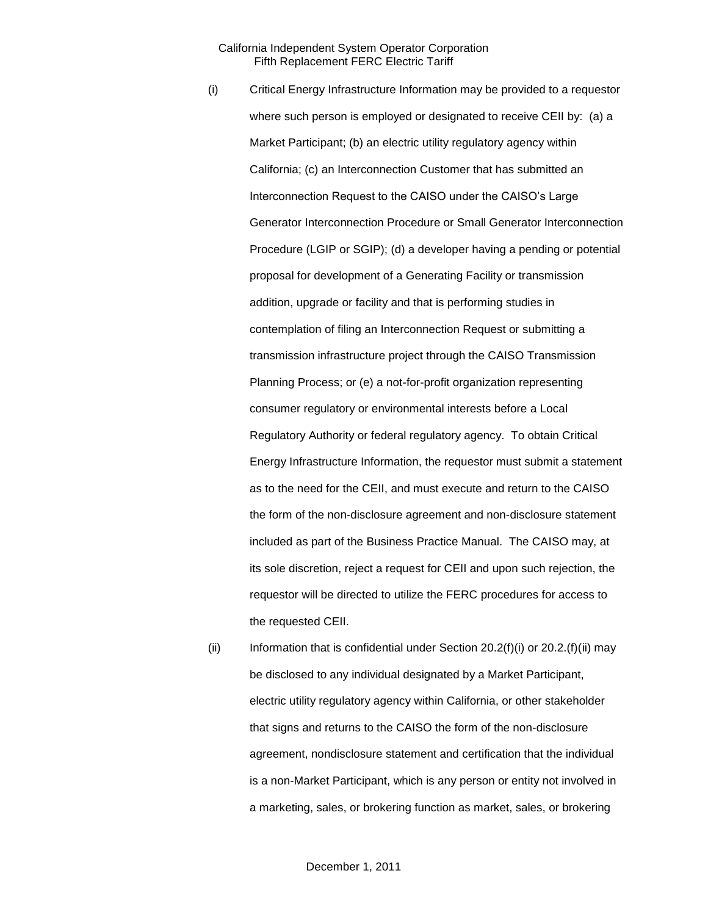(i) Critical Energy Infrastructure Information may be provided to a requestor where such person is employed or designated to receive CEII by: (a) a Market Participant; (b) an electric utility regulatory agency within California; (c) an Interconnection Customer that has submitted an Interconnection Request to the CAISO under the CAISO's Large Generator Interconnection Procedure or Small Generator Interconnection Procedure (LGIP or SGIP); (d) a developer having a pending or potential proposal for development of a Generating Facility or transmission addition, upgrade or facility and that is performing studies in contemplation of filing an Interconnection Request or submitting a transmission infrastructure project through the CAISO Transmission Planning Process; or (e) a not-for-profit organization representing consumer regulatory or environmental interests before a Local Regulatory Authority or federal regulatory agency. To obtain Critical Energy Infrastructure Information, the requestor must submit a statement as to the need for the CEII, and must execute and return to the CAISO the form of the non-disclosure agreement and non-disclosure statement included as part of the Business Practice Manual. The CAISO may, at its sole discretion, reject a request for CEII and upon such rejection, the requestor will be directed to utilize the FERC procedures for access to the requested CEII.

(ii) Information that is confidential under Section 20.2(f)(i) or 20.2.(f)(ii) may be disclosed to any individual designated by a Market Participant, electric utility regulatory agency within California, or other stakeholder that signs and returns to the CAISO the form of the non-disclosure agreement, nondisclosure statement and certification that the individual is a non-Market Participant, which is any person or entity not involved in a marketing, sales, or brokering function as market, sales, or brokering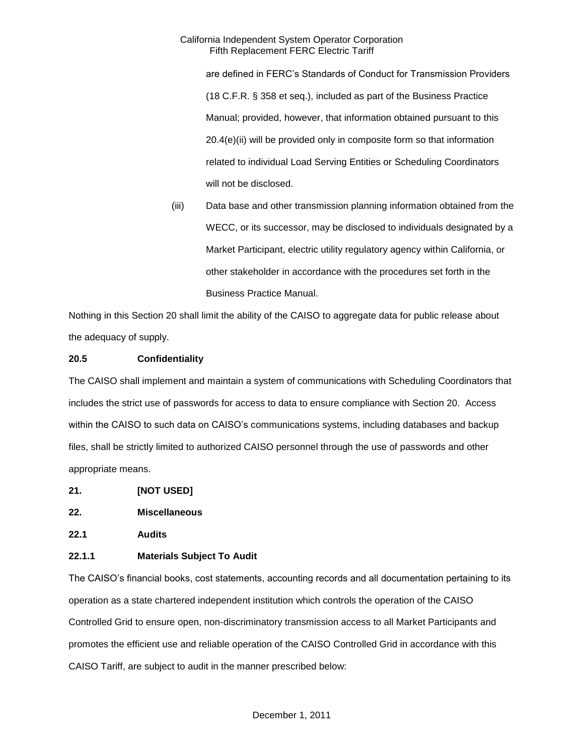are defined in FERC's Standards of Conduct for Transmission Providers (18 C.F.R. § 358 et seq.), included as part of the Business Practice Manual; provided, however, that information obtained pursuant to this 20.4(e)(ii) will be provided only in composite form so that information related to individual Load Serving Entities or Scheduling Coordinators will not be disclosed.

(iii) Data base and other transmission planning information obtained from the WECC, or its successor, may be disclosed to individuals designated by a Market Participant, electric utility regulatory agency within California, or other stakeholder in accordance with the procedures set forth in the Business Practice Manual.

Nothing in this Section 20 shall limit the ability of the CAISO to aggregate data for public release about the adequacy of supply.

**20.5 Confidentiality**

The CAISO shall implement and maintain a system of communications with Scheduling Coordinators that includes the strict use of passwords for access to data to ensure compliance with Section 20. Access within the CAISO to such data on CAISO's communications systems, including databases and backup files, shall be strictly limited to authorized CAISO personnel through the use of passwords and other appropriate means.

**21. [NOT USED]**

**22. Miscellaneous**

**22.1 Audits**

**22.1.1 Materials Subject To Audit**

The CAISO's financial books, cost statements, accounting records and all documentation pertaining to its operation as a state chartered independent institution which controls the operation of the CAISO Controlled Grid to ensure open, non-discriminatory transmission access to all Market Participants and promotes the efficient use and reliable operation of the CAISO Controlled Grid in accordance with this CAISO Tariff, are subject to audit in the manner prescribed below: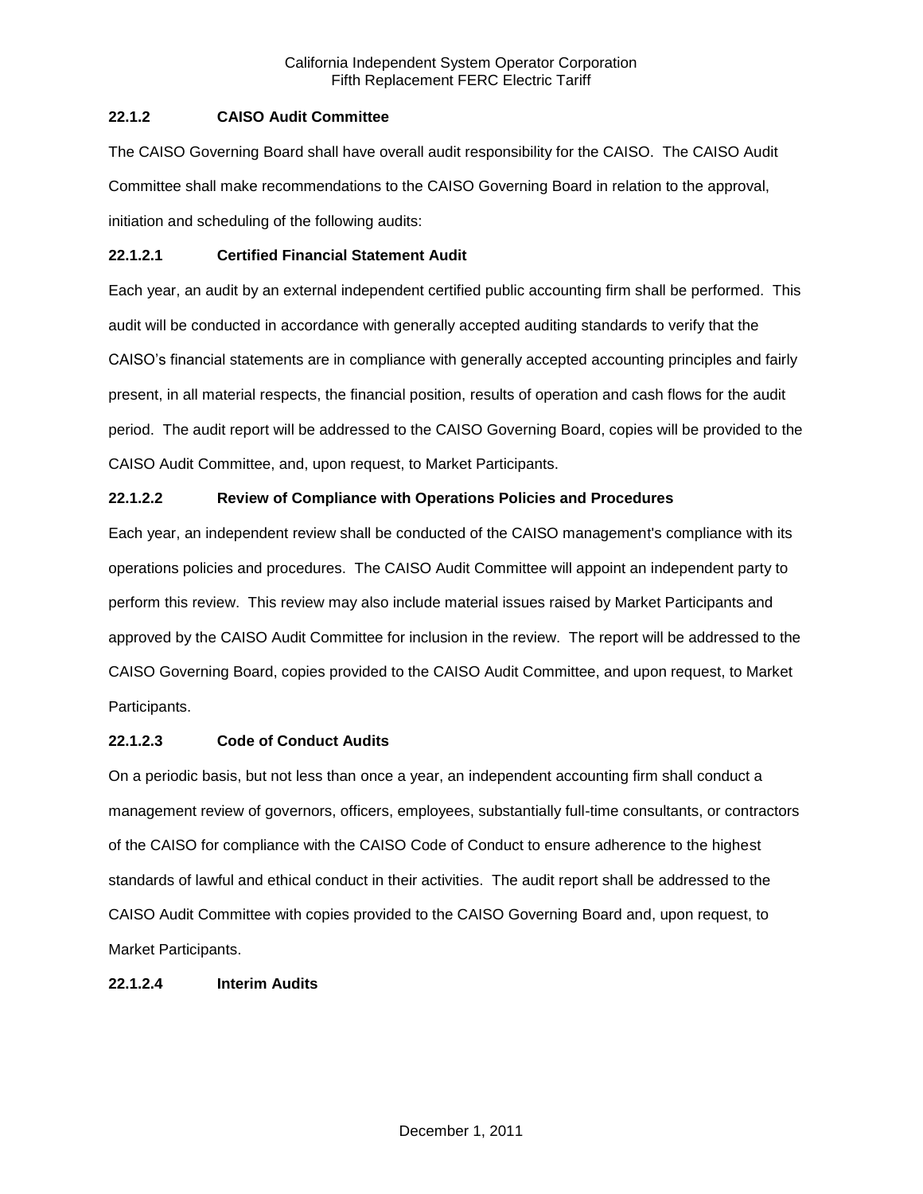### 22.1.2 CAISO Audit Committee

The CAISO Governing Board shall have overall audit responsibility for the CAISO. The CAISO Audit Committee shall make recommendations to the CAISO Governing Board in relation to the approval, initiation and scheduling of the following audits:

#### 22.1.2.1 Certified Financial Statement Audit

Each year, an audit by an external independent certified public accounting firm shall be performed. This audit will be conducted in accordance with generally accepted auditing standards to verify that the CAISO's financial statements are in compliance with generally accepted accounting principles and fairly present, in all material respects, the financial position, results of operation and cash flows for the audit period. The audit report will be addressed to the CAISO Governing Board, copies will be provided to the CAISO Audit Committee, and, upon request, to Market Participants.

#### 22.1.2.2 Review of Compliance with Operations Policies and Procedures

Each year, an independent review shall be conducted of the CAISO management's compliance with its operations policies and procedures. The CAISO Audit Committee will appoint an independent party to perform this review. This review may also include material issues raised by Market Participants and approved by the CAISO Audit Committee for inclusion in the review. The report will be addressed to the CAISO Governing Board, copies provided to the CAISO Audit Committee, and upon request, to Market Participants.

#### 22.1.2.3 Code of Conduct Audits

On a periodic basis, but not less than once a year, an independent accounting firm shall conduct a management review of governors, officers, employees, substantially full-time consultants, or contractors of the CAISO for compliance with the CAISO Code of Conduct to ensure adherence to the highest standards of lawful and ethical conduct in their activities. The audit report shall be addressed to the CAISO Audit Committee with copies provided to the CAISO Governing Board and, upon request, to Market Participants.

#### 22.1.2.4 Interim Audits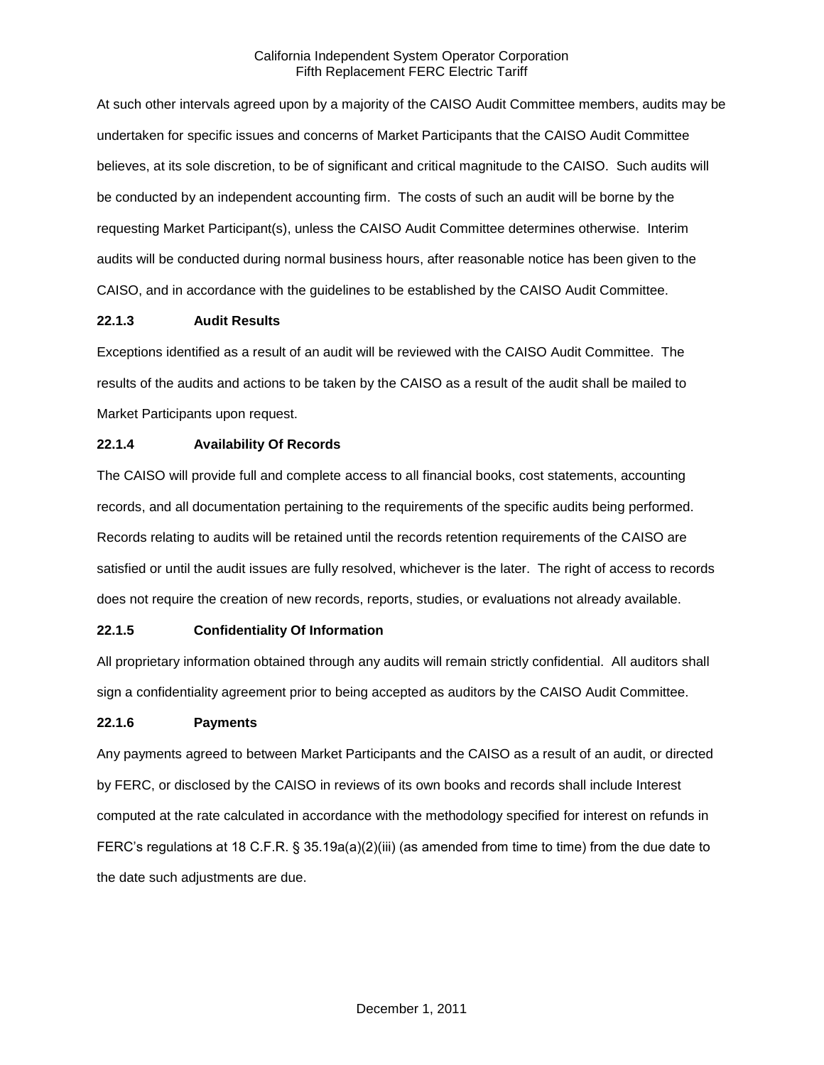At such other intervals agreed upon by a majority of the CAISO Audit Committee members, audits may be undertaken for specific issues and concerns of Market Participants that the CAISO Audit Committee believes, at its sole discretion, to be of significant and critical magnitude to the CAISO. Such audits will be conducted by an independent accounting firm. The costs of such an audit will be borne by the requesting Market Participant(s), unless the CAISO Audit Committee determines otherwise. Interim audits will be conducted during normal business hours, after reasonable notice has been given to the CAISO, and in accordance with the guidelines to be established by the CAISO Audit Committee.

**22.1.3 Audit Results**

Exceptions identified as a result of an audit will be reviewed with the CAISO Audit Committee. The results of the audits and actions to be taken by the CAISO as a result of the audit shall be mailed to Market Participants upon request.

**22.1.4 Availability Of Records**

The CAISO will provide full and complete access to all financial books, cost statements, accounting records, and all documentation pertaining to the requirements of the specific audits being performed. Records relating to audits will be retained until the records retention requirements of the CAISO are satisfied or until the audit issues are fully resolved, whichever is the later. The right of access to records does not require the creation of new records, reports, studies, or evaluations not already available.

**22.1.5 Confidentiality Of Information**

All proprietary information obtained through any audits will remain strictly confidential. All auditors shall sign a confidentiality agreement prior to being accepted as auditors by the CAISO Audit Committee.

**22.1.6 Payments**

Any payments agreed to between Market Participants and the CAISO as a result of an audit, or directed by FERC, or disclosed by the CAISO in reviews of its own books and records shall include Interest computed at the rate calculated in accordance with the methodology specified for interest on refunds in FERC's regulations at 18 C.F.R. § 35.19a(a)(2)(iii) (as amended from time to time) from the due date to the date such adjustments are due.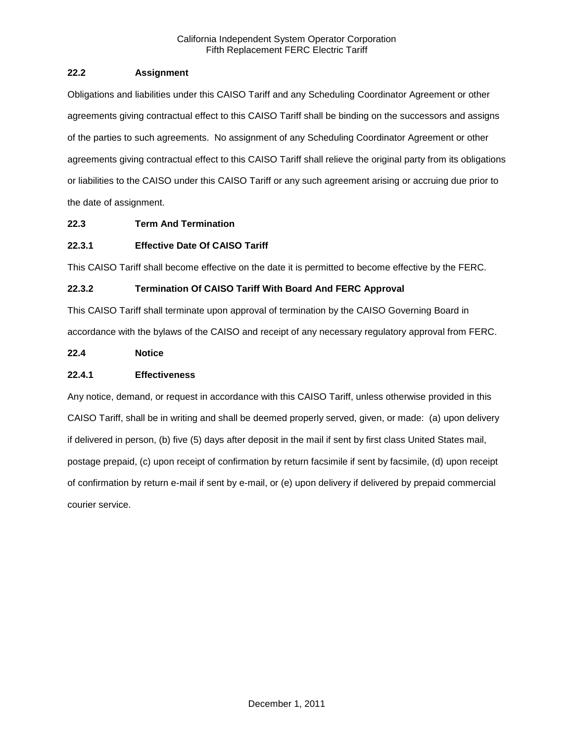### 22.2 Assignment

Obligations and liabilities under this CAISO Tariff and any Scheduling Coordinator Agreement or other agreements giving contractual effect to this CAISO Tariff shall be binding on the successors and assigns of the parties to such agreements. No assignment of any Scheduling Coordinator Agreement or other agreements giving contractual effect to this CAISO Tariff shall relieve the original party from its obligations or liabilities to the CAISO under this CAISO Tariff or any such agreement arising or accruing due prior to the date of assignment.

### 22.3 Term And Termination

#### 22.3.1 Effective Date Of CAISO Tariff

This CAISO Tariff shall become effective on the date it is permitted to become effective by the FERC.

#### 22.3.2 Termination Of CAISO Tariff With Board And FERC Approval

This CAISO Tariff shall terminate upon approval of termination by the CAISO Governing Board in accordance with the bylaws of the CAISO and receipt of any necessary regulatory approval from FERC.

### 22.4 Notice

#### 22.4.1 Effectiveness

Any notice, demand, or request in accordance with this CAISO Tariff, unless otherwise provided in this CAISO Tariff, shall be in writing and shall be deemed properly served, given, or made: (a) upon delivery if delivered in person, (b) five (5) days after deposit in the mail if sent by first class United States mail, postage prepaid, (c) upon receipt of confirmation by return facsimile if sent by facsimile, (d) upon receipt of confirmation by return e-mail if sent by e-mail, or (e) upon delivery if delivered by prepaid commercial courier service.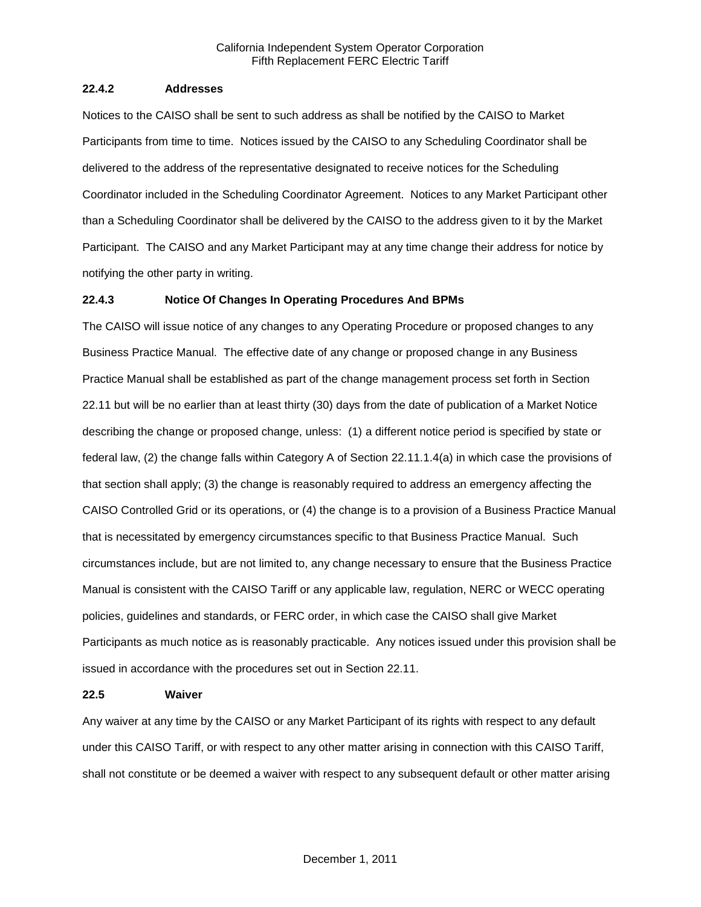**22.4.2 Addresses**

Notices to the CAISO shall be sent to such address as shall be notified by the CAISO to Market Participants from time to time. Notices issued by the CAISO to any Scheduling Coordinator shall be delivered to the address of the representative designated to receive notices for the Scheduling Coordinator included in the Scheduling Coordinator Agreement. Notices to any Market Participant other than a Scheduling Coordinator shall be delivered by the CAISO to the address given to it by the Market Participant. The CAISO and any Market Participant may at any time change their address for notice by notifying the other party in writing.

**22.4.3 Notice Of Changes In Operating Procedures And BPMs**

The CAISO will issue notice of any changes to any Operating Procedure or proposed changes to any Business Practice Manual. The effective date of any change or proposed change in any Business Practice Manual shall be established as part of the change management process set forth in Section 22.11 but will be no earlier than at least thirty (30) days from the date of publication of a Market Notice describing the change or proposed change, unless: (1) a different notice period is specified by state or federal law, (2) the change falls within Category A of Section 22.11.1.4(a) in which case the provisions of that section shall apply; (3) the change is reasonably required to address an emergency affecting the CAISO Controlled Grid or its operations, or (4) the change is to a provision of a Business Practice Manual that is necessitated by emergency circumstances specific to that Business Practice Manual. Such circumstances include, but are not limited to, any change necessary to ensure that the Business Practice Manual is consistent with the CAISO Tariff or any applicable law, regulation, NERC or WECC operating policies, guidelines and standards, or FERC order, in which case the CAISO shall give Market Participants as much notice as is reasonably practicable. Any notices issued under this provision shall be issued in accordance with the procedures set out in Section 22.11.

**22.5 Waiver**

Any waiver at any time by the CAISO or any Market Participant of its rights with respect to any default under this CAISO Tariff, or with respect to any other matter arising in connection with this CAISO Tariff, shall not constitute or be deemed a waiver with respect to any subsequent default or other matter arising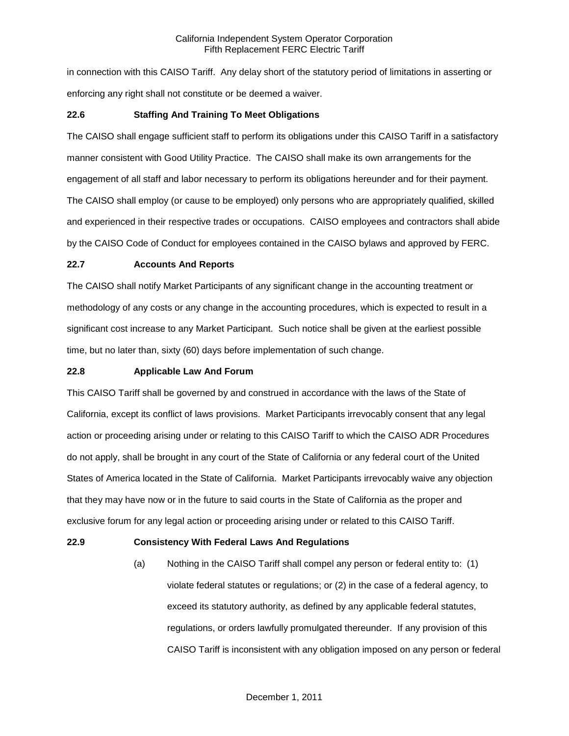in connection with this CAISO Tariff. Any delay short of the statutory period of limitations in asserting or enforcing any right shall not constitute or be deemed a waiver.

### 22.6 Staffing And Training To Meet Obligations

The CAISO shall engage sufficient staff to perform its obligations under this CAISO Tariff in a satisfactory manner consistent with Good Utility Practice. The CAISO shall make its own arrangements for the engagement of all staff and labor necessary to perform its obligations hereunder and for their payment. The CAISO shall employ (or cause to be employed) only persons who are appropriately qualified, skilled and experienced in their respective trades or occupations. CAISO employees and contractors shall abide by the CAISO Code of Conduct for employees contained in the CAISO bylaws and approved by FERC.

### 22.7 Accounts And Reports

The CAISO shall notify Market Participants of any significant change in the accounting treatment or methodology of any costs or any change in the accounting procedures, which is expected to result in a significant cost increase to any Market Participant. Such notice shall be given at the earliest possible time, but no later than, sixty (60) days before implementation of such change.

### 22.8 Applicable Law And Forum

This CAISO Tariff shall be governed by and construed in accordance with the laws of the State of California, except its conflict of laws provisions. Market Participants irrevocably consent that any legal action or proceeding arising under or relating to this CAISO Tariff to which the CAISO ADR Procedures do not apply, shall be brought in any court of the State of California or any federal court of the United States of America located in the State of California. Market Participants irrevocably waive any objection that they may have now or in the future to said courts in the State of California as the proper and exclusive forum for any legal action or proceeding arising under or related to this CAISO Tariff.

### 22.9 Consistency With Federal Laws And Regulations

(a) Nothing in the CAISO Tariff shall compel any person or federal entity to: (1) violate federal statutes or regulations; or (2) in the case of a federal agency, to exceed its statutory authority, as defined by any applicable federal statutes, regulations, or orders lawfully promulgated thereunder. If any provision of this CAISO Tariff is inconsistent with any obligation imposed on any person or federal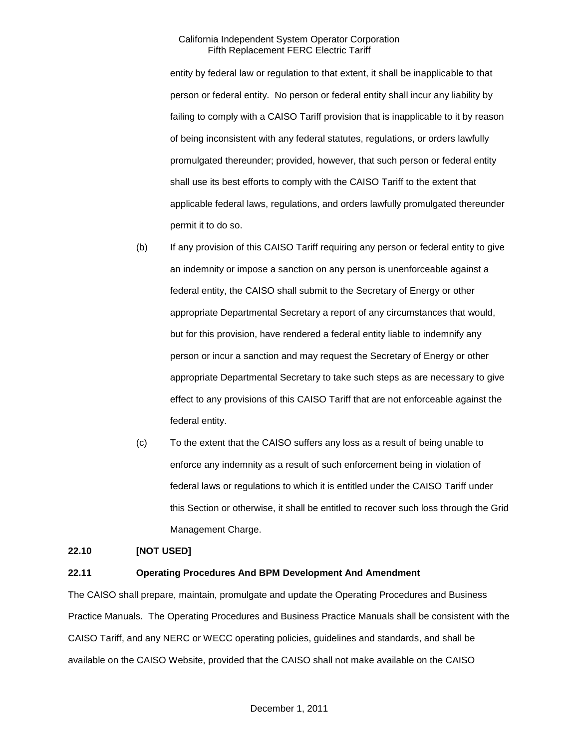entity by federal law or regulation to that extent, it shall be inapplicable to that person or federal entity. No person or federal entity shall incur any liability by failing to comply with a CAISO Tariff provision that is inapplicable to it by reason of being inconsistent with any federal statutes, regulations, or orders lawfully promulgated thereunder; provided, however, that such person or federal entity shall use its best efforts to comply with the CAISO Tariff to the extent that applicable federal laws, regulations, and orders lawfully promulgated thereunder permit it to do so.

(b) If any provision of this CAISO Tariff requiring any person or federal entity to give an indemnity or impose a sanction on any person is unenforceable against a federal entity, the CAISO shall submit to the Secretary of Energy or other appropriate Departmental Secretary a report of any circumstances that would, but for this provision, have rendered a federal entity liable to indemnify any person or incur a sanction and may request the Secretary of Energy or other appropriate Departmental Secretary to take such steps as are necessary to give effect to any provisions of this CAISO Tariff that are not enforceable against the federal entity.

(c) To the extent that the CAISO suffers any loss as a result of being unable to enforce any indemnity as a result of such enforcement being in violation of federal laws or regulations to which it is entitled under the CAISO Tariff under this Section or otherwise, it shall be entitled to recover such loss through the Grid Management Charge.

**22.10 [NOT USED]**

**22.11 Operating Procedures And BPM Development And Amendment**

The CAISO shall prepare, maintain, promulgate and update the Operating Procedures and Business Practice Manuals. The Operating Procedures and Business Practice Manuals shall be consistent with the CAISO Tariff, and any NERC or WECC operating policies, guidelines and standards, and shall be available on the CAISO Website, provided that the CAISO shall not make available on the CAISO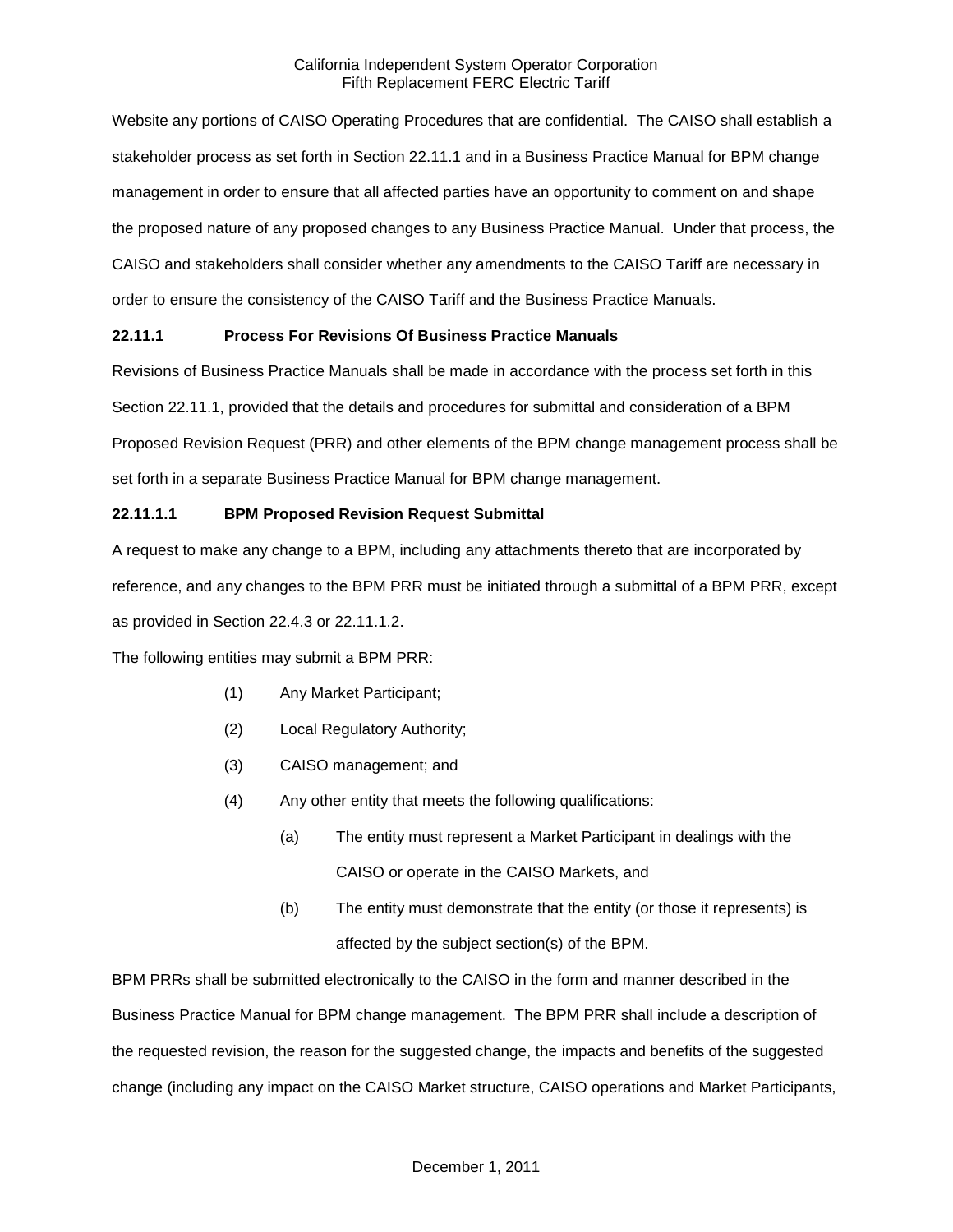Website any portions of CAISO Operating Procedures that are confidential. The CAISO shall establish a stakeholder process as set forth in Section 22.11.1 and in a Business Practice Manual for BPM change management in order to ensure that all affected parties have an opportunity to comment on and shape the proposed nature of any proposed changes to any Business Practice Manual. Under that process, the CAISO and stakeholders shall consider whether any amendments to the CAISO Tariff are necessary in order to ensure the consistency of the CAISO Tariff and the Business Practice Manuals.

**22.11.1 Process For Revisions Of Business Practice Manuals**

Revisions of Business Practice Manuals shall be made in accordance with the process set forth in this Section 22.11.1, provided that the details and procedures for submittal and consideration of a BPM Proposed Revision Request (PRR) and other elements of the BPM change management process shall be set forth in a separate Business Practice Manual for BPM change management.

**22.11.1.1 BPM Proposed Revision Request Submittal**

A request to make any change to a BPM, including any attachments thereto that are incorporated by reference, and any changes to the BPM PRR must be initiated through a submittal of a BPM PRR, except as provided in Section 22.4.3 or 22.11.1.2.

The following entities may submit a BPM PRR:

(1) Any Market Participant;

(2) Local Regulatory Authority;

(3) CAISO management; and

(4) Any other entity that meets the following qualifications:

   (a) The entity must represent a Market Participant in dealings with the CAISO or operate in the CAISO Markets, and

   (b) The entity must demonstrate that the entity (or those it represents) is affected by the subject section(s) of the BPM.

BPM PRRs shall be submitted electronically to the CAISO in the form and manner described in the Business Practice Manual for BPM change management. The BPM PRR shall include a description of the requested revision, the reason for the suggested change, the impacts and benefits of the suggested change (including any impact on the CAISO Market structure, CAISO operations and Market Participants,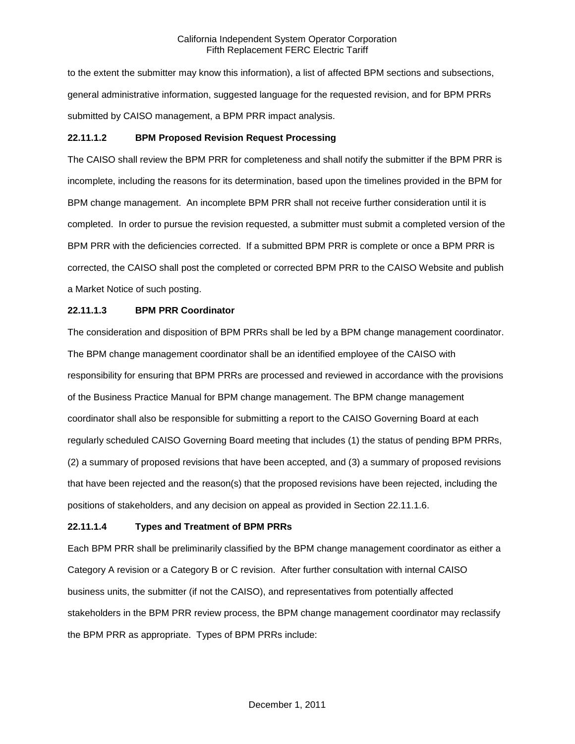to the extent the submitter may know this information), a list of affected BPM sections and subsections, general administrative information, suggested language for the requested revision, and for BPM PRRs submitted by CAISO management, a BPM PRR impact analysis.

**22.11.1.2 BPM Proposed Revision Request Processing**

The CAISO shall review the BPM PRR for completeness and shall notify the submitter if the BPM PRR is incomplete, including the reasons for its determination, based upon the timelines provided in the BPM for BPM change management. An incomplete BPM PRR shall not receive further consideration until it is completed. In order to pursue the revision requested, a submitter must submit a completed version of the BPM PRR with the deficiencies corrected. If a submitted BPM PRR is complete or once a BPM PRR is corrected, the CAISO shall post the completed or corrected BPM PRR to the CAISO Website and publish a Market Notice of such posting.

**22.11.1.3 BPM PRR Coordinator**

The consideration and disposition of BPM PRRs shall be led by a BPM change management coordinator. The BPM change management coordinator shall be an identified employee of the CAISO with responsibility for ensuring that BPM PRRs are processed and reviewed in accordance with the provisions of the Business Practice Manual for BPM change management. The BPM change management coordinator shall also be responsible for submitting a report to the CAISO Governing Board at each regularly scheduled CAISO Governing Board meeting that includes (1) the status of pending BPM PRRs, (2) a summary of proposed revisions that have been accepted, and (3) a summary of proposed revisions that have been rejected and the reason(s) that the proposed revisions have been rejected, including the positions of stakeholders, and any decision on appeal as provided in Section 22.11.1.6.

**22.11.1.4 Types and Treatment of BPM PRRs**

Each BPM PRR shall be preliminarily classified by the BPM change management coordinator as either a Category A revision or a Category B or C revision. After further consultation with internal CAISO business units, the submitter (if not the CAISO), and representatives from potentially affected stakeholders in the BPM PRR review process, the BPM change management coordinator may reclassify the BPM PRR as appropriate. Types of BPM PRRs include: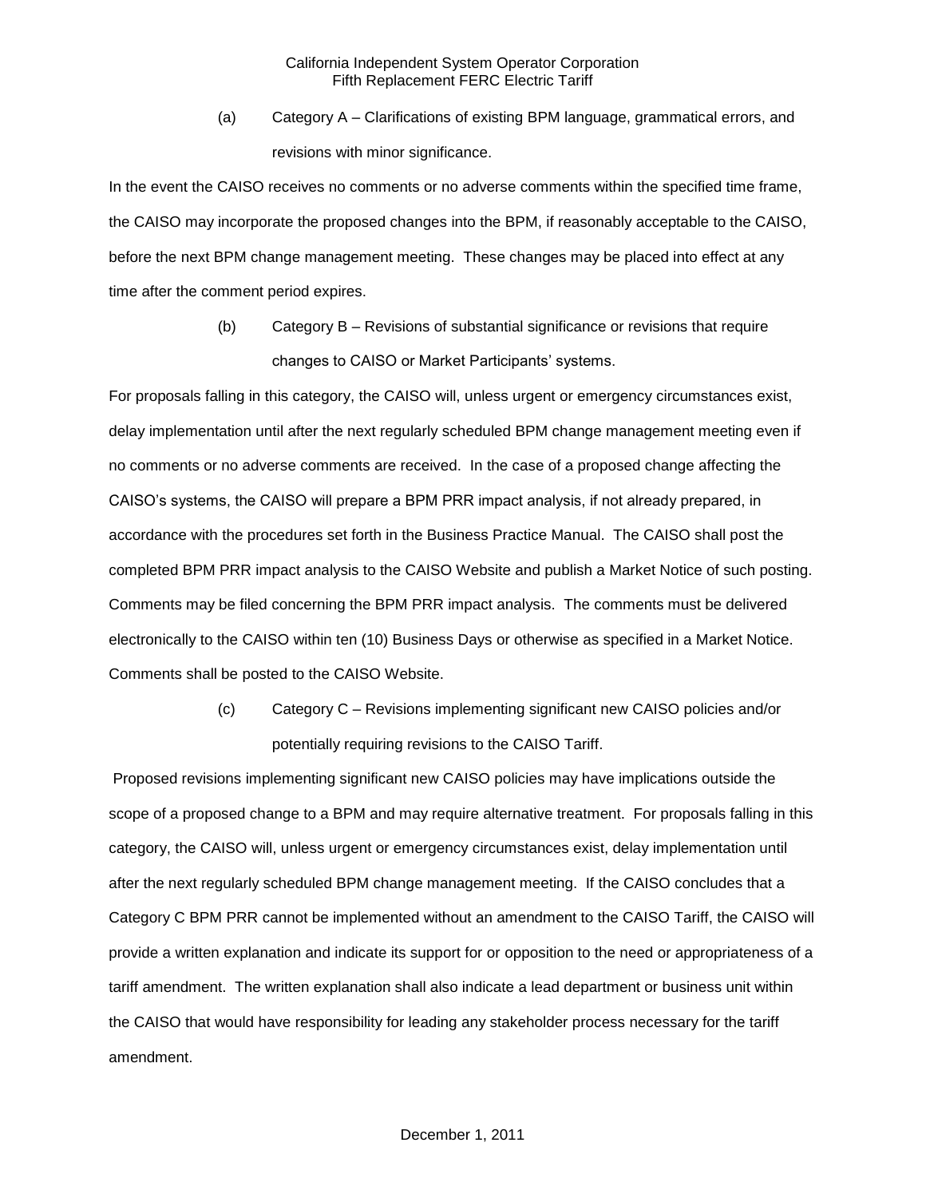(a) Category A – Clarifications of existing BPM language, grammatical errors, and revisions with minor significance.

In the event the CAISO receives no comments or no adverse comments within the specified time frame, the CAISO may incorporate the proposed changes into the BPM, if reasonably acceptable to the CAISO, before the next BPM change management meeting. These changes may be placed into effect at any time after the comment period expires.

(b) Category B – Revisions of substantial significance or revisions that require changes to CAISO or Market Participants' systems.

For proposals falling in this category, the CAISO will, unless urgent or emergency circumstances exist, delay implementation until after the next regularly scheduled BPM change management meeting even if no comments or no adverse comments are received. In the case of a proposed change affecting the CAISO's systems, the CAISO will prepare a BPM PRR impact analysis, if not already prepared, in accordance with the procedures set forth in the Business Practice Manual. The CAISO shall post the completed BPM PRR impact analysis to the CAISO Website and publish a Market Notice of such posting. Comments may be filed concerning the BPM PRR impact analysis. The comments must be delivered electronically to the CAISO within ten (10) Business Days or otherwise as specified in a Market Notice. Comments shall be posted to the CAISO Website.

(c) Category C – Revisions implementing significant new CAISO policies and/or potentially requiring revisions to the CAISO Tariff.

Proposed revisions implementing significant new CAISO policies may have implications outside the scope of a proposed change to a BPM and may require alternative treatment. For proposals falling in this category, the CAISO will, unless urgent or emergency circumstances exist, delay implementation until after the next regularly scheduled BPM change management meeting. If the CAISO concludes that a Category C BPM PRR cannot be implemented without an amendment to the CAISO Tariff, the CAISO will provide a written explanation and indicate its support for or opposition to the need or appropriateness of a tariff amendment. The written explanation shall also indicate a lead department or business unit within the CAISO that would have responsibility for leading any stakeholder process necessary for the tariff amendment.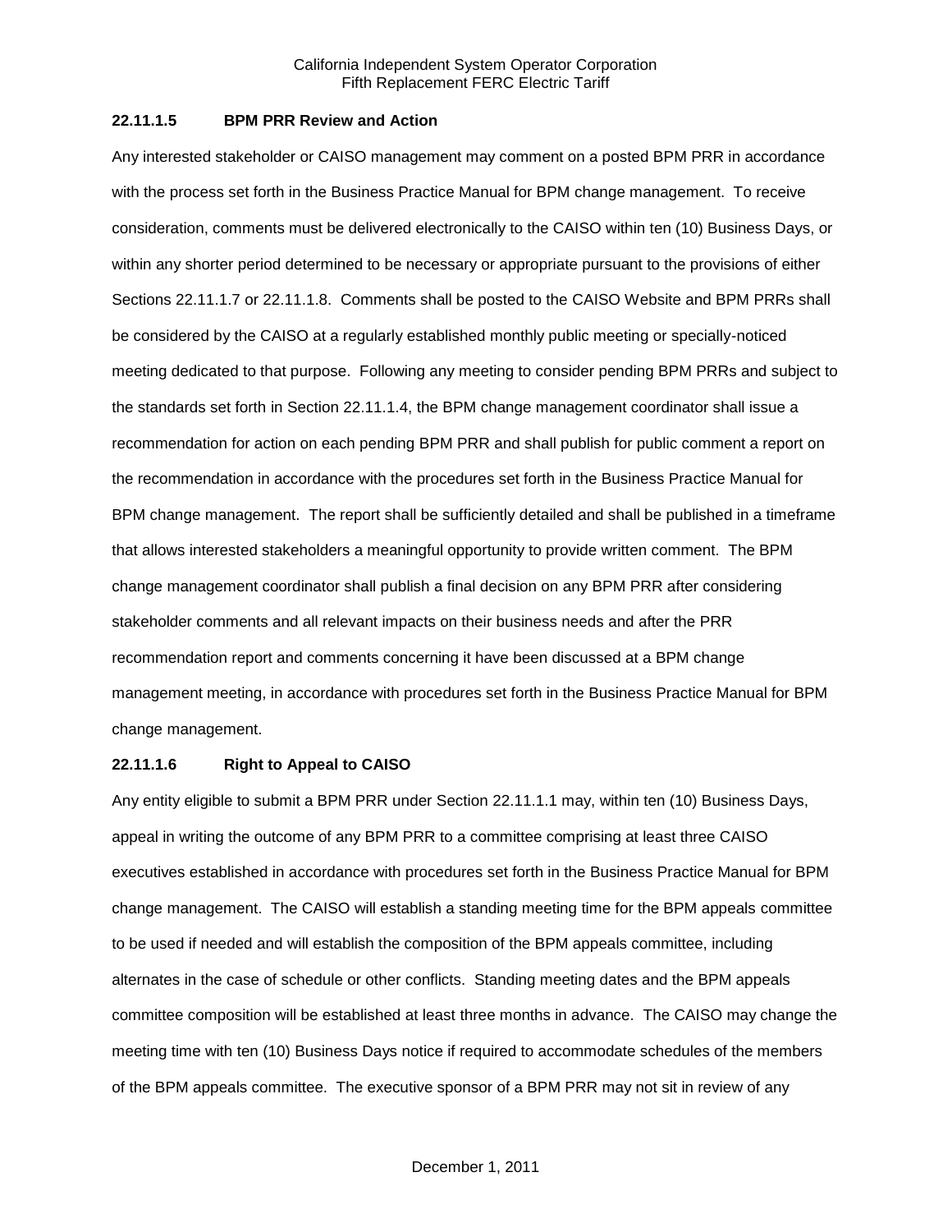### 22.11.1.5 BPM PRR Review and Action

Any interested stakeholder or CAISO management may comment on a posted BPM PRR in accordance with the process set forth in the Business Practice Manual for BPM change management. To receive consideration, comments must be delivered electronically to the CAISO within ten (10) Business Days, or within any shorter period determined to be necessary or appropriate pursuant to the provisions of either Sections 22.11.1.7 or 22.11.1.8. Comments shall be posted to the CAISO Website and BPM PRRs shall be considered by the CAISO at a regularly established monthly public meeting or specially-noticed meeting dedicated to that purpose. Following any meeting to consider pending BPM PRRs and subject to the standards set forth in Section 22.11.1.4, the BPM change management coordinator shall issue a recommendation for action on each pending BPM PRR and shall publish for public comment a report on the recommendation in accordance with the procedures set forth in the Business Practice Manual for BPM change management. The report shall be sufficiently detailed and shall be published in a timeframe that allows interested stakeholders a meaningful opportunity to provide written comment. The BPM change management coordinator shall publish a final decision on any BPM PRR after considering stakeholder comments and all relevant impacts on their business needs and after the PRR recommendation report and comments concerning it have been discussed at a BPM change management meeting, in accordance with procedures set forth in the Business Practice Manual for BPM change management.

### 22.11.1.6 Right to Appeal to CAISO

Any entity eligible to submit a BPM PRR under Section 22.11.1.1 may, within ten (10) Business Days, appeal in writing the outcome of any BPM PRR to a committee comprising at least three CAISO executives established in accordance with procedures set forth in the Business Practice Manual for BPM change management. The CAISO will establish a standing meeting time for the BPM appeals committee to be used if needed and will establish the composition of the BPM appeals committee, including alternates in the case of schedule or other conflicts. Standing meeting dates and the BPM appeals committee composition will be established at least three months in advance. The CAISO may change the meeting time with ten (10) Business Days notice if required to accommodate schedules of the members of the BPM appeals committee. The executive sponsor of a BPM PRR may not sit in review of any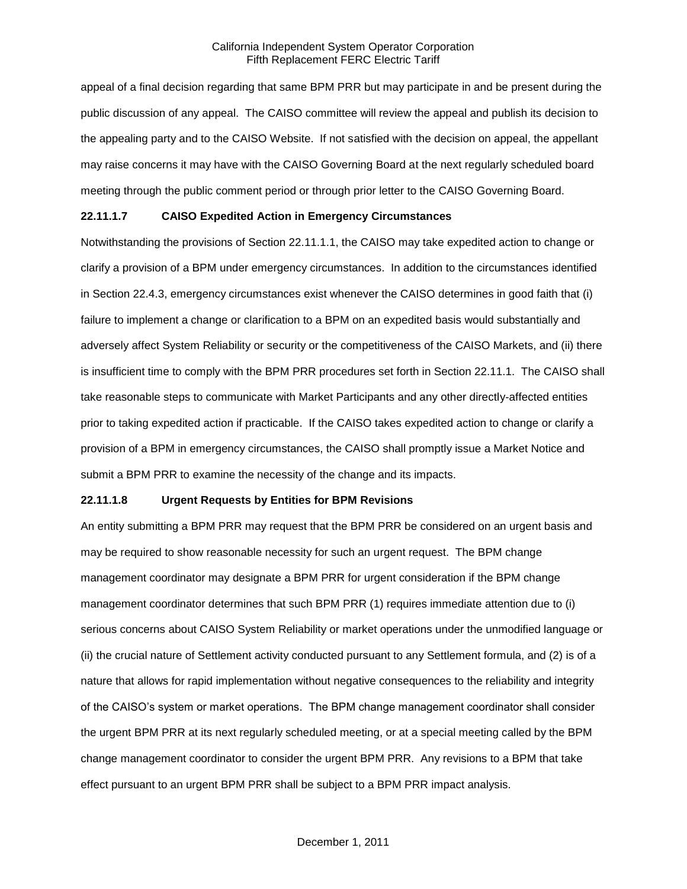appeal of a final decision regarding that same BPM PRR but may participate in and be present during the public discussion of any appeal. The CAISO committee will review the appeal and publish its decision to the appealing party and to the CAISO Website. If not satisfied with the decision on appeal, the appellant may raise concerns it may have with the CAISO Governing Board at the next regularly scheduled board meeting through the public comment period or through prior letter to the CAISO Governing Board.

**22.11.1.7 CAISO Expedited Action in Emergency Circumstances**

Notwithstanding the provisions of Section 22.11.1.1, the CAISO may take expedited action to change or clarify a provision of a BPM under emergency circumstances. In addition to the circumstances identified in Section 22.4.3, emergency circumstances exist whenever the CAISO determines in good faith that (i) failure to implement a change or clarification to a BPM on an expedited basis would substantially and adversely affect System Reliability or security or the competitiveness of the CAISO Markets, and (ii) there is insufficient time to comply with the BPM PRR procedures set forth in Section 22.11.1. The CAISO shall take reasonable steps to communicate with Market Participants and any other directly-affected entities prior to taking expedited action if practicable. If the CAISO takes expedited action to change or clarify a provision of a BPM in emergency circumstances, the CAISO shall promptly issue a Market Notice and submit a BPM PRR to examine the necessity of the change and its impacts.

**22.11.1.8 Urgent Requests by Entities for BPM Revisions**

An entity submitting a BPM PRR may request that the BPM PRR be considered on an urgent basis and may be required to show reasonable necessity for such an urgent request. The BPM change management coordinator may designate a BPM PRR for urgent consideration if the BPM change management coordinator determines that such BPM PRR (1) requires immediate attention due to (i) serious concerns about CAISO System Reliability or market operations under the unmodified language or (ii) the crucial nature of Settlement activity conducted pursuant to any Settlement formula, and (2) is of a nature that allows for rapid implementation without negative consequences to the reliability and integrity of the CAISO's system or market operations. The BPM change management coordinator shall consider the urgent BPM PRR at its next regularly scheduled meeting, or at a special meeting called by the BPM change management coordinator to consider the urgent BPM PRR. Any revisions to a BPM that take effect pursuant to an urgent BPM PRR shall be subject to a BPM PRR impact analysis.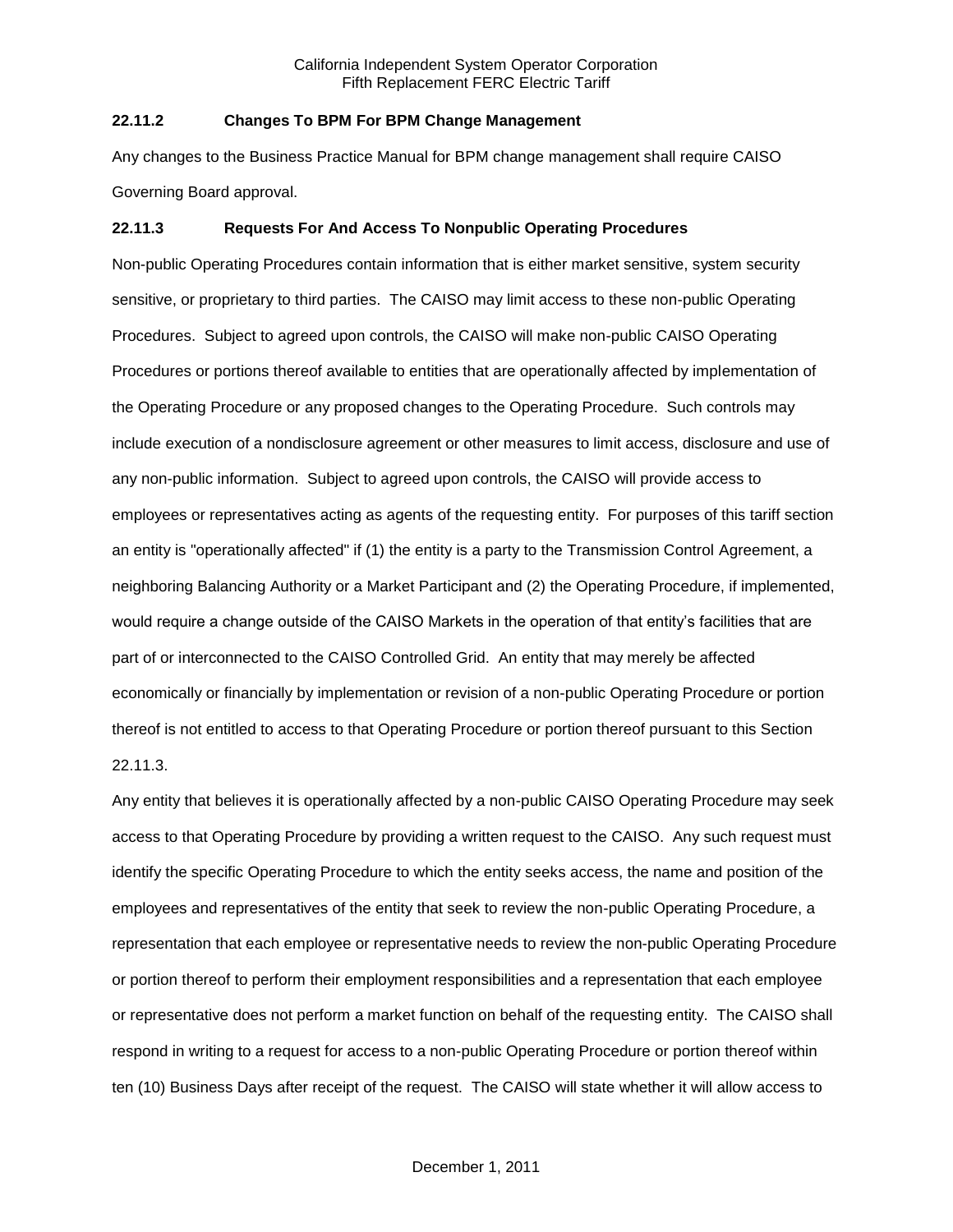### 22.11.2 Changes To BPM For BPM Change Management

Any changes to the Business Practice Manual for BPM change management shall require CAISO Governing Board approval.

### 22.11.3 Requests For And Access To Nonpublic Operating Procedures

Non-public Operating Procedures contain information that is either market sensitive, system security sensitive, or proprietary to third parties. The CAISO may limit access to these non-public Operating Procedures. Subject to agreed upon controls, the CAISO will make non-public CAISO Operating Procedures or portions thereof available to entities that are operationally affected by implementation of the Operating Procedure or any proposed changes to the Operating Procedure. Such controls may include execution of a nondisclosure agreement or other measures to limit access, disclosure and use of any non-public information. Subject to agreed upon controls, the CAISO will provide access to employees or representatives acting as agents of the requesting entity. For purposes of this tariff section an entity is "operationally affected" if (1) the entity is a party to the Transmission Control Agreement, a neighboring Balancing Authority or a Market Participant and (2) the Operating Procedure, if implemented, would require a change outside of the CAISO Markets in the operation of that entity's facilities that are part of or interconnected to the CAISO Controlled Grid. An entity that may merely be affected economically or financially by implementation or revision of a non-public Operating Procedure or portion thereof is not entitled to access to that Operating Procedure or portion thereof pursuant to this Section 22.11.3.

Any entity that believes it is operationally affected by a non-public CAISO Operating Procedure may seek access to that Operating Procedure by providing a written request to the CAISO. Any such request must identify the specific Operating Procedure to which the entity seeks access, the name and position of the employees and representatives of the entity that seek to review the non-public Operating Procedure, a representation that each employee or representative needs to review the non-public Operating Procedure or portion thereof to perform their employment responsibilities and a representation that each employee or representative does not perform a market function on behalf of the requesting entity. The CAISO shall respond in writing to a request for access to a non-public Operating Procedure or portion thereof within ten (10) Business Days after receipt of the request. The CAISO will state whether it will allow access to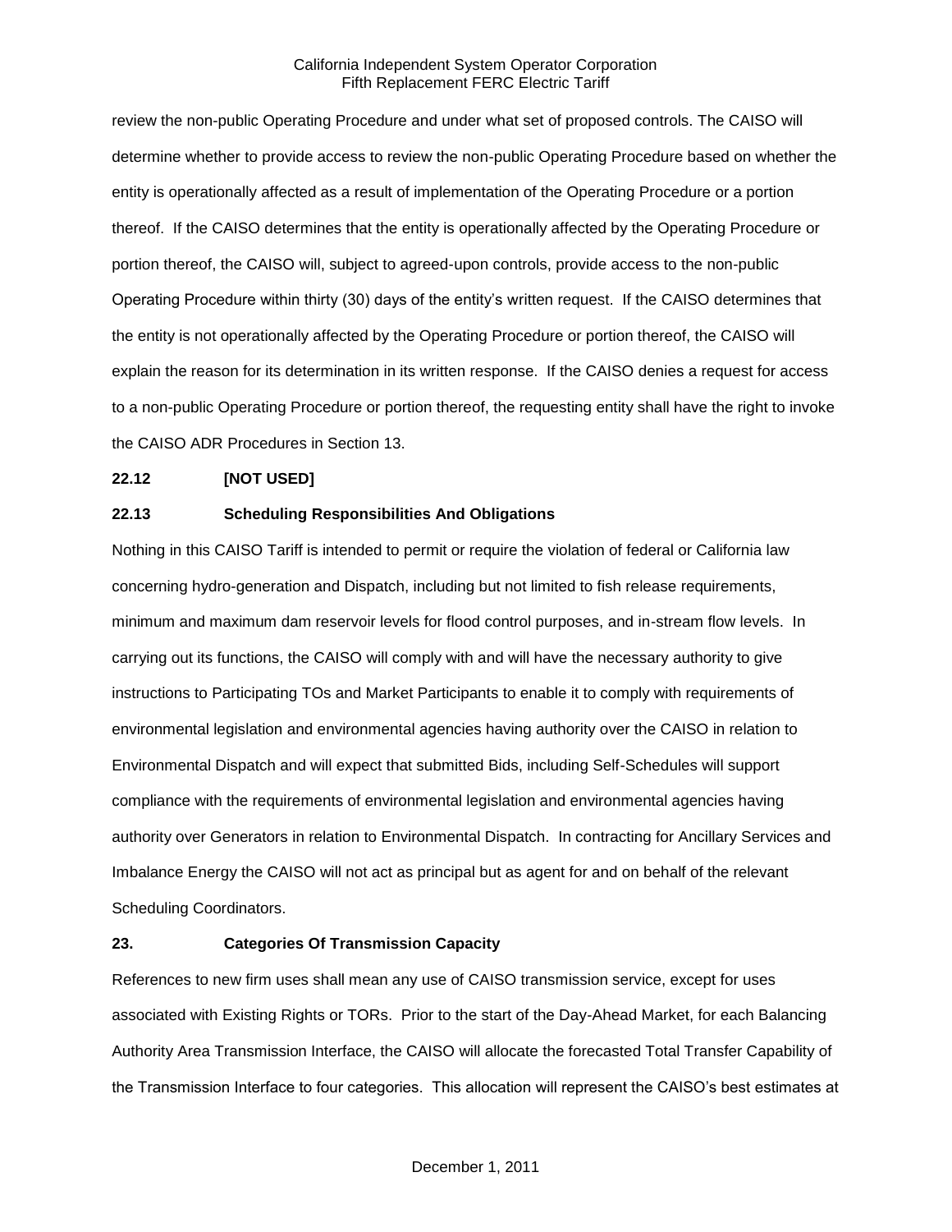review the non-public Operating Procedure and under what set of proposed controls. The CAISO will determine whether to provide access to review the non-public Operating Procedure based on whether the entity is operationally affected as a result of implementation of the Operating Procedure or a portion thereof. If the CAISO determines that the entity is operationally affected by the Operating Procedure or portion thereof, the CAISO will, subject to agreed-upon controls, provide access to the non-public Operating Procedure within thirty (30) days of the entity's written request. If the CAISO determines that the entity is not operationally affected by the Operating Procedure or portion thereof, the CAISO will explain the reason for its determination in its written response. If the CAISO denies a request for access to a non-public Operating Procedure or portion thereof, the requesting entity shall have the right to invoke the CAISO ADR Procedures in Section 13.

**22.12 [NOT USED]**

**22.13 Scheduling Responsibilities And Obligations**

Nothing in this CAISO Tariff is intended to permit or require the violation of federal or California law concerning hydro-generation and Dispatch, including but not limited to fish release requirements, minimum and maximum dam reservoir levels for flood control purposes, and in-stream flow levels. In carrying out its functions, the CAISO will comply with and will have the necessary authority to give instructions to Participating TOs and Market Participants to enable it to comply with requirements of environmental legislation and environmental agencies having authority over the CAISO in relation to Environmental Dispatch and will expect that submitted Bids, including Self-Schedules will support compliance with the requirements of environmental legislation and environmental agencies having authority over Generators in relation to Environmental Dispatch. In contracting for Ancillary Services and Imbalance Energy the CAISO will not act as principal but as agent for and on behalf of the relevant Scheduling Coordinators.

**23. Categories Of Transmission Capacity**

References to new firm uses shall mean any use of CAISO transmission service, except for uses associated with Existing Rights or TORs. Prior to the start of the Day-Ahead Market, for each Balancing Authority Area Transmission Interface, the CAISO will allocate the forecasted Total Transfer Capability of the Transmission Interface to four categories. This allocation will represent the CAISO's best estimates at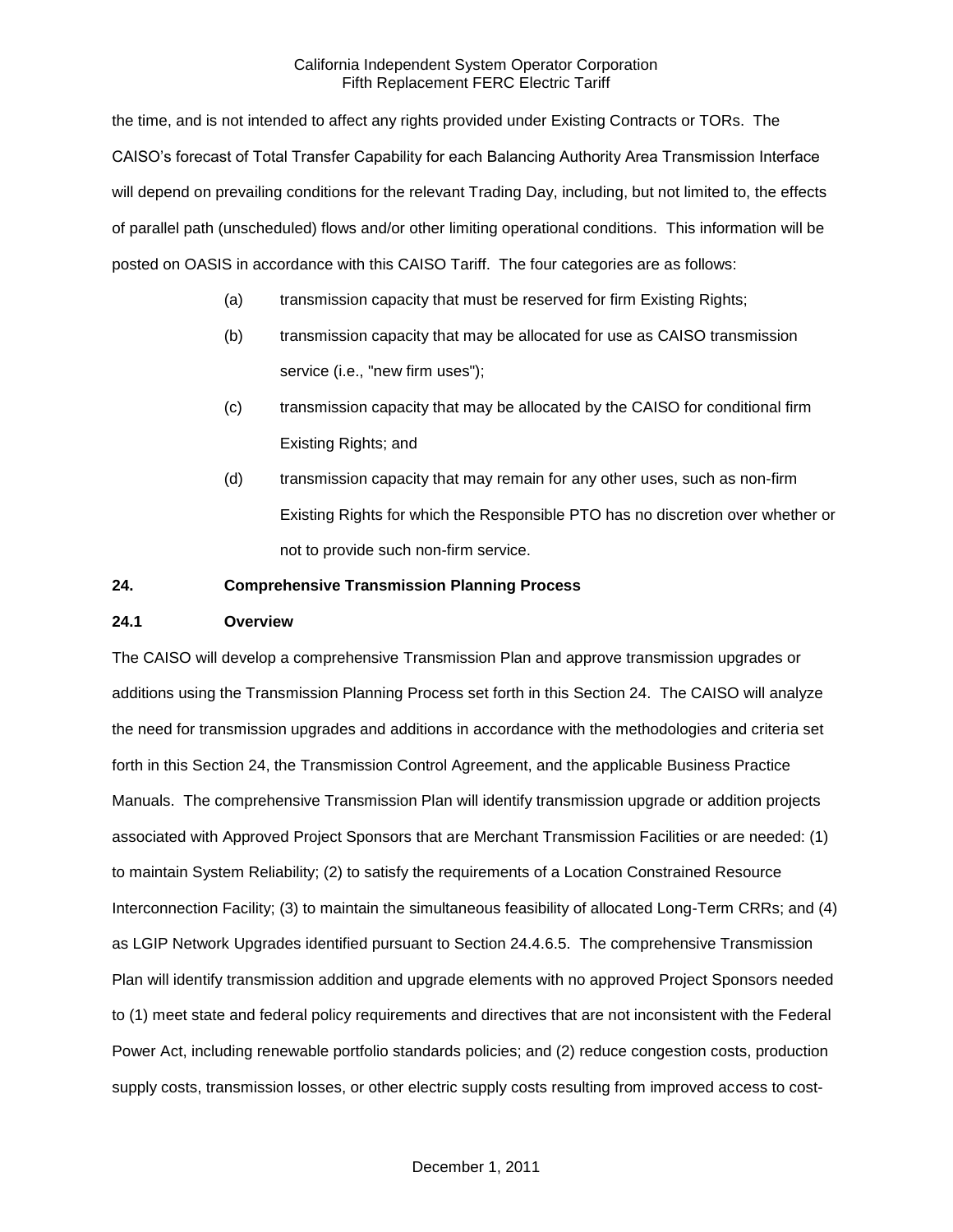the time, and is not intended to affect any rights provided under Existing Contracts or TORs. The CAISO's forecast of Total Transfer Capability for each Balancing Authority Area Transmission Interface will depend on prevailing conditions for the relevant Trading Day, including, but not limited to, the effects of parallel path (unscheduled) flows and/or other limiting operational conditions. This information will be posted on OASIS in accordance with this CAISO Tariff. The four categories are as follows:

(a) transmission capacity that must be reserved for firm Existing Rights;

(b) transmission capacity that may be allocated for use as CAISO transmission service (i.e., "new firm uses");

(c) transmission capacity that may be allocated by the CAISO for conditional firm Existing Rights; and

(d) transmission capacity that may remain for any other uses, such as non-firm Existing Rights for which the Responsible PTO has no discretion over whether or not to provide such non-firm service.

## 24. Comprehensive Transmission Planning Process

### 24.1 Overview

The CAISO will develop a comprehensive Transmission Plan and approve transmission upgrades or additions using the Transmission Planning Process set forth in this Section 24. The CAISO will analyze the need for transmission upgrades and additions in accordance with the methodologies and criteria set forth in this Section 24, the Transmission Control Agreement, and the applicable Business Practice Manuals. The comprehensive Transmission Plan will identify transmission upgrade or addition projects associated with Approved Project Sponsors that are Merchant Transmission Facilities or are needed: (1) to maintain System Reliability; (2) to satisfy the requirements of a Location Constrained Resource Interconnection Facility; (3) to maintain the simultaneous feasibility of allocated Long-Term CRRs; and (4) as LGIP Network Upgrades identified pursuant to Section 24.4.6.5. The comprehensive Transmission Plan will identify transmission addition and upgrade elements with no approved Project Sponsors needed to (1) meet state and federal policy requirements and directives that are not inconsistent with the Federal Power Act, including renewable portfolio standards policies; and (2) reduce congestion costs, production supply costs, transmission losses, or other electric supply costs resulting from improved access to cost-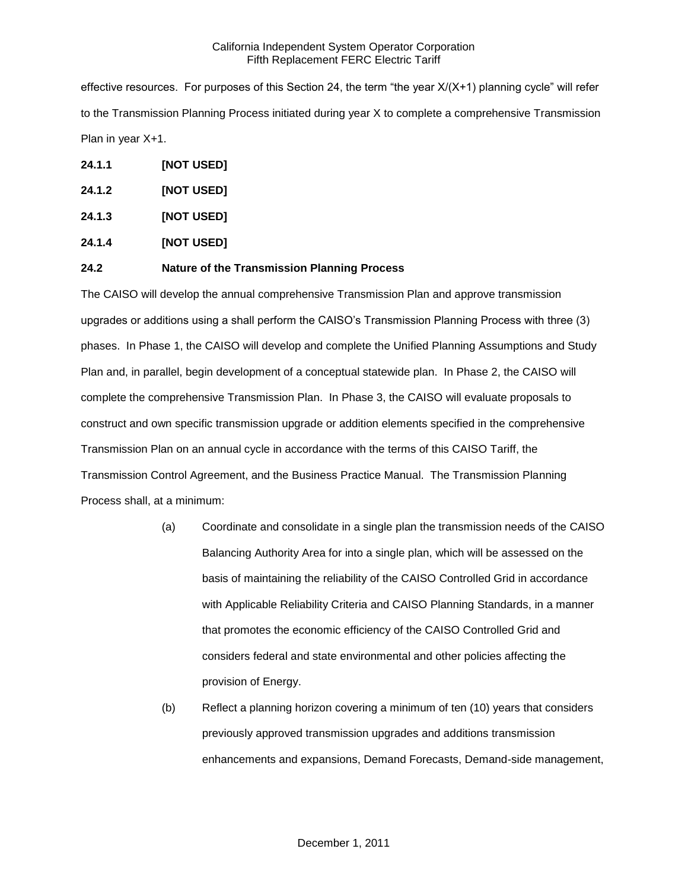effective resources. For purposes of this Section 24, the term "the year X/(X+1) planning cycle" will refer to the Transmission Planning Process initiated during year X to complete a comprehensive Transmission Plan in year X+1.

**24.1.1 [NOT USED]**

**24.1.2 [NOT USED]**

**24.1.3 [NOT USED]**

**24.1.4 [NOT USED]**

**24.2 Nature of the Transmission Planning Process**

The CAISO will develop the annual comprehensive Transmission Plan and approve transmission upgrades or additions using a shall perform the CAISO's Transmission Planning Process with three (3) phases. In Phase 1, the CAISO will develop and complete the Unified Planning Assumptions and Study Plan and, in parallel, begin development of a conceptual statewide plan. In Phase 2, the CAISO will complete the comprehensive Transmission Plan. In Phase 3, the CAISO will evaluate proposals to construct and own specific transmission upgrade or addition elements specified in the comprehensive Transmission Plan on an annual cycle in accordance with the terms of this CAISO Tariff, the Transmission Control Agreement, and the Business Practice Manual. The Transmission Planning Process shall, at a minimum:

(a) Coordinate and consolidate in a single plan the transmission needs of the CAISO Balancing Authority Area for into a single plan, which will be assessed on the basis of maintaining the reliability of the CAISO Controlled Grid in accordance with Applicable Reliability Criteria and CAISO Planning Standards, in a manner that promotes the economic efficiency of the CAISO Controlled Grid and considers federal and state environmental and other policies affecting the provision of Energy.

(b) Reflect a planning horizon covering a minimum of ten (10) years that considers previously approved transmission upgrades and additions transmission enhancements and expansions, Demand Forecasts, Demand-side management,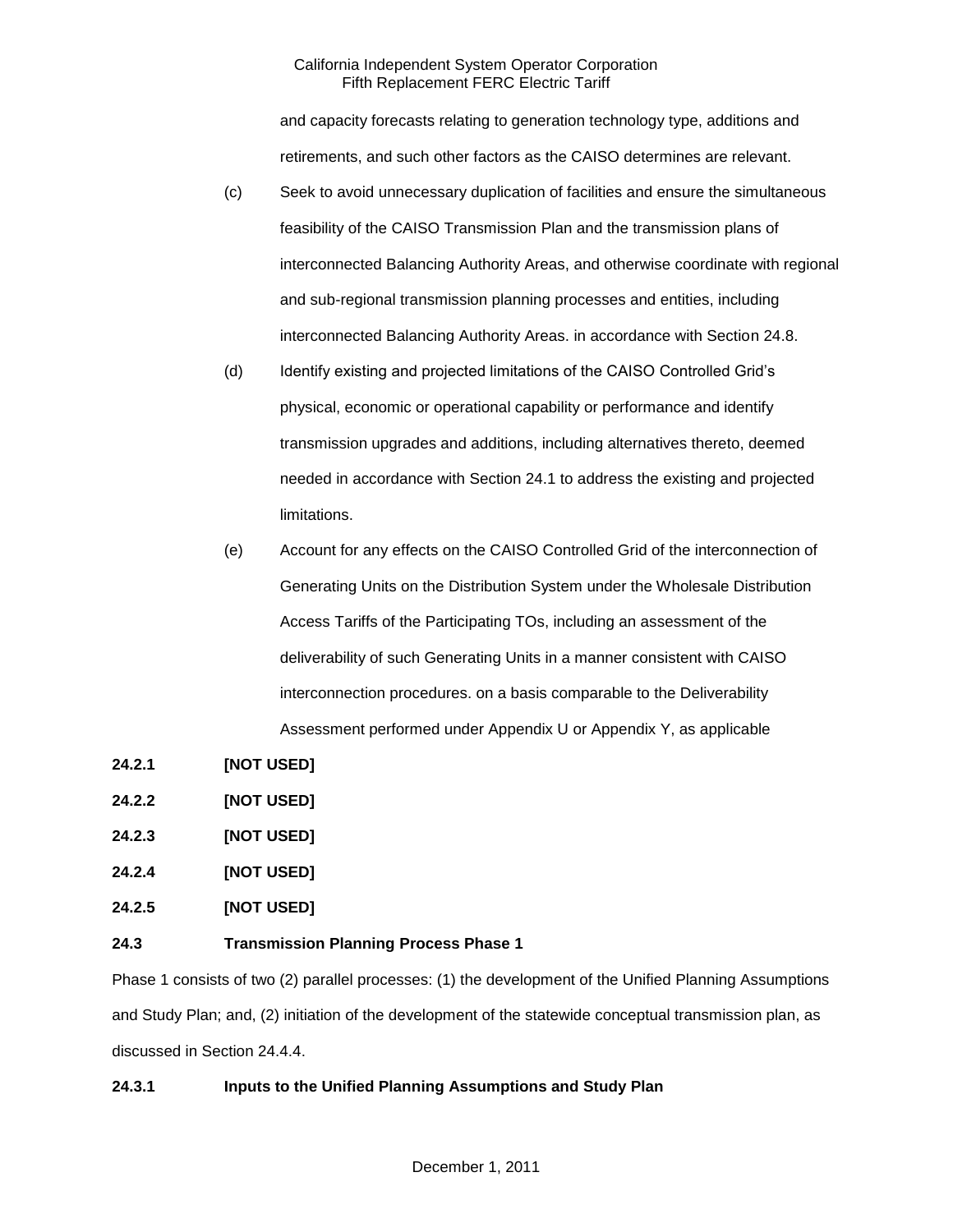and capacity forecasts relating to generation technology type, additions and retirements, and such other factors as the CAISO determines are relevant.

(c) Seek to avoid unnecessary duplication of facilities and ensure the simultaneous feasibility of the CAISO Transmission Plan and the transmission plans of interconnected Balancing Authority Areas, and otherwise coordinate with regional and sub-regional transmission planning processes and entities, including interconnected Balancing Authority Areas. in accordance with Section 24.8.

(d) Identify existing and projected limitations of the CAISO Controlled Grid's physical, economic or operational capability or performance and identify transmission upgrades and additions, including alternatives thereto, deemed needed in accordance with Section 24.1 to address the existing and projected limitations.

(e) Account for any effects on the CAISO Controlled Grid of the interconnection of Generating Units on the Distribution System under the Wholesale Distribution Access Tariffs of the Participating TOs, including an assessment of the deliverability of such Generating Units in a manner consistent with CAISO interconnection procedures. on a basis comparable to the Deliverability Assessment performed under Appendix U or Appendix Y, as applicable

**24.2.1 [NOT USED]**

**24.2.2 [NOT USED]**

**24.2.3 [NOT USED]**

**24.2.4 [NOT USED]**

**24.2.5 [NOT USED]**

**24.3 Transmission Planning Process Phase 1**

Phase 1 consists of two (2) parallel processes: (1) the development of the Unified Planning Assumptions and Study Plan; and, (2) initiation of the development of the statewide conceptual transmission plan, as discussed in Section 24.4.4.

**24.3.1 Inputs to the Unified Planning Assumptions and Study Plan**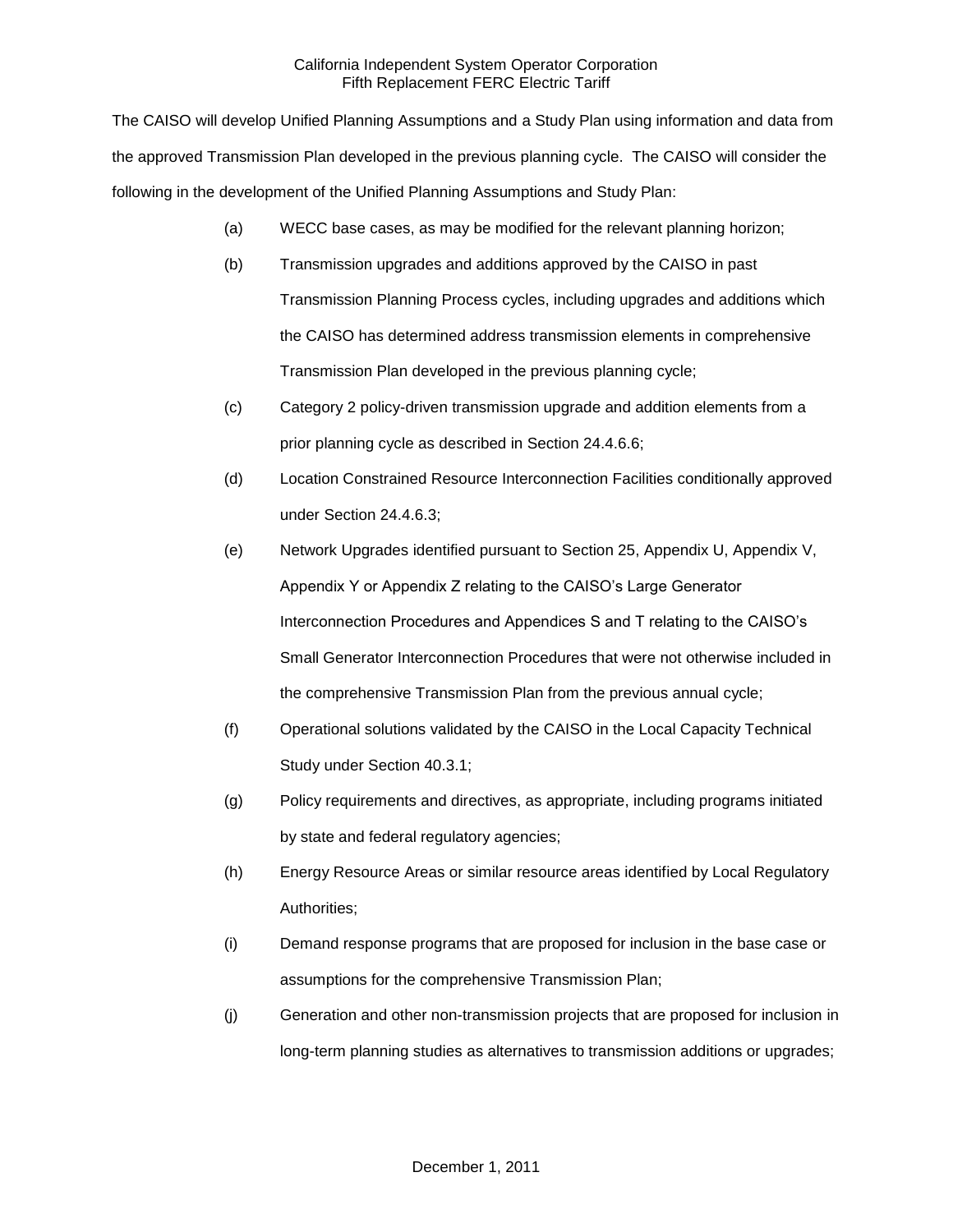The CAISO will develop Unified Planning Assumptions and a Study Plan using information and data from the approved Transmission Plan developed in the previous planning cycle. The CAISO will consider the following in the development of the Unified Planning Assumptions and Study Plan:

(a) WECC base cases, as may be modified for the relevant planning horizon;

(b) Transmission upgrades and additions approved by the CAISO in past Transmission Planning Process cycles, including upgrades and additions which the CAISO has determined address transmission elements in comprehensive Transmission Plan developed in the previous planning cycle;

(c) Category 2 policy-driven transmission upgrade and addition elements from a prior planning cycle as described in Section 24.4.6.6;

(d) Location Constrained Resource Interconnection Facilities conditionally approved under Section 24.4.6.3;

(e) Network Upgrades identified pursuant to Section 25, Appendix U, Appendix V, Appendix Y or Appendix Z relating to the CAISO's Large Generator Interconnection Procedures and Appendices S and T relating to the CAISO's Small Generator Interconnection Procedures that were not otherwise included in the comprehensive Transmission Plan from the previous annual cycle;

(f) Operational solutions validated by the CAISO in the Local Capacity Technical Study under Section 40.3.1;

(g) Policy requirements and directives, as appropriate, including programs initiated by state and federal regulatory agencies;

(h) Energy Resource Areas or similar resource areas identified by Local Regulatory Authorities;

(i) Demand response programs that are proposed for inclusion in the base case or assumptions for the comprehensive Transmission Plan;

(j) Generation and other non-transmission projects that are proposed for inclusion in long-term planning studies as alternatives to transmission additions or upgrades;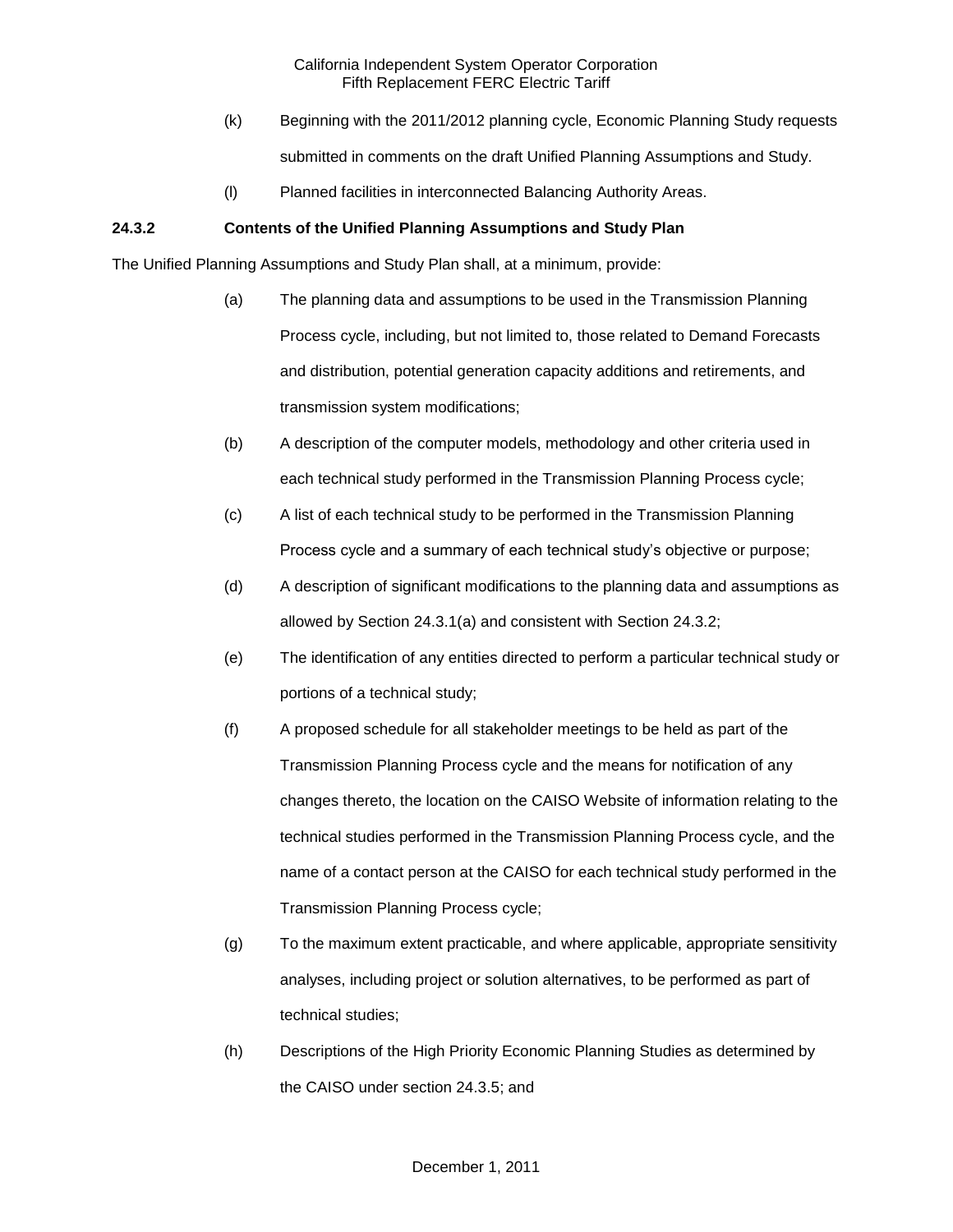(k) Beginning with the 2011/2012 planning cycle, Economic Planning Study requests submitted in comments on the draft Unified Planning Assumptions and Study.

(l) Planned facilities in interconnected Balancing Authority Areas.

**24.3.2 Contents of the Unified Planning Assumptions and Study Plan**

The Unified Planning Assumptions and Study Plan shall, at a minimum, provide:

(a) The planning data and assumptions to be used in the Transmission Planning Process cycle, including, but not limited to, those related to Demand Forecasts and distribution, potential generation capacity additions and retirements, and transmission system modifications;

(b) A description of the computer models, methodology and other criteria used in each technical study performed in the Transmission Planning Process cycle;

(c) A list of each technical study to be performed in the Transmission Planning Process cycle and a summary of each technical study's objective or purpose;

(d) A description of significant modifications to the planning data and assumptions as allowed by Section 24.3.1(a) and consistent with Section 24.3.2;

(e) The identification of any entities directed to perform a particular technical study or portions of a technical study;

(f) A proposed schedule for all stakeholder meetings to be held as part of the Transmission Planning Process cycle and the means for notification of any changes thereto, the location on the CAISO Website of information relating to the technical studies performed in the Transmission Planning Process cycle, and the name of a contact person at the CAISO for each technical study performed in the Transmission Planning Process cycle;

(g) To the maximum extent practicable, and where applicable, appropriate sensitivity analyses, including project or solution alternatives, to be performed as part of technical studies;

(h) Descriptions of the High Priority Economic Planning Studies as determined by the CAISO under section 24.3.5; and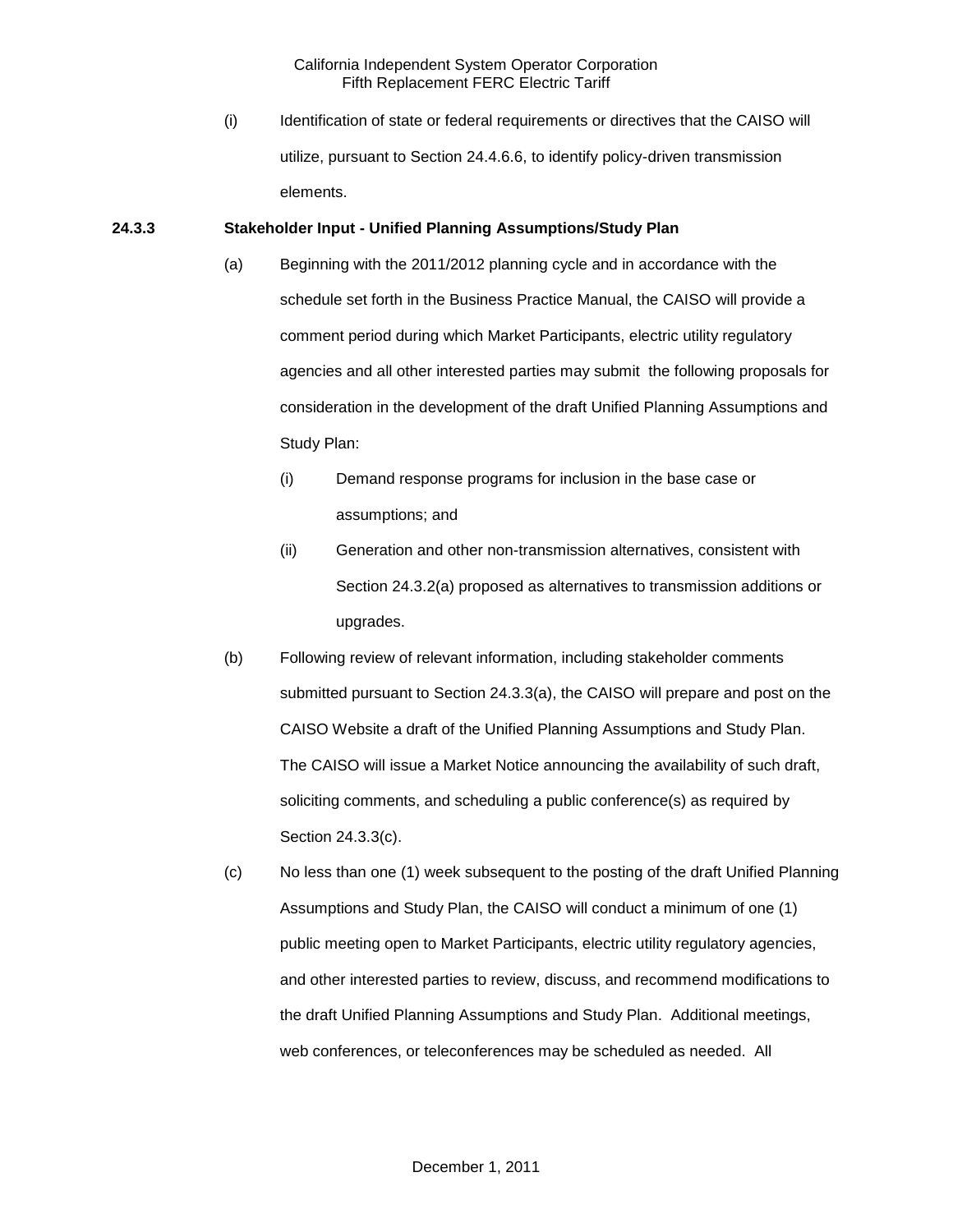(i) Identification of state or federal requirements or directives that the CAISO will utilize, pursuant to Section 24.4.6.6, to identify policy-driven transmission elements.

**24.3.3 Stakeholder Input - Unified Planning Assumptions/Study Plan**

(a) Beginning with the 2011/2012 planning cycle and in accordance with the schedule set forth in the Business Practice Manual, the CAISO will provide a comment period during which Market Participants, electric utility regulatory agencies and all other interested parties may submit the following proposals for consideration in the development of the draft Unified Planning Assumptions and Study Plan:

(i) Demand response programs for inclusion in the base case or assumptions; and

(ii) Generation and other non-transmission alternatives, consistent with Section 24.3.2(a) proposed as alternatives to transmission additions or upgrades.

(b) Following review of relevant information, including stakeholder comments submitted pursuant to Section 24.3.3(a), the CAISO will prepare and post on the CAISO Website a draft of the Unified Planning Assumptions and Study Plan. The CAISO will issue a Market Notice announcing the availability of such draft, soliciting comments, and scheduling a public conference(s) as required by Section 24.3.3(c).

(c) No less than one (1) week subsequent to the posting of the draft Unified Planning Assumptions and Study Plan, the CAISO will conduct a minimum of one (1) public meeting open to Market Participants, electric utility regulatory agencies, and other interested parties to review, discuss, and recommend modifications to the draft Unified Planning Assumptions and Study Plan. Additional meetings, web conferences, or teleconferences may be scheduled as needed. All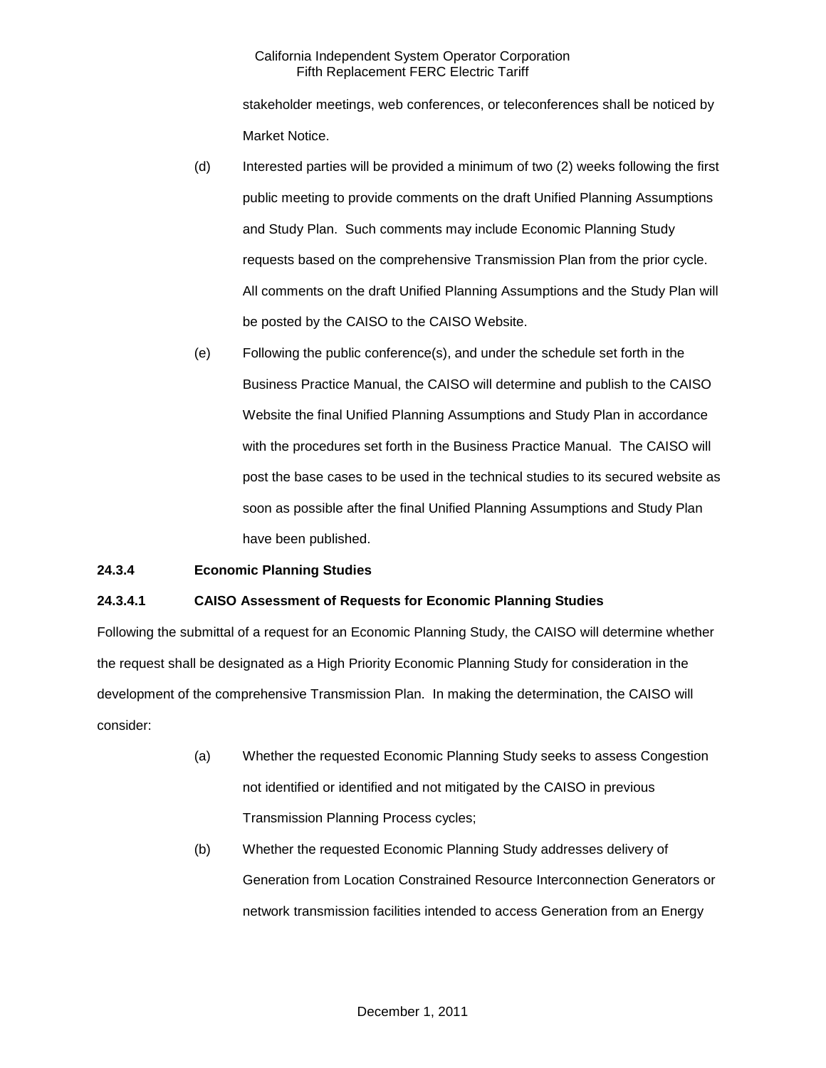stakeholder meetings, web conferences, or teleconferences shall be noticed by Market Notice.

(d) Interested parties will be provided a minimum of two (2) weeks following the first public meeting to provide comments on the draft Unified Planning Assumptions and Study Plan. Such comments may include Economic Planning Study requests based on the comprehensive Transmission Plan from the prior cycle. All comments on the draft Unified Planning Assumptions and the Study Plan will be posted by the CAISO to the CAISO Website.

(e) Following the public conference(s), and under the schedule set forth in the Business Practice Manual, the CAISO will determine and publish to the CAISO Website the final Unified Planning Assumptions and Study Plan in accordance with the procedures set forth in the Business Practice Manual. The CAISO will post the base cases to be used in the technical studies to its secured website as soon as possible after the final Unified Planning Assumptions and Study Plan have been published.

**24.3.4 Economic Planning Studies**

**24.3.4.1 CAISO Assessment of Requests for Economic Planning Studies**

Following the submittal of a request for an Economic Planning Study, the CAISO will determine whether the request shall be designated as a High Priority Economic Planning Study for consideration in the development of the comprehensive Transmission Plan. In making the determination, the CAISO will consider:

(a) Whether the requested Economic Planning Study seeks to assess Congestion not identified or identified and not mitigated by the CAISO in previous Transmission Planning Process cycles;

(b) Whether the requested Economic Planning Study addresses delivery of Generation from Location Constrained Resource Interconnection Generators or network transmission facilities intended to access Generation from an Energy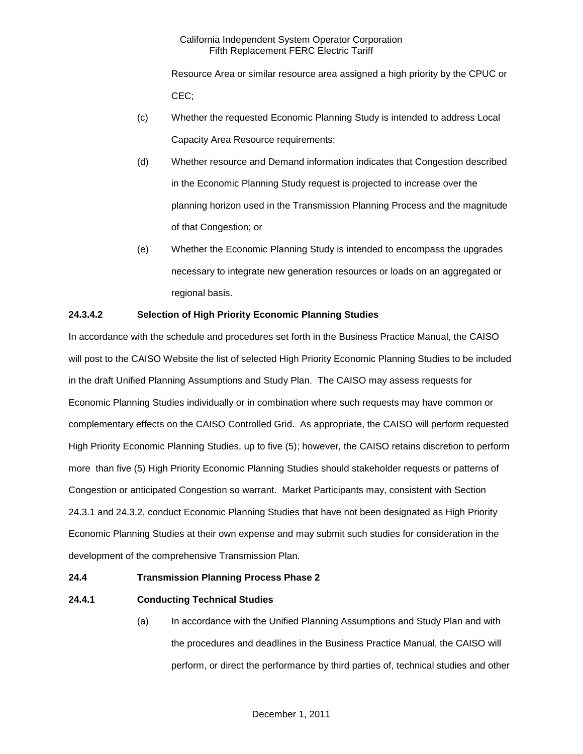Resource Area or similar resource area assigned a high priority by the CPUC or CEC;

(c) Whether the requested Economic Planning Study is intended to address Local Capacity Area Resource requirements;

(d) Whether resource and Demand information indicates that Congestion described in the Economic Planning Study request is projected to increase over the planning horizon used in the Transmission Planning Process and the magnitude of that Congestion; or

(e) Whether the Economic Planning Study is intended to encompass the upgrades necessary to integrate new generation resources or loads on an aggregated or regional basis.

**24.3.4.2 Selection of High Priority Economic Planning Studies**

In accordance with the schedule and procedures set forth in the Business Practice Manual, the CAISO will post to the CAISO Website the list of selected High Priority Economic Planning Studies to be included in the draft Unified Planning Assumptions and Study Plan. The CAISO may assess requests for Economic Planning Studies individually or in combination where such requests may have common or complementary effects on the CAISO Controlled Grid. As appropriate, the CAISO will perform requested High Priority Economic Planning Studies, up to five (5); however, the CAISO retains discretion to perform more than five (5) High Priority Economic Planning Studies should stakeholder requests or patterns of Congestion or anticipated Congestion so warrant. Market Participants may, consistent with Section 24.3.1 and 24.3.2, conduct Economic Planning Studies that have not been designated as High Priority Economic Planning Studies at their own expense and may submit such studies for consideration in the development of the comprehensive Transmission Plan.

**24.4 Transmission Planning Process Phase 2**

**24.4.1 Conducting Technical Studies**

(a) In accordance with the Unified Planning Assumptions and Study Plan and with the procedures and deadlines in the Business Practice Manual, the CAISO will perform, or direct the performance by third parties of, technical studies and other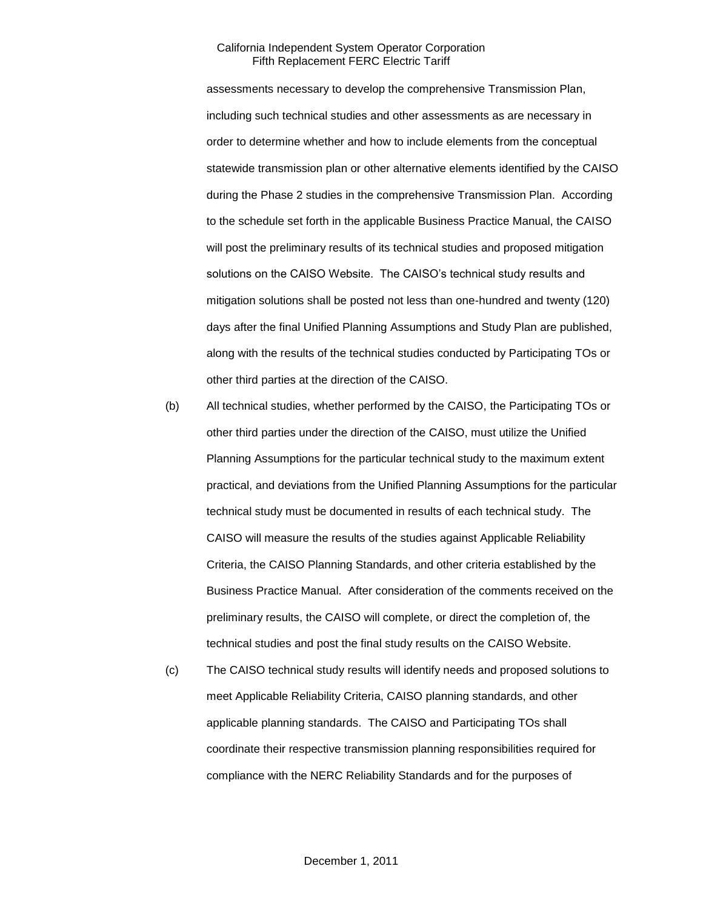assessments necessary to develop the comprehensive Transmission Plan, including such technical studies and other assessments as are necessary in order to determine whether and how to include elements from the conceptual statewide transmission plan or other alternative elements identified by the CAISO during the Phase 2 studies in the comprehensive Transmission Plan. According to the schedule set forth in the applicable Business Practice Manual, the CAISO will post the preliminary results of its technical studies and proposed mitigation solutions on the CAISO Website. The CAISO's technical study results and mitigation solutions shall be posted not less than one-hundred and twenty (120) days after the final Unified Planning Assumptions and Study Plan are published, along with the results of the technical studies conducted by Participating TOs or other third parties at the direction of the CAISO.

(b) All technical studies, whether performed by the CAISO, the Participating TOs or other third parties under the direction of the CAISO, must utilize the Unified Planning Assumptions for the particular technical study to the maximum extent practical, and deviations from the Unified Planning Assumptions for the particular technical study must be documented in results of each technical study. The CAISO will measure the results of the studies against Applicable Reliability Criteria, the CAISO Planning Standards, and other criteria established by the Business Practice Manual. After consideration of the comments received on the preliminary results, the CAISO will complete, or direct the completion of, the technical studies and post the final study results on the CAISO Website.

(c) The CAISO technical study results will identify needs and proposed solutions to meet Applicable Reliability Criteria, CAISO planning standards, and other applicable planning standards. The CAISO and Participating TOs shall coordinate their respective transmission planning responsibilities required for compliance with the NERC Reliability Standards and for the purposes of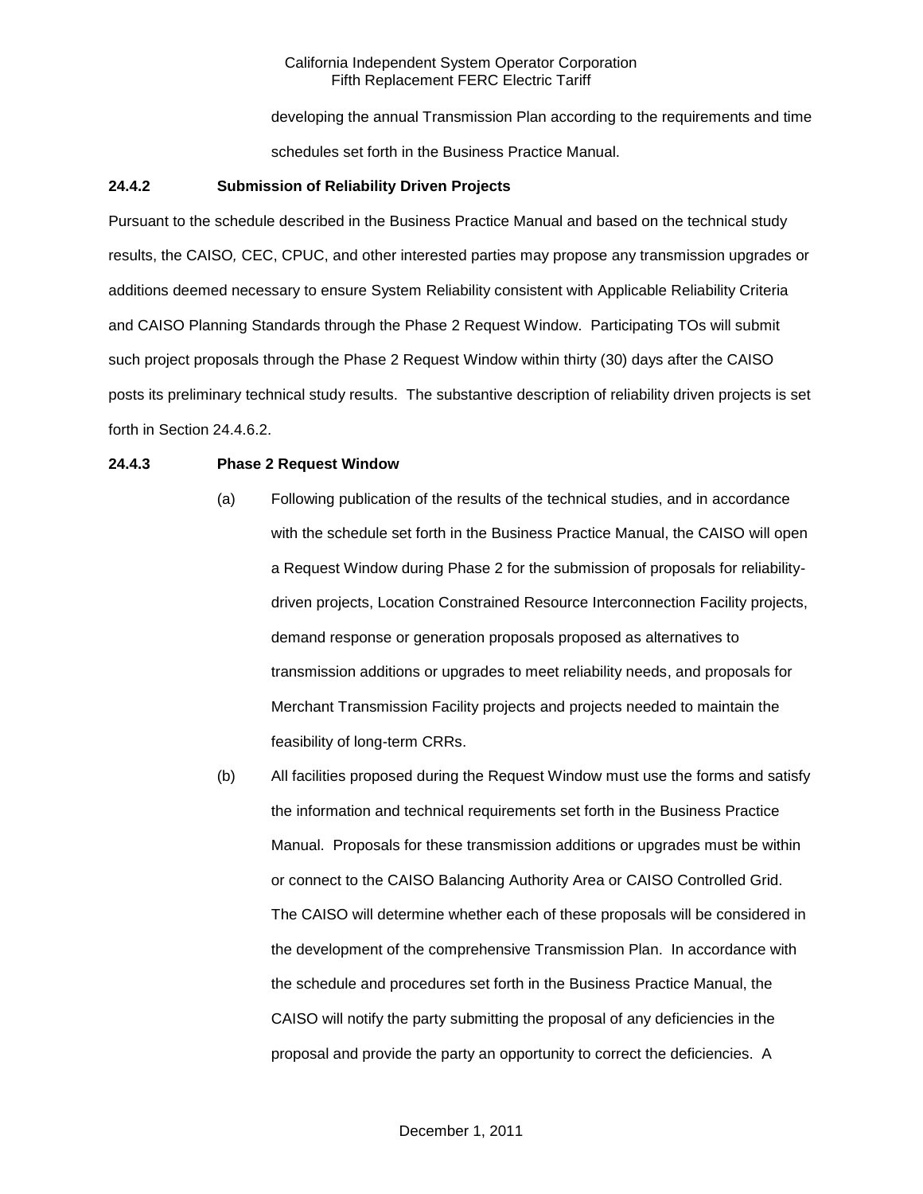developing the annual Transmission Plan according to the requirements and time schedules set forth in the Business Practice Manual.

**24.4.2 Submission of Reliability Driven Projects**

Pursuant to the schedule described in the Business Practice Manual and based on the technical study results, the CAISO, CEC, CPUC, and other interested parties may propose any transmission upgrades or additions deemed necessary to ensure System Reliability consistent with Applicable Reliability Criteria and CAISO Planning Standards through the Phase 2 Request Window. Participating TOs will submit such project proposals through the Phase 2 Request Window within thirty (30) days after the CAISO posts its preliminary technical study results. The substantive description of reliability driven projects is set forth in Section 24.4.6.2.

**24.4.3 Phase 2 Request Window**

(a) Following publication of the results of the technical studies, and in accordance with the schedule set forth in the Business Practice Manual, the CAISO will open a Request Window during Phase 2 for the submission of proposals for reliability-driven projects, Location Constrained Resource Interconnection Facility projects, demand response or generation proposals proposed as alternatives to transmission additions or upgrades to meet reliability needs, and proposals for Merchant Transmission Facility projects and projects needed to maintain the feasibility of long-term CRRs.

(b) All facilities proposed during the Request Window must use the forms and satisfy the information and technical requirements set forth in the Business Practice Manual. Proposals for these transmission additions or upgrades must be within or connect to the CAISO Balancing Authority Area or CAISO Controlled Grid. The CAISO will determine whether each of these proposals will be considered in the development of the comprehensive Transmission Plan. In accordance with the schedule and procedures set forth in the Business Practice Manual, the CAISO will notify the party submitting the proposal of any deficiencies in the proposal and provide the party an opportunity to correct the deficiencies. A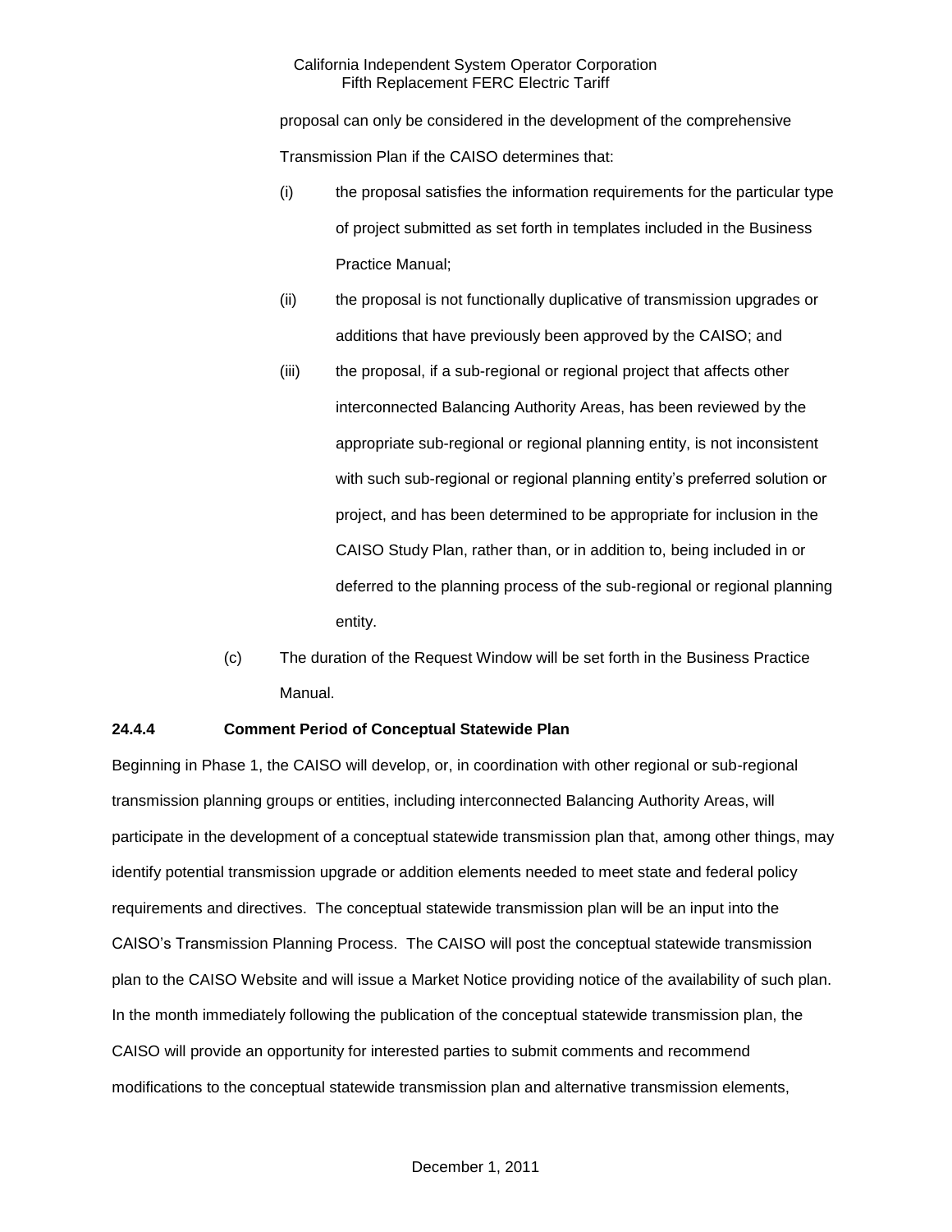proposal can only be considered in the development of the comprehensive Transmission Plan if the CAISO determines that:

(i) the proposal satisfies the information requirements for the particular type of project submitted as set forth in templates included in the Business Practice Manual;

(ii) the proposal is not functionally duplicative of transmission upgrades or additions that have previously been approved by the CAISO; and

(iii) the proposal, if a sub-regional or regional project that affects other interconnected Balancing Authority Areas, has been reviewed by the appropriate sub-regional or regional planning entity, is not inconsistent with such sub-regional or regional planning entity's preferred solution or project, and has been determined to be appropriate for inclusion in the CAISO Study Plan, rather than, or in addition to, being included in or deferred to the planning process of the sub-regional or regional planning entity.

(c) The duration of the Request Window will be set forth in the Business Practice Manual.

**24.4.4 Comment Period of Conceptual Statewide Plan**

Beginning in Phase 1, the CAISO will develop, or, in coordination with other regional or sub-regional transmission planning groups or entities, including interconnected Balancing Authority Areas, will participate in the development of a conceptual statewide transmission plan that, among other things, may identify potential transmission upgrade or addition elements needed to meet state and federal policy requirements and directives. The conceptual statewide transmission plan will be an input into the CAISO's Transmission Planning Process. The CAISO will post the conceptual statewide transmission plan to the CAISO Website and will issue a Market Notice providing notice of the availability of such plan. In the month immediately following the publication of the conceptual statewide transmission plan, the CAISO will provide an opportunity for interested parties to submit comments and recommend modifications to the conceptual statewide transmission plan and alternative transmission elements,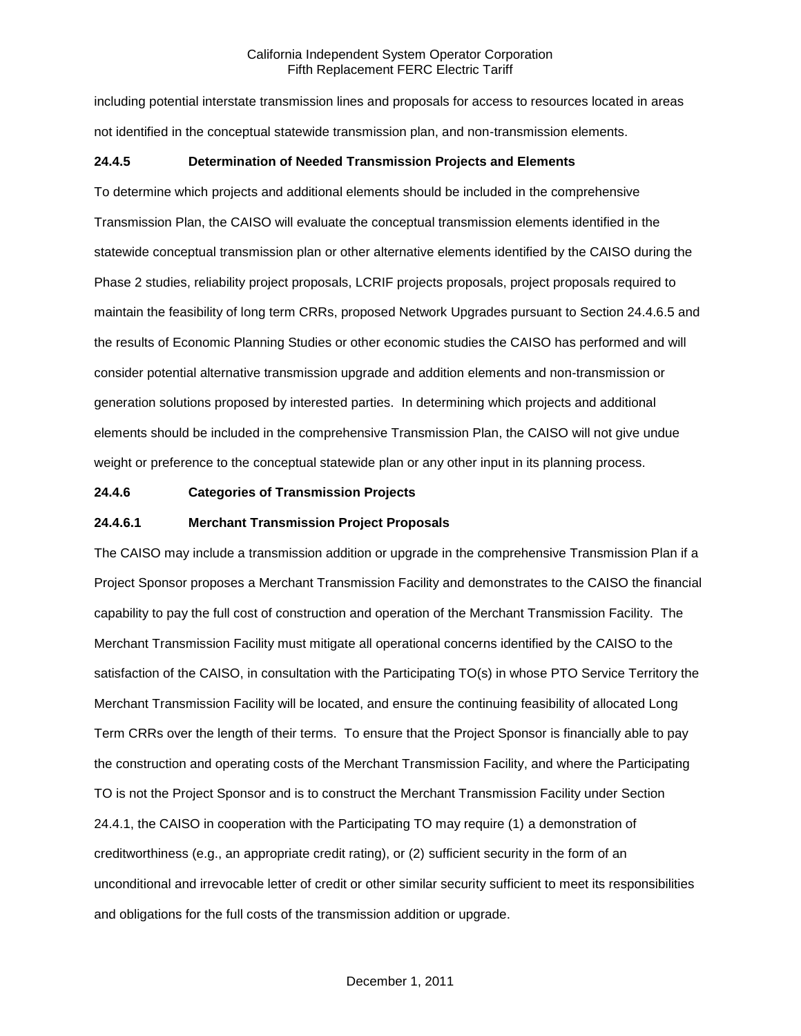including potential interstate transmission lines and proposals for access to resources located in areas not identified in the conceptual statewide transmission plan, and non-transmission elements.

### 24.4.5 Determination of Needed Transmission Projects and Elements

To determine which projects and additional elements should be included in the comprehensive Transmission Plan, the CAISO will evaluate the conceptual transmission elements identified in the statewide conceptual transmission plan or other alternative elements identified by the CAISO during the Phase 2 studies, reliability project proposals, LCRIF projects proposals, project proposals required to maintain the feasibility of long term CRRs, proposed Network Upgrades pursuant to Section 24.4.6.5 and the results of Economic Planning Studies or other economic studies the CAISO has performed and will consider potential alternative transmission upgrade and addition elements and non-transmission or generation solutions proposed by interested parties. In determining which projects and additional elements should be included in the comprehensive Transmission Plan, the CAISO will not give undue weight or preference to the conceptual statewide plan or any other input in its planning process.

### 24.4.6 Categories of Transmission Projects

#### 24.4.6.1 Merchant Transmission Project Proposals

The CAISO may include a transmission addition or upgrade in the comprehensive Transmission Plan if a Project Sponsor proposes a Merchant Transmission Facility and demonstrates to the CAISO the financial capability to pay the full cost of construction and operation of the Merchant Transmission Facility. The Merchant Transmission Facility must mitigate all operational concerns identified by the CAISO to the satisfaction of the CAISO, in consultation with the Participating TO(s) in whose PTO Service Territory the Merchant Transmission Facility will be located, and ensure the continuing feasibility of allocated Long Term CRRs over the length of their terms. To ensure that the Project Sponsor is financially able to pay the construction and operating costs of the Merchant Transmission Facility, and where the Participating TO is not the Project Sponsor and is to construct the Merchant Transmission Facility under Section 24.4.1, the CAISO in cooperation with the Participating TO may require (1) a demonstration of creditworthiness (e.g., an appropriate credit rating), or (2) sufficient security in the form of an unconditional and irrevocable letter of credit or other similar security sufficient to meet its responsibilities and obligations for the full costs of the transmission addition or upgrade.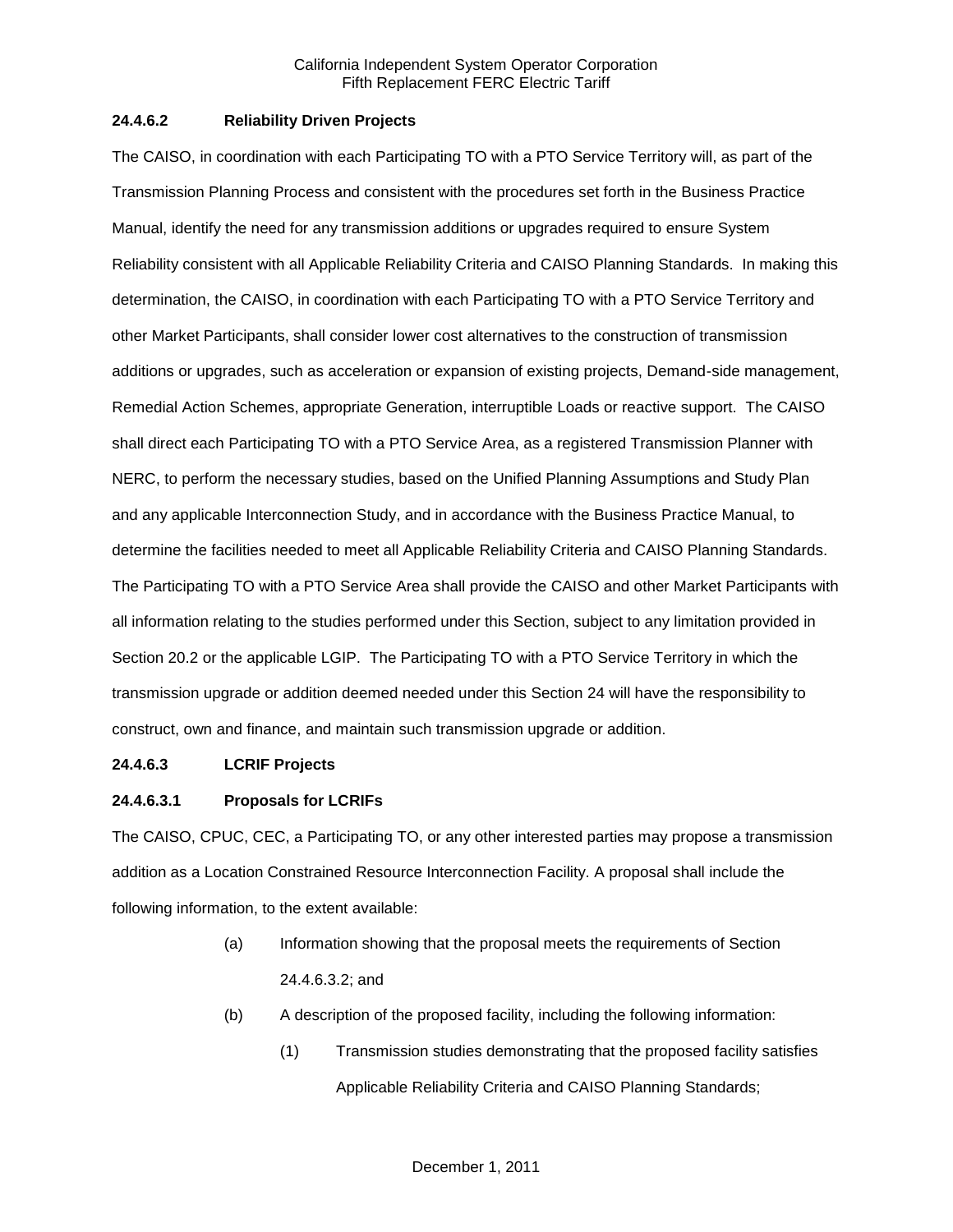**24.4.6.2 Reliability Driven Projects**

The CAISO, in coordination with each Participating TO with a PTO Service Territory will, as part of the Transmission Planning Process and consistent with the procedures set forth in the Business Practice Manual, identify the need for any transmission additions or upgrades required to ensure System Reliability consistent with all Applicable Reliability Criteria and CAISO Planning Standards. In making this determination, the CAISO, in coordination with each Participating TO with a PTO Service Territory and other Market Participants, shall consider lower cost alternatives to the construction of transmission additions or upgrades, such as acceleration or expansion of existing projects, Demand-side management, Remedial Action Schemes, appropriate Generation, interruptible Loads or reactive support. The CAISO shall direct each Participating TO with a PTO Service Area, as a registered Transmission Planner with NERC, to perform the necessary studies, based on the Unified Planning Assumptions and Study Plan and any applicable Interconnection Study, and in accordance with the Business Practice Manual, to determine the facilities needed to meet all Applicable Reliability Criteria and CAISO Planning Standards. The Participating TO with a PTO Service Area shall provide the CAISO and other Market Participants with all information relating to the studies performed under this Section, subject to any limitation provided in Section 20.2 or the applicable LGIP. The Participating TO with a PTO Service Territory in which the transmission upgrade or addition deemed needed under this Section 24 will have the responsibility to construct, own and finance, and maintain such transmission upgrade or addition.

**24.4.6.3 LCRIF Projects**

**24.4.6.3.1 Proposals for LCRIFs**

The CAISO, CPUC, CEC, a Participating TO, or any other interested parties may propose a transmission addition as a Location Constrained Resource Interconnection Facility. A proposal shall include the following information, to the extent available:

(a) Information showing that the proposal meets the requirements of Section 24.4.6.3.2; and

(b) A description of the proposed facility, including the following information:

(1) Transmission studies demonstrating that the proposed facility satisfies Applicable Reliability Criteria and CAISO Planning Standards;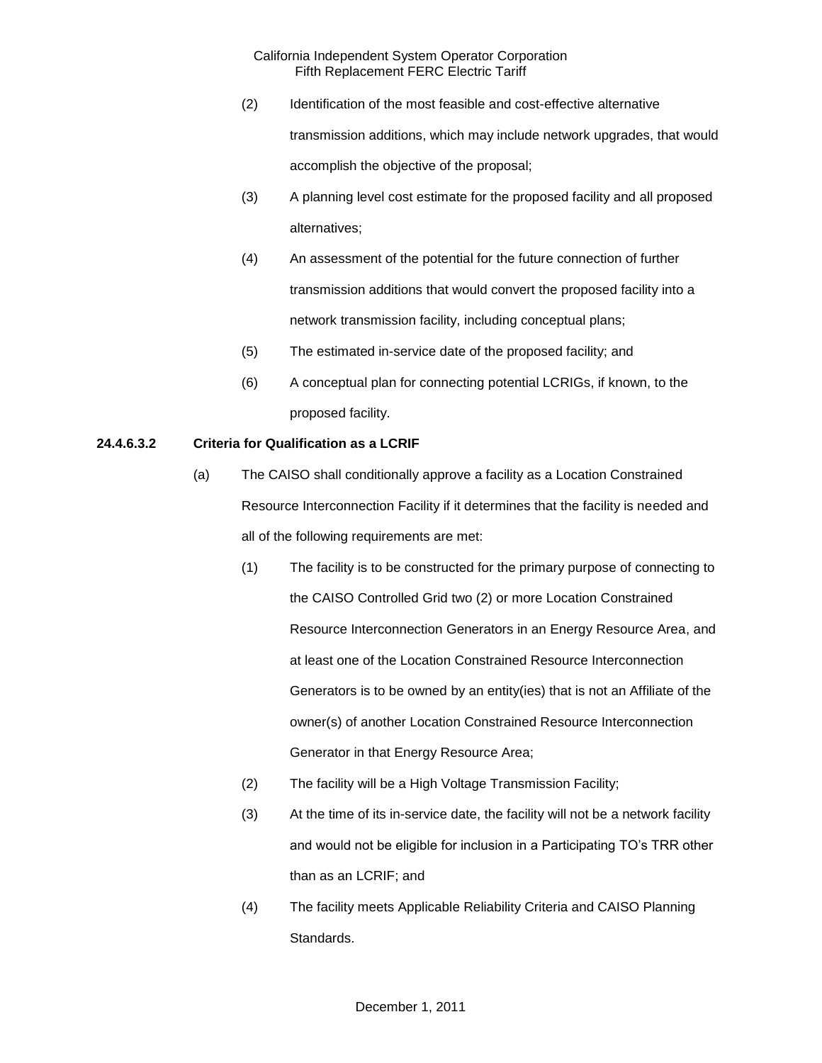(2) Identification of the most feasible and cost-effective alternative transmission additions, which may include network upgrades, that would accomplish the objective of the proposal;

(3) A planning level cost estimate for the proposed facility and all proposed alternatives;

(4) An assessment of the potential for the future connection of further transmission additions that would convert the proposed facility into a network transmission facility, including conceptual plans;

(5) The estimated in-service date of the proposed facility; and

(6) A conceptual plan for connecting potential LCRIGs, if known, to the proposed facility.

**24.4.6.3.2 Criteria for Qualification as a LCRIF**

(a) The CAISO shall conditionally approve a facility as a Location Constrained Resource Interconnection Facility if it determines that the facility is needed and all of the following requirements are met:

(1) The facility is to be constructed for the primary purpose of connecting to the CAISO Controlled Grid two (2) or more Location Constrained Resource Interconnection Generators in an Energy Resource Area, and at least one of the Location Constrained Resource Interconnection Generators is to be owned by an entity(ies) that is not an Affiliate of the owner(s) of another Location Constrained Resource Interconnection Generator in that Energy Resource Area;

(2) The facility will be a High Voltage Transmission Facility;

(3) At the time of its in-service date, the facility will not be a network facility and would not be eligible for inclusion in a Participating TO's TRR other than as an LCRIF; and

(4) The facility meets Applicable Reliability Criteria and CAISO Planning Standards.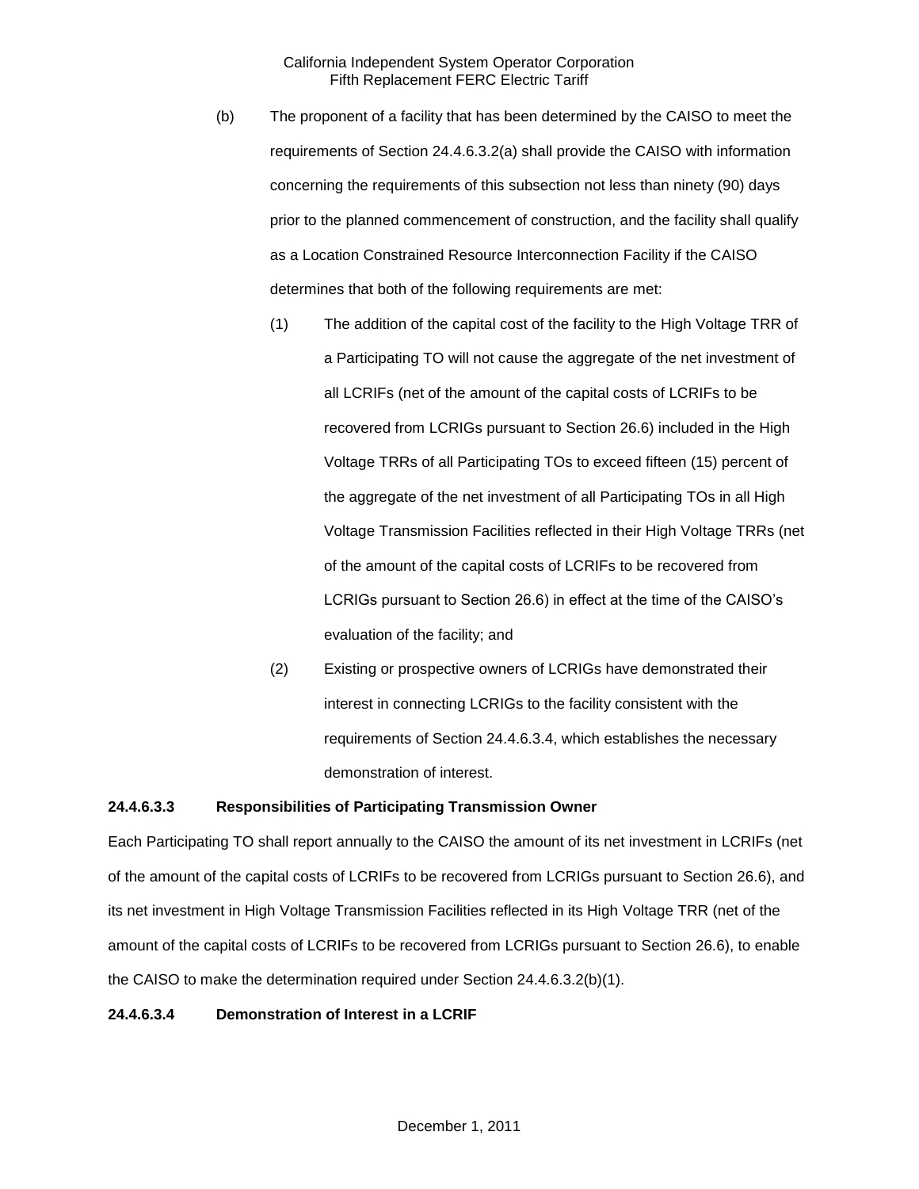(b) The proponent of a facility that has been determined by the CAISO to meet the requirements of Section 24.4.6.3.2(a) shall provide the CAISO with information concerning the requirements of this subsection not less than ninety (90) days prior to the planned commencement of construction, and the facility shall qualify as a Location Constrained Resource Interconnection Facility if the CAISO determines that both of the following requirements are met:

(1) The addition of the capital cost of the facility to the High Voltage TRR of a Participating TO will not cause the aggregate of the net investment of all LCRIFs (net of the amount of the capital costs of LCRIFs to be recovered from LCRIGs pursuant to Section 26.6) included in the High Voltage TRRs of all Participating TOs to exceed fifteen (15) percent of the aggregate of the net investment of all Participating TOs in all High Voltage Transmission Facilities reflected in their High Voltage TRRs (net of the amount of the capital costs of LCRIFs to be recovered from LCRIGs pursuant to Section 26.6) in effect at the time of the CAISO's evaluation of the facility; and

(2) Existing or prospective owners of LCRIGs have demonstrated their interest in connecting LCRIGs to the facility consistent with the requirements of Section 24.4.6.3.4, which establishes the necessary demonstration of interest.

**24.4.6.3.3 Responsibilities of Participating Transmission Owner**

Each Participating TO shall report annually to the CAISO the amount of its net investment in LCRIFs (net of the amount of the capital costs of LCRIFs to be recovered from LCRIGs pursuant to Section 26.6), and its net investment in High Voltage Transmission Facilities reflected in its High Voltage TRR (net of the amount of the capital costs of LCRIFs to be recovered from LCRIGs pursuant to Section 26.6), to enable the CAISO to make the determination required under Section 24.4.6.3.2(b)(1).

**24.4.6.3.4 Demonstration of Interest in a LCRIF**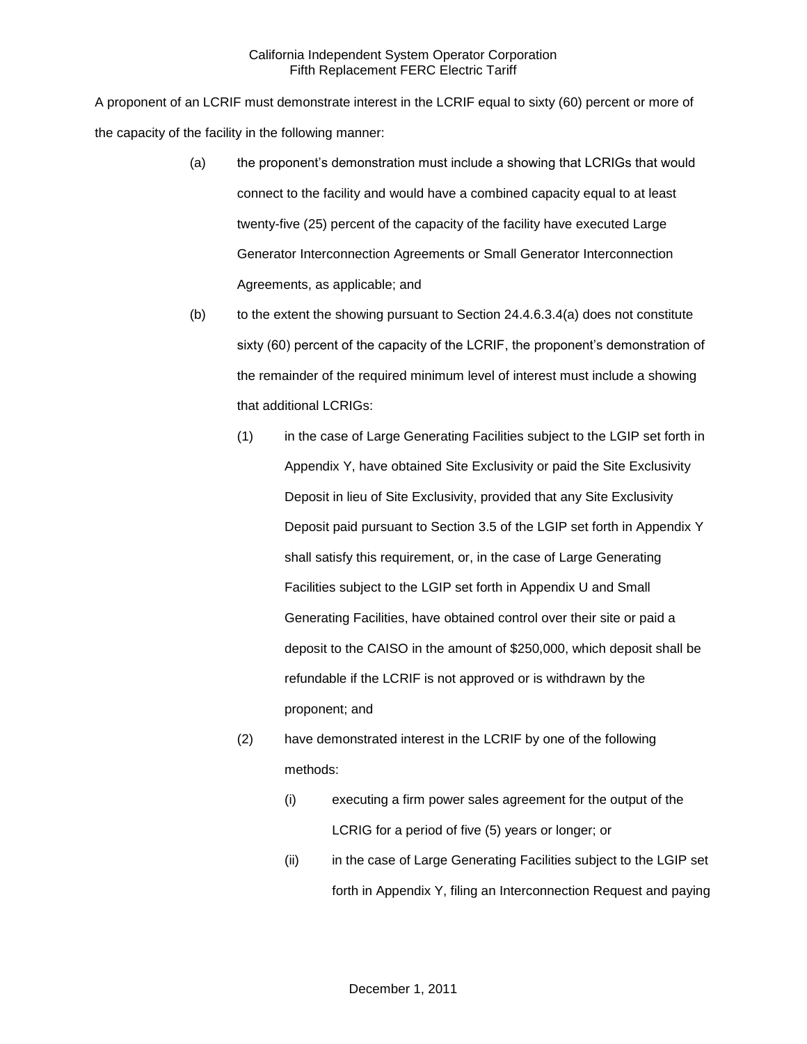A proponent of an LCRIF must demonstrate interest in the LCRIF equal to sixty (60) percent or more of the capacity of the facility in the following manner:

(a) the proponent's demonstration must include a showing that LCRIGs that would connect to the facility and would have a combined capacity equal to at least twenty-five (25) percent of the capacity of the facility have executed Large Generator Interconnection Agreements or Small Generator Interconnection Agreements, as applicable; and

(b) to the extent the showing pursuant to Section 24.4.6.3.4(a) does not constitute sixty (60) percent of the capacity of the LCRIF, the proponent's demonstration of the remainder of the required minimum level of interest must include a showing that additional LCRIGs:

  (1) in the case of Large Generating Facilities subject to the LGIP set forth in Appendix Y, have obtained Site Exclusivity or paid the Site Exclusivity Deposit in lieu of Site Exclusivity, provided that any Site Exclusivity Deposit paid pursuant to Section 3.5 of the LGIP set forth in Appendix Y shall satisfy this requirement, or, in the case of Large Generating Facilities subject to the LGIP set forth in Appendix U and Small Generating Facilities, have obtained control over their site or paid a deposit to the CAISO in the amount of $250,000, which deposit shall be refundable if the LCRIF is not approved or is withdrawn by the proponent; and

  (2) have demonstrated interest in the LCRIF by one of the following methods:

    (i) executing a firm power sales agreement for the output of the LCRIG for a period of five (5) years or longer; or

    (ii) in the case of Large Generating Facilities subject to the LGIP set forth in Appendix Y, filing an Interconnection Request and paying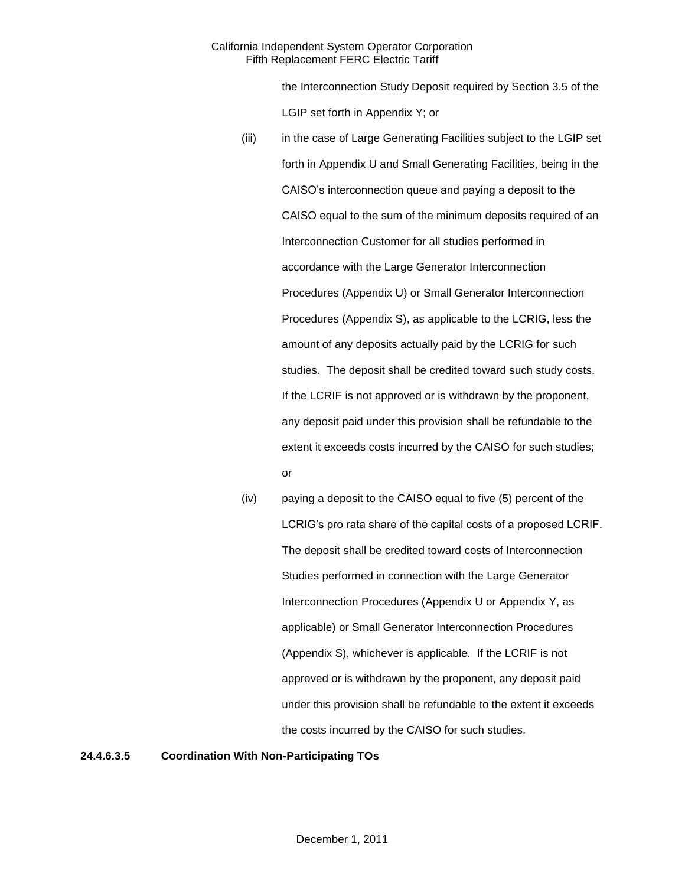the Interconnection Study Deposit required by Section 3.5 of the LGIP set forth in Appendix Y; or

(iii) in the case of Large Generating Facilities subject to the LGIP set forth in Appendix U and Small Generating Facilities, being in the CAISO's interconnection queue and paying a deposit to the CAISO equal to the sum of the minimum deposits required of an Interconnection Customer for all studies performed in accordance with the Large Generator Interconnection Procedures (Appendix U) or Small Generator Interconnection Procedures (Appendix S), as applicable to the LCRIG, less the amount of any deposits actually paid by the LCRIG for such studies. The deposit shall be credited toward such study costs. If the LCRIF is not approved or is withdrawn by the proponent, any deposit paid under this provision shall be refundable to the extent it exceeds costs incurred by the CAISO for such studies; or

(iv) paying a deposit to the CAISO equal to five (5) percent of the LCRIG's pro rata share of the capital costs of a proposed LCRIF. The deposit shall be credited toward costs of Interconnection Studies performed in connection with the Large Generator Interconnection Procedures (Appendix U or Appendix Y, as applicable) or Small Generator Interconnection Procedures (Appendix S), whichever is applicable. If the LCRIF is not approved or is withdrawn by the proponent, any deposit paid under this provision shall be refundable to the extent it exceeds the costs incurred by the CAISO for such studies.

**24.4.6.3.5 Coordination With Non-Participating TOs**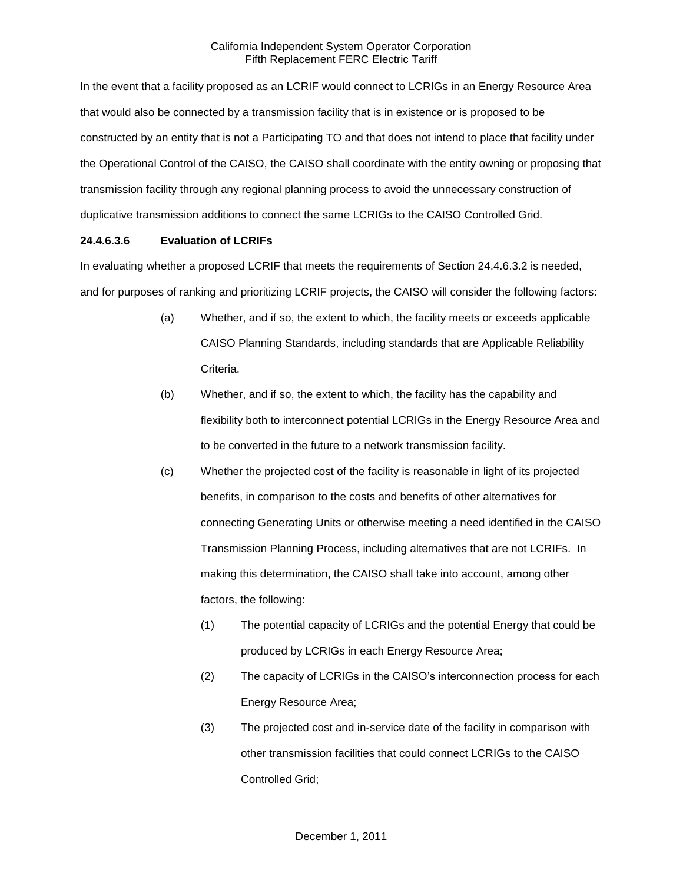In the event that a facility proposed as an LCRIF would connect to LCRIGs in an Energy Resource Area that would also be connected by a transmission facility that is in existence or is proposed to be constructed by an entity that is not a Participating TO and that does not intend to place that facility under the Operational Control of the CAISO, the CAISO shall coordinate with the entity owning or proposing that transmission facility through any regional planning process to avoid the unnecessary construction of duplicative transmission additions to connect the same LCRIGs to the CAISO Controlled Grid.

**24.4.6.3.6 Evaluation of LCRIFs**

In evaluating whether a proposed LCRIF that meets the requirements of Section 24.4.6.3.2 is needed, and for purposes of ranking and prioritizing LCRIF projects, the CAISO will consider the following factors:

(a) Whether, and if so, the extent to which, the facility meets or exceeds applicable CAISO Planning Standards, including standards that are Applicable Reliability Criteria.

(b) Whether, and if so, the extent to which, the facility has the capability and flexibility both to interconnect potential LCRIGs in the Energy Resource Area and to be converted in the future to a network transmission facility.

(c) Whether the projected cost of the facility is reasonable in light of its projected benefits, in comparison to the costs and benefits of other alternatives for connecting Generating Units or otherwise meeting a need identified in the CAISO Transmission Planning Process, including alternatives that are not LCRIFs. In making this determination, the CAISO shall take into account, among other factors, the following:

(1) The potential capacity of LCRIGs and the potential Energy that could be produced by LCRIGs in each Energy Resource Area;

(2) The capacity of LCRIGs in the CAISO's interconnection process for each Energy Resource Area;

(3) The projected cost and in-service date of the facility in comparison with other transmission facilities that could connect LCRIGs to the CAISO Controlled Grid;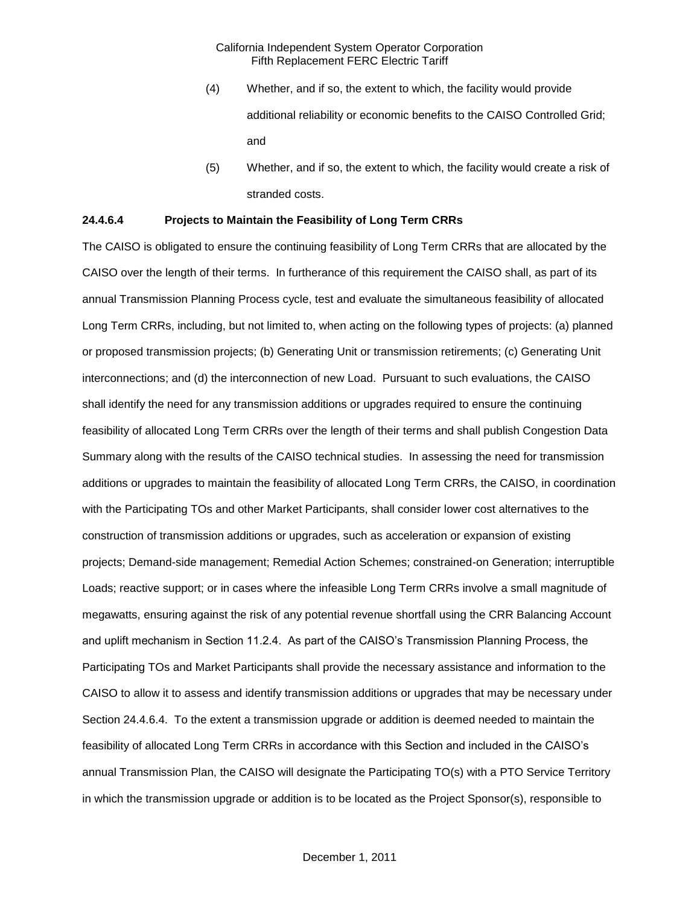(4) Whether, and if so, the extent to which, the facility would provide additional reliability or economic benefits to the CAISO Controlled Grid; and

(5) Whether, and if so, the extent to which, the facility would create a risk of stranded costs.

**24.4.6.4 Projects to Maintain the Feasibility of Long Term CRRs**

The CAISO is obligated to ensure the continuing feasibility of Long Term CRRs that are allocated by the CAISO over the length of their terms. In furtherance of this requirement the CAISO shall, as part of its annual Transmission Planning Process cycle, test and evaluate the simultaneous feasibility of allocated Long Term CRRs, including, but not limited to, when acting on the following types of projects: (a) planned or proposed transmission projects; (b) Generating Unit or transmission retirements; (c) Generating Unit interconnections; and (d) the interconnection of new Load. Pursuant to such evaluations, the CAISO shall identify the need for any transmission additions or upgrades required to ensure the continuing feasibility of allocated Long Term CRRs over the length of their terms and shall publish Congestion Data Summary along with the results of the CAISO technical studies. In assessing the need for transmission additions or upgrades to maintain the feasibility of allocated Long Term CRRs, the CAISO, in coordination with the Participating TOs and other Market Participants, shall consider lower cost alternatives to the construction of transmission additions or upgrades, such as acceleration or expansion of existing projects; Demand-side management; Remedial Action Schemes; constrained-on Generation; interruptible Loads; reactive support; or in cases where the infeasible Long Term CRRs involve a small magnitude of megawatts, ensuring against the risk of any potential revenue shortfall using the CRR Balancing Account and uplift mechanism in Section 11.2.4. As part of the CAISO's Transmission Planning Process, the Participating TOs and Market Participants shall provide the necessary assistance and information to the CAISO to allow it to assess and identify transmission additions or upgrades that may be necessary under Section 24.4.6.4. To the extent a transmission upgrade or addition is deemed needed to maintain the feasibility of allocated Long Term CRRs in accordance with this Section and included in the CAISO's annual Transmission Plan, the CAISO will designate the Participating TO(s) with a PTO Service Territory in which the transmission upgrade or addition is to be located as the Project Sponsor(s), responsible to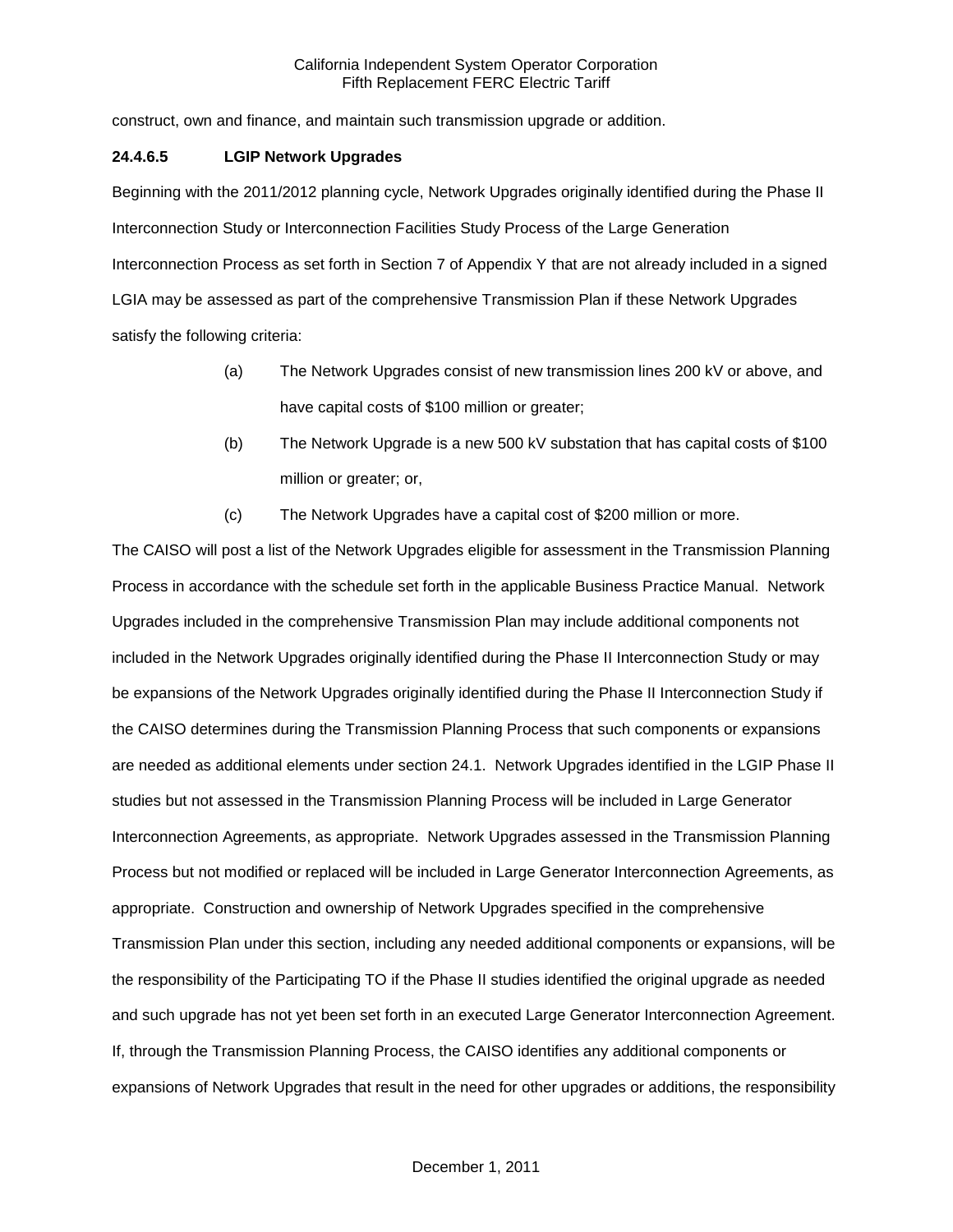construct, own and finance, and maintain such transmission upgrade or addition.

**24.4.6.5 LGIP Network Upgrades**

Beginning with the 2011/2012 planning cycle, Network Upgrades originally identified during the Phase II Interconnection Study or Interconnection Facilities Study Process of the Large Generation Interconnection Process as set forth in Section 7 of Appendix Y that are not already included in a signed LGIA may be assessed as part of the comprehensive Transmission Plan if these Network Upgrades satisfy the following criteria:

(a) The Network Upgrades consist of new transmission lines 200 kV or above, and have capital costs of $100 million or greater;

(b) The Network Upgrade is a new 500 kV substation that has capital costs of $100 million or greater; or,

(c) The Network Upgrades have a capital cost of $200 million or more.

The CAISO will post a list of the Network Upgrades eligible for assessment in the Transmission Planning Process in accordance with the schedule set forth in the applicable Business Practice Manual. Network Upgrades included in the comprehensive Transmission Plan may include additional components not included in the Network Upgrades originally identified during the Phase II Interconnection Study or may be expansions of the Network Upgrades originally identified during the Phase II Interconnection Study if the CAISO determines during the Transmission Planning Process that such components or expansions are needed as additional elements under section 24.1. Network Upgrades identified in the LGIP Phase II studies but not assessed in the Transmission Planning Process will be included in Large Generator Interconnection Agreements, as appropriate. Network Upgrades assessed in the Transmission Planning Process but not modified or replaced will be included in Large Generator Interconnection Agreements, as appropriate. Construction and ownership of Network Upgrades specified in the comprehensive Transmission Plan under this section, including any needed additional components or expansions, will be the responsibility of the Participating TO if the Phase II studies identified the original upgrade as needed and such upgrade has not yet been set forth in an executed Large Generator Interconnection Agreement. If, through the Transmission Planning Process, the CAISO identifies any additional components or expansions of Network Upgrades that result in the need for other upgrades or additions, the responsibility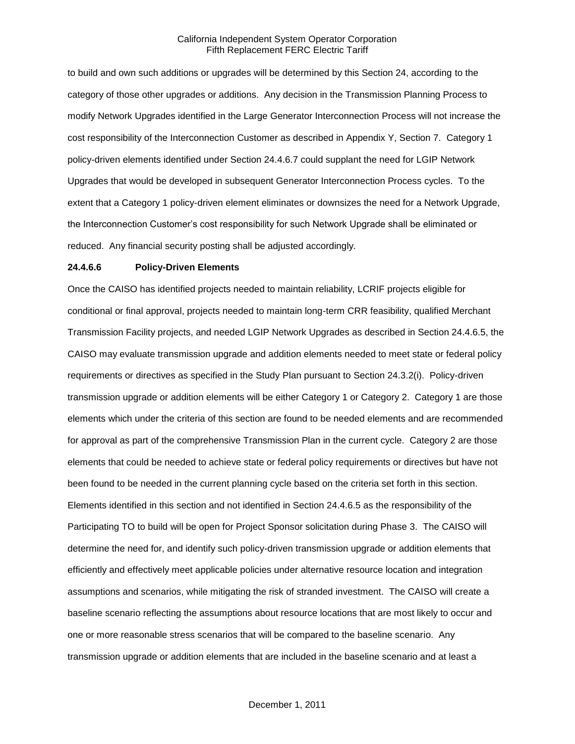to build and own such additions or upgrades will be determined by this Section 24, according to the category of those other upgrades or additions. Any decision in the Transmission Planning Process to modify Network Upgrades identified in the Large Generator Interconnection Process will not increase the cost responsibility of the Interconnection Customer as described in Appendix Y, Section 7. Category 1 policy-driven elements identified under Section 24.4.6.7 could supplant the need for LGIP Network Upgrades that would be developed in subsequent Generator Interconnection Process cycles. To the extent that a Category 1 policy-driven element eliminates or downsizes the need for a Network Upgrade, the Interconnection Customer's cost responsibility for such Network Upgrade shall be eliminated or reduced. Any financial security posting shall be adjusted accordingly.

**24.4.6.6 Policy-Driven Elements**

Once the CAISO has identified projects needed to maintain reliability, LCRIF projects eligible for conditional or final approval, projects needed to maintain long-term CRR feasibility, qualified Merchant Transmission Facility projects, and needed LGIP Network Upgrades as described in Section 24.4.6.5, the CAISO may evaluate transmission upgrade and addition elements needed to meet state or federal policy requirements or directives as specified in the Study Plan pursuant to Section 24.3.2(i). Policy-driven transmission upgrade or addition elements will be either Category 1 or Category 2. Category 1 are those elements which under the criteria of this section are found to be needed elements and are recommended for approval as part of the comprehensive Transmission Plan in the current cycle. Category 2 are those elements that could be needed to achieve state or federal policy requirements or directives but have not been found to be needed in the current planning cycle based on the criteria set forth in this section. Elements identified in this section and not identified in Section 24.4.6.5 as the responsibility of the Participating TO to build will be open for Project Sponsor solicitation during Phase 3. The CAISO will determine the need for, and identify such policy-driven transmission upgrade or addition elements that efficiently and effectively meet applicable policies under alternative resource location and integration assumptions and scenarios, while mitigating the risk of stranded investment. The CAISO will create a baseline scenario reflecting the assumptions about resource locations that are most likely to occur and one or more reasonable stress scenarios that will be compared to the baseline scenario. Any transmission upgrade or addition elements that are included in the baseline scenario and at least a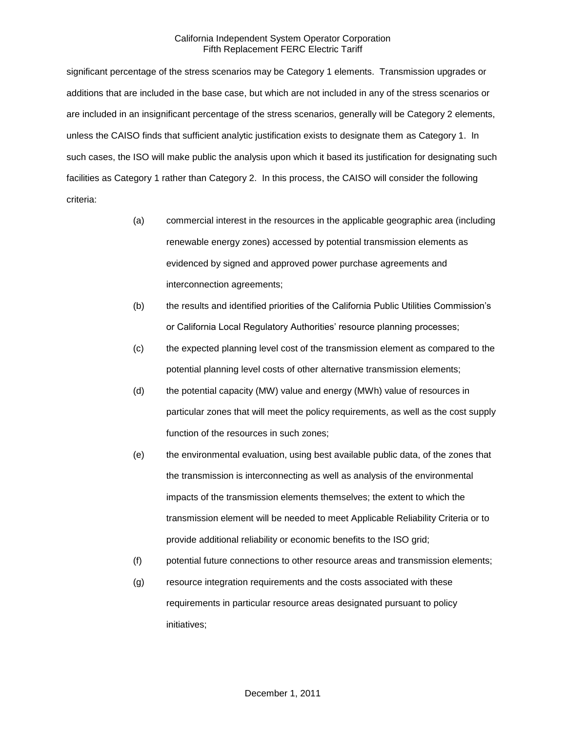significant percentage of the stress scenarios may be Category 1 elements. Transmission upgrades or additions that are included in the base case, but which are not included in any of the stress scenarios or are included in an insignificant percentage of the stress scenarios, generally will be Category 2 elements, unless the CAISO finds that sufficient analytic justification exists to designate them as Category 1. In such cases, the ISO will make public the analysis upon which it based its justification for designating such facilities as Category 1 rather than Category 2. In this process, the CAISO will consider the following criteria:

(a) commercial interest in the resources in the applicable geographic area (including renewable energy zones) accessed by potential transmission elements as evidenced by signed and approved power purchase agreements and interconnection agreements;

(b) the results and identified priorities of the California Public Utilities Commission's or California Local Regulatory Authorities' resource planning processes;

(c) the expected planning level cost of the transmission element as compared to the potential planning level costs of other alternative transmission elements;

(d) the potential capacity (MW) value and energy (MWh) value of resources in particular zones that will meet the policy requirements, as well as the cost supply function of the resources in such zones;

(e) the environmental evaluation, using best available public data, of the zones that the transmission is interconnecting as well as analysis of the environmental impacts of the transmission elements themselves; the extent to which the transmission element will be needed to meet Applicable Reliability Criteria or to provide additional reliability or economic benefits to the ISO grid;

(f) potential future connections to other resource areas and transmission elements;

(g) resource integration requirements and the costs associated with these requirements in particular resource areas designated pursuant to policy initiatives;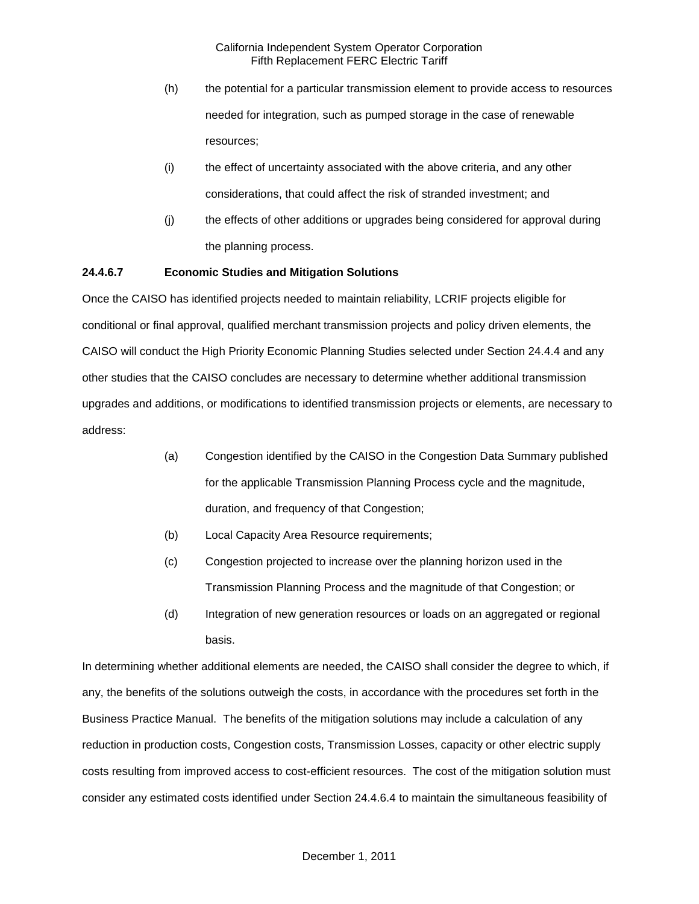(h) the potential for a particular transmission element to provide access to resources needed for integration, such as pumped storage in the case of renewable resources;

(i) the effect of uncertainty associated with the above criteria, and any other considerations, that could affect the risk of stranded investment; and

(j) the effects of other additions or upgrades being considered for approval during the planning process.

**24.4.6.7 Economic Studies and Mitigation Solutions**

Once the CAISO has identified projects needed to maintain reliability, LCRIF projects eligible for conditional or final approval, qualified merchant transmission projects and policy driven elements, the CAISO will conduct the High Priority Economic Planning Studies selected under Section 24.4.4 and any other studies that the CAISO concludes are necessary to determine whether additional transmission upgrades and additions, or modifications to identified transmission projects or elements, are necessary to address:

(a) Congestion identified by the CAISO in the Congestion Data Summary published for the applicable Transmission Planning Process cycle and the magnitude, duration, and frequency of that Congestion;

(b) Local Capacity Area Resource requirements;

(c) Congestion projected to increase over the planning horizon used in the Transmission Planning Process and the magnitude of that Congestion; or

(d) Integration of new generation resources or loads on an aggregated or regional basis.

In determining whether additional elements are needed, the CAISO shall consider the degree to which, if any, the benefits of the solutions outweigh the costs, in accordance with the procedures set forth in the Business Practice Manual. The benefits of the mitigation solutions may include a calculation of any reduction in production costs, Congestion costs, Transmission Losses, capacity or other electric supply costs resulting from improved access to cost-efficient resources. The cost of the mitigation solution must consider any estimated costs identified under Section 24.4.6.4 to maintain the simultaneous feasibility of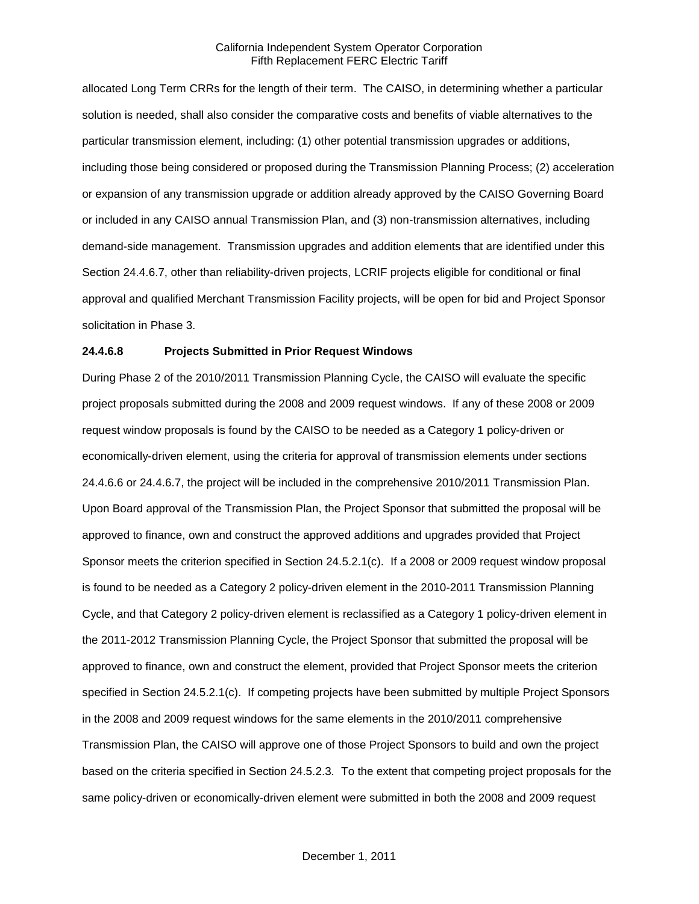allocated Long Term CRRs for the length of their term. The CAISO, in determining whether a particular solution is needed, shall also consider the comparative costs and benefits of viable alternatives to the particular transmission element, including: (1) other potential transmission upgrades or additions, including those being considered or proposed during the Transmission Planning Process; (2) acceleration or expansion of any transmission upgrade or addition already approved by the CAISO Governing Board or included in any CAISO annual Transmission Plan, and (3) non-transmission alternatives, including demand-side management. Transmission upgrades and addition elements that are identified under this Section 24.4.6.7, other than reliability-driven projects, LCRIF projects eligible for conditional or final approval and qualified Merchant Transmission Facility projects, will be open for bid and Project Sponsor solicitation in Phase 3.

**24.4.6.8 Projects Submitted in Prior Request Windows**

During Phase 2 of the 2010/2011 Transmission Planning Cycle, the CAISO will evaluate the specific project proposals submitted during the 2008 and 2009 request windows. If any of these 2008 or 2009 request window proposals is found by the CAISO to be needed as a Category 1 policy-driven or economically-driven element, using the criteria for approval of transmission elements under sections 24.4.6.6 or 24.4.6.7, the project will be included in the comprehensive 2010/2011 Transmission Plan. Upon Board approval of the Transmission Plan, the Project Sponsor that submitted the proposal will be approved to finance, own and construct the approved additions and upgrades provided that Project Sponsor meets the criterion specified in Section 24.5.2.1(c). If a 2008 or 2009 request window proposal is found to be needed as a Category 2 policy-driven element in the 2010-2011 Transmission Planning Cycle, and that Category 2 policy-driven element is reclassified as a Category 1 policy-driven element in the 2011-2012 Transmission Planning Cycle, the Project Sponsor that submitted the proposal will be approved to finance, own and construct the element, provided that Project Sponsor meets the criterion specified in Section 24.5.2.1(c). If competing projects have been submitted by multiple Project Sponsors in the 2008 and 2009 request windows for the same elements in the 2010/2011 comprehensive Transmission Plan, the CAISO will approve one of those Project Sponsors to build and own the project based on the criteria specified in Section 24.5.2.3. To the extent that competing project proposals for the same policy-driven or economically-driven element were submitted in both the 2008 and 2009 request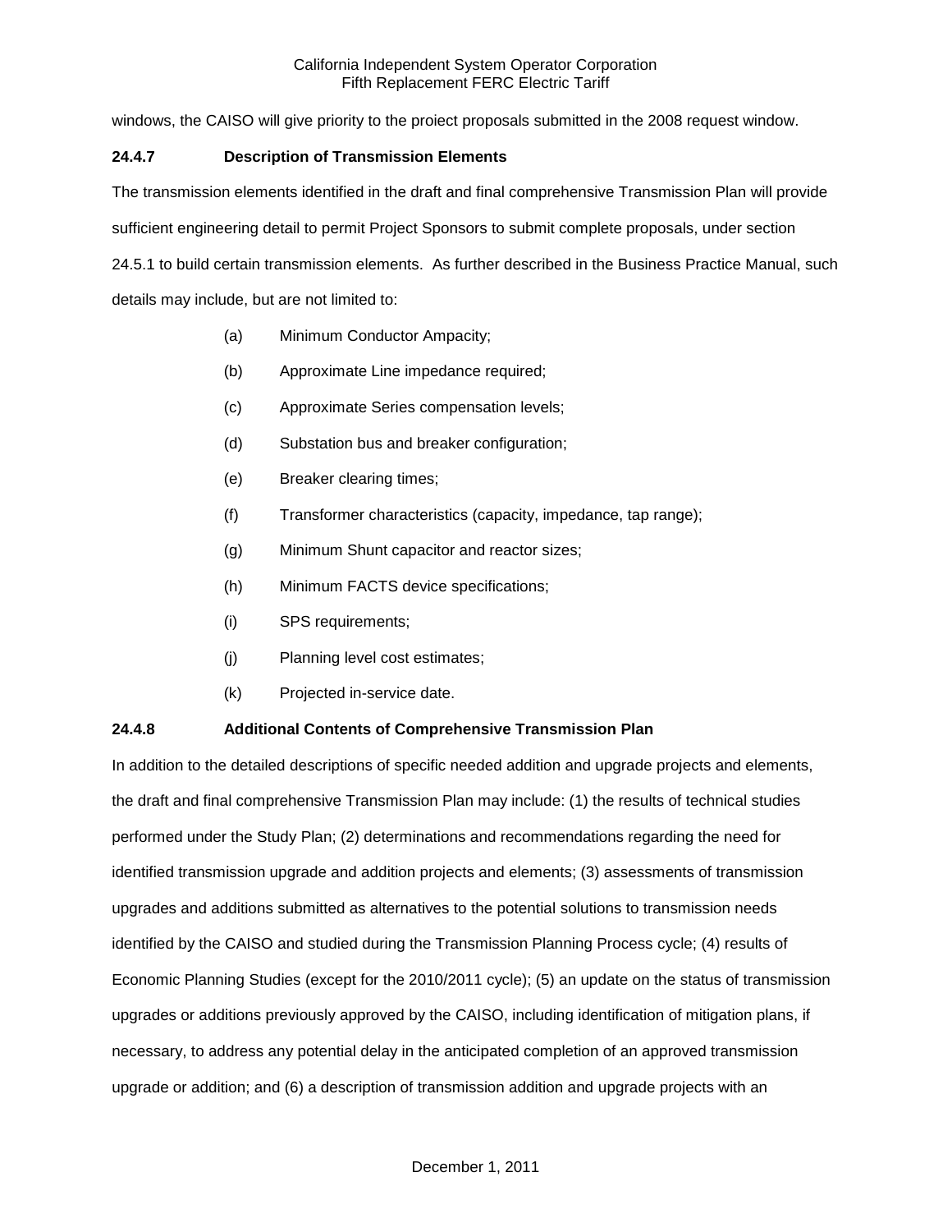windows, the CAISO will give priority to the project proposals submitted in the 2008 request window.

**24.4.7 Description of Transmission Elements**

The transmission elements identified in the draft and final comprehensive Transmission Plan will provide sufficient engineering detail to permit Project Sponsors to submit complete proposals, under section 24.5.1 to build certain transmission elements. As further described in the Business Practice Manual, such details may include, but are not limited to:

(a) Minimum Conductor Ampacity;

(b) Approximate Line impedance required;

(c) Approximate Series compensation levels;

(d) Substation bus and breaker configuration;

(e) Breaker clearing times;

(f) Transformer characteristics (capacity, impedance, tap range);

(g) Minimum Shunt capacitor and reactor sizes;

(h) Minimum FACTS device specifications;

(i) SPS requirements;

(j) Planning level cost estimates;

(k) Projected in-service date.

**24.4.8 Additional Contents of Comprehensive Transmission Plan**

In addition to the detailed descriptions of specific needed addition and upgrade projects and elements, the draft and final comprehensive Transmission Plan may include: (1) the results of technical studies performed under the Study Plan; (2) determinations and recommendations regarding the need for identified transmission upgrade and addition projects and elements; (3) assessments of transmission upgrades and additions submitted as alternatives to the potential solutions to transmission needs identified by the CAISO and studied during the Transmission Planning Process cycle; (4) results of Economic Planning Studies (except for the 2010/2011 cycle); (5) an update on the status of transmission upgrades or additions previously approved by the CAISO, including identification of mitigation plans, if necessary, to address any potential delay in the anticipated completion of an approved transmission upgrade or addition; and (6) a description of transmission addition and upgrade projects with an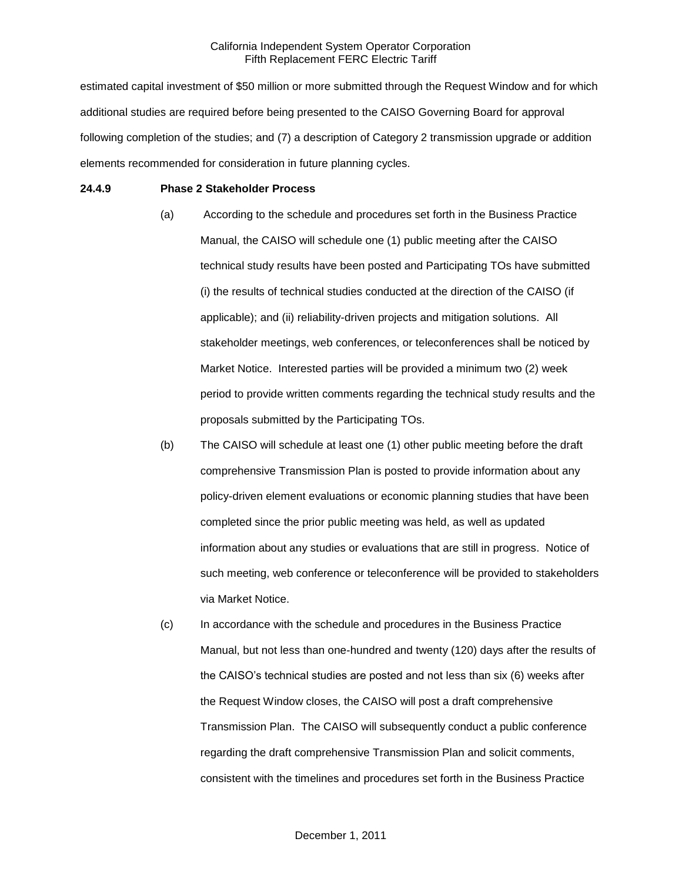estimated capital investment of $50 million or more submitted through the Request Window and for which additional studies are required before being presented to the CAISO Governing Board for approval following completion of the studies; and (7) a description of Category 2 transmission upgrade or addition elements recommended for consideration in future planning cycles.

**24.4.9 Phase 2 Stakeholder Process**

(a) According to the schedule and procedures set forth in the Business Practice Manual, the CAISO will schedule one (1) public meeting after the CAISO technical study results have been posted and Participating TOs have submitted (i) the results of technical studies conducted at the direction of the CAISO (if applicable); and (ii) reliability-driven projects and mitigation solutions. All stakeholder meetings, web conferences, or teleconferences shall be noticed by Market Notice. Interested parties will be provided a minimum two (2) week period to provide written comments regarding the technical study results and the proposals submitted by the Participating TOs.

(b) The CAISO will schedule at least one (1) other public meeting before the draft comprehensive Transmission Plan is posted to provide information about any policy-driven element evaluations or economic planning studies that have been completed since the prior public meeting was held, as well as updated information about any studies or evaluations that are still in progress. Notice of such meeting, web conference or teleconference will be provided to stakeholders via Market Notice.

(c) In accordance with the schedule and procedures in the Business Practice Manual, but not less than one-hundred and twenty (120) days after the results of the CAISO's technical studies are posted and not less than six (6) weeks after the Request Window closes, the CAISO will post a draft comprehensive Transmission Plan. The CAISO will subsequently conduct a public conference regarding the draft comprehensive Transmission Plan and solicit comments, consistent with the timelines and procedures set forth in the Business Practice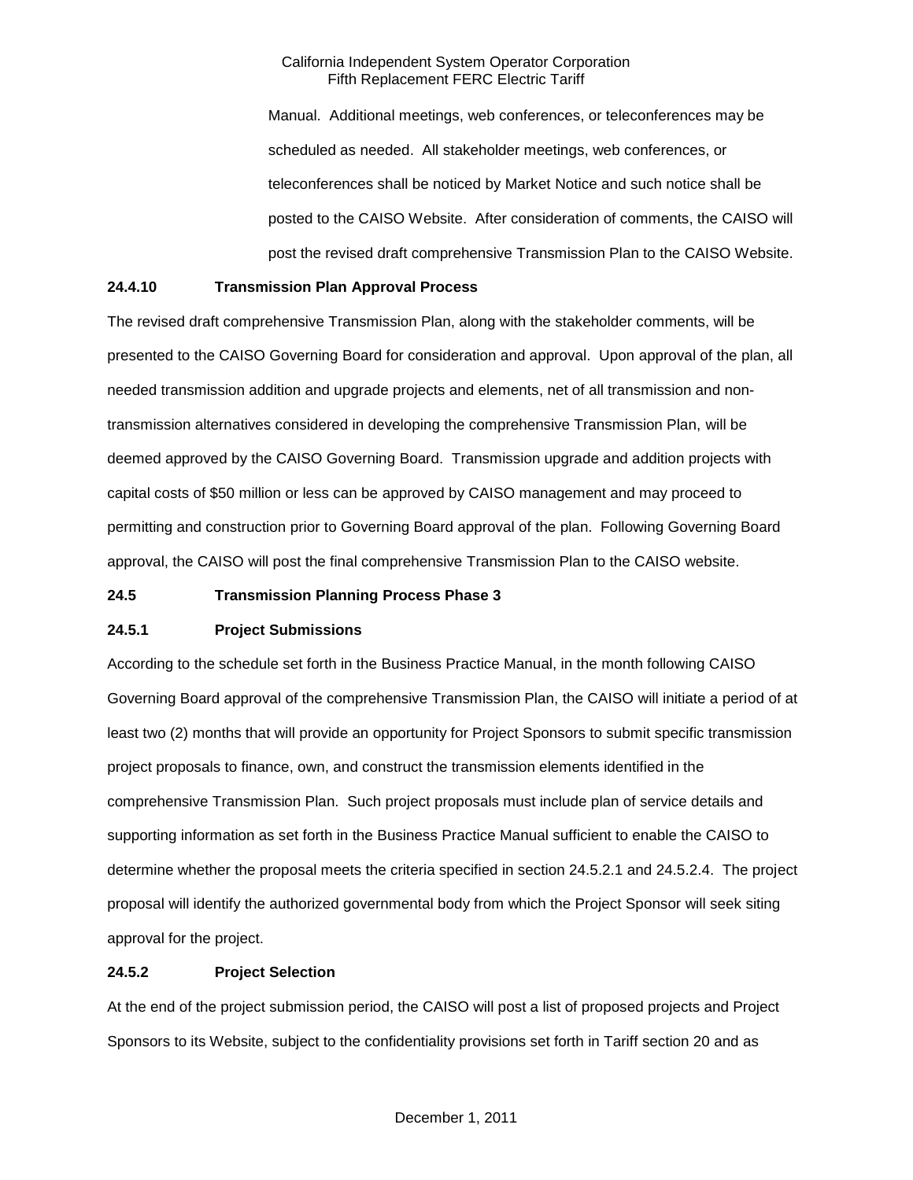Manual. Additional meetings, web conferences, or teleconferences may be scheduled as needed. All stakeholder meetings, web conferences, or teleconferences shall be noticed by Market Notice and such notice shall be posted to the CAISO Website. After consideration of comments, the CAISO will post the revised draft comprehensive Transmission Plan to the CAISO Website.

**24.4.10 Transmission Plan Approval Process**

The revised draft comprehensive Transmission Plan, along with the stakeholder comments, will be presented to the CAISO Governing Board for consideration and approval. Upon approval of the plan, all needed transmission addition and upgrade projects and elements, net of all transmission and non-transmission alternatives considered in developing the comprehensive Transmission Plan, will be deemed approved by the CAISO Governing Board. Transmission upgrade and addition projects with capital costs of $50 million or less can be approved by CAISO management and may proceed to permitting and construction prior to Governing Board approval of the plan. Following Governing Board approval, the CAISO will post the final comprehensive Transmission Plan to the CAISO website.

**24.5 Transmission Planning Process Phase 3**

**24.5.1 Project Submissions**

According to the schedule set forth in the Business Practice Manual, in the month following CAISO Governing Board approval of the comprehensive Transmission Plan, the CAISO will initiate a period of at least two (2) months that will provide an opportunity for Project Sponsors to submit specific transmission project proposals to finance, own, and construct the transmission elements identified in the comprehensive Transmission Plan. Such project proposals must include plan of service details and supporting information as set forth in the Business Practice Manual sufficient to enable the CAISO to determine whether the proposal meets the criteria specified in section 24.5.2.1 and 24.5.2.4. The project proposal will identify the authorized governmental body from which the Project Sponsor will seek siting approval for the project.

**24.5.2 Project Selection**

At the end of the project submission period, the CAISO will post a list of proposed projects and Project Sponsors to its Website, subject to the confidentiality provisions set forth in Tariff section 20 and as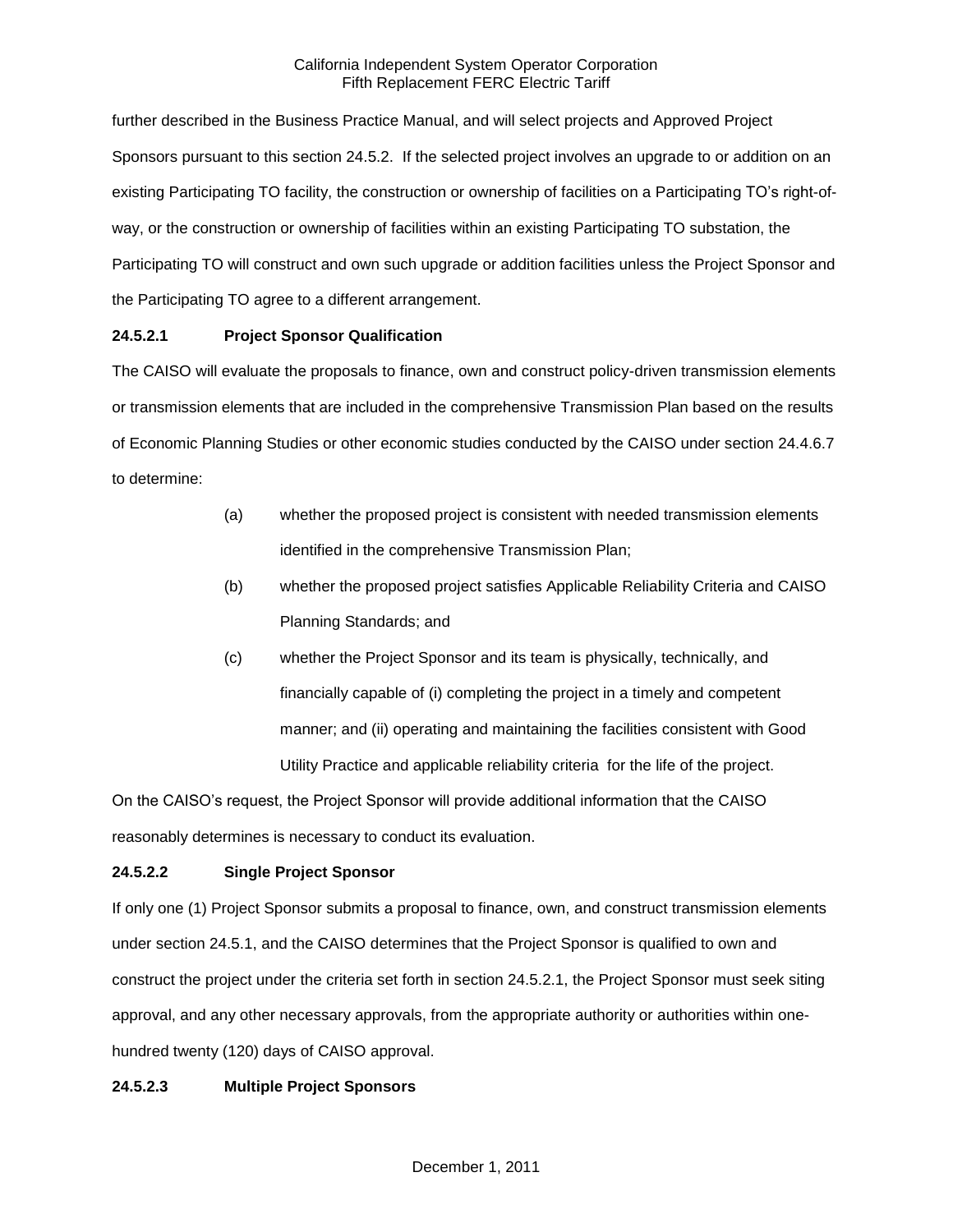further described in the Business Practice Manual, and will select projects and Approved Project Sponsors pursuant to this section 24.5.2. If the selected project involves an upgrade to or addition on an existing Participating TO facility, the construction or ownership of facilities on a Participating TO's right-of-way, or the construction or ownership of facilities within an existing Participating TO substation, the Participating TO will construct and own such upgrade or addition facilities unless the Project Sponsor and the Participating TO agree to a different arrangement.

**24.5.2.1 Project Sponsor Qualification**

The CAISO will evaluate the proposals to finance, own and construct policy-driven transmission elements or transmission elements that are included in the comprehensive Transmission Plan based on the results of Economic Planning Studies or other economic studies conducted by the CAISO under section 24.4.6.7 to determine:

(a) whether the proposed project is consistent with needed transmission elements identified in the comprehensive Transmission Plan;

(b) whether the proposed project satisfies Applicable Reliability Criteria and CAISO Planning Standards; and

(c) whether the Project Sponsor and its team is physically, technically, and financially capable of (i) completing the project in a timely and competent manner; and (ii) operating and maintaining the facilities consistent with Good Utility Practice and applicable reliability criteria for the life of the project.

On the CAISO's request, the Project Sponsor will provide additional information that the CAISO reasonably determines is necessary to conduct its evaluation.

**24.5.2.2 Single Project Sponsor**

If only one (1) Project Sponsor submits a proposal to finance, own, and construct transmission elements under section 24.5.1, and the CAISO determines that the Project Sponsor is qualified to own and construct the project under the criteria set forth in section 24.5.2.1, the Project Sponsor must seek siting approval, and any other necessary approvals, from the appropriate authority or authorities within one-hundred twenty (120) days of CAISO approval.

**24.5.2.3 Multiple Project Sponsors**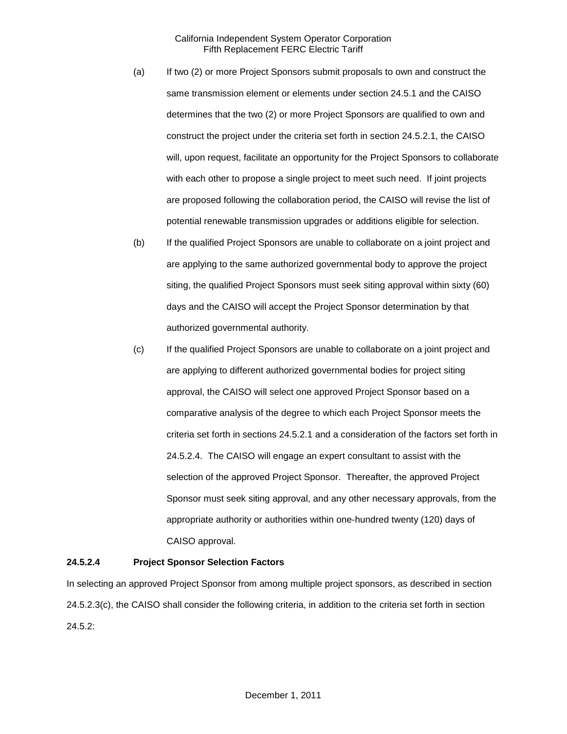(a) If two (2) or more Project Sponsors submit proposals to own and construct the same transmission element or elements under section 24.5.1 and the CAISO determines that the two (2) or more Project Sponsors are qualified to own and construct the project under the criteria set forth in section 24.5.2.1, the CAISO will, upon request, facilitate an opportunity for the Project Sponsors to collaborate with each other to propose a single project to meet such need. If joint projects are proposed following the collaboration period, the CAISO will revise the list of potential renewable transmission upgrades or additions eligible for selection.

(b) If the qualified Project Sponsors are unable to collaborate on a joint project and are applying to the same authorized governmental body to approve the project siting, the qualified Project Sponsors must seek siting approval within sixty (60) days and the CAISO will accept the Project Sponsor determination by that authorized governmental authority.

(c) If the qualified Project Sponsors are unable to collaborate on a joint project and are applying to different authorized governmental bodies for project siting approval, the CAISO will select one approved Project Sponsor based on a comparative analysis of the degree to which each Project Sponsor meets the criteria set forth in sections 24.5.2.1 and a consideration of the factors set forth in 24.5.2.4. The CAISO will engage an expert consultant to assist with the selection of the approved Project Sponsor. Thereafter, the approved Project Sponsor must seek siting approval, and any other necessary approvals, from the appropriate authority or authorities within one-hundred twenty (120) days of CAISO approval.

**24.5.2.4 Project Sponsor Selection Factors**

In selecting an approved Project Sponsor from among multiple project sponsors, as described in section 24.5.2.3(c), the CAISO shall consider the following criteria, in addition to the criteria set forth in section 24.5.2: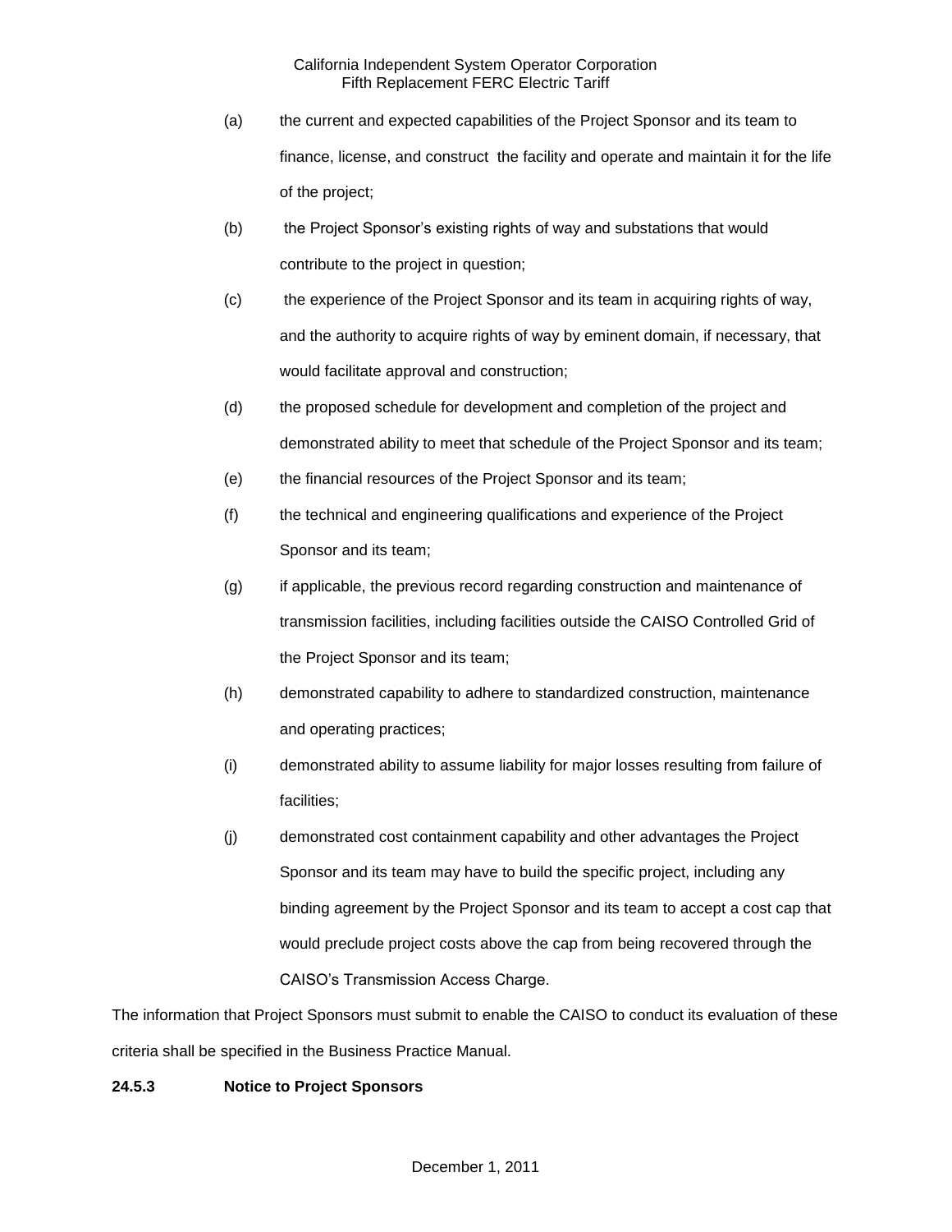(a) the current and expected capabilities of the Project Sponsor and its team to finance, license, and construct the facility and operate and maintain it for the life of the project;

(b) the Project Sponsor's existing rights of way and substations that would contribute to the project in question;

(c) the experience of the Project Sponsor and its team in acquiring rights of way, and the authority to acquire rights of way by eminent domain, if necessary, that would facilitate approval and construction;

(d) the proposed schedule for development and completion of the project and demonstrated ability to meet that schedule of the Project Sponsor and its team;

(e) the financial resources of the Project Sponsor and its team;

(f) the technical and engineering qualifications and experience of the Project Sponsor and its team;

(g) if applicable, the previous record regarding construction and maintenance of transmission facilities, including facilities outside the CAISO Controlled Grid of the Project Sponsor and its team;

(h) demonstrated capability to adhere to standardized construction, maintenance and operating practices;

(i) demonstrated ability to assume liability for major losses resulting from failure of facilities;

(j) demonstrated cost containment capability and other advantages the Project Sponsor and its team may have to build the specific project, including any binding agreement by the Project Sponsor and its team to accept a cost cap that would preclude project costs above the cap from being recovered through the CAISO's Transmission Access Charge.

The information that Project Sponsors must submit to enable the CAISO to conduct its evaluation of these criteria shall be specified in the Business Practice Manual.

**24.5.3 Notice to Project Sponsors**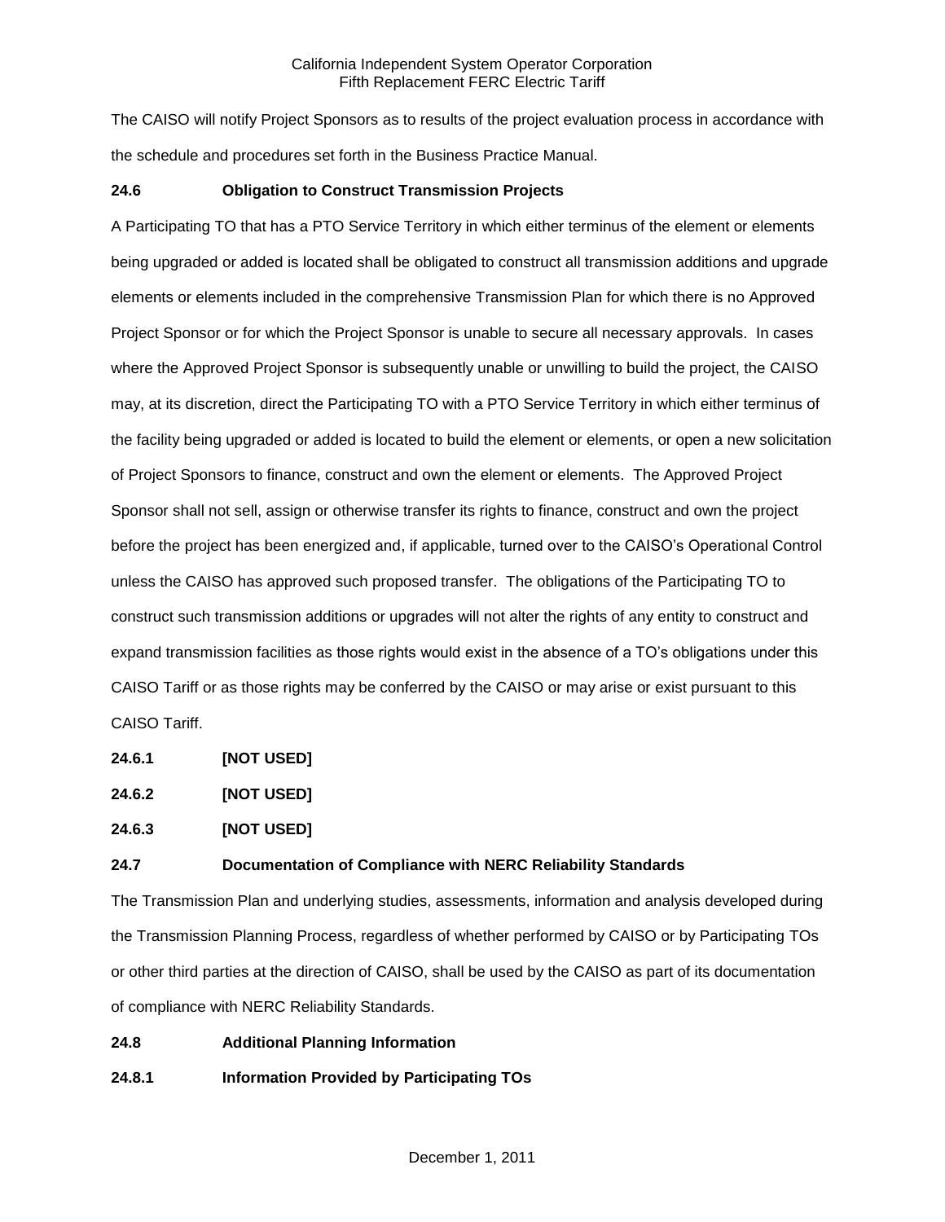The CAISO will notify Project Sponsors as to results of the project evaluation process in accordance with the schedule and procedures set forth in the Business Practice Manual.

**24.6 Obligation to Construct Transmission Projects**

A Participating TO that has a PTO Service Territory in which either terminus of the element or elements being upgraded or added is located shall be obligated to construct all transmission additions and upgrade elements or elements included in the comprehensive Transmission Plan for which there is no Approved Project Sponsor or for which the Project Sponsor is unable to secure all necessary approvals. In cases where the Approved Project Sponsor is subsequently unable or unwilling to build the project, the CAISO may, at its discretion, direct the Participating TO with a PTO Service Territory in which either terminus of the facility being upgraded or added is located to build the element or elements, or open a new solicitation of Project Sponsors to finance, construct and own the element or elements. The Approved Project Sponsor shall not sell, assign or otherwise transfer its rights to finance, construct and own the project before the project has been energized and, if applicable, turned over to the CAISO's Operational Control unless the CAISO has approved such proposed transfer. The obligations of the Participating TO to construct such transmission additions or upgrades will not alter the rights of any entity to construct and expand transmission facilities as those rights would exist in the absence of a TO's obligations under this CAISO Tariff or as those rights may be conferred by the CAISO or may arise or exist pursuant to this CAISO Tariff.

**24.6.1 [NOT USED]**

**24.6.2 [NOT USED]**

**24.6.3 [NOT USED]**

**24.7 Documentation of Compliance with NERC Reliability Standards**

The Transmission Plan and underlying studies, assessments, information and analysis developed during the Transmission Planning Process, regardless of whether performed by CAISO or by Participating TOs or other third parties at the direction of CAISO, shall be used by the CAISO as part of its documentation of compliance with NERC Reliability Standards.

**24.8 Additional Planning Information**

**24.8.1 Information Provided by Participating TOs**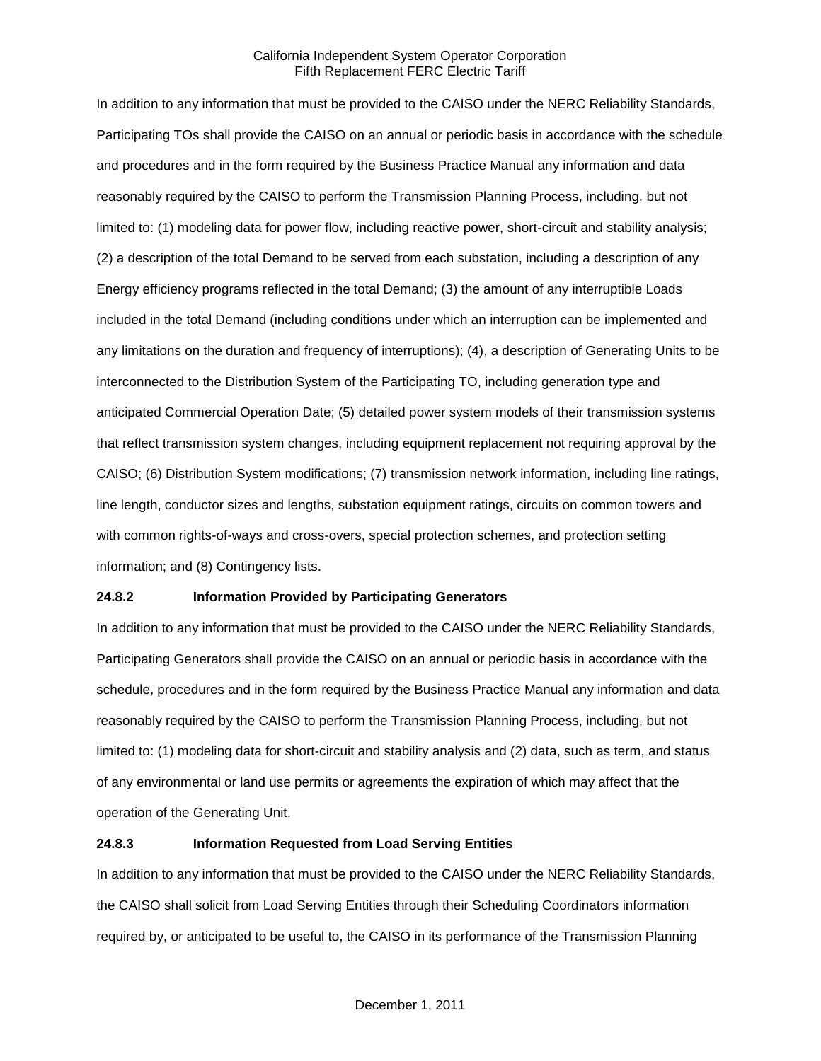In addition to any information that must be provided to the CAISO under the NERC Reliability Standards, Participating TOs shall provide the CAISO on an annual or periodic basis in accordance with the schedule and procedures and in the form required by the Business Practice Manual any information and data reasonably required by the CAISO to perform the Transmission Planning Process, including, but not limited to: (1) modeling data for power flow, including reactive power, short-circuit and stability analysis; (2) a description of the total Demand to be served from each substation, including a description of any Energy efficiency programs reflected in the total Demand; (3) the amount of any interruptible Loads included in the total Demand (including conditions under which an interruption can be implemented and any limitations on the duration and frequency of interruptions); (4), a description of Generating Units to be interconnected to the Distribution System of the Participating TO, including generation type and anticipated Commercial Operation Date; (5) detailed power system models of their transmission systems that reflect transmission system changes, including equipment replacement not requiring approval by the CAISO; (6) Distribution System modifications; (7) transmission network information, including line ratings, line length, conductor sizes and lengths, substation equipment ratings, circuits on common towers and with common rights-of-ways and cross-overs, special protection schemes, and protection setting information; and (8) Contingency lists.

**24.8.2 Information Provided by Participating Generators**

In addition to any information that must be provided to the CAISO under the NERC Reliability Standards, Participating Generators shall provide the CAISO on an annual or periodic basis in accordance with the schedule, procedures and in the form required by the Business Practice Manual any information and data reasonably required by the CAISO to perform the Transmission Planning Process, including, but not limited to: (1) modeling data for short-circuit and stability analysis and (2) data, such as term, and status of any environmental or land use permits or agreements the expiration of which may affect that the operation of the Generating Unit.

**24.8.3 Information Requested from Load Serving Entities**

In addition to any information that must be provided to the CAISO under the NERC Reliability Standards, the CAISO shall solicit from Load Serving Entities through their Scheduling Coordinators information required by, or anticipated to be useful to, the CAISO in its performance of the Transmission Planning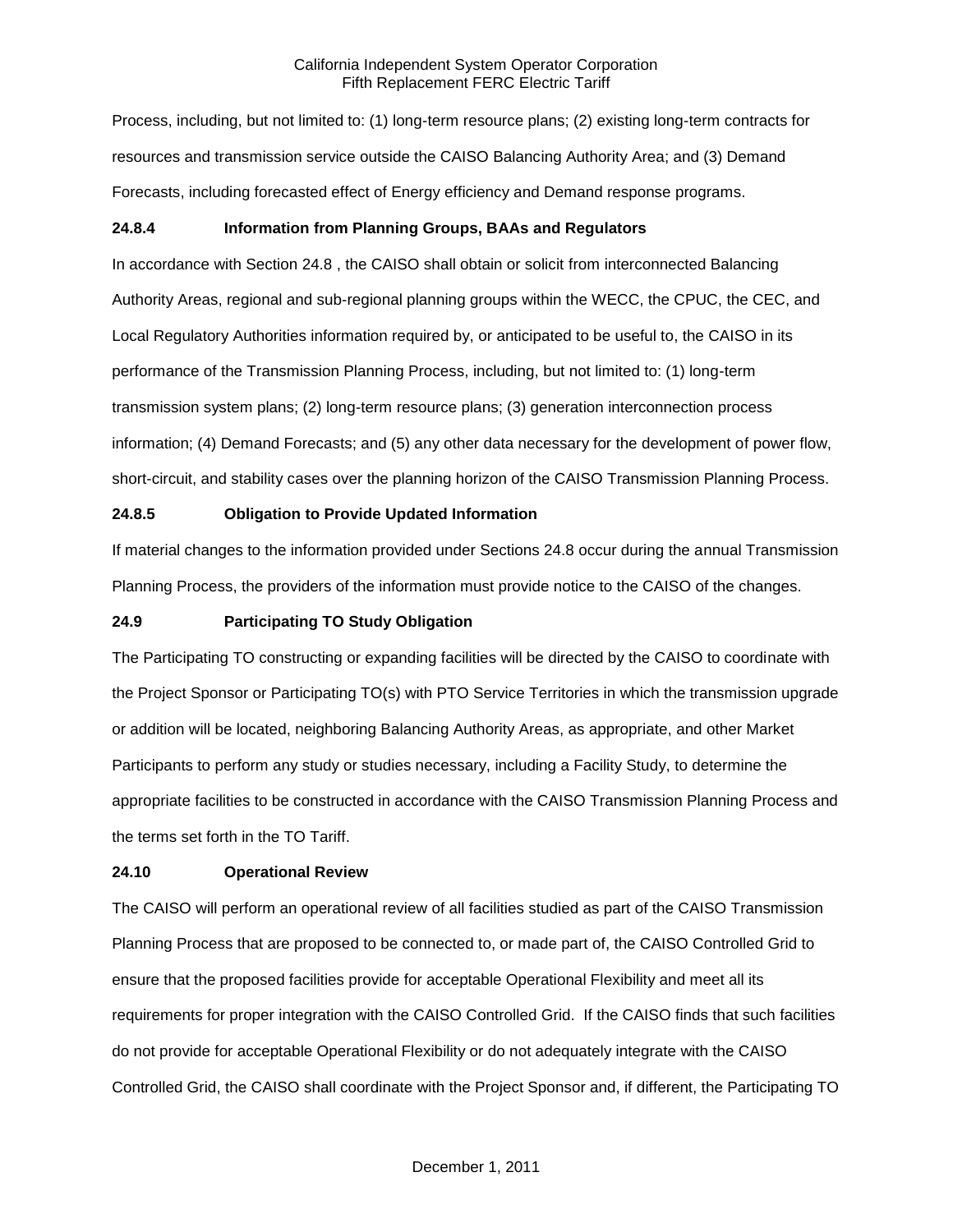Process, including, but not limited to: (1) long-term resource plans; (2) existing long-term contracts for resources and transmission service outside the CAISO Balancing Authority Area; and (3) Demand Forecasts, including forecasted effect of Energy efficiency and Demand response programs.

**24.8.4 Information from Planning Groups, BAAs and Regulators**

In accordance with Section 24.8 , the CAISO shall obtain or solicit from interconnected Balancing Authority Areas, regional and sub-regional planning groups within the WECC, the CPUC, the CEC, and Local Regulatory Authorities information required by, or anticipated to be useful to, the CAISO in its performance of the Transmission Planning Process, including, but not limited to: (1) long-term transmission system plans; (2) long-term resource plans; (3) generation interconnection process information; (4) Demand Forecasts; and (5) any other data necessary for the development of power flow, short-circuit, and stability cases over the planning horizon of the CAISO Transmission Planning Process.

**24.8.5 Obligation to Provide Updated Information**

If material changes to the information provided under Sections 24.8 occur during the annual Transmission Planning Process, the providers of the information must provide notice to the CAISO of the changes.

**24.9 Participating TO Study Obligation**

The Participating TO constructing or expanding facilities will be directed by the CAISO to coordinate with the Project Sponsor or Participating TO(s) with PTO Service Territories in which the transmission upgrade or addition will be located, neighboring Balancing Authority Areas, as appropriate, and other Market Participants to perform any study or studies necessary, including a Facility Study, to determine the appropriate facilities to be constructed in accordance with the CAISO Transmission Planning Process and the terms set forth in the TO Tariff.

**24.10 Operational Review**

The CAISO will perform an operational review of all facilities studied as part of the CAISO Transmission Planning Process that are proposed to be connected to, or made part of, the CAISO Controlled Grid to ensure that the proposed facilities provide for acceptable Operational Flexibility and meet all its requirements for proper integration with the CAISO Controlled Grid. If the CAISO finds that such facilities do not provide for acceptable Operational Flexibility or do not adequately integrate with the CAISO Controlled Grid, the CAISO shall coordinate with the Project Sponsor and, if different, the Participating TO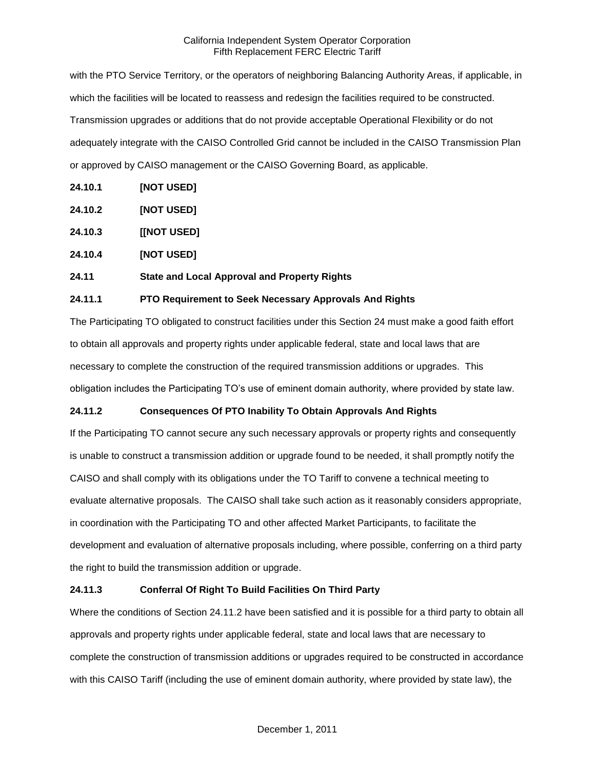with the PTO Service Territory, or the operators of neighboring Balancing Authority Areas, if applicable, in which the facilities will be located to reassess and redesign the facilities required to be constructed. Transmission upgrades or additions that do not provide acceptable Operational Flexibility or do not adequately integrate with the CAISO Controlled Grid cannot be included in the CAISO Transmission Plan or approved by CAISO management or the CAISO Governing Board, as applicable.

**24.10.1 [NOT USED]**

**24.10.2 [NOT USED]**

**24.10.3 [[NOT USED]**

**24.10.4 [NOT USED]**

**24.11 State and Local Approval and Property Rights**

**24.11.1 PTO Requirement to Seek Necessary Approvals And Rights**

The Participating TO obligated to construct facilities under this Section 24 must make a good faith effort to obtain all approvals and property rights under applicable federal, state and local laws that are necessary to complete the construction of the required transmission additions or upgrades. This obligation includes the Participating TO's use of eminent domain authority, where provided by state law.

**24.11.2 Consequences Of PTO Inability To Obtain Approvals And Rights**

If the Participating TO cannot secure any such necessary approvals or property rights and consequently is unable to construct a transmission addition or upgrade found to be needed, it shall promptly notify the CAISO and shall comply with its obligations under the TO Tariff to convene a technical meeting to evaluate alternative proposals. The CAISO shall take such action as it reasonably considers appropriate, in coordination with the Participating TO and other affected Market Participants, to facilitate the development and evaluation of alternative proposals including, where possible, conferring on a third party the right to build the transmission addition or upgrade.

**24.11.3 Conferral Of Right To Build Facilities On Third Party**

Where the conditions of Section 24.11.2 have been satisfied and it is possible for a third party to obtain all approvals and property rights under applicable federal, state and local laws that are necessary to complete the construction of transmission additions or upgrades required to be constructed in accordance with this CAISO Tariff (including the use of eminent domain authority, where provided by state law), the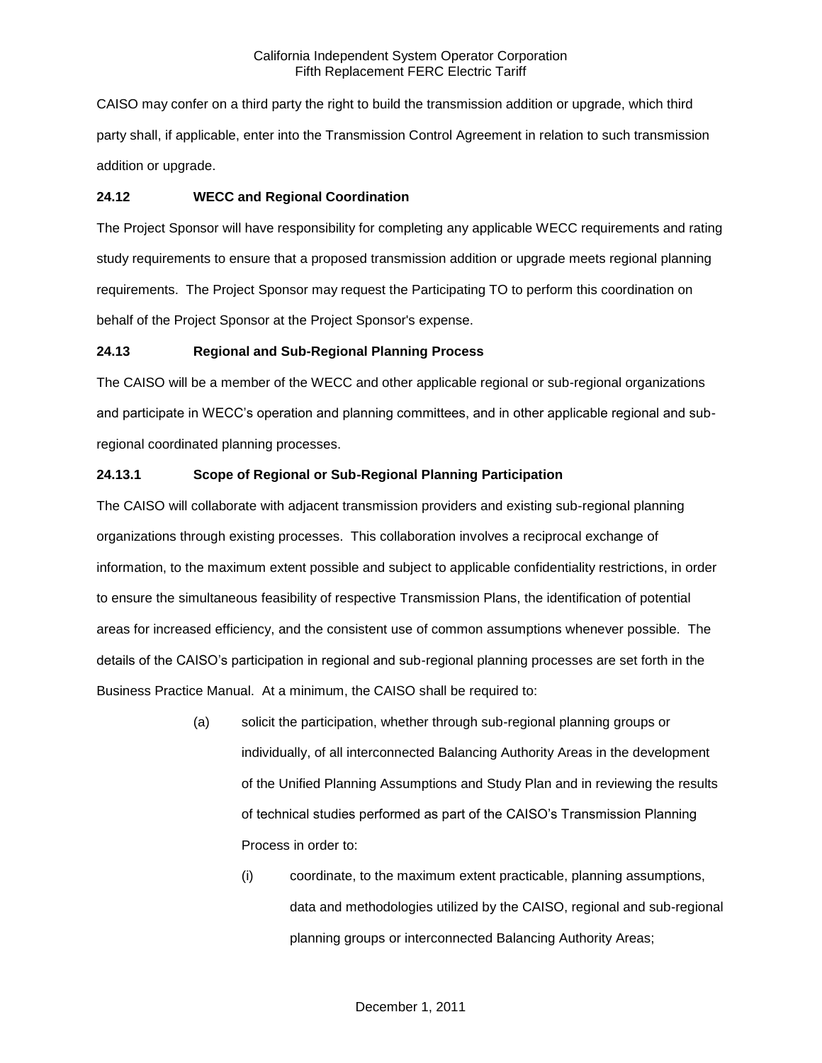CAISO may confer on a third party the right to build the transmission addition or upgrade, which third party shall, if applicable, enter into the Transmission Control Agreement in relation to such transmission addition or upgrade.

### 24.12 WECC and Regional Coordination

The Project Sponsor will have responsibility for completing any applicable WECC requirements and rating study requirements to ensure that a proposed transmission addition or upgrade meets regional planning requirements. The Project Sponsor may request the Participating TO to perform this coordination on behalf of the Project Sponsor at the Project Sponsor's expense.

### 24.13 Regional and Sub-Regional Planning Process

The CAISO will be a member of the WECC and other applicable regional or sub-regional organizations and participate in WECC's operation and planning committees, and in other applicable regional and sub-regional coordinated planning processes.

#### 24.13.1 Scope of Regional or Sub-Regional Planning Participation

The CAISO will collaborate with adjacent transmission providers and existing sub-regional planning organizations through existing processes. This collaboration involves a reciprocal exchange of information, to the maximum extent possible and subject to applicable confidentiality restrictions, in order to ensure the simultaneous feasibility of respective Transmission Plans, the identification of potential areas for increased efficiency, and the consistent use of common assumptions whenever possible. The details of the CAISO's participation in regional and sub-regional planning processes are set forth in the Business Practice Manual. At a minimum, the CAISO shall be required to:

(a) solicit the participation, whether through sub-regional planning groups or individually, of all interconnected Balancing Authority Areas in the development of the Unified Planning Assumptions and Study Plan and in reviewing the results of technical studies performed as part of the CAISO's Transmission Planning Process in order to:

   (i) coordinate, to the maximum extent practicable, planning assumptions, data and methodologies utilized by the CAISO, regional and sub-regional planning groups or interconnected Balancing Authority Areas;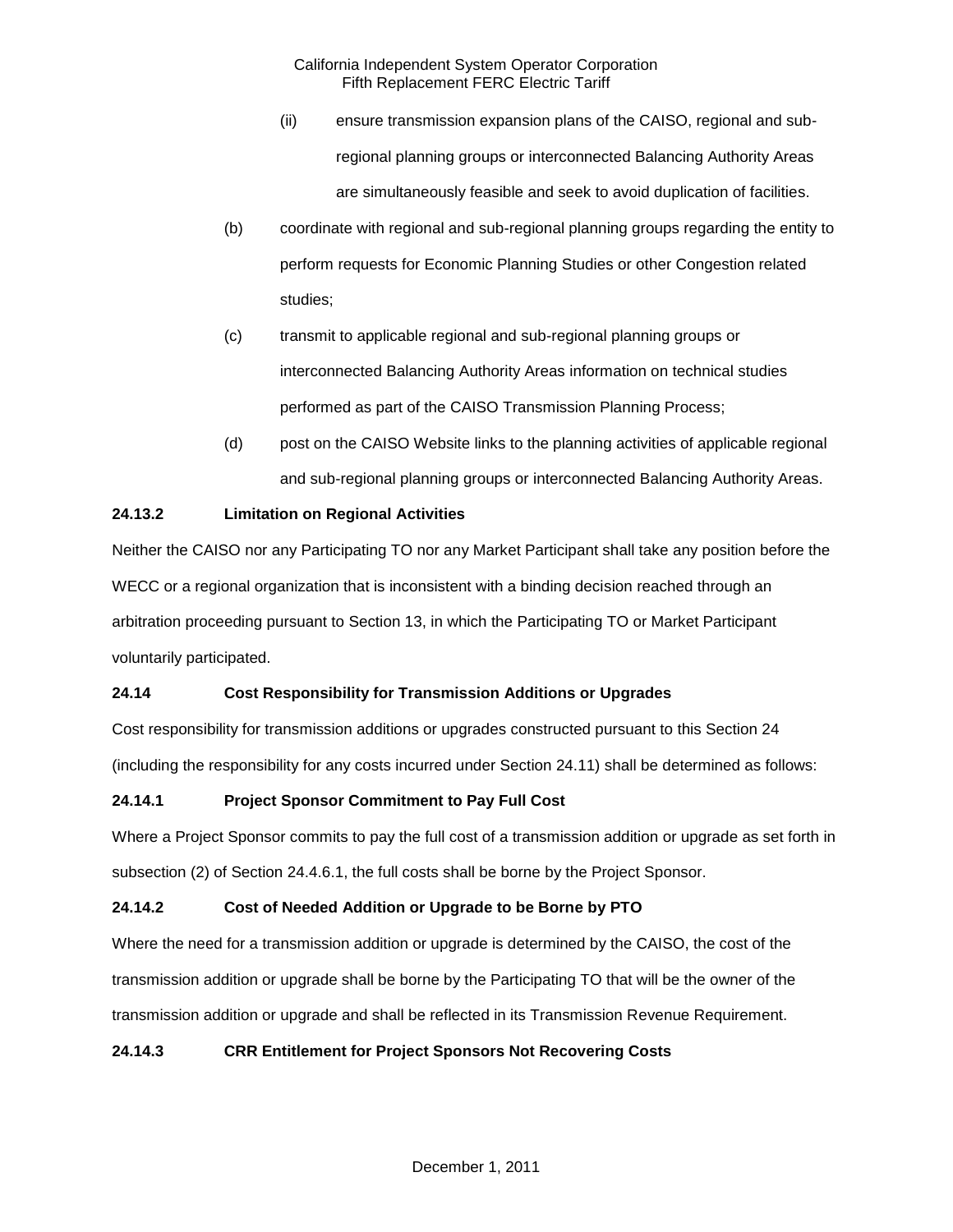(ii) ensure transmission expansion plans of the CAISO, regional and sub-regional planning groups or interconnected Balancing Authority Areas are simultaneously feasible and seek to avoid duplication of facilities.

(b) coordinate with regional and sub-regional planning groups regarding the entity to perform requests for Economic Planning Studies or other Congestion related studies;

(c) transmit to applicable regional and sub-regional planning groups or interconnected Balancing Authority Areas information on technical studies performed as part of the CAISO Transmission Planning Process;

(d) post on the CAISO Website links to the planning activities of applicable regional and sub-regional planning groups or interconnected Balancing Authority Areas.

**24.13.2 Limitation on Regional Activities**

Neither the CAISO nor any Participating TO nor any Market Participant shall take any position before the WECC or a regional organization that is inconsistent with a binding decision reached through an arbitration proceeding pursuant to Section 13, in which the Participating TO or Market Participant voluntarily participated.

**24.14 Cost Responsibility for Transmission Additions or Upgrades**

Cost responsibility for transmission additions or upgrades constructed pursuant to this Section 24 (including the responsibility for any costs incurred under Section 24.11) shall be determined as follows:

**24.14.1 Project Sponsor Commitment to Pay Full Cost**

Where a Project Sponsor commits to pay the full cost of a transmission addition or upgrade as set forth in subsection (2) of Section 24.4.6.1, the full costs shall be borne by the Project Sponsor.

**24.14.2 Cost of Needed Addition or Upgrade to be Borne by PTO**

Where the need for a transmission addition or upgrade is determined by the CAISO, the cost of the transmission addition or upgrade shall be borne by the Participating TO that will be the owner of the transmission addition or upgrade and shall be reflected in its Transmission Revenue Requirement.

**24.14.3 CRR Entitlement for Project Sponsors Not Recovering Costs**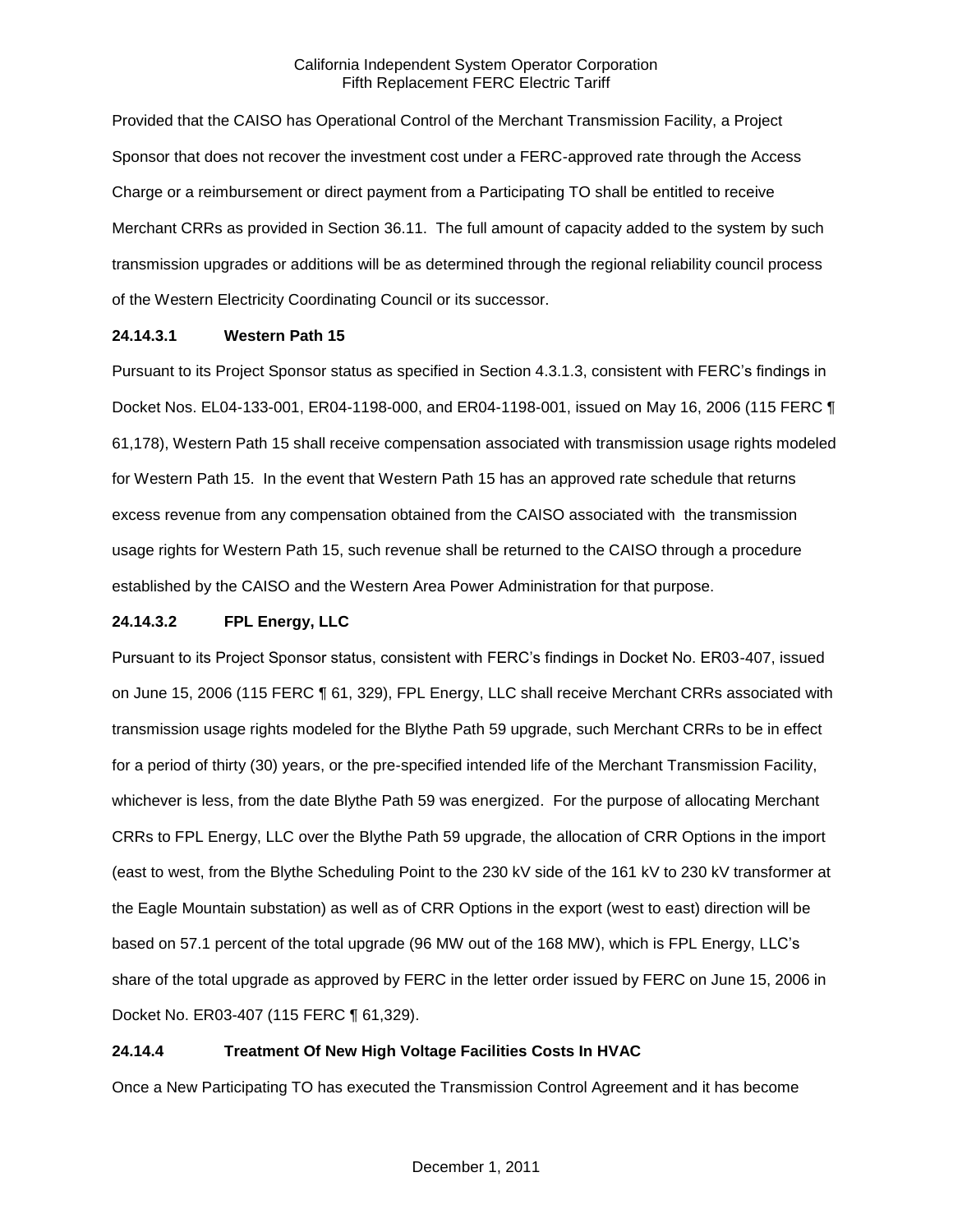Provided that the CAISO has Operational Control of the Merchant Transmission Facility, a Project Sponsor that does not recover the investment cost under a FERC-approved rate through the Access Charge or a reimbursement or direct payment from a Participating TO shall be entitled to receive Merchant CRRs as provided in Section 36.11. The full amount of capacity added to the system by such transmission upgrades or additions will be as determined through the regional reliability council process of the Western Electricity Coordinating Council or its successor.

### 24.14.3.1 Western Path 15

Pursuant to its Project Sponsor status as specified in Section 4.3.1.3, consistent with FERC's findings in Docket Nos. EL04-133-001, ER04-1198-000, and ER04-1198-001, issued on May 16, 2006 (115 FERC ¶ 61,178), Western Path 15 shall receive compensation associated with transmission usage rights modeled for Western Path 15. In the event that Western Path 15 has an approved rate schedule that returns excess revenue from any compensation obtained from the CAISO associated with the transmission usage rights for Western Path 15, such revenue shall be returned to the CAISO through a procedure established by the CAISO and the Western Area Power Administration for that purpose.

### 24.14.3.2 FPL Energy, LLC

Pursuant to its Project Sponsor status, consistent with FERC's findings in Docket No. ER03-407, issued on June 15, 2006 (115 FERC ¶ 61, 329), FPL Energy, LLC shall receive Merchant CRRs associated with transmission usage rights modeled for the Blythe Path 59 upgrade, such Merchant CRRs to be in effect for a period of thirty (30) years, or the pre-specified intended life of the Merchant Transmission Facility, whichever is less, from the date Blythe Path 59 was energized. For the purpose of allocating Merchant CRRs to FPL Energy, LLC over the Blythe Path 59 upgrade, the allocation of CRR Options in the import (east to west, from the Blythe Scheduling Point to the 230 kV side of the 161 kV to 230 kV transformer at the Eagle Mountain substation) as well as of CRR Options in the export (west to east) direction will be based on 57.1 percent of the total upgrade (96 MW out of the 168 MW), which is FPL Energy, LLC's share of the total upgrade as approved by FERC in the letter order issued by FERC on June 15, 2006 in Docket No. ER03-407 (115 FERC ¶ 61,329).

## 24.14.4 Treatment Of New High Voltage Facilities Costs In HVAC

Once a New Participating TO has executed the Transmission Control Agreement and it has become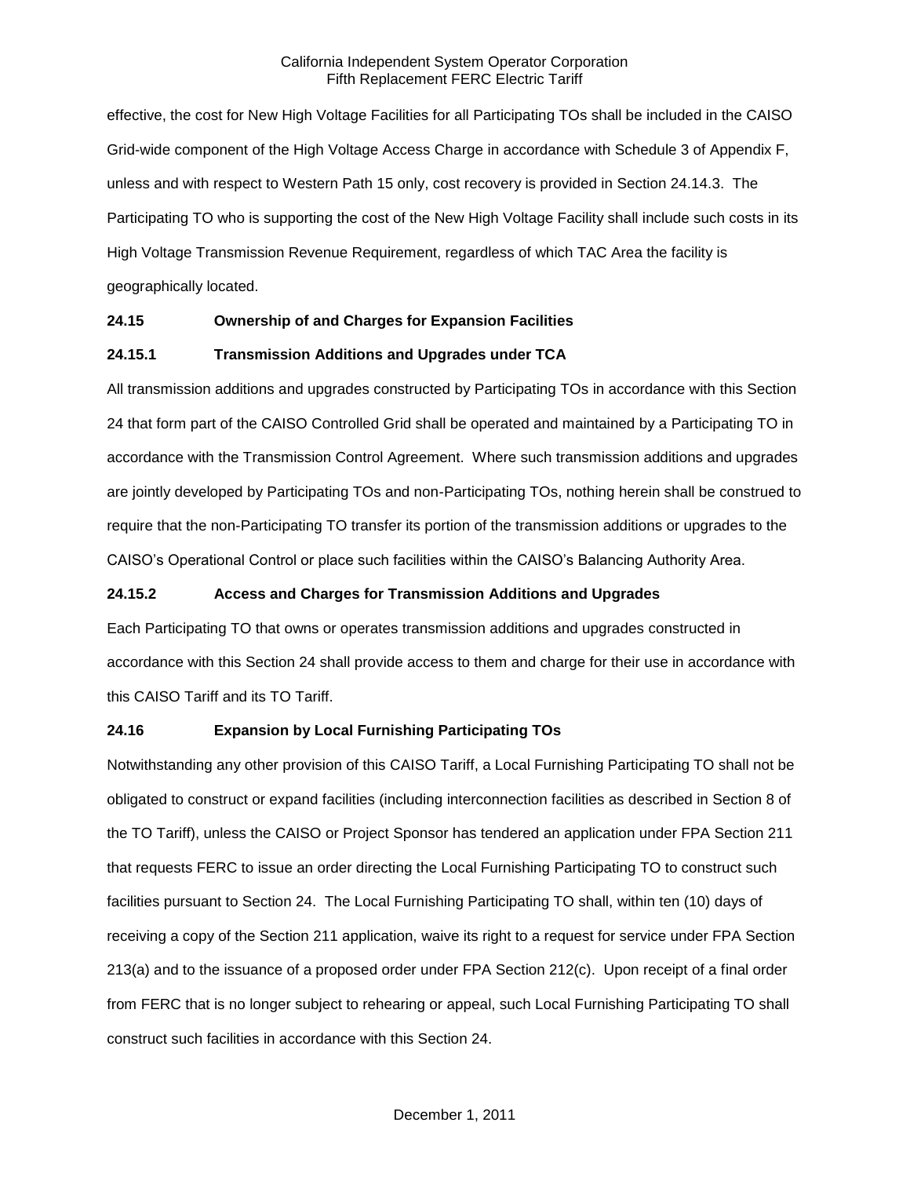effective, the cost for New High Voltage Facilities for all Participating TOs shall be included in the CAISO Grid-wide component of the High Voltage Access Charge in accordance with Schedule 3 of Appendix F, unless and with respect to Western Path 15 only, cost recovery is provided in Section 24.14.3. The Participating TO who is supporting the cost of the New High Voltage Facility shall include such costs in its High Voltage Transmission Revenue Requirement, regardless of which TAC Area the facility is geographically located.

### 24.15 Ownership of and Charges for Expansion Facilities

#### 24.15.1 Transmission Additions and Upgrades under TCA

All transmission additions and upgrades constructed by Participating TOs in accordance with this Section 24 that form part of the CAISO Controlled Grid shall be operated and maintained by a Participating TO in accordance with the Transmission Control Agreement. Where such transmission additions and upgrades are jointly developed by Participating TOs and non-Participating TOs, nothing herein shall be construed to require that the non-Participating TO transfer its portion of the transmission additions or upgrades to the CAISO's Operational Control or place such facilities within the CAISO's Balancing Authority Area.

#### 24.15.2 Access and Charges for Transmission Additions and Upgrades

Each Participating TO that owns or operates transmission additions and upgrades constructed in accordance with this Section 24 shall provide access to them and charge for their use in accordance with this CAISO Tariff and its TO Tariff.

### 24.16 Expansion by Local Furnishing Participating TOs

Notwithstanding any other provision of this CAISO Tariff, a Local Furnishing Participating TO shall not be obligated to construct or expand facilities (including interconnection facilities as described in Section 8 of the TO Tariff), unless the CAISO or Project Sponsor has tendered an application under FPA Section 211 that requests FERC to issue an order directing the Local Furnishing Participating TO to construct such facilities pursuant to Section 24. The Local Furnishing Participating TO shall, within ten (10) days of receiving a copy of the Section 211 application, waive its right to a request for service under FPA Section 213(a) and to the issuance of a proposed order under FPA Section 212(c). Upon receipt of a final order from FERC that is no longer subject to rehearing or appeal, such Local Furnishing Participating TO shall construct such facilities in accordance with this Section 24.